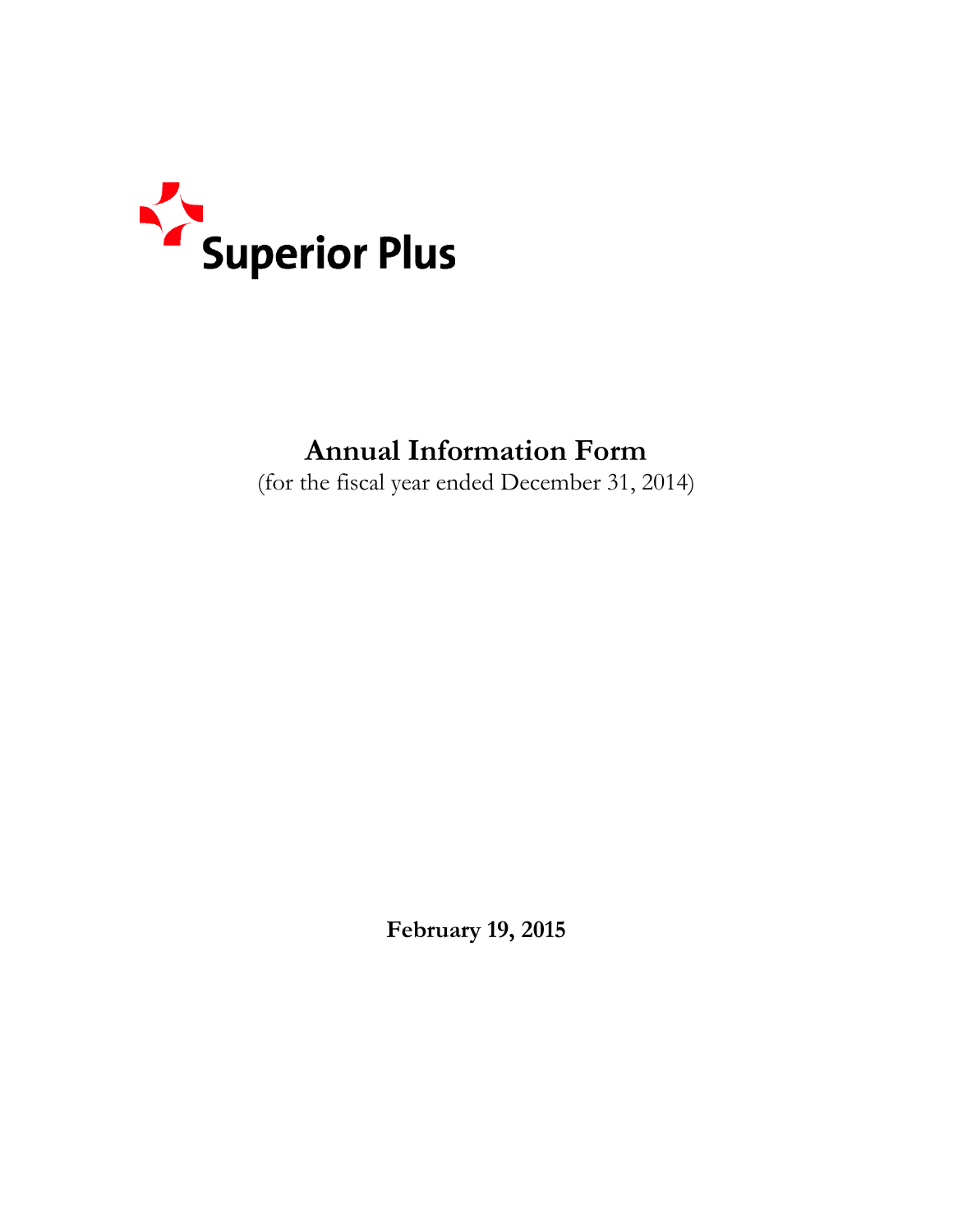Superior Plus

# Annual Information Form

(for the fiscal year ended December 31, 2014)

**February 19, 2015**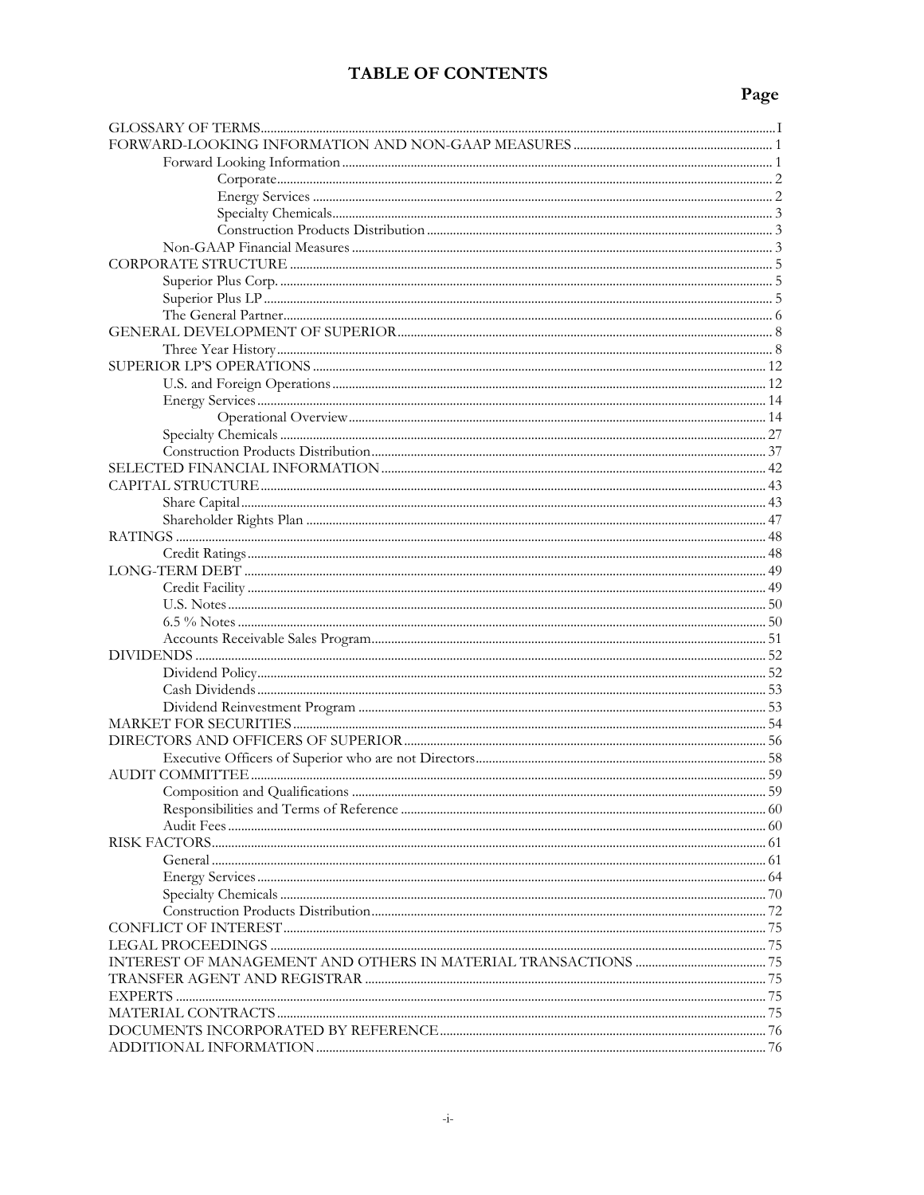# TABLE OF CONTENTS

| | Page |
|---|---|
| GLOSSARY OF TERMS | I |
| FORWARD-LOOKING INFORMATION AND NON-GAAP MEASURES | 1 |
| Forward Looking Information | 1 |
| Corporate | 2 |
| Energy Services | 2 |
| Specialty Chemicals | 3 |
| Construction Products Distribution | 3 |
| Non-GAAP Financial Measures | 3 |
| CORPORATE STRUCTURE | 5 |
| Superior Plus Corp. | 5 |
| Superior Plus LP | 5 |
| The General Partner | 6 |
| GENERAL DEVELOPMENT OF SUPERIOR | 8 |
| Three Year History | 8 |
| SUPERIOR LP'S OPERATIONS | 12 |
| U.S. and Foreign Operations | 12 |
| Energy Services | 14 |
| Operational Overview | 14 |
| Specialty Chemicals | 27 |
| Construction Products Distribution | 37 |
| SELECTED FINANCIAL INFORMATION | 42 |
| CAPITAL STRUCTURE | 43 |
| Share Capital | 43 |
| Shareholder Rights Plan | 47 |
| RATINGS | 48 |
| Credit Ratings | 48 |
| LONG-TERM DEBT | 49 |
| Credit Facility | 49 |
| U.S. Notes | 50 |
| 6.5 % Notes | 50 |
| Accounts Receivable Sales Program | 51 |
| DIVIDENDS | 52 |
| Dividend Policy | 52 |
| Cash Dividends | 53 |
| Dividend Reinvestment Program | 53 |
| MARKET FOR SECURITIES | 54 |
| DIRECTORS AND OFFICERS OF SUPERIOR | 56 |
| Executive Officers of Superior who are not Directors | 58 |
| AUDIT COMMITTEE | 59 |
| Composition and Qualifications | 59 |
| Responsibilities and Terms of Reference | 60 |
| Audit Fees | 60 |
| RISK FACTORS | 61 |
| General | 61 |
| Energy Services | 64 |
| Specialty Chemicals | 70 |
| Construction Products Distribution | 72 |
| CONFLICT OF INTEREST | 75 |
| LEGAL PROCEEDINGS | 75 |
| INTEREST OF MANAGEMENT AND OTHERS IN MATERIAL TRANSACTIONS | 75 |
| TRANSFER AGENT AND REGISTRAR | 75 |
| EXPERTS | 75 |
| MATERIAL CONTRACTS | 75 |
| DOCUMENTS INCORPORATED BY REFERENCE | 76 |
| ADDITIONAL INFORMATION | 76 |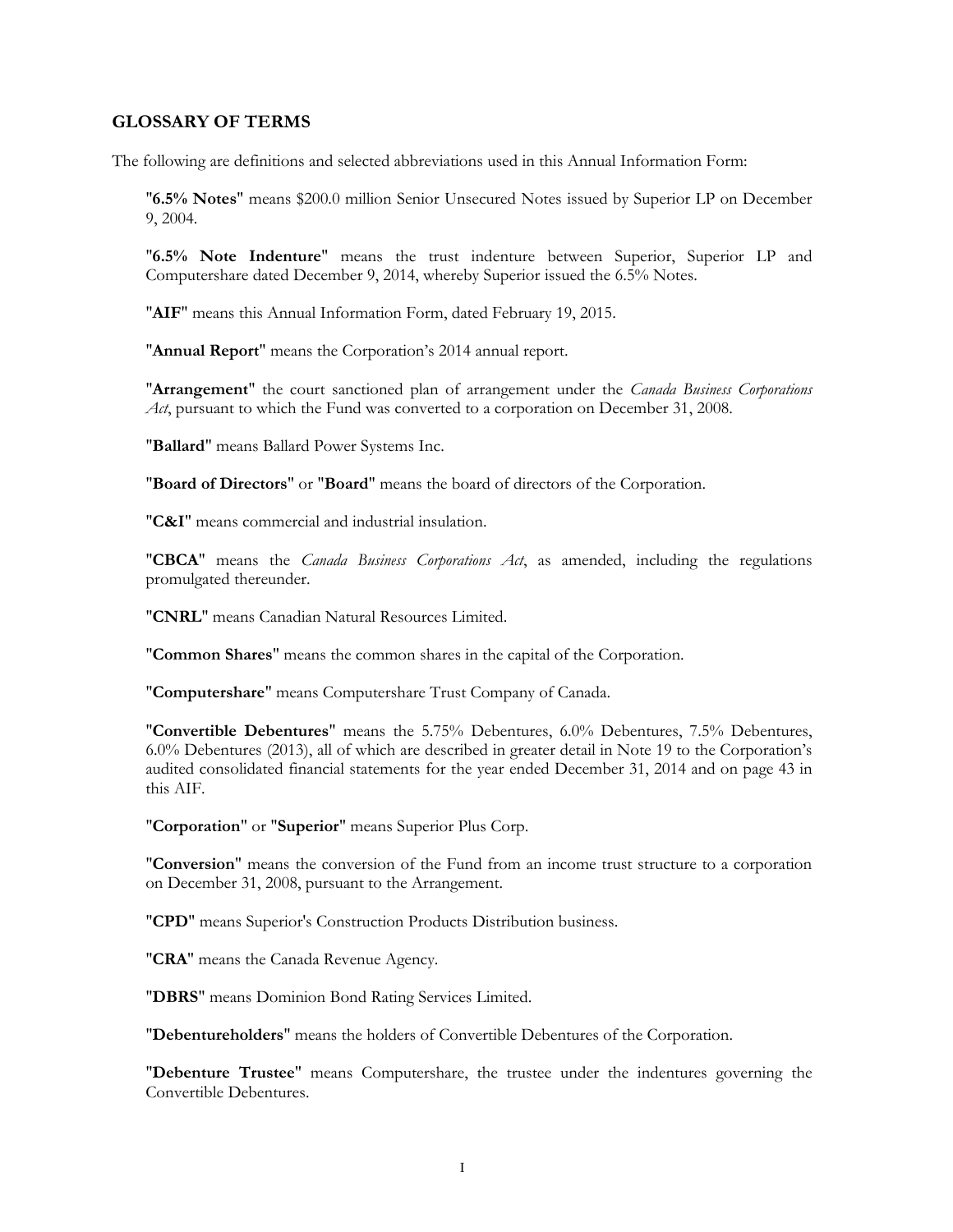## GLOSSARY OF TERMS

The following are definitions and selected abbreviations used in this Annual Information Form:

"**6.5% Notes**" means $200.0 million Senior Unsecured Notes issued by Superior LP on December 9, 2004.

"**6.5% Note Indenture**" means the trust indenture between Superior, Superior LP and Computershare dated December 9, 2014, whereby Superior issued the 6.5% Notes.

"**AIF**" means this Annual Information Form, dated February 19, 2015.

"**Annual Report**" means the Corporation's 2014 annual report.

"**Arrangement**" the court sanctioned plan of arrangement under the *Canada Business Corporations Act*, pursuant to which the Fund was converted to a corporation on December 31, 2008.

"**Ballard**" means Ballard Power Systems Inc.

"**Board of Directors**" or "**Board**" means the board of directors of the Corporation.

"**C&I**" means commercial and industrial insulation.

"**CBCA**" means the *Canada Business Corporations Act*, as amended, including the regulations promulgated thereunder.

"**CNRL**" means Canadian Natural Resources Limited.

"**Common Shares**" means the common shares in the capital of the Corporation.

"**Computershare**" means Computershare Trust Company of Canada.

"**Convertible Debentures**" means the 5.75% Debentures, 6.0% Debentures, 7.5% Debentures, 6.0% Debentures (2013), all of which are described in greater detail in Note 19 to the Corporation's audited consolidated financial statements for the year ended December 31, 2014 and on page 43 in this AIF.

"**Corporation**" or "**Superior**" means Superior Plus Corp.

"**Conversion**" means the conversion of the Fund from an income trust structure to a corporation on December 31, 2008, pursuant to the Arrangement.

"**CPD**" means Superior's Construction Products Distribution business.

"**CRA**" means the Canada Revenue Agency.

"**DBRS**" means Dominion Bond Rating Services Limited.

"**Debentureholders**" means the holders of Convertible Debentures of the Corporation.

"**Debenture Trustee**" means Computershare, the trustee under the indentures governing the Convertible Debentures.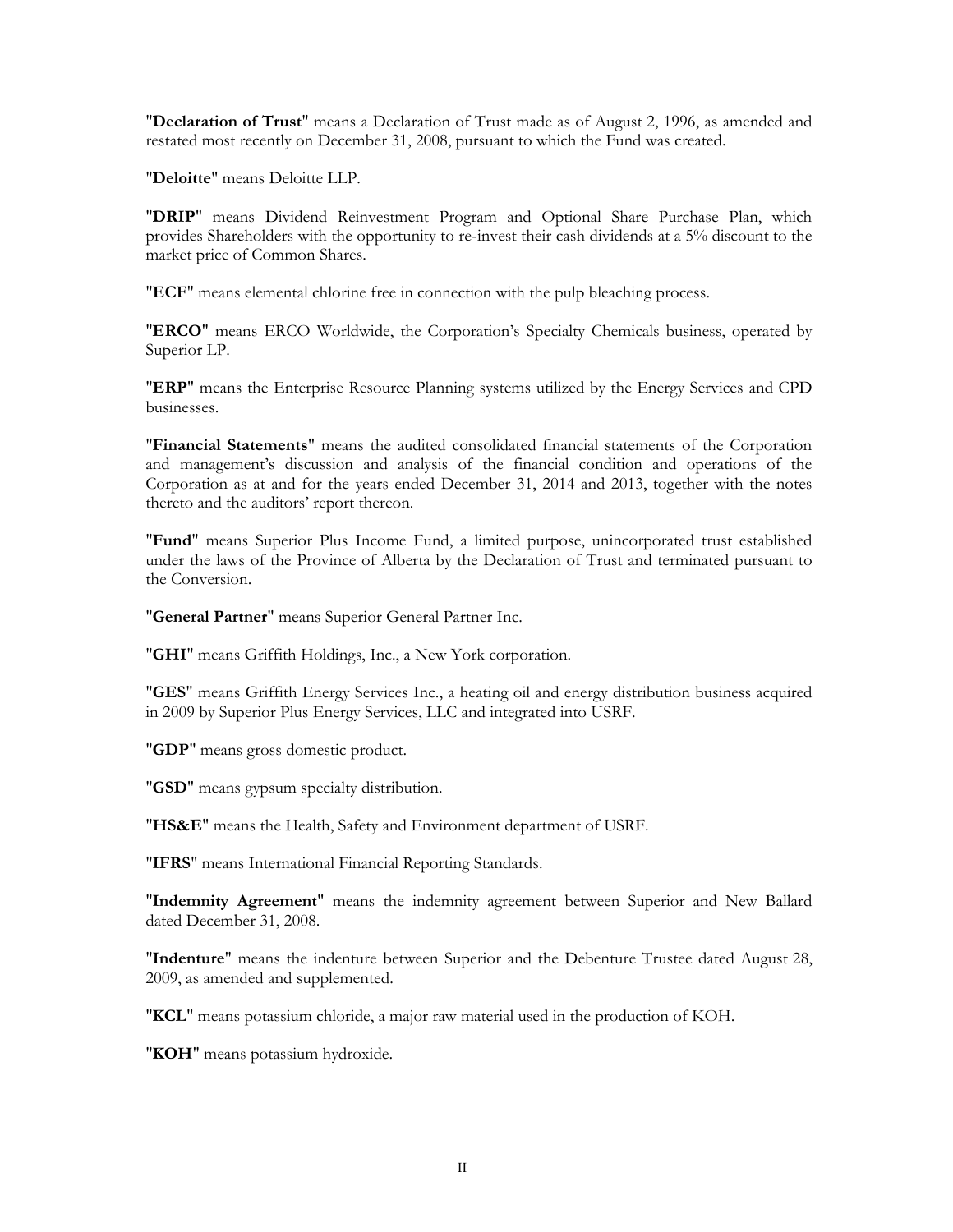"**Declaration of Trust**" means a Declaration of Trust made as of August 2, 1996, as amended and restated most recently on December 31, 2008, pursuant to which the Fund was created.

"**Deloitte**" means Deloitte LLP.

"**DRIP**" means Dividend Reinvestment Program and Optional Share Purchase Plan, which provides Shareholders with the opportunity to re-invest their cash dividends at a 5% discount to the market price of Common Shares.

"**ECF**" means elemental chlorine free in connection with the pulp bleaching process.

"**ERCO**" means ERCO Worldwide, the Corporation's Specialty Chemicals business, operated by Superior LP.

"**ERP**" means the Enterprise Resource Planning systems utilized by the Energy Services and CPD businesses.

"**Financial Statements**" means the audited consolidated financial statements of the Corporation and management's discussion and analysis of the financial condition and operations of the Corporation as at and for the years ended December 31, 2014 and 2013, together with the notes thereto and the auditors' report thereon.

"**Fund**" means Superior Plus Income Fund, a limited purpose, unincorporated trust established under the laws of the Province of Alberta by the Declaration of Trust and terminated pursuant to the Conversion.

"**General Partner**" means Superior General Partner Inc.

"**GHI**" means Griffith Holdings, Inc., a New York corporation.

"**GES**" means Griffith Energy Services Inc., a heating oil and energy distribution business acquired in 2009 by Superior Plus Energy Services, LLC and integrated into USRF.

"**GDP**" means gross domestic product.

"**GSD**" means gypsum specialty distribution.

"**HS&E**" means the Health, Safety and Environment department of USRF.

"**IFRS**" means International Financial Reporting Standards.

"**Indemnity Agreement**" means the indemnity agreement between Superior and New Ballard dated December 31, 2008.

"**Indenture**" means the indenture between Superior and the Debenture Trustee dated August 28, 2009, as amended and supplemented.

"**KCL**" means potassium chloride, a major raw material used in the production of KOH.

"**KOH**" means potassium hydroxide.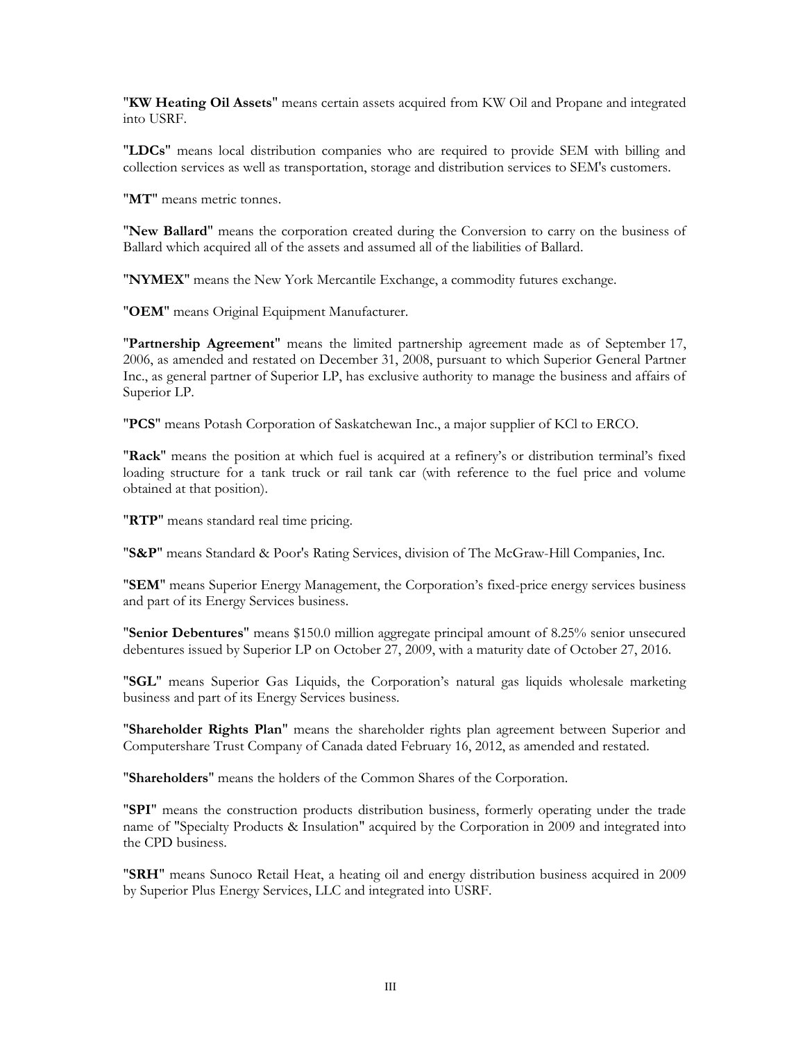"**KW Heating Oil Assets**" means certain assets acquired from KW Oil and Propane and integrated into USRF.

"**LDCs**" means local distribution companies who are required to provide SEM with billing and collection services as well as transportation, storage and distribution services to SEM's customers.

"**MT**" means metric tonnes.

"**New Ballard**" means the corporation created during the Conversion to carry on the business of Ballard which acquired all of the assets and assumed all of the liabilities of Ballard.

"**NYMEX**" means the New York Mercantile Exchange, a commodity futures exchange.

"**OEM**" means Original Equipment Manufacturer.

"**Partnership Agreement**" means the limited partnership agreement made as of September 17, 2006, as amended and restated on December 31, 2008, pursuant to which Superior General Partner Inc., as general partner of Superior LP, has exclusive authority to manage the business and affairs of Superior LP.

"**PCS**" means Potash Corporation of Saskatchewan Inc., a major supplier of KCl to ERCO.

"**Rack**" means the position at which fuel is acquired at a refinery's or distribution terminal's fixed loading structure for a tank truck or rail tank car (with reference to the fuel price and volume obtained at that position).

"**RTP**" means standard real time pricing.

"**S&P**" means Standard & Poor's Rating Services, division of The McGraw-Hill Companies, Inc.

"**SEM**" means Superior Energy Management, the Corporation's fixed-price energy services business and part of its Energy Services business.

"**Senior Debentures**" means $150.0 million aggregate principal amount of 8.25% senior unsecured debentures issued by Superior LP on October 27, 2009, with a maturity date of October 27, 2016.

"**SGL**" means Superior Gas Liquids, the Corporation's natural gas liquids wholesale marketing business and part of its Energy Services business.

"**Shareholder Rights Plan**" means the shareholder rights plan agreement between Superior and Computershare Trust Company of Canada dated February 16, 2012, as amended and restated.

"**Shareholders**" means the holders of the Common Shares of the Corporation.

"**SPI**" means the construction products distribution business, formerly operating under the trade name of "Specialty Products & Insulation" acquired by the Corporation in 2009 and integrated into the CPD business.

"**SRH**" means Sunoco Retail Heat, a heating oil and energy distribution business acquired in 2009 by Superior Plus Energy Services, LLC and integrated into USRF.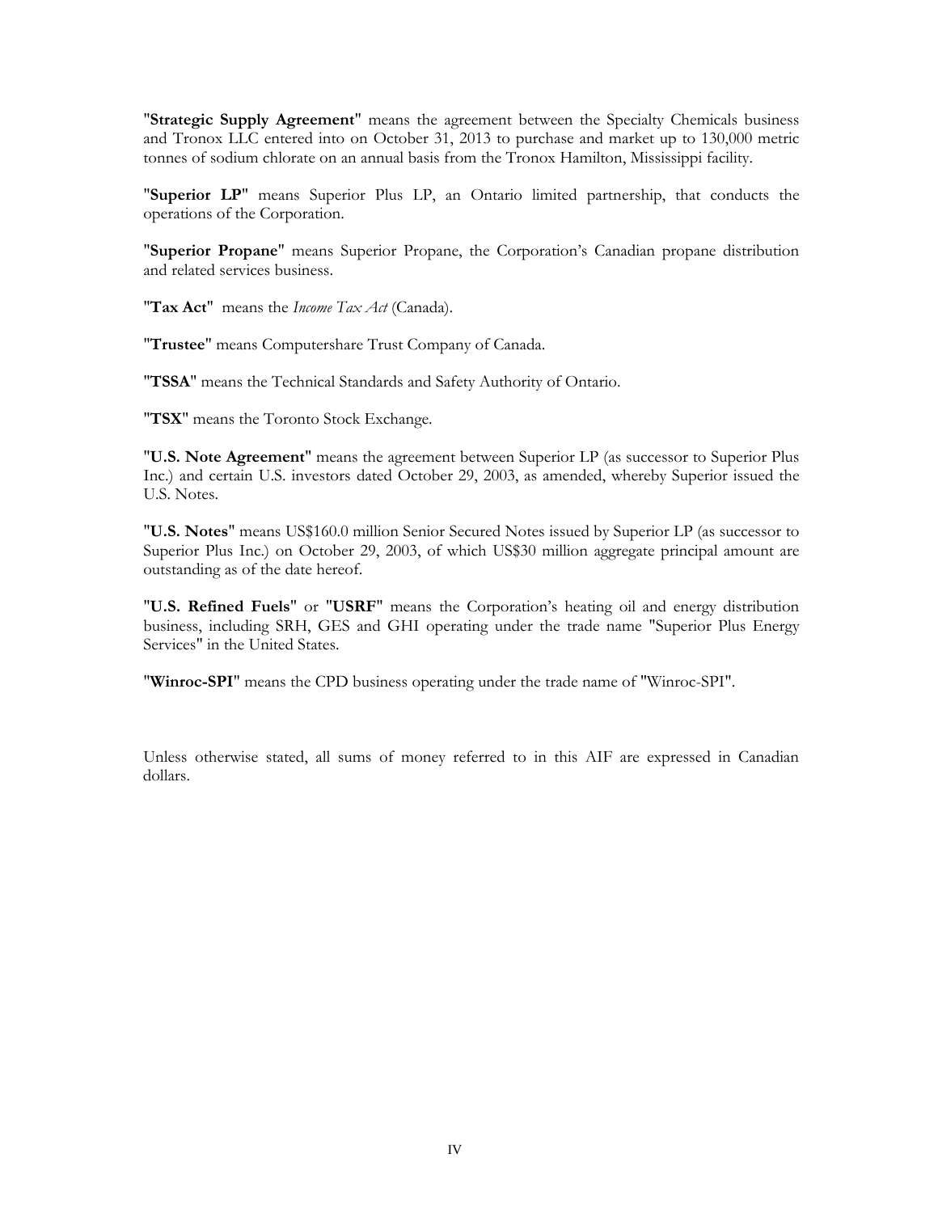"**Strategic Supply Agreement**" means the agreement between the Specialty Chemicals business and Tronox LLC entered into on October 31, 2013 to purchase and market up to 130,000 metric tonnes of sodium chlorate on an annual basis from the Tronox Hamilton, Mississippi facility.

"**Superior LP**" means Superior Plus LP, an Ontario limited partnership, that conducts the operations of the Corporation.

"**Superior Propane**" means Superior Propane, the Corporation's Canadian propane distribution and related services business.

"**Tax Act**" means the *Income Tax Act* (Canada).

"**Trustee**" means Computershare Trust Company of Canada.

"**TSSA**" means the Technical Standards and Safety Authority of Ontario.

"**TSX**" means the Toronto Stock Exchange.

"**U.S. Note Agreement**" means the agreement between Superior LP (as successor to Superior Plus Inc.) and certain U.S. investors dated October 29, 2003, as amended, whereby Superior issued the U.S. Notes.

"**U.S. Notes**" means US$160.0 million Senior Secured Notes issued by Superior LP (as successor to Superior Plus Inc.) on October 29, 2003, of which US$30 million aggregate principal amount are outstanding as of the date hereof.

"**U.S. Refined Fuels**" or "**USRF**" means the Corporation's heating oil and energy distribution business, including SRH, GES and GHI operating under the trade name "Superior Plus Energy Services" in the United States.

"**Winroc-SPI**" means the CPD business operating under the trade name of "Winroc-SPI".

Unless otherwise stated, all sums of money referred to in this AIF are expressed in Canadian dollars.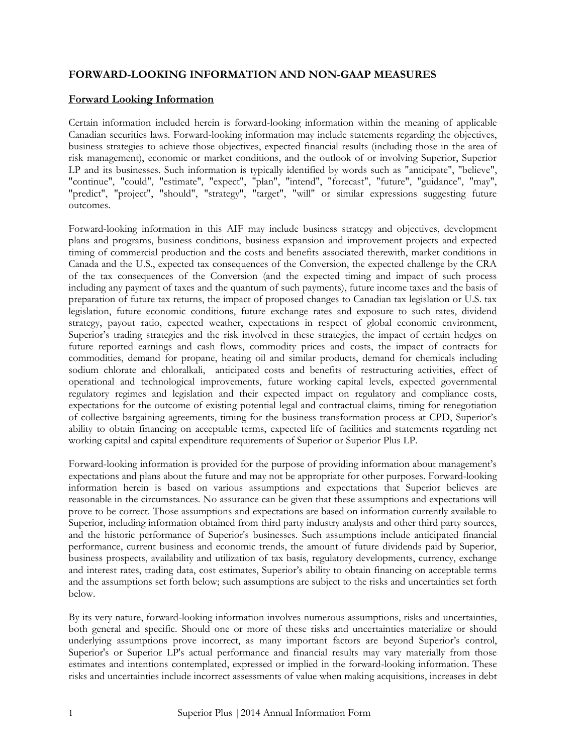## FORWARD-LOOKING INFORMATION AND NON-GAAP MEASURES

### Forward Looking Information

Certain information included herein is forward-looking information within the meaning of applicable Canadian securities laws. Forward-looking information may include statements regarding the objectives, business strategies to achieve those objectives, expected financial results (including those in the area of risk management), economic or market conditions, and the outlook of or involving Superior, Superior LP and its businesses. Such information is typically identified by words such as "anticipate", "believe", "continue", "could", "estimate", "expect", "plan", "intend", "forecast", "future", "guidance", "may", "predict", "project", "should", "strategy", "target", "will" or similar expressions suggesting future outcomes.

Forward-looking information in this AIF may include business strategy and objectives, development plans and programs, business conditions, business expansion and improvement projects and expected timing of commercial production and the costs and benefits associated therewith, market conditions in Canada and the U.S., expected tax consequences of the Conversion, the expected challenge by the CRA of the tax consequences of the Conversion (and the expected timing and impact of such process including any payment of taxes and the quantum of such payments), future income taxes and the basis of preparation of future tax returns, the impact of proposed changes to Canadian tax legislation or U.S. tax legislation, future economic conditions, future exchange rates and exposure to such rates, dividend strategy, payout ratio, expected weather, expectations in respect of global economic environment, Superior's trading strategies and the risk involved in these strategies, the impact of certain hedges on future reported earnings and cash flows, commodity prices and costs, the impact of contracts for commodities, demand for propane, heating oil and similar products, demand for chemicals including sodium chlorate and chloralkali, anticipated costs and benefits of restructuring activities, effect of operational and technological improvements, future working capital levels, expected governmental regulatory regimes and legislation and their expected impact on regulatory and compliance costs, expectations for the outcome of existing potential legal and contractual claims, timing for renegotiation of collective bargaining agreements, timing for the business transformation process at CPD, Superior's ability to obtain financing on acceptable terms, expected life of facilities and statements regarding net working capital and capital expenditure requirements of Superior or Superior Plus LP.

Forward-looking information is provided for the purpose of providing information about management's expectations and plans about the future and may not be appropriate for other purposes. Forward-looking information herein is based on various assumptions and expectations that Superior believes are reasonable in the circumstances. No assurance can be given that these assumptions and expectations will prove to be correct. Those assumptions and expectations are based on information currently available to Superior, including information obtained from third party industry analysts and other third party sources, and the historic performance of Superior's businesses. Such assumptions include anticipated financial performance, current business and economic trends, the amount of future dividends paid by Superior, business prospects, availability and utilization of tax basis, regulatory developments, currency, exchange and interest rates, trading data, cost estimates, Superior's ability to obtain financing on acceptable terms and the assumptions set forth below; such assumptions are subject to the risks and uncertainties set forth below.

By its very nature, forward-looking information involves numerous assumptions, risks and uncertainties, both general and specific. Should one or more of these risks and uncertainties materialize or should underlying assumptions prove incorrect, as many important factors are beyond Superior's control, Superior's or Superior LP's actual performance and financial results may vary materially from those estimates and intentions contemplated, expressed or implied in the forward-looking information. These risks and uncertainties include incorrect assessments of value when making acquisitions, increases in debt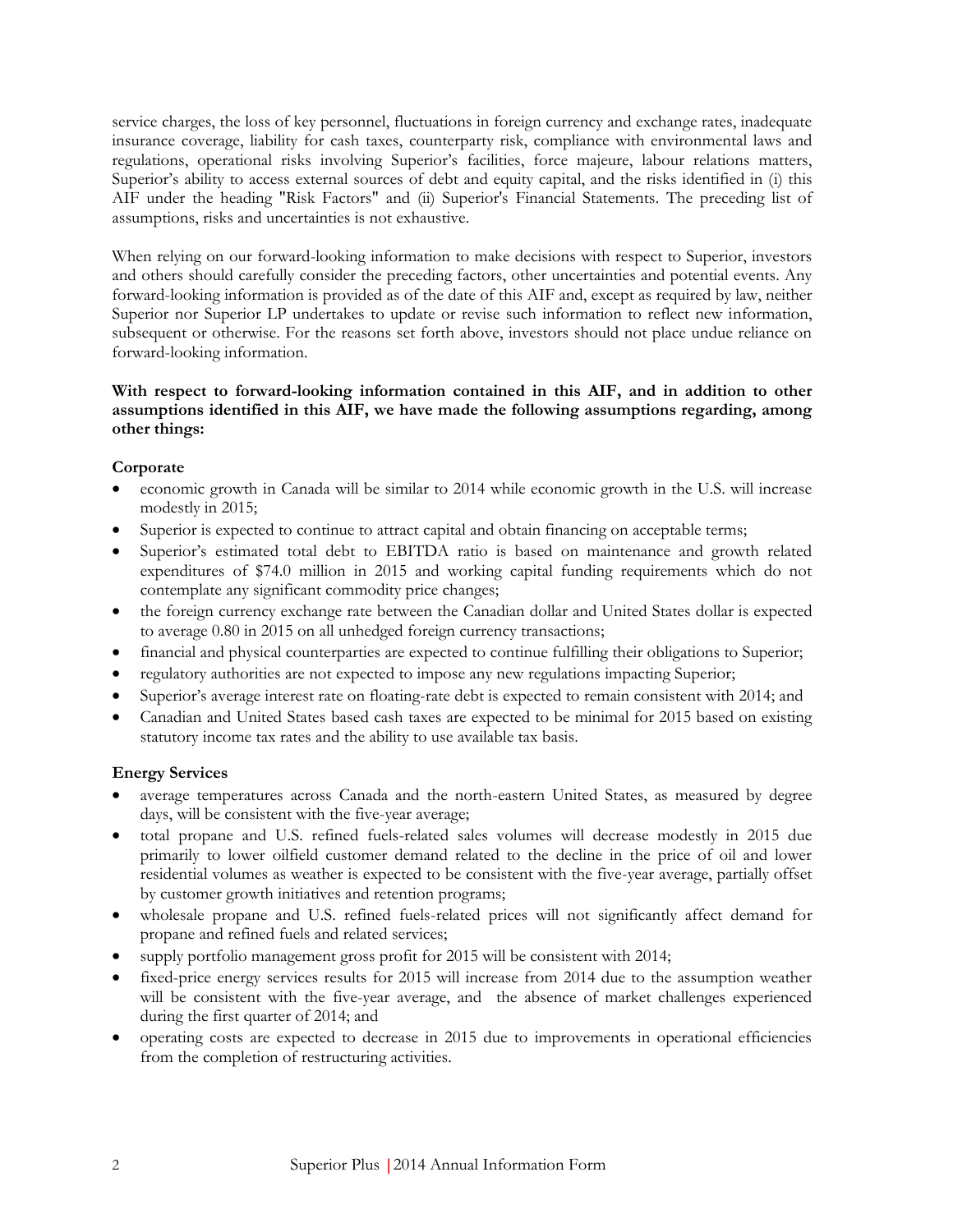service charges, the loss of key personnel, fluctuations in foreign currency and exchange rates, inadequate insurance coverage, liability for cash taxes, counterparty risk, compliance with environmental laws and regulations, operational risks involving Superior's facilities, force majeure, labour relations matters, Superior's ability to access external sources of debt and equity capital, and the risks identified in (i) this AIF under the heading "Risk Factors" and (ii) Superior's Financial Statements. The preceding list of assumptions, risks and uncertainties is not exhaustive.

When relying on our forward-looking information to make decisions with respect to Superior, investors and others should carefully consider the preceding factors, other uncertainties and potential events. Any forward-looking information is provided as of the date of this AIF and, except as required by law, neither Superior nor Superior LP undertakes to update or revise such information to reflect new information, subsequent or otherwise. For the reasons set forth above, investors should not place undue reliance on forward-looking information.

**With respect to forward-looking information contained in this AIF, and in addition to other assumptions identified in this AIF, we have made the following assumptions regarding, among other things:**

**Corporate**

- economic growth in Canada will be similar to 2014 while economic growth in the U.S. will increase modestly in 2015;
- Superior is expected to continue to attract capital and obtain financing on acceptable terms;
- Superior's estimated total debt to EBITDA ratio is based on maintenance and growth related expenditures of $74.0 million in 2015 and working capital funding requirements which do not contemplate any significant commodity price changes;
- the foreign currency exchange rate between the Canadian dollar and United States dollar is expected to average 0.80 in 2015 on all unhedged foreign currency transactions;
- financial and physical counterparties are expected to continue fulfilling their obligations to Superior;
- regulatory authorities are not expected to impose any new regulations impacting Superior;
- Superior's average interest rate on floating-rate debt is expected to remain consistent with 2014; and
- Canadian and United States based cash taxes are expected to be minimal for 2015 based on existing statutory income tax rates and the ability to use available tax basis.

**Energy Services**

- average temperatures across Canada and the north-eastern United States, as measured by degree days, will be consistent with the five-year average;
- total propane and U.S. refined fuels-related sales volumes will decrease modestly in 2015 due primarily to lower oilfield customer demand related to the decline in the price of oil and lower residential volumes as weather is expected to be consistent with the five-year average, partially offset by customer growth initiatives and retention programs;
- wholesale propane and U.S. refined fuels-related prices will not significantly affect demand for propane and refined fuels and related services;
- supply portfolio management gross profit for 2015 will be consistent with 2014;
- fixed-price energy services results for 2015 will increase from 2014 due to the assumption weather will be consistent with the five-year average, and the absence of market challenges experienced during the first quarter of 2014; and
- operating costs are expected to decrease in 2015 due to improvements in operational efficiencies from the completion of restructuring activities.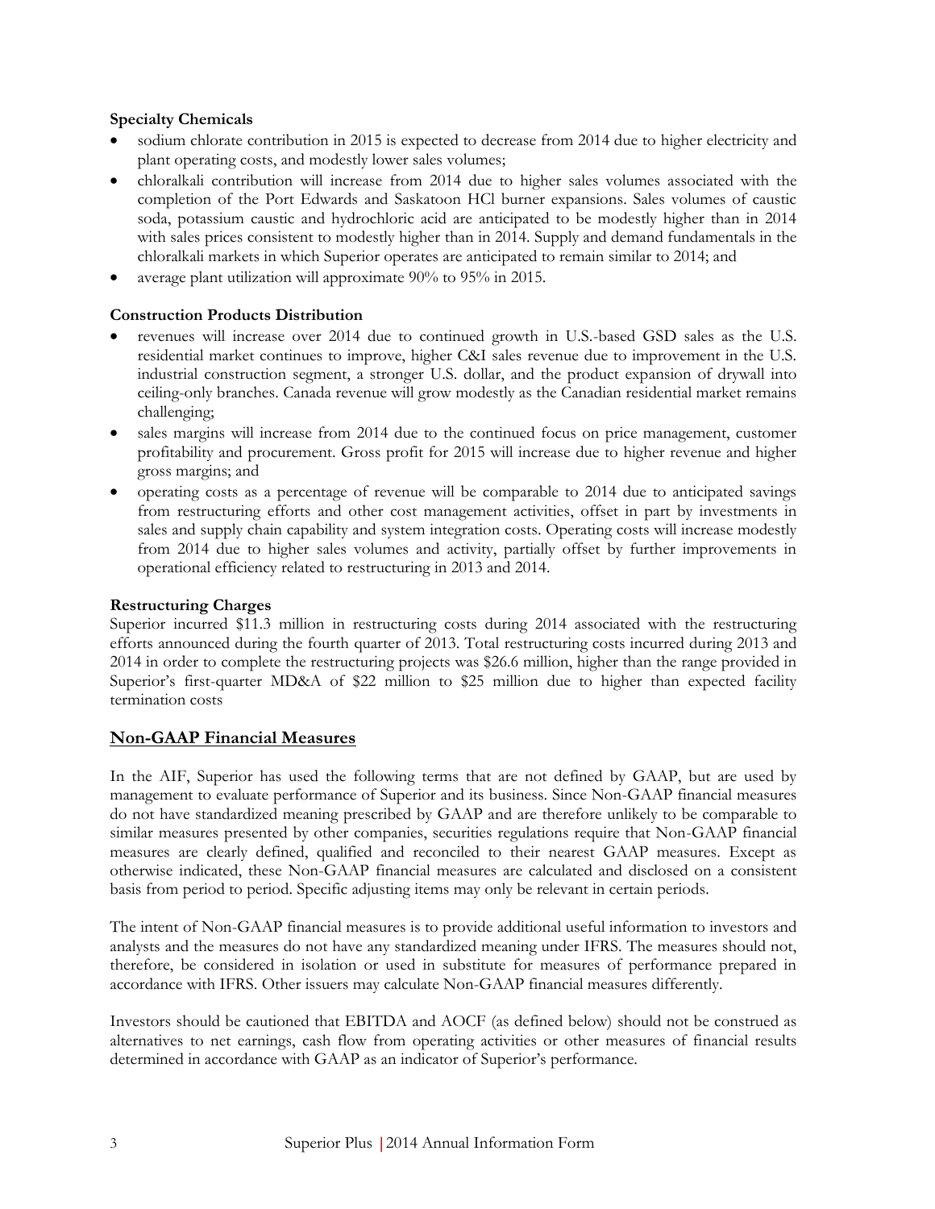**Specialty Chemicals**

- sodium chlorate contribution in 2015 is expected to decrease from 2014 due to higher electricity and plant operating costs, and modestly lower sales volumes;
- chloralkali contribution will increase from 2014 due to higher sales volumes associated with the completion of the Port Edwards and Saskatoon HCl burner expansions. Sales volumes of caustic soda, potassium caustic and hydrochloric acid are anticipated to be modestly higher than in 2014 with sales prices consistent to modestly higher than in 2014. Supply and demand fundamentals in the chloralkali markets in which Superior operates are anticipated to remain similar to 2014; and
- average plant utilization will approximate 90% to 95% in 2015.

**Construction Products Distribution**

- revenues will increase over 2014 due to continued growth in U.S.-based GSD sales as the U.S. residential market continues to improve, higher C&I sales revenue due to improvement in the U.S. industrial construction segment, a stronger U.S. dollar, and the product expansion of drywall into ceiling-only branches. Canada revenue will grow modestly as the Canadian residential market remains challenging;
- sales margins will increase from 2014 due to the continued focus on price management, customer profitability and procurement. Gross profit for 2015 will increase due to higher revenue and higher gross margins; and
- operating costs as a percentage of revenue will be comparable to 2014 due to anticipated savings from restructuring efforts and other cost management activities, offset in part by investments in sales and supply chain capability and system integration costs. Operating costs will increase modestly from 2014 due to higher sales volumes and activity, partially offset by further improvements in operational efficiency related to restructuring in 2013 and 2014.

**Restructuring Charges**

Superior incurred $11.3 million in restructuring costs during 2014 associated with the restructuring efforts announced during the fourth quarter of 2013. Total restructuring costs incurred during 2013 and 2014 in order to complete the restructuring projects was $26.6 million, higher than the range provided in Superior's first-quarter MD&A of $22 million to $25 million due to higher than expected facility termination costs

## Non-GAAP Financial Measures

In the AIF, Superior has used the following terms that are not defined by GAAP, but are used by management to evaluate performance of Superior and its business. Since Non-GAAP financial measures do not have standardized meaning prescribed by GAAP and are therefore unlikely to be comparable to similar measures presented by other companies, securities regulations require that Non-GAAP financial measures are clearly defined, qualified and reconciled to their nearest GAAP measures. Except as otherwise indicated, these Non-GAAP financial measures are calculated and disclosed on a consistent basis from period to period. Specific adjusting items may only be relevant in certain periods.

The intent of Non-GAAP financial measures is to provide additional useful information to investors and analysts and the measures do not have any standardized meaning under IFRS. The measures should not, therefore, be considered in isolation or used in substitute for measures of performance prepared in accordance with IFRS. Other issuers may calculate Non-GAAP financial measures differently.

Investors should be cautioned that EBITDA and AOCF (as defined below) should not be construed as alternatives to net earnings, cash flow from operating activities or other measures of financial results determined in accordance with GAAP as an indicator of Superior's performance.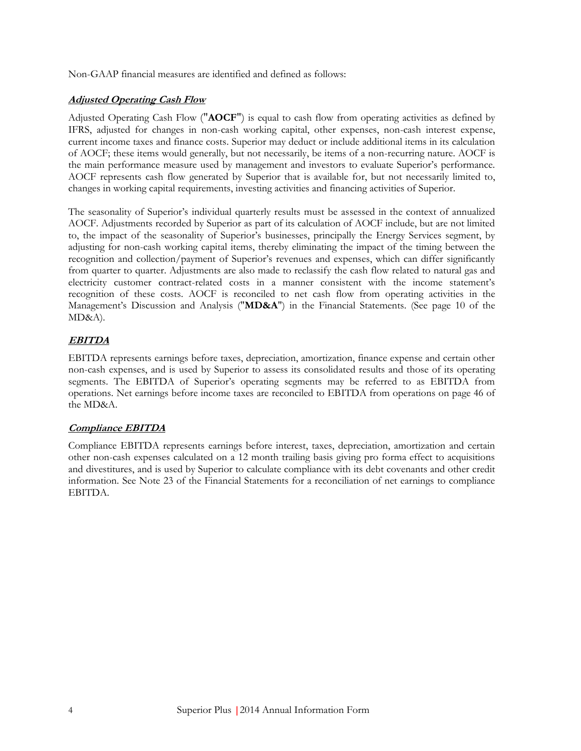Non-GAAP financial measures are identified and defined as follows:

***Adjusted Operating Cash Flow***

Adjusted Operating Cash Flow ("**AOCF**") is equal to cash flow from operating activities as defined by IFRS, adjusted for changes in non-cash working capital, other expenses, non-cash interest expense, current income taxes and finance costs. Superior may deduct or include additional items in its calculation of AOCF; these items would generally, but not necessarily, be items of a non-recurring nature. AOCF is the main performance measure used by management and investors to evaluate Superior's performance. AOCF represents cash flow generated by Superior that is available for, but not necessarily limited to, changes in working capital requirements, investing activities and financing activities of Superior.

The seasonality of Superior's individual quarterly results must be assessed in the context of annualized AOCF. Adjustments recorded by Superior as part of its calculation of AOCF include, but are not limited to, the impact of the seasonality of Superior's businesses, principally the Energy Services segment, by adjusting for non-cash working capital items, thereby eliminating the impact of the timing between the recognition and collection/payment of Superior's revenues and expenses, which can differ significantly from quarter to quarter. Adjustments are also made to reclassify the cash flow related to natural gas and electricity customer contract-related costs in a manner consistent with the income statement's recognition of these costs. AOCF is reconciled to net cash flow from operating activities in the Management's Discussion and Analysis ("**MD&A**") in the Financial Statements. (See page 10 of the MD&A).

***EBITDA***

EBITDA represents earnings before taxes, depreciation, amortization, finance expense and certain other non-cash expenses, and is used by Superior to assess its consolidated results and those of its operating segments. The EBITDA of Superior's operating segments may be referred to as EBITDA from operations. Net earnings before income taxes are reconciled to EBITDA from operations on page 46 of the MD&A.

***Compliance EBITDA***

Compliance EBITDA represents earnings before interest, taxes, depreciation, amortization and certain other non-cash expenses calculated on a 12 month trailing basis giving pro forma effect to acquisitions and divestitures, and is used by Superior to calculate compliance with its debt covenants and other credit information. See Note 23 of the Financial Statements for a reconciliation of net earnings to compliance EBITDA.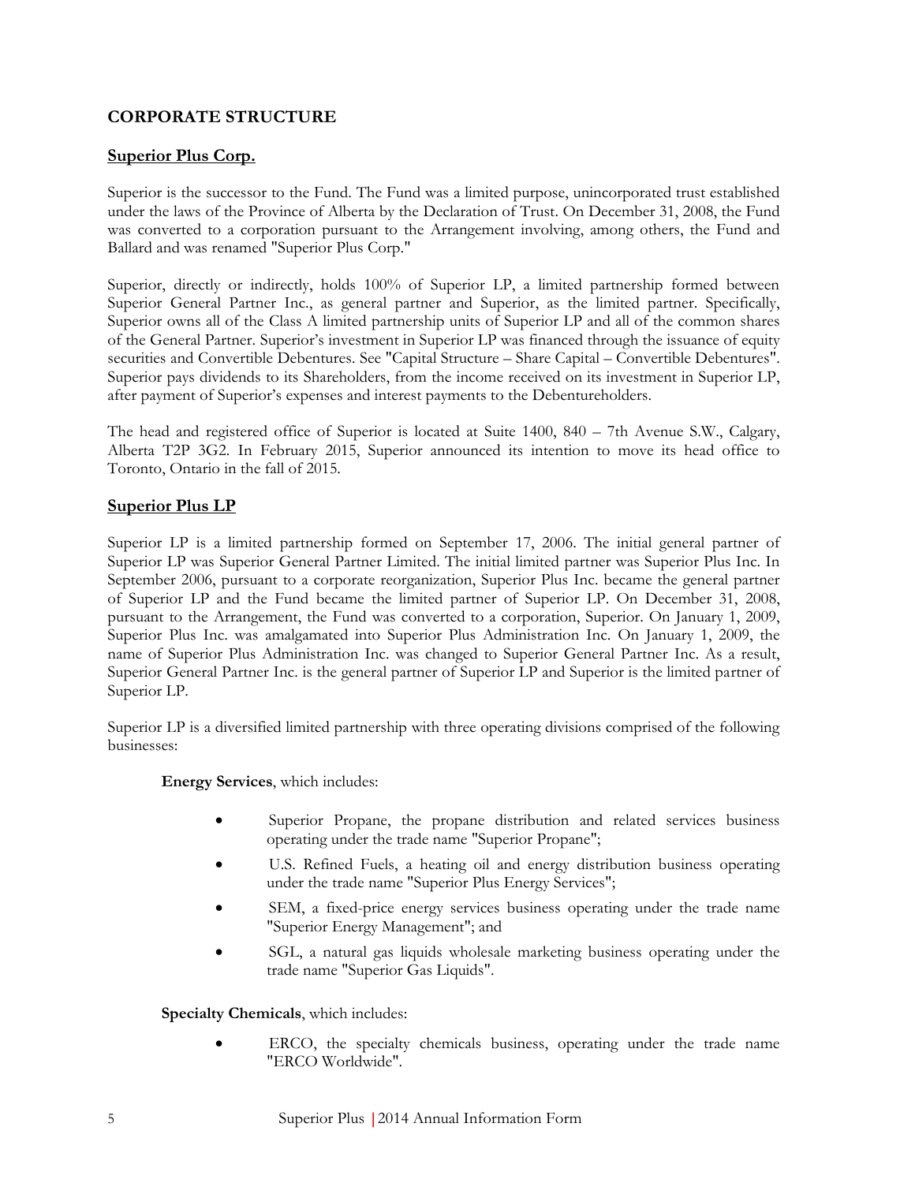## CORPORATE STRUCTURE

### Superior Plus Corp.

Superior is the successor to the Fund. The Fund was a limited purpose, unincorporated trust established under the laws of the Province of Alberta by the Declaration of Trust. On December 31, 2008, the Fund was converted to a corporation pursuant to the Arrangement involving, among others, the Fund and Ballard and was renamed "Superior Plus Corp."

Superior, directly or indirectly, holds 100% of Superior LP, a limited partnership formed between Superior General Partner Inc., as general partner and Superior, as the limited partner. Specifically, Superior owns all of the Class A limited partnership units of Superior LP and all of the common shares of the General Partner. Superior's investment in Superior LP was financed through the issuance of equity securities and Convertible Debentures. See "Capital Structure – Share Capital – Convertible Debentures". Superior pays dividends to its Shareholders, from the income received on its investment in Superior LP, after payment of Superior's expenses and interest payments to the Debentureholders.

The head and registered office of Superior is located at Suite 1400, 840 – 7th Avenue S.W., Calgary, Alberta T2P 3G2. In February 2015, Superior announced its intention to move its head office to Toronto, Ontario in the fall of 2015.

### Superior Plus LP

Superior LP is a limited partnership formed on September 17, 2006. The initial general partner of Superior LP was Superior General Partner Limited. The initial limited partner was Superior Plus Inc. In September 2006, pursuant to a corporate reorganization, Superior Plus Inc. became the general partner of Superior LP and the Fund became the limited partner of Superior LP. On December 31, 2008, pursuant to the Arrangement, the Fund was converted to a corporation, Superior. On January 1, 2009, Superior Plus Inc. was amalgamated into Superior Plus Administration Inc. On January 1, 2009, the name of Superior Plus Administration Inc. was changed to Superior General Partner Inc. As a result, Superior General Partner Inc. is the general partner of Superior LP and Superior is the limited partner of Superior LP.

Superior LP is a diversified limited partnership with three operating divisions comprised of the following businesses:

**Energy Services**, which includes:

- Superior Propane, the propane distribution and related services business operating under the trade name "Superior Propane";
- U.S. Refined Fuels, a heating oil and energy distribution business operating under the trade name "Superior Plus Energy Services";
- SEM, a fixed-price energy services business operating under the trade name "Superior Energy Management"; and
- SGL, a natural gas liquids wholesale marketing business operating under the trade name "Superior Gas Liquids".

**Specialty Chemicals**, which includes:

- ERCO, the specialty chemicals business, operating under the trade name "ERCO Worldwide".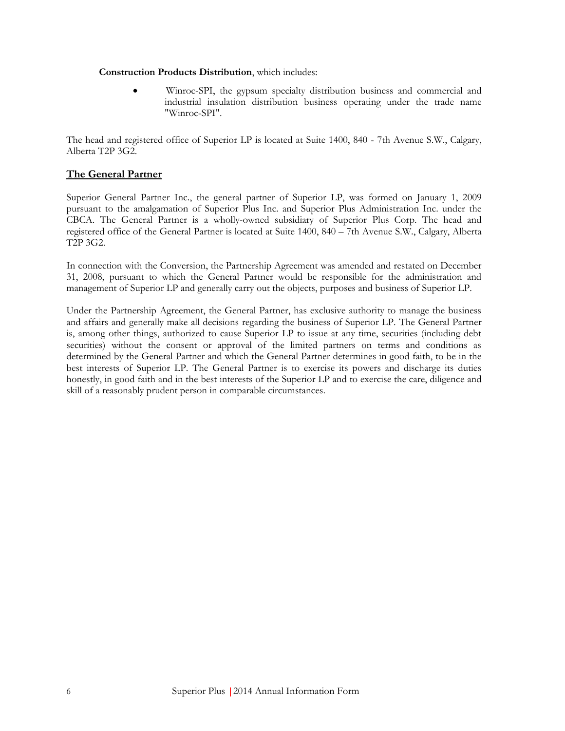**Construction Products Distribution**, which includes:

- Winroc-SPI, the gypsum specialty distribution business and commercial and industrial insulation distribution business operating under the trade name "Winroc-SPI".

The head and registered office of Superior LP is located at Suite 1400, 840 - 7th Avenue S.W., Calgary, Alberta T2P 3G2.

## The General Partner

Superior General Partner Inc., the general partner of Superior LP, was formed on January 1, 2009 pursuant to the amalgamation of Superior Plus Inc. and Superior Plus Administration Inc. under the CBCA. The General Partner is a wholly-owned subsidiary of Superior Plus Corp. The head and registered office of the General Partner is located at Suite 1400, 840 – 7th Avenue S.W., Calgary, Alberta T2P 3G2.

In connection with the Conversion, the Partnership Agreement was amended and restated on December 31, 2008, pursuant to which the General Partner would be responsible for the administration and management of Superior LP and generally carry out the objects, purposes and business of Superior LP.

Under the Partnership Agreement, the General Partner, has exclusive authority to manage the business and affairs and generally make all decisions regarding the business of Superior LP. The General Partner is, among other things, authorized to cause Superior LP to issue at any time, securities (including debt securities) without the consent or approval of the limited partners on terms and conditions as determined by the General Partner and which the General Partner determines in good faith, to be in the best interests of Superior LP. The General Partner is to exercise its powers and discharge its duties honestly, in good faith and in the best interests of the Superior LP and to exercise the care, diligence and skill of a reasonably prudent person in comparable circumstances.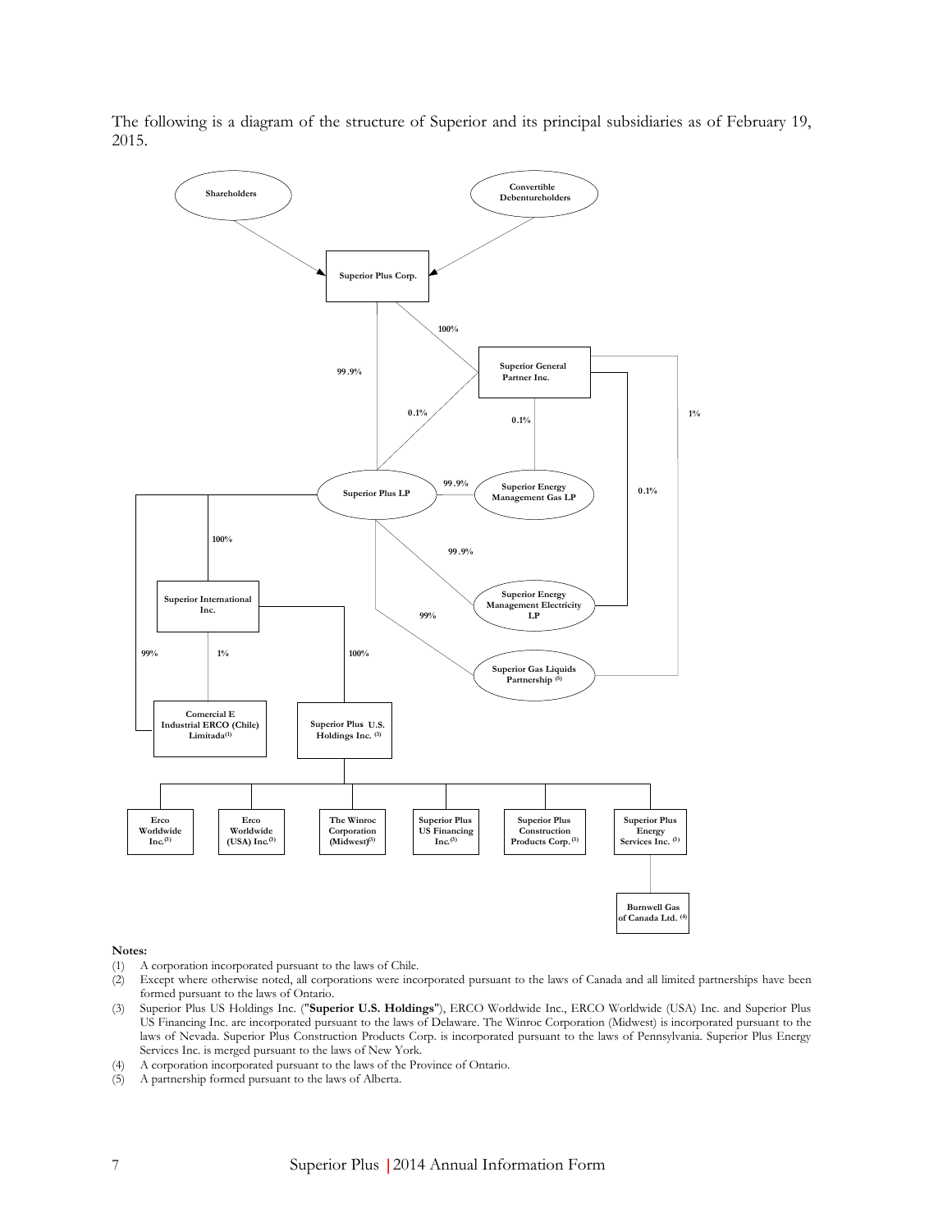The following is a diagram of the structure of Superior and its principal subsidiaries as of February 19, 2015.

**Notes:**

(1) A corporation incorporated pursuant to the laws of Chile.

(2) Except where otherwise noted, all corporations were incorporated pursuant to the laws of Canada and all limited partnerships have been formed pursuant to the laws of Ontario.

(3) Superior Plus US Holdings Inc. ("**Superior U.S. Holdings**"), ERCO Worldwide Inc., ERCO Worldwide (USA) Inc. and Superior Plus US Financing Inc. are incorporated pursuant to the laws of Delaware. The Winroc Corporation (Midwest) is incorporated pursuant to the laws of Nevada. Superior Plus Construction Products Corp. is incorporated pursuant to the laws of Pennsylvania. Superior Plus Energy Services Inc. is merged pursuant to the laws of New York.

(4) A corporation incorporated pursuant to the laws of the Province of Ontario.

(5) A partnership formed pursuant to the laws of Alberta.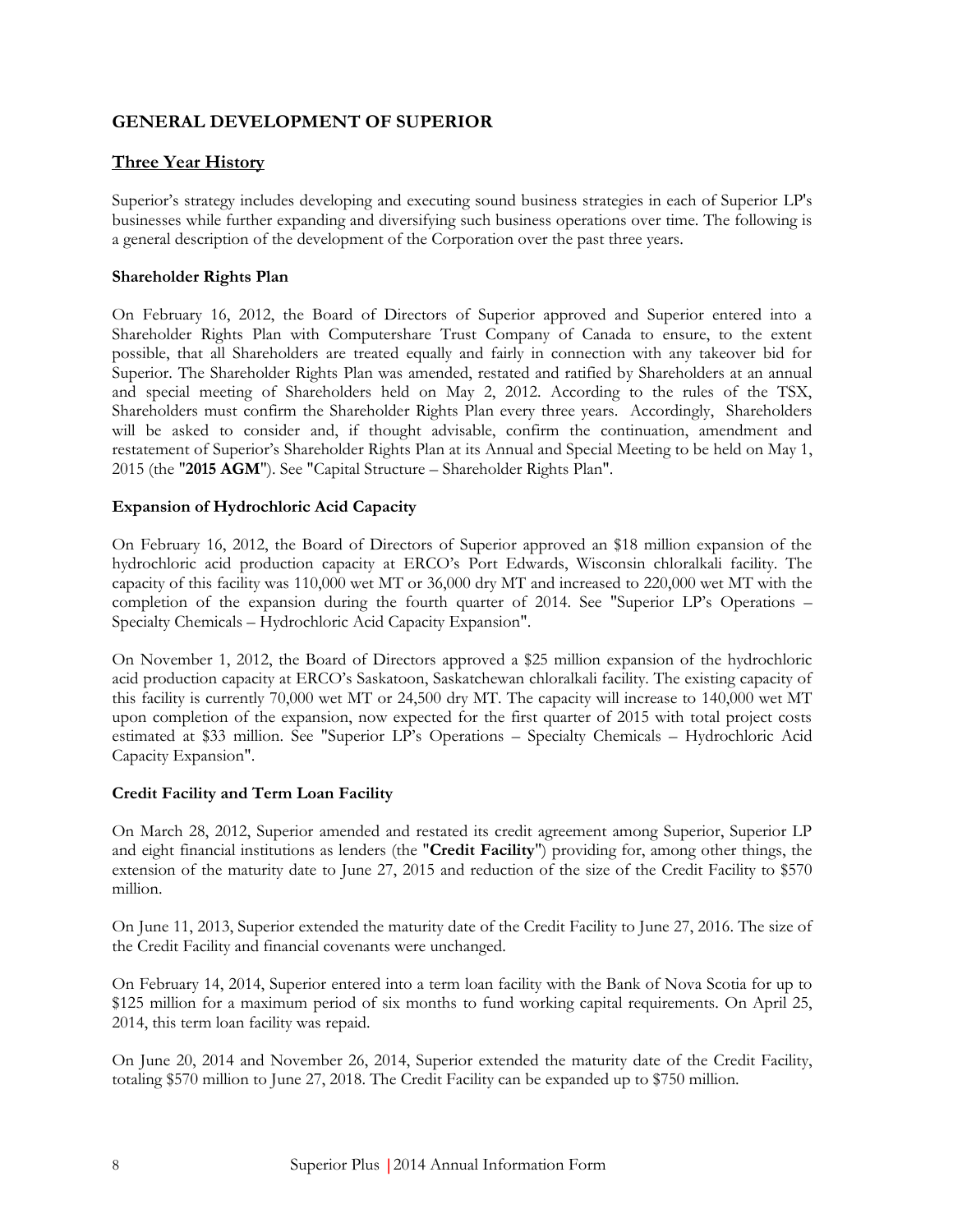## GENERAL DEVELOPMENT OF SUPERIOR

### Three Year History

Superior's strategy includes developing and executing sound business strategies in each of Superior LP's businesses while further expanding and diversifying such business operations over time. The following is a general description of the development of the Corporation over the past three years.

#### Shareholder Rights Plan

On February 16, 2012, the Board of Directors of Superior approved and Superior entered into a Shareholder Rights Plan with Computershare Trust Company of Canada to ensure, to the extent possible, that all Shareholders are treated equally and fairly in connection with any takeover bid for Superior. The Shareholder Rights Plan was amended, restated and ratified by Shareholders at an annual and special meeting of Shareholders held on May 2, 2012. According to the rules of the TSX, Shareholders must confirm the Shareholder Rights Plan every three years. Accordingly, Shareholders will be asked to consider and, if thought advisable, confirm the continuation, amendment and restatement of Superior's Shareholder Rights Plan at its Annual and Special Meeting to be held on May 1, 2015 (the "**2015 AGM**"). See "Capital Structure – Shareholder Rights Plan".

#### Expansion of Hydrochloric Acid Capacity

On February 16, 2012, the Board of Directors of Superior approved an $18 million expansion of the hydrochloric acid production capacity at ERCO's Port Edwards, Wisconsin chloralkali facility. The capacity of this facility was 110,000 wet MT or 36,000 dry MT and increased to 220,000 wet MT with the completion of the expansion during the fourth quarter of 2014. See "Superior LP's Operations – Specialty Chemicals – Hydrochloric Acid Capacity Expansion".

On November 1, 2012, the Board of Directors approved a $25 million expansion of the hydrochloric acid production capacity at ERCO's Saskatoon, Saskatchewan chloralkali facility. The existing capacity of this facility is currently 70,000 wet MT or 24,500 dry MT. The capacity will increase to 140,000 wet MT upon completion of the expansion, now expected for the first quarter of 2015 with total project costs estimated at $33 million. See "Superior LP's Operations – Specialty Chemicals – Hydrochloric Acid Capacity Expansion".

#### Credit Facility and Term Loan Facility

On March 28, 2012, Superior amended and restated its credit agreement among Superior, Superior LP and eight financial institutions as lenders (the "**Credit Facility**") providing for, among other things, the extension of the maturity date to June 27, 2015 and reduction of the size of the Credit Facility to $570 million.

On June 11, 2013, Superior extended the maturity date of the Credit Facility to June 27, 2016. The size of the Credit Facility and financial covenants were unchanged.

On February 14, 2014, Superior entered into a term loan facility with the Bank of Nova Scotia for up to $125 million for a maximum period of six months to fund working capital requirements. On April 25, 2014, this term loan facility was repaid.

On June 20, 2014 and November 26, 2014, Superior extended the maturity date of the Credit Facility, totaling $570 million to June 27, 2018. The Credit Facility can be expanded up to $750 million.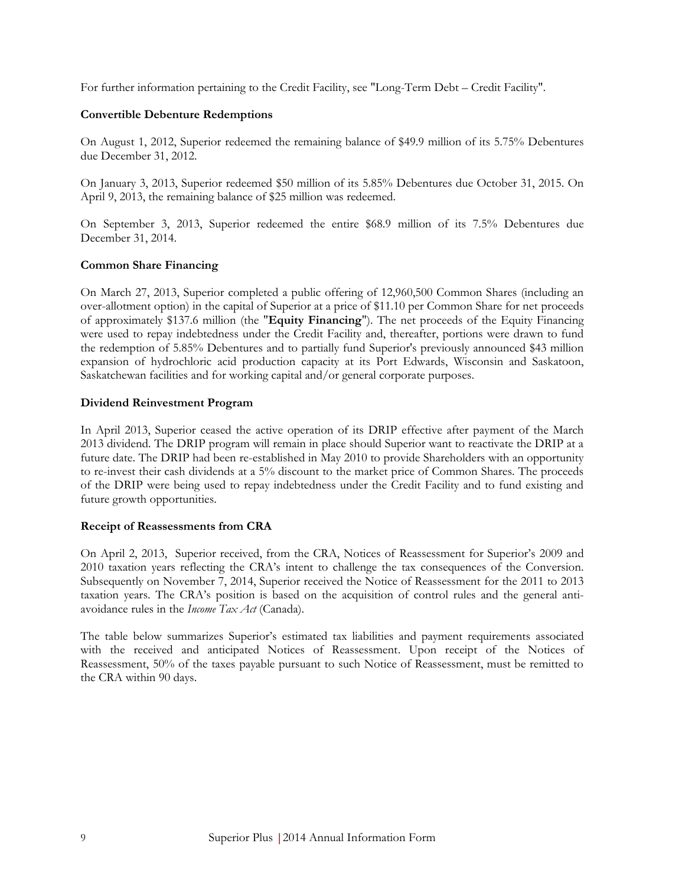For further information pertaining to the Credit Facility, see "Long-Term Debt – Credit Facility".

**Convertible Debenture Redemptions**

On August 1, 2012, Superior redeemed the remaining balance of $49.9 million of its 5.75% Debentures due December 31, 2012.

On January 3, 2013, Superior redeemed $50 million of its 5.85% Debentures due October 31, 2015. On April 9, 2013, the remaining balance of $25 million was redeemed.

On September 3, 2013, Superior redeemed the entire $68.9 million of its 7.5% Debentures due December 31, 2014.

**Common Share Financing**

On March 27, 2013, Superior completed a public offering of 12,960,500 Common Shares (including an over-allotment option) in the capital of Superior at a price of $11.10 per Common Share for net proceeds of approximately $137.6 million (the "**Equity Financing**"). The net proceeds of the Equity Financing were used to repay indebtedness under the Credit Facility and, thereafter, portions were drawn to fund the redemption of 5.85% Debentures and to partially fund Superior's previously announced $43 million expansion of hydrochloric acid production capacity at its Port Edwards, Wisconsin and Saskatoon, Saskatchewan facilities and for working capital and/or general corporate purposes.

**Dividend Reinvestment Program**

In April 2013, Superior ceased the active operation of its DRIP effective after payment of the March 2013 dividend. The DRIP program will remain in place should Superior want to reactivate the DRIP at a future date. The DRIP had been re-established in May 2010 to provide Shareholders with an opportunity to re-invest their cash dividends at a 5% discount to the market price of Common Shares. The proceeds of the DRIP were being used to repay indebtedness under the Credit Facility and to fund existing and future growth opportunities.

**Receipt of Reassessments from CRA**

On April 2, 2013, Superior received, from the CRA, Notices of Reassessment for Superior's 2009 and 2010 taxation years reflecting the CRA's intent to challenge the tax consequences of the Conversion. Subsequently on November 7, 2014, Superior received the Notice of Reassessment for the 2011 to 2013 taxation years. The CRA's position is based on the acquisition of control rules and the general anti-avoidance rules in the *Income Tax Act* (Canada).

The table below summarizes Superior's estimated tax liabilities and payment requirements associated with the received and anticipated Notices of Reassessment. Upon receipt of the Notices of Reassessment, 50% of the taxes payable pursuant to such Notice of Reassessment, must be remitted to the CRA within 90 days.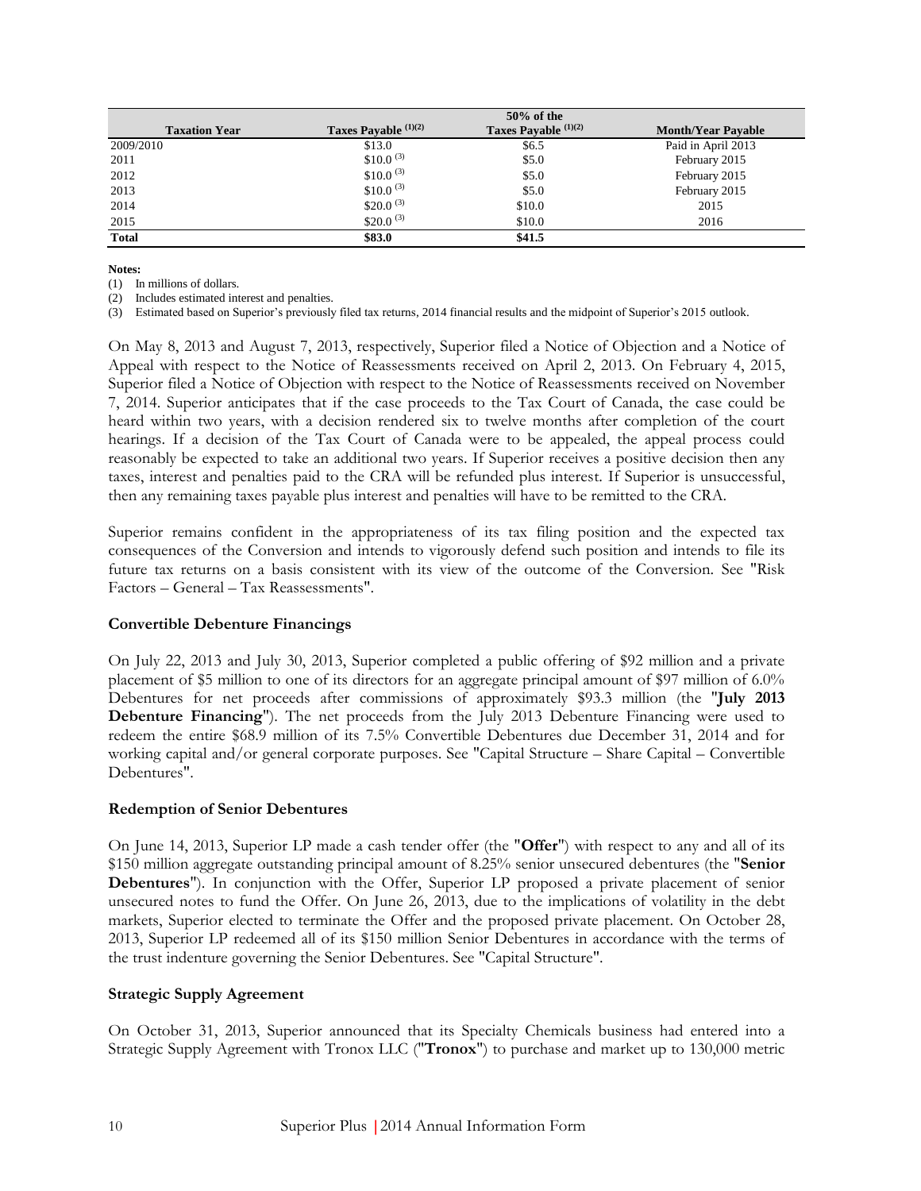| Taxation Year | Taxes Payable [(1)(2)] | 50% of the Taxes Payable [(1)(2)] | Month/Year Payable |
|---|---|---|---|
| 2009/2010 | $13.0 | $6.5 | Paid in April 2013 |
| 2011 | $10.0 [(3)] | $5.0 | February 2015 |
| 2012 | $10.0 [(3)] | $5.0 | February 2015 |
| 2013 | $10.0 [(3)] | $5.0 | February 2015 |
| 2014 | $20.0 [(3)] | $10.0 | 2015 |
| 2015 | $20.0 [(3)] | $10.0 | 2016 |
| **Total** | **$83.0** | **$41.5** | |

**Notes:**

(1) In millions of dollars.

(2) Includes estimated interest and penalties.

(3) Estimated based on Superior's previously filed tax returns, 2014 financial results and the midpoint of Superior's 2015 outlook.

On May 8, 2013 and August 7, 2013, respectively, Superior filed a Notice of Objection and a Notice of Appeal with respect to the Notice of Reassessments received on April 2, 2013. On February 4, 2015, Superior filed a Notice of Objection with respect to the Notice of Reassessments received on November 7, 2014. Superior anticipates that if the case proceeds to the Tax Court of Canada, the case could be heard within two years, with a decision rendered six to twelve months after completion of the court hearings. If a decision of the Tax Court of Canada were to be appealed, the appeal process could reasonably be expected to take an additional two years. If Superior receives a positive decision then any taxes, interest and penalties paid to the CRA will be refunded plus interest. If Superior is unsuccessful, then any remaining taxes payable plus interest and penalties will have to be remitted to the CRA.

Superior remains confident in the appropriateness of its tax filing position and the expected tax consequences of the Conversion and intends to vigorously defend such position and intends to file its future tax returns on a basis consistent with its view of the outcome of the Conversion. See "Risk Factors – General – Tax Reassessments".

### Convertible Debenture Financings

On July 22, 2013 and July 30, 2013, Superior completed a public offering of $92 million and a private placement of $5 million to one of its directors for an aggregate principal amount of $97 million of 6.0% Debentures for net proceeds after commissions of approximately $93.3 million (the "**July 2013 Debenture Financing**"). The net proceeds from the July 2013 Debenture Financing were used to redeem the entire $68.9 million of its 7.5% Convertible Debentures due December 31, 2014 and for working capital and/or general corporate purposes. See "Capital Structure – Share Capital – Convertible Debentures".

### Redemption of Senior Debentures

On June 14, 2013, Superior LP made a cash tender offer (the "**Offer**") with respect to any and all of its $150 million aggregate outstanding principal amount of 8.25% senior unsecured debentures (the "**Senior Debentures**"). In conjunction with the Offer, Superior LP proposed a private placement of senior unsecured notes to fund the Offer. On June 26, 2013, due to the implications of volatility in the debt markets, Superior elected to terminate the Offer and the proposed private placement. On October 28, 2013, Superior LP redeemed all of its $150 million Senior Debentures in accordance with the terms of the trust indenture governing the Senior Debentures. See "Capital Structure".

### Strategic Supply Agreement

On October 31, 2013, Superior announced that its Specialty Chemicals business had entered into a Strategic Supply Agreement with Tronox LLC ("**Tronox**") to purchase and market up to 130,000 metric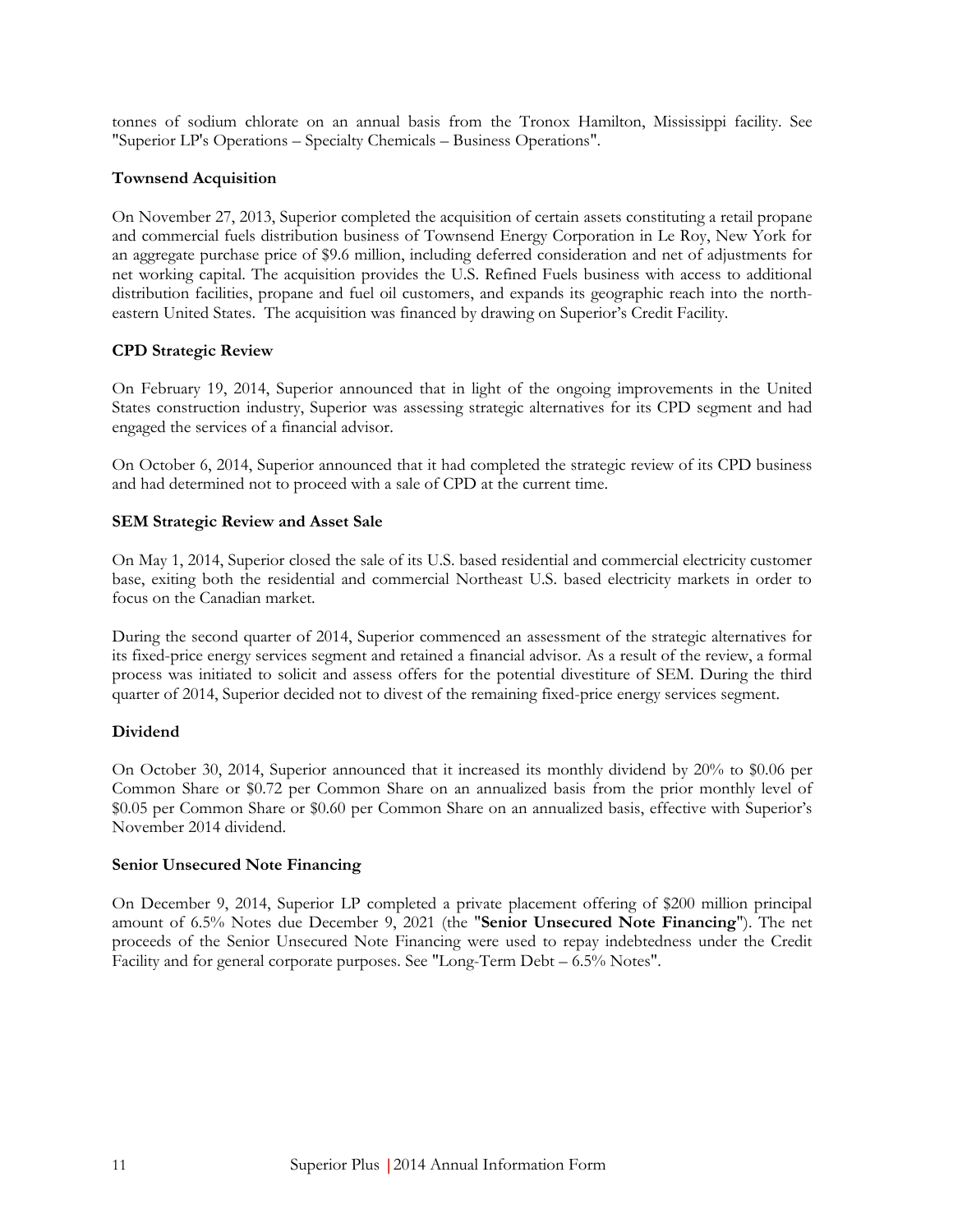tonnes of sodium chlorate on an annual basis from the Tronox Hamilton, Mississippi facility. See "Superior LP's Operations – Specialty Chemicals – Business Operations".

**Townsend Acquisition**

On November 27, 2013, Superior completed the acquisition of certain assets constituting a retail propane and commercial fuels distribution business of Townsend Energy Corporation in Le Roy, New York for an aggregate purchase price of $9.6 million, including deferred consideration and net of adjustments for net working capital. The acquisition provides the U.S. Refined Fuels business with access to additional distribution facilities, propane and fuel oil customers, and expands its geographic reach into the north-eastern United States. The acquisition was financed by drawing on Superior's Credit Facility.

**CPD Strategic Review**

On February 19, 2014, Superior announced that in light of the ongoing improvements in the United States construction industry, Superior was assessing strategic alternatives for its CPD segment and had engaged the services of a financial advisor.

On October 6, 2014, Superior announced that it had completed the strategic review of its CPD business and had determined not to proceed with a sale of CPD at the current time.

**SEM Strategic Review and Asset Sale**

On May 1, 2014, Superior closed the sale of its U.S. based residential and commercial electricity customer base, exiting both the residential and commercial Northeast U.S. based electricity markets in order to focus on the Canadian market.

During the second quarter of 2014, Superior commenced an assessment of the strategic alternatives for its fixed-price energy services segment and retained a financial advisor. As a result of the review, a formal process was initiated to solicit and assess offers for the potential divestiture of SEM. During the third quarter of 2014, Superior decided not to divest of the remaining fixed-price energy services segment.

**Dividend**

On October 30, 2014, Superior announced that it increased its monthly dividend by 20% to $0.06 per Common Share or $0.72 per Common Share on an annualized basis from the prior monthly level of $0.05 per Common Share or $0.60 per Common Share on an annualized basis, effective with Superior's November 2014 dividend.

**Senior Unsecured Note Financing**

On December 9, 2014, Superior LP completed a private placement offering of $200 million principal amount of 6.5% Notes due December 9, 2021 (the "**Senior Unsecured Note Financing**"). The net proceeds of the Senior Unsecured Note Financing were used to repay indebtedness under the Credit Facility and for general corporate purposes. See "Long-Term Debt – 6.5% Notes".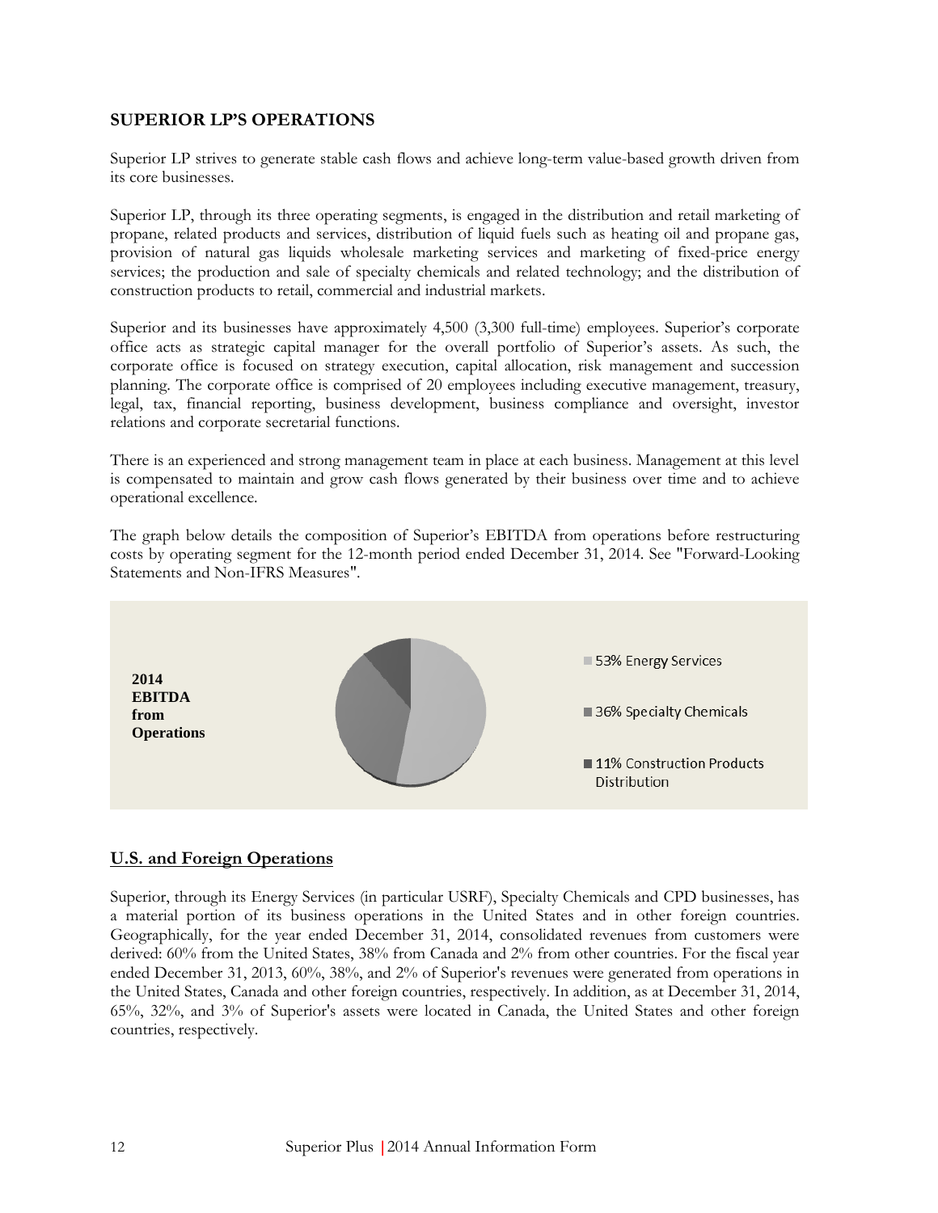## SUPERIOR LP'S OPERATIONS

Superior LP strives to generate stable cash flows and achieve long-term value-based growth driven from its core businesses.

Superior LP, through its three operating segments, is engaged in the distribution and retail marketing of propane, related products and services, distribution of liquid fuels such as heating oil and propane gas, provision of natural gas liquids wholesale marketing services and marketing of fixed-price energy services; the production and sale of specialty chemicals and related technology; and the distribution of construction products to retail, commercial and industrial markets.

Superior and its businesses have approximately 4,500 (3,300 full-time) employees. Superior's corporate office acts as strategic capital manager for the overall portfolio of Superior's assets. As such, the corporate office is focused on strategy execution, capital allocation, risk management and succession planning. The corporate office is comprised of 20 employees including executive management, treasury, legal, tax, financial reporting, business development, business compliance and oversight, investor relations and corporate secretarial functions.

There is an experienced and strong management team in place at each business. Management at this level is compensated to maintain and grow cash flows generated by their business over time and to achieve operational excellence.

The graph below details the composition of Superior's EBITDA from operations before restructuring costs by operating segment for the 12-month period ended December 31, 2014. See "Forward-Looking Statements and Non-IFRS Measures".

**2014 EBITDA from Operations**

- 53% Energy Services
- 36% Specialty Chemicals
- 11% Construction Products Distribution

## U.S. and Foreign Operations

Superior, through its Energy Services (in particular USRF), Specialty Chemicals and CPD businesses, has a material portion of its business operations in the United States and in other foreign countries. Geographically, for the year ended December 31, 2014, consolidated revenues from customers were derived: 60% from the United States, 38% from Canada and 2% from other countries. For the fiscal year ended December 31, 2013, 60%, 38%, and 2% of Superior's revenues were generated from operations in the United States, Canada and other foreign countries, respectively. In addition, as at December 31, 2014, 65%, 32%, and 3% of Superior's assets were located in Canada, the United States and other foreign countries, respectively.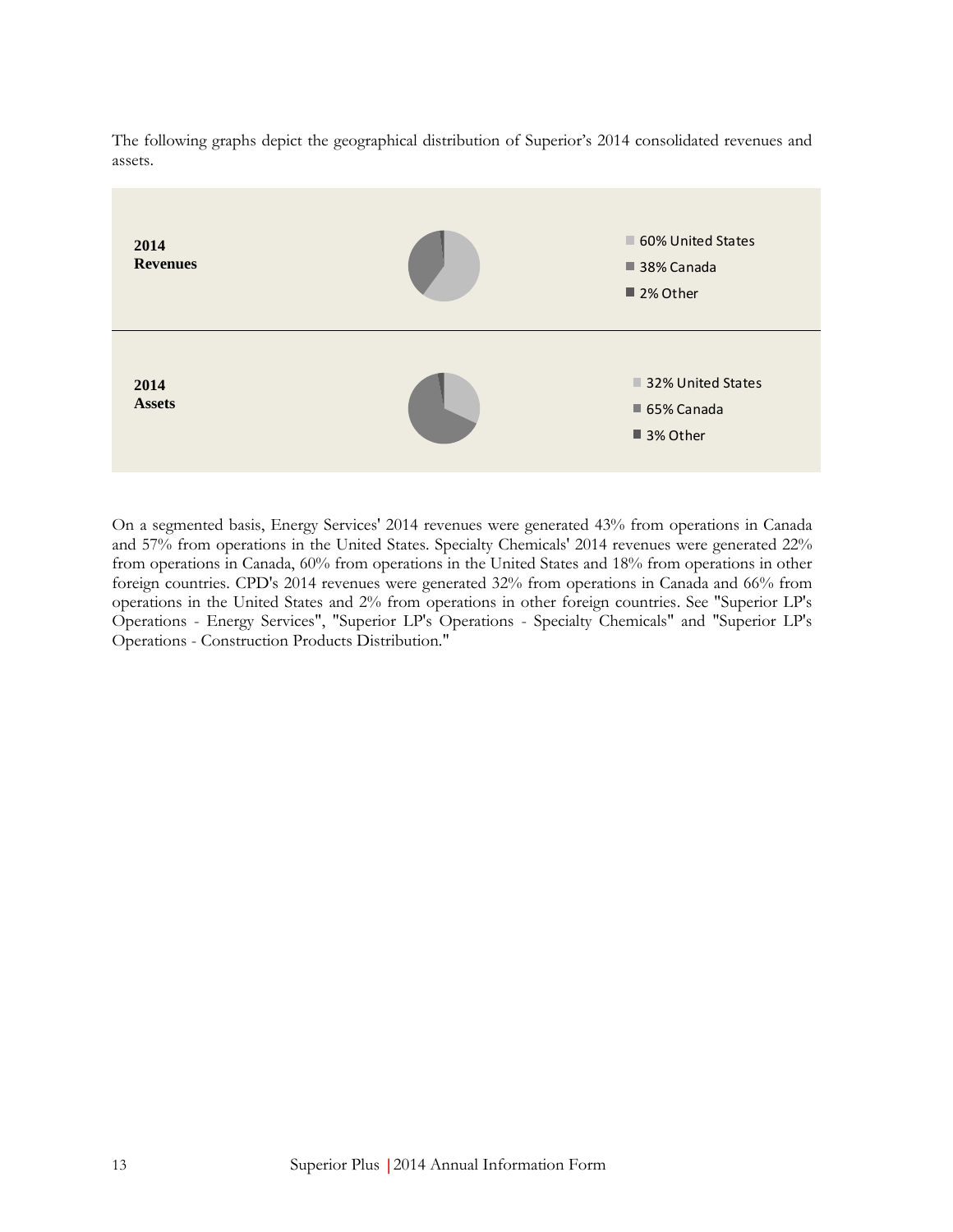The following graphs depict the geographical distribution of Superior's 2014 consolidated revenues and assets.

| | |
|---|---|
| **2014 Revenues** | 60% United States<br>38% Canada<br>2% Other |
| **2014 Assets** | 32% United States<br>65% Canada<br>3% Other |

On a segmented basis, Energy Services' 2014 revenues were generated 43% from operations in Canada and 57% from operations in the United States. Specialty Chemicals' 2014 revenues were generated 22% from operations in Canada, 60% from operations in the United States and 18% from operations in other foreign countries. CPD's 2014 revenues were generated 32% from operations in Canada and 66% from operations in the United States and 2% from operations in other foreign countries. See "Superior LP's Operations - Energy Services", "Superior LP's Operations - Specialty Chemicals" and "Superior LP's Operations - Construction Products Distribution."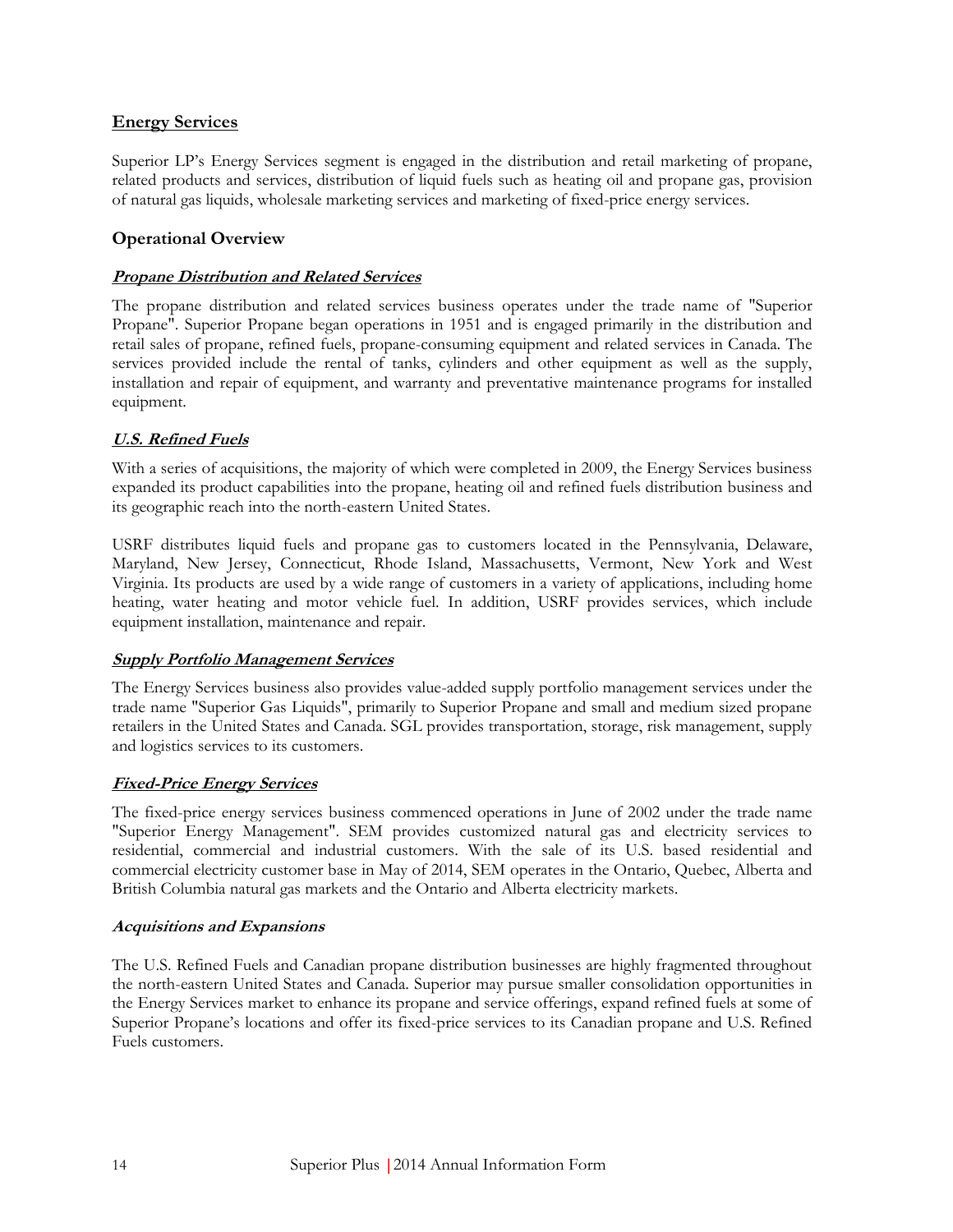## Energy Services

Superior LP's Energy Services segment is engaged in the distribution and retail marketing of propane, related products and services, distribution of liquid fuels such as heating oil and propane gas, provision of natural gas liquids, wholesale marketing services and marketing of fixed-price energy services.

### Operational Overview

#### ***Propane Distribution and Related Services***

The propane distribution and related services business operates under the trade name of "Superior Propane". Superior Propane began operations in 1951 and is engaged primarily in the distribution and retail sales of propane, refined fuels, propane-consuming equipment and related services in Canada. The services provided include the rental of tanks, cylinders and other equipment as well as the supply, installation and repair of equipment, and warranty and preventative maintenance programs for installed equipment.

#### ***U.S. Refined Fuels***

With a series of acquisitions, the majority of which were completed in 2009, the Energy Services business expanded its product capabilities into the propane, heating oil and refined fuels distribution business and its geographic reach into the north-eastern United States.

USRF distributes liquid fuels and propane gas to customers located in the Pennsylvania, Delaware, Maryland, New Jersey, Connecticut, Rhode Island, Massachusetts, Vermont, New York and West Virginia. Its products are used by a wide range of customers in a variety of applications, including home heating, water heating and motor vehicle fuel. In addition, USRF provides services, which include equipment installation, maintenance and repair.

#### ***Supply Portfolio Management Services***

The Energy Services business also provides value-added supply portfolio management services under the trade name "Superior Gas Liquids", primarily to Superior Propane and small and medium sized propane retailers in the United States and Canada. SGL provides transportation, storage, risk management, supply and logistics services to its customers.

#### ***Fixed-Price Energy Services***

The fixed-price energy services business commenced operations in June of 2002 under the trade name "Superior Energy Management". SEM provides customized natural gas and electricity services to residential, commercial and industrial customers. With the sale of its U.S. based residential and commercial electricity customer base in May of 2014, SEM operates in the Ontario, Quebec, Alberta and British Columbia natural gas markets and the Ontario and Alberta electricity markets.

#### ***Acquisitions and Expansions***

The U.S. Refined Fuels and Canadian propane distribution businesses are highly fragmented throughout the north-eastern United States and Canada. Superior may pursue smaller consolidation opportunities in the Energy Services market to enhance its propane and service offerings, expand refined fuels at some of Superior Propane's locations and offer its fixed-price services to its Canadian propane and U.S. Refined Fuels customers.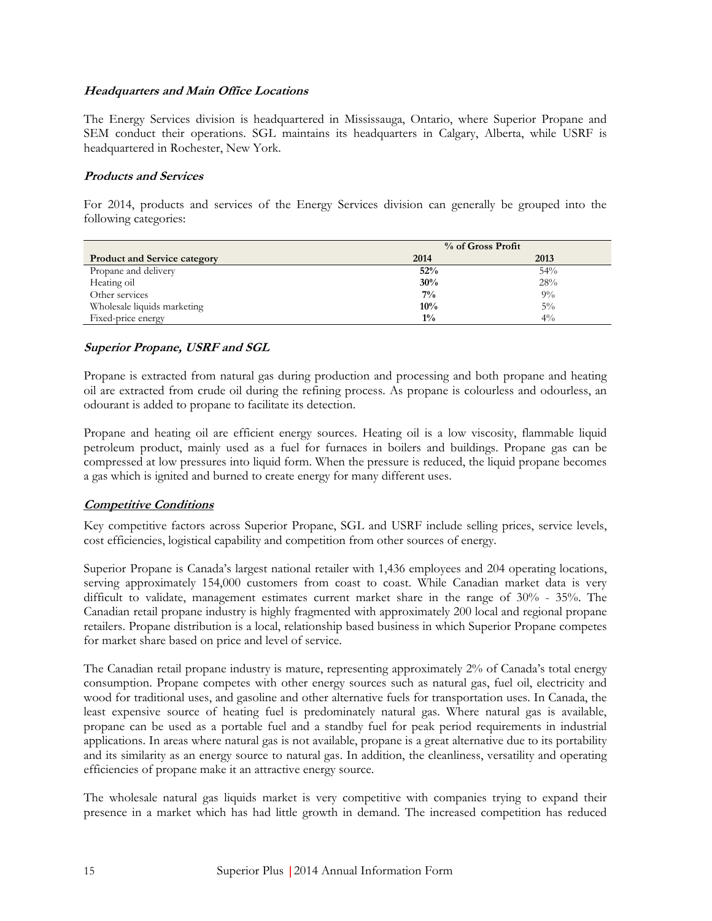#### *Headquarters and Main Office Locations*

The Energy Services division is headquartered in Mississauga, Ontario, where Superior Propane and SEM conduct their operations. SGL maintains its headquarters in Calgary, Alberta, while USRF is headquartered in Rochester, New York.

#### *Products and Services*

For 2014, products and services of the Energy Services division can generally be grouped into the following categories:

| | % of Gross Profit | |
|---|---|---|
| **Product and Service category** | **2014** | **2013** |
| Propane and delivery | **52%** | 54% |
| Heating oil | **30%** | 28% |
| Other services | **7%** | 9% |
| Wholesale liquids marketing | **10%** | 5% |
| Fixed-price energy | **1%** | 4% |

#### *Superior Propane, USRF and SGL*

Propane is extracted from natural gas during production and processing and both propane and heating oil are extracted from crude oil during the refining process. As propane is colourless and odourless, an odourant is added to propane to facilitate its detection.

Propane and heating oil are efficient energy sources. Heating oil is a low viscosity, flammable liquid petroleum product, mainly used as a fuel for furnaces in boilers and buildings. Propane gas can be compressed at low pressures into liquid form. When the pressure is reduced, the liquid propane becomes a gas which is ignited and burned to create energy for many different uses.

#### *Competitive Conditions*

Key competitive factors across Superior Propane, SGL and USRF include selling prices, service levels, cost efficiencies, logistical capability and competition from other sources of energy.

Superior Propane is Canada's largest national retailer with 1,436 employees and 204 operating locations, serving approximately 154,000 customers from coast to coast. While Canadian market data is very difficult to validate, management estimates current market share in the range of 30% - 35%. The Canadian retail propane industry is highly fragmented with approximately 200 local and regional propane retailers. Propane distribution is a local, relationship based business in which Superior Propane competes for market share based on price and level of service.

The Canadian retail propane industry is mature, representing approximately 2% of Canada's total energy consumption. Propane competes with other energy sources such as natural gas, fuel oil, electricity and wood for traditional uses, and gasoline and other alternative fuels for transportation uses. In Canada, the least expensive source of heating fuel is predominately natural gas. Where natural gas is available, propane can be used as a portable fuel and a standby fuel for peak period requirements in industrial applications. In areas where natural gas is not available, propane is a great alternative due to its portability and its similarity as an energy source to natural gas. In addition, the cleanliness, versatility and operating efficiencies of propane make it an attractive energy source.

The wholesale natural gas liquids market is very competitive with companies trying to expand their presence in a market which has had little growth in demand. The increased competition has reduced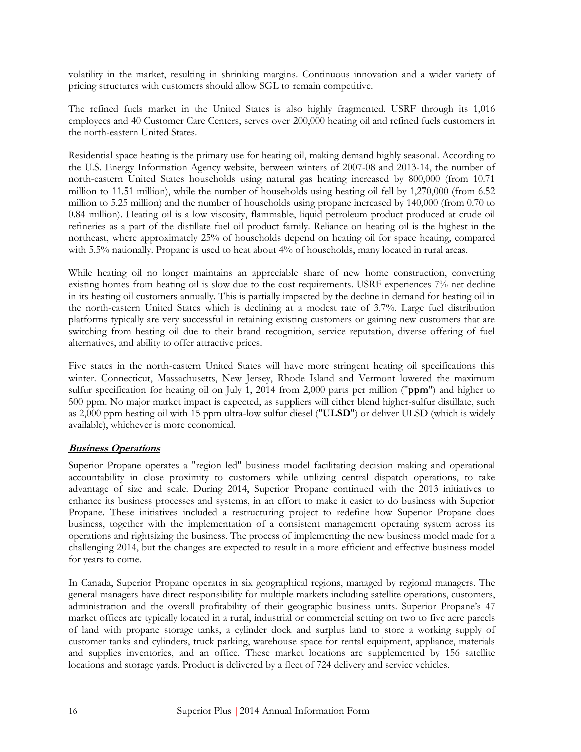volatility in the market, resulting in shrinking margins. Continuous innovation and a wider variety of pricing structures with customers should allow SGL to remain competitive.

The refined fuels market in the United States is also highly fragmented. USRF through its 1,016 employees and 40 Customer Care Centers, serves over 200,000 heating oil and refined fuels customers in the north-eastern United States.

Residential space heating is the primary use for heating oil, making demand highly seasonal. According to the U.S. Energy Information Agency website, between winters of 2007-08 and 2013-14, the number of north-eastern United States households using natural gas heating increased by 800,000 (from 10.71 million to 11.51 million), while the number of households using heating oil fell by 1,270,000 (from 6.52 million to 5.25 million) and the number of households using propane increased by 140,000 (from 0.70 to 0.84 million). Heating oil is a low viscosity, flammable, liquid petroleum product produced at crude oil refineries as a part of the distillate fuel oil product family. Reliance on heating oil is the highest in the northeast, where approximately 25% of households depend on heating oil for space heating, compared with 5.5% nationally. Propane is used to heat about 4% of households, many located in rural areas.

While heating oil no longer maintains an appreciable share of new home construction, converting existing homes from heating oil is slow due to the cost requirements. USRF experiences 7% net decline in its heating oil customers annually. This is partially impacted by the decline in demand for heating oil in the north-eastern United States which is declining at a modest rate of 3.7%. Large fuel distribution platforms typically are very successful in retaining existing customers or gaining new customers that are switching from heating oil due to their brand recognition, service reputation, diverse offering of fuel alternatives, and ability to offer attractive prices.

Five states in the north-eastern United States will have more stringent heating oil specifications this winter. Connecticut, Massachusetts, New Jersey, Rhode Island and Vermont lowered the maximum sulfur specification for heating oil on July 1, 2014 from 2,000 parts per million ("**ppm**") and higher to 500 ppm. No major market impact is expected, as suppliers will either blend higher-sulfur distillate, such as 2,000 ppm heating oil with 15 ppm ultra-low sulfur diesel ("**ULSD**") or deliver ULSD (which is widely available), whichever is more economical.

## ***Business Operations***

Superior Propane operates a "region led" business model facilitating decision making and operational accountability in close proximity to customers while utilizing central dispatch operations, to take advantage of size and scale. During 2014, Superior Propane continued with the 2013 initiatives to enhance its business processes and systems, in an effort to make it easier to do business with Superior Propane. These initiatives included a restructuring project to redefine how Superior Propane does business, together with the implementation of a consistent management operating system across its operations and rightsizing the business. The process of implementing the new business model made for a challenging 2014, but the changes are expected to result in a more efficient and effective business model for years to come.

In Canada, Superior Propane operates in six geographical regions, managed by regional managers. The general managers have direct responsibility for multiple markets including satellite operations, customers, administration and the overall profitability of their geographic business units. Superior Propane's 47 market offices are typically located in a rural, industrial or commercial setting on two to five acre parcels of land with propane storage tanks, a cylinder dock and surplus land to store a working supply of customer tanks and cylinders, truck parking, warehouse space for rental equipment, appliance, materials and supplies inventories, and an office. These market locations are supplemented by 156 satellite locations and storage yards. Product is delivered by a fleet of 724 delivery and service vehicles.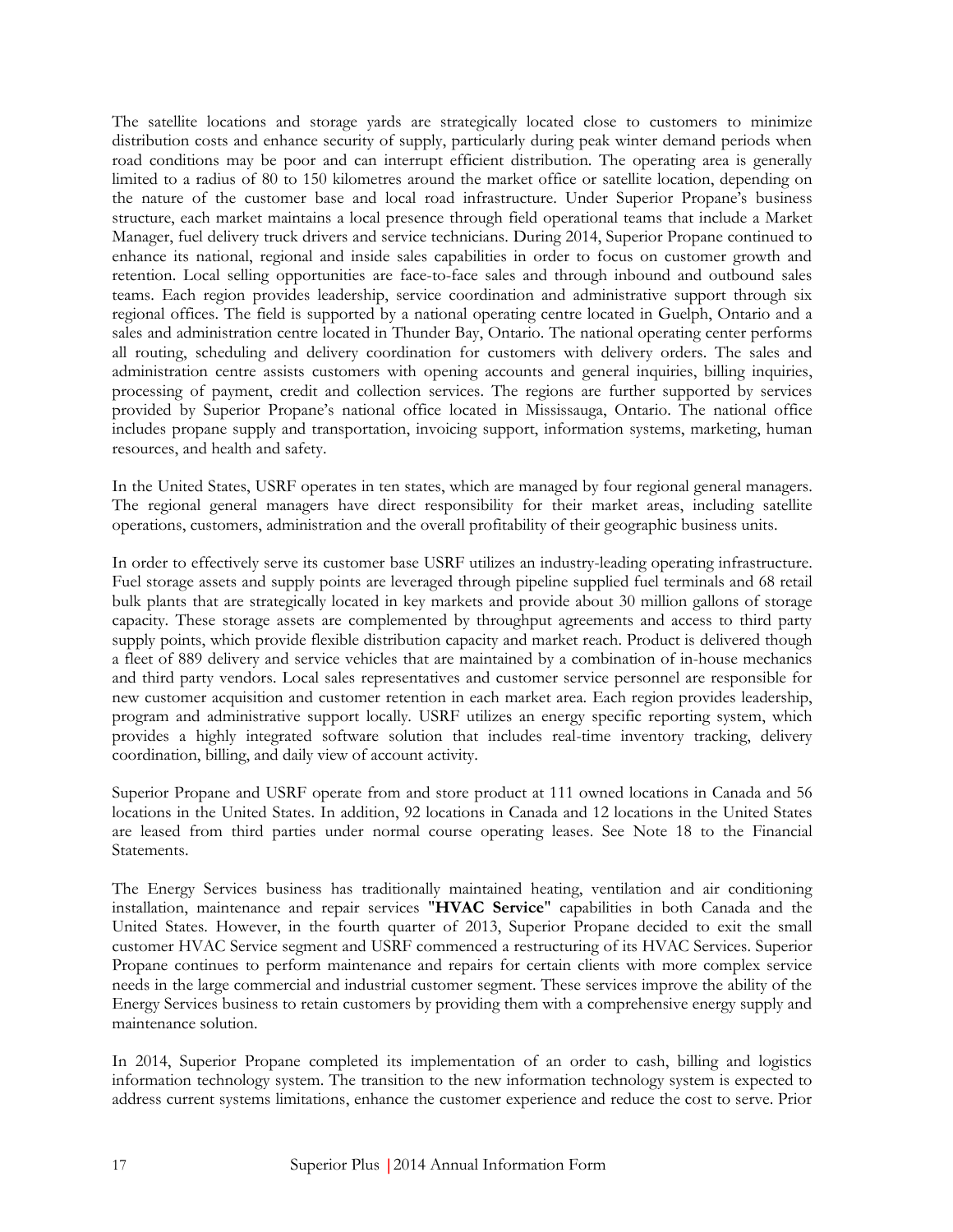The satellite locations and storage yards are strategically located close to customers to minimize distribution costs and enhance security of supply, particularly during peak winter demand periods when road conditions may be poor and can interrupt efficient distribution. The operating area is generally limited to a radius of 80 to 150 kilometres around the market office or satellite location, depending on the nature of the customer base and local road infrastructure. Under Superior Propane's business structure, each market maintains a local presence through field operational teams that include a Market Manager, fuel delivery truck drivers and service technicians. During 2014, Superior Propane continued to enhance its national, regional and inside sales capabilities in order to focus on customer growth and retention. Local selling opportunities are face-to-face sales and through inbound and outbound sales teams. Each region provides leadership, service coordination and administrative support through six regional offices. The field is supported by a national operating centre located in Guelph, Ontario and a sales and administration centre located in Thunder Bay, Ontario. The national operating center performs all routing, scheduling and delivery coordination for customers with delivery orders. The sales and administration centre assists customers with opening accounts and general inquiries, billing inquiries, processing of payment, credit and collection services. The regions are further supported by services provided by Superior Propane's national office located in Mississauga, Ontario. The national office includes propane supply and transportation, invoicing support, information systems, marketing, human resources, and health and safety.

In the United States, USRF operates in ten states, which are managed by four regional general managers. The regional general managers have direct responsibility for their market areas, including satellite operations, customers, administration and the overall profitability of their geographic business units.

In order to effectively serve its customer base USRF utilizes an industry-leading operating infrastructure. Fuel storage assets and supply points are leveraged through pipeline supplied fuel terminals and 68 retail bulk plants that are strategically located in key markets and provide about 30 million gallons of storage capacity. These storage assets are complemented by throughput agreements and access to third party supply points, which provide flexible distribution capacity and market reach. Product is delivered though a fleet of 889 delivery and service vehicles that are maintained by a combination of in-house mechanics and third party vendors. Local sales representatives and customer service personnel are responsible for new customer acquisition and customer retention in each market area. Each region provides leadership, program and administrative support locally. USRF utilizes an energy specific reporting system, which provides a highly integrated software solution that includes real-time inventory tracking, delivery coordination, billing, and daily view of account activity.

Superior Propane and USRF operate from and store product at 111 owned locations in Canada and 56 locations in the United States. In addition, 92 locations in Canada and 12 locations in the United States are leased from third parties under normal course operating leases. See Note 18 to the Financial Statements.

The Energy Services business has traditionally maintained heating, ventilation and air conditioning installation, maintenance and repair services "**HVAC Service**" capabilities in both Canada and the United States. However, in the fourth quarter of 2013, Superior Propane decided to exit the small customer HVAC Service segment and USRF commenced a restructuring of its HVAC Services. Superior Propane continues to perform maintenance and repairs for certain clients with more complex service needs in the large commercial and industrial customer segment. These services improve the ability of the Energy Services business to retain customers by providing them with a comprehensive energy supply and maintenance solution.

In 2014, Superior Propane completed its implementation of an order to cash, billing and logistics information technology system. The transition to the new information technology system is expected to address current systems limitations, enhance the customer experience and reduce the cost to serve. Prior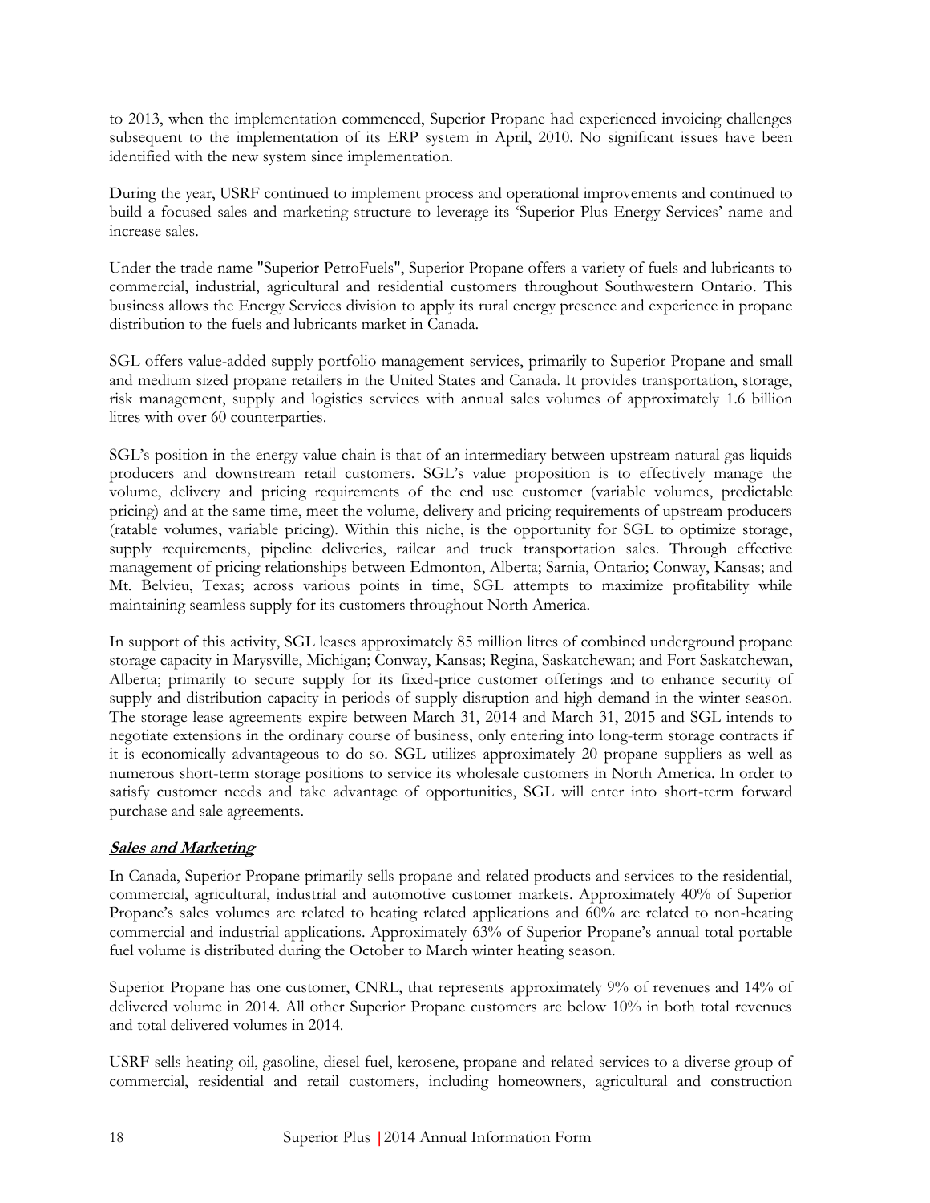to 2013, when the implementation commenced, Superior Propane had experienced invoicing challenges subsequent to the implementation of its ERP system in April, 2010. No significant issues have been identified with the new system since implementation.

During the year, USRF continued to implement process and operational improvements and continued to build a focused sales and marketing structure to leverage its 'Superior Plus Energy Services' name and increase sales.

Under the trade name "Superior PetroFuels", Superior Propane offers a variety of fuels and lubricants to commercial, industrial, agricultural and residential customers throughout Southwestern Ontario. This business allows the Energy Services division to apply its rural energy presence and experience in propane distribution to the fuels and lubricants market in Canada.

SGL offers value-added supply portfolio management services, primarily to Superior Propane and small and medium sized propane retailers in the United States and Canada. It provides transportation, storage, risk management, supply and logistics services with annual sales volumes of approximately 1.6 billion litres with over 60 counterparties.

SGL's position in the energy value chain is that of an intermediary between upstream natural gas liquids producers and downstream retail customers. SGL's value proposition is to effectively manage the volume, delivery and pricing requirements of the end use customer (variable volumes, predictable pricing) and at the same time, meet the volume, delivery and pricing requirements of upstream producers (ratable volumes, variable pricing). Within this niche, is the opportunity for SGL to optimize storage, supply requirements, pipeline deliveries, railcar and truck transportation sales. Through effective management of pricing relationships between Edmonton, Alberta; Sarnia, Ontario; Conway, Kansas; and Mt. Belvieu, Texas; across various points in time, SGL attempts to maximize profitability while maintaining seamless supply for its customers throughout North America.

In support of this activity, SGL leases approximately 85 million litres of combined underground propane storage capacity in Marysville, Michigan; Conway, Kansas; Regina, Saskatchewan; and Fort Saskatchewan, Alberta; primarily to secure supply for its fixed-price customer offerings and to enhance security of supply and distribution capacity in periods of supply disruption and high demand in the winter season. The storage lease agreements expire between March 31, 2014 and March 31, 2015 and SGL intends to negotiate extensions in the ordinary course of business, only entering into long-term storage contracts if it is economically advantageous to do so. SGL utilizes approximately 20 propane suppliers as well as numerous short-term storage positions to service its wholesale customers in North America. In order to satisfy customer needs and take advantage of opportunities, SGL will enter into short-term forward purchase and sale agreements.

***Sales and Marketing***

In Canada, Superior Propane primarily sells propane and related products and services to the residential, commercial, agricultural, industrial and automotive customer markets. Approximately 40% of Superior Propane's sales volumes are related to heating related applications and 60% are related to non-heating commercial and industrial applications. Approximately 63% of Superior Propane's annual total portable fuel volume is distributed during the October to March winter heating season.

Superior Propane has one customer, CNRL, that represents approximately 9% of revenues and 14% of delivered volume in 2014. All other Superior Propane customers are below 10% in both total revenues and total delivered volumes in 2014.

USRF sells heating oil, gasoline, diesel fuel, kerosene, propane and related services to a diverse group of commercial, residential and retail customers, including homeowners, agricultural and construction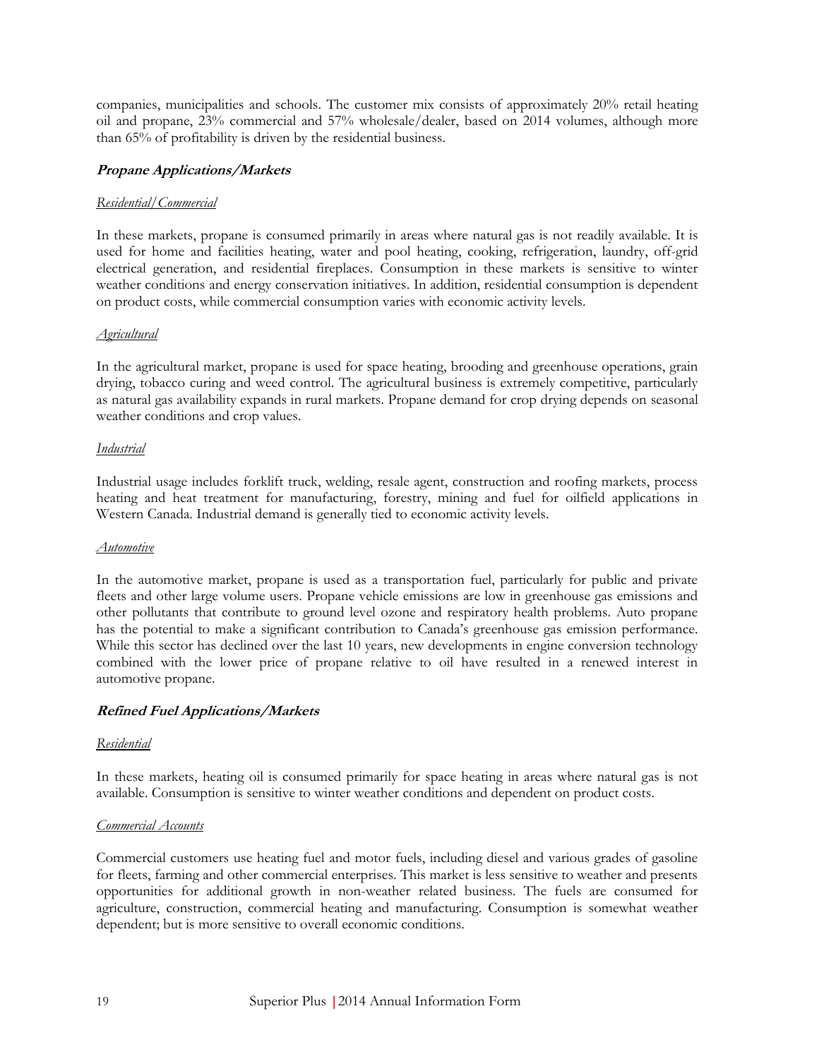companies, municipalities and schools. The customer mix consists of approximately 20% retail heating oil and propane, 23% commercial and 57% wholesale/dealer, based on 2014 volumes, although more than 65% of profitability is driven by the residential business.

### ***Propane Applications/Markets***

*Residential/Commercial*

In these markets, propane is consumed primarily in areas where natural gas is not readily available. It is used for home and facilities heating, water and pool heating, cooking, refrigeration, laundry, off-grid electrical generation, and residential fireplaces. Consumption in these markets is sensitive to winter weather conditions and energy conservation initiatives. In addition, residential consumption is dependent on product costs, while commercial consumption varies with economic activity levels.

*Agricultural*

In the agricultural market, propane is used for space heating, brooding and greenhouse operations, grain drying, tobacco curing and weed control. The agricultural business is extremely competitive, particularly as natural gas availability expands in rural markets. Propane demand for crop drying depends on seasonal weather conditions and crop values.

*Industrial*

Industrial usage includes forklift truck, welding, resale agent, construction and roofing markets, process heating and heat treatment for manufacturing, forestry, mining and fuel for oilfield applications in Western Canada. Industrial demand is generally tied to economic activity levels.

*Automotive*

In the automotive market, propane is used as a transportation fuel, particularly for public and private fleets and other large volume users. Propane vehicle emissions are low in greenhouse gas emissions and other pollutants that contribute to ground level ozone and respiratory health problems. Auto propane has the potential to make a significant contribution to Canada's greenhouse gas emission performance. While this sector has declined over the last 10 years, new developments in engine conversion technology combined with the lower price of propane relative to oil have resulted in a renewed interest in automotive propane.

### ***Refined Fuel Applications/Markets***

*Residential*

In these markets, heating oil is consumed primarily for space heating in areas where natural gas is not available. Consumption is sensitive to winter weather conditions and dependent on product costs.

*Commercial Accounts*

Commercial customers use heating fuel and motor fuels, including diesel and various grades of gasoline for fleets, farming and other commercial enterprises. This market is less sensitive to weather and presents opportunities for additional growth in non-weather related business. The fuels are consumed for agriculture, construction, commercial heating and manufacturing. Consumption is somewhat weather dependent; but is more sensitive to overall economic conditions.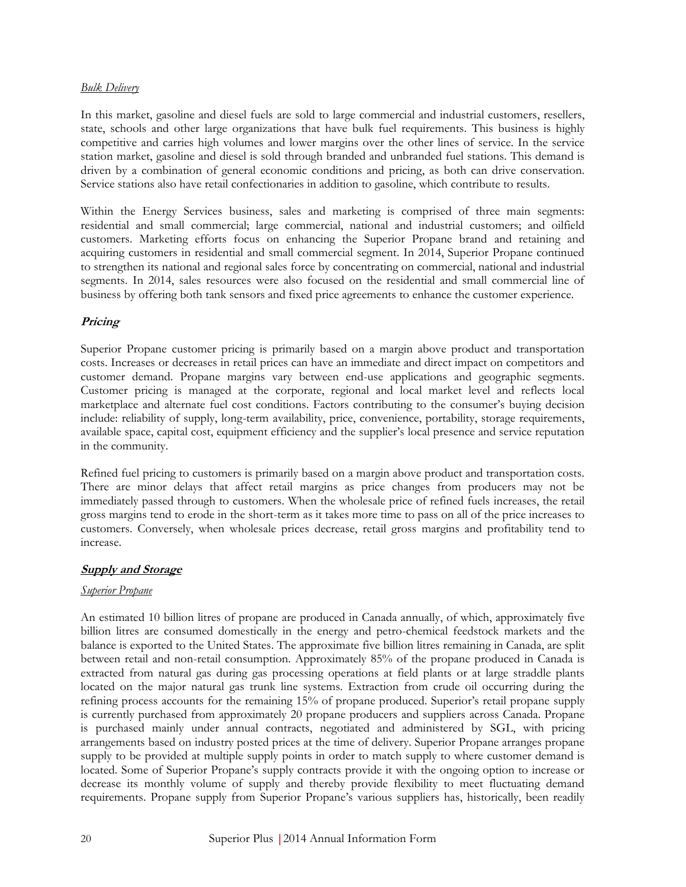*Bulk Delivery*

In this market, gasoline and diesel fuels are sold to large commercial and industrial customers, resellers, state, schools and other large organizations that have bulk fuel requirements. This business is highly competitive and carries high volumes and lower margins over the other lines of service. In the service station market, gasoline and diesel is sold through branded and unbranded fuel stations. This demand is driven by a combination of general economic conditions and pricing, as both can drive conservation. Service stations also have retail confectionaries in addition to gasoline, which contribute to results.

Within the Energy Services business, sales and marketing is comprised of three main segments: residential and small commercial; large commercial, national and industrial customers; and oilfield customers. Marketing efforts focus on enhancing the Superior Propane brand and retaining and acquiring customers in residential and small commercial segment. In 2014, Superior Propane continued to strengthen its national and regional sales force by concentrating on commercial, national and industrial segments. In 2014, sales resources were also focused on the residential and small commercial line of business by offering both tank sensors and fixed price agreements to enhance the customer experience.

### ***Pricing***

Superior Propane customer pricing is primarily based on a margin above product and transportation costs. Increases or decreases in retail prices can have an immediate and direct impact on competitors and customer demand. Propane margins vary between end-use applications and geographic segments. Customer pricing is managed at the corporate, regional and local market level and reflects local marketplace and alternate fuel cost conditions. Factors contributing to the consumer's buying decision include: reliability of supply, long-term availability, price, convenience, portability, storage requirements, available space, capital cost, equipment efficiency and the supplier's local presence and service reputation in the community.

Refined fuel pricing to customers is primarily based on a margin above product and transportation costs. There are minor delays that affect retail margins as price changes from producers may not be immediately passed through to customers. When the wholesale price of refined fuels increases, the retail gross margins tend to erode in the short-term as it takes more time to pass on all of the price increases to customers. Conversely, when wholesale prices decrease, retail gross margins and profitability tend to increase.

### ***Supply and Storage***

*Superior Propane*

An estimated 10 billion litres of propane are produced in Canada annually, of which, approximately five billion litres are consumed domestically in the energy and petro-chemical feedstock markets and the balance is exported to the United States. The approximate five billion litres remaining in Canada, are split between retail and non-retail consumption. Approximately 85% of the propane produced in Canada is extracted from natural gas during gas processing operations at field plants or at large straddle plants located on the major natural gas trunk line systems. Extraction from crude oil occurring during the refining process accounts for the remaining 15% of propane produced. Superior's retail propane supply is currently purchased from approximately 20 propane producers and suppliers across Canada. Propane is purchased mainly under annual contracts, negotiated and administered by SGL, with pricing arrangements based on industry posted prices at the time of delivery. Superior Propane arranges propane supply to be provided at multiple supply points in order to match supply to where customer demand is located. Some of Superior Propane's supply contracts provide it with the ongoing option to increase or decrease its monthly volume of supply and thereby provide flexibility to meet fluctuating demand requirements. Propane supply from Superior Propane's various suppliers has, historically, been readily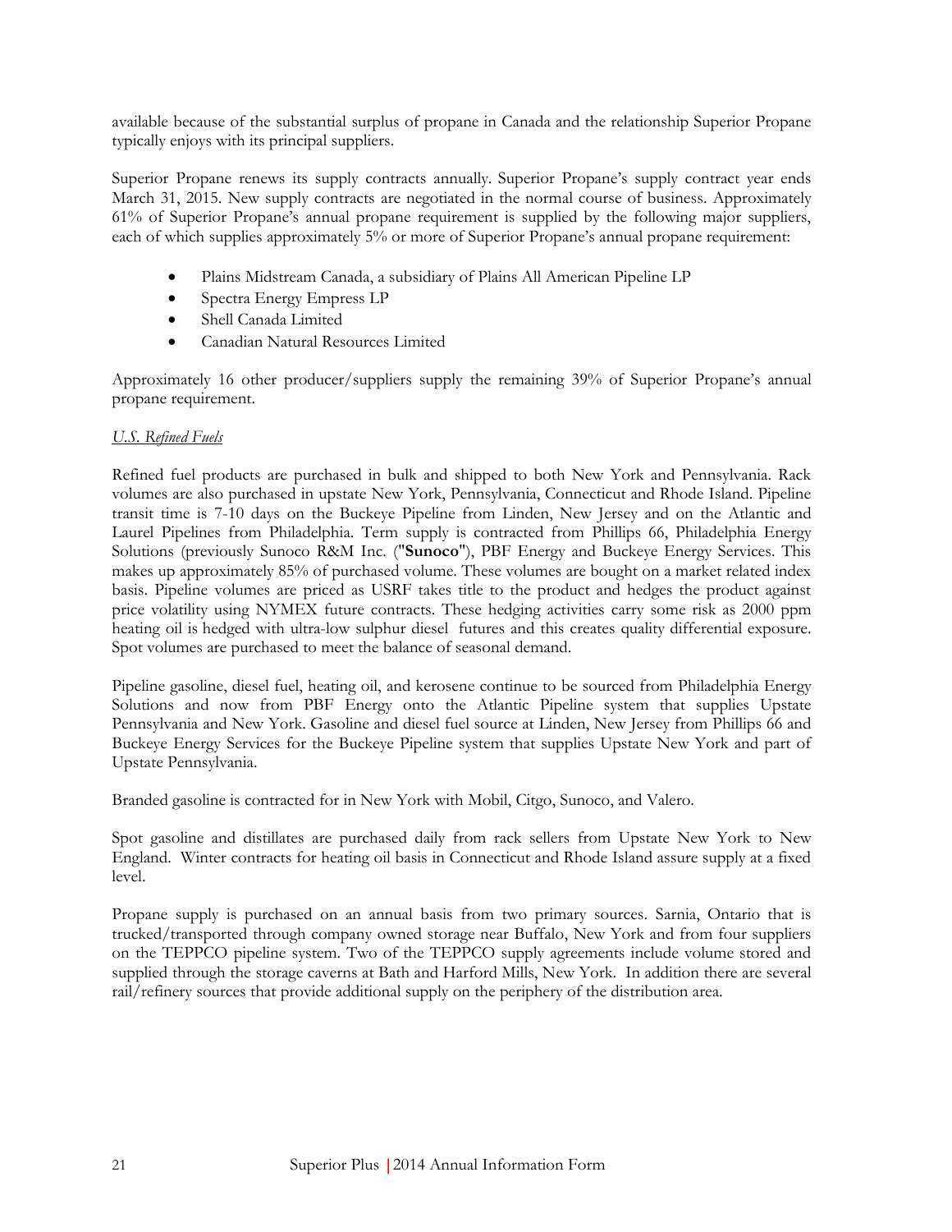available because of the substantial surplus of propane in Canada and the relationship Superior Propane typically enjoys with its principal suppliers.

Superior Propane renews its supply contracts annually. Superior Propane's supply contract year ends March 31, 2015. New supply contracts are negotiated in the normal course of business. Approximately 61% of Superior Propane's annual propane requirement is supplied by the following major suppliers, each of which supplies approximately 5% or more of Superior Propane's annual propane requirement:

- Plains Midstream Canada, a subsidiary of Plains All American Pipeline LP
- Spectra Energy Empress LP
- Shell Canada Limited
- Canadian Natural Resources Limited

Approximately 16 other producer/suppliers supply the remaining 39% of Superior Propane's annual propane requirement.

*U.S. Refined Fuels*

Refined fuel products are purchased in bulk and shipped to both New York and Pennsylvania. Rack volumes are also purchased in upstate New York, Pennsylvania, Connecticut and Rhode Island. Pipeline transit time is 7-10 days on the Buckeye Pipeline from Linden, New Jersey and on the Atlantic and Laurel Pipelines from Philadelphia. Term supply is contracted from Phillips 66, Philadelphia Energy Solutions (previously Sunoco R&M Inc. ("**Sunoco**"), PBF Energy and Buckeye Energy Services. This makes up approximately 85% of purchased volume. These volumes are bought on a market related index basis. Pipeline volumes are priced as USRF takes title to the product and hedges the product against price volatility using NYMEX future contracts. These hedging activities carry some risk as 2000 ppm heating oil is hedged with ultra-low sulphur diesel futures and this creates quality differential exposure. Spot volumes are purchased to meet the balance of seasonal demand.

Pipeline gasoline, diesel fuel, heating oil, and kerosene continue to be sourced from Philadelphia Energy Solutions and now from PBF Energy onto the Atlantic Pipeline system that supplies Upstate Pennsylvania and New York. Gasoline and diesel fuel source at Linden, New Jersey from Phillips 66 and Buckeye Energy Services for the Buckeye Pipeline system that supplies Upstate New York and part of Upstate Pennsylvania.

Branded gasoline is contracted for in New York with Mobil, Citgo, Sunoco, and Valero.

Spot gasoline and distillates are purchased daily from rack sellers from Upstate New York to New England. Winter contracts for heating oil basis in Connecticut and Rhode Island assure supply at a fixed level.

Propane supply is purchased on an annual basis from two primary sources. Sarnia, Ontario that is trucked/transported through company owned storage near Buffalo, New York and from four suppliers on the TEPPCO pipeline system. Two of the TEPPCO supply agreements include volume stored and supplied through the storage caverns at Bath and Harford Mills, New York. In addition there are several rail/refinery sources that provide additional supply on the periphery of the distribution area.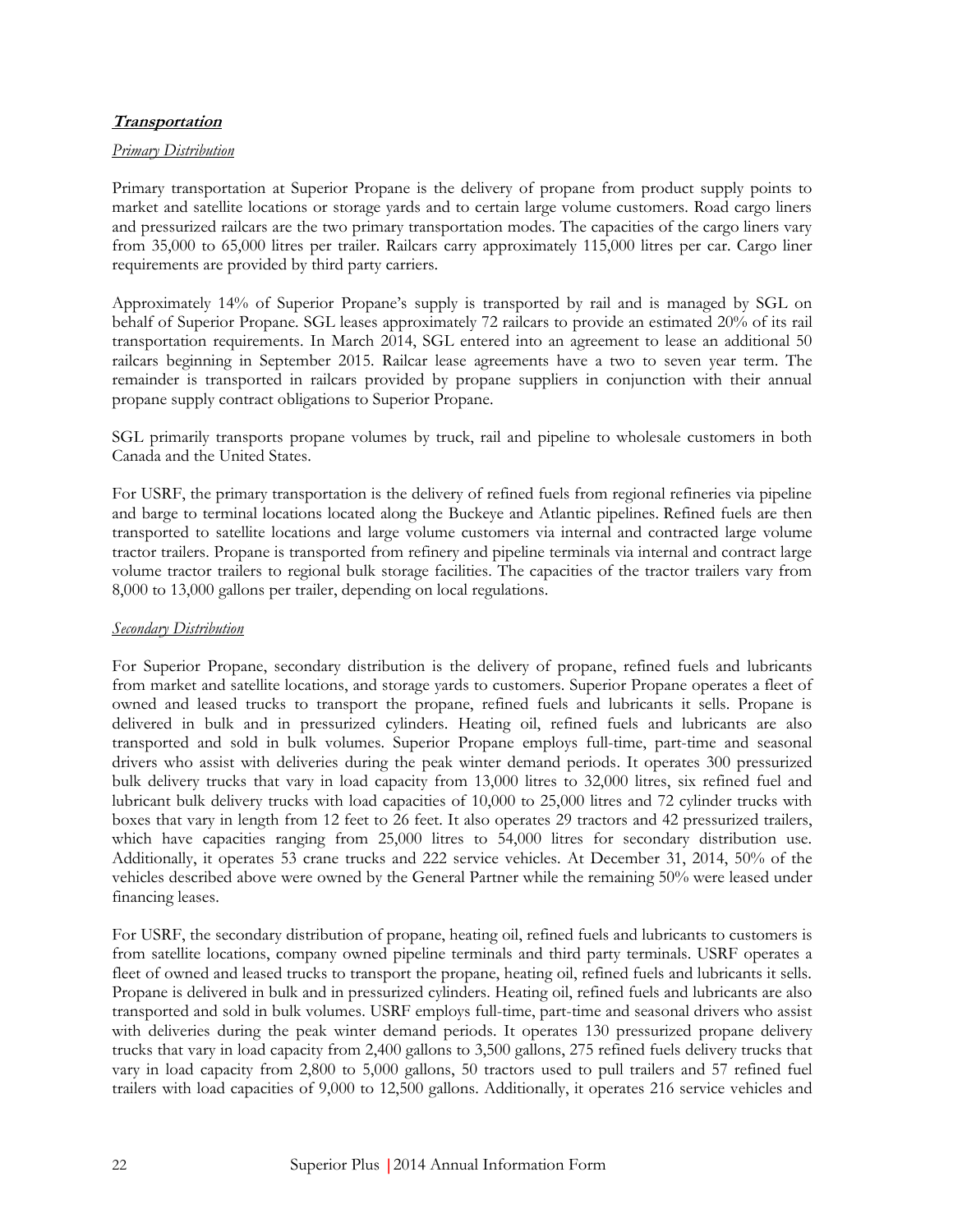***Transportation***

*Primary Distribution*

Primary transportation at Superior Propane is the delivery of propane from product supply points to market and satellite locations or storage yards and to certain large volume customers. Road cargo liners and pressurized railcars are the two primary transportation modes. The capacities of the cargo liners vary from 35,000 to 65,000 litres per trailer. Railcars carry approximately 115,000 litres per car. Cargo liner requirements are provided by third party carriers.

Approximately 14% of Superior Propane's supply is transported by rail and is managed by SGL on behalf of Superior Propane. SGL leases approximately 72 railcars to provide an estimated 20% of its rail transportation requirements. In March 2014, SGL entered into an agreement to lease an additional 50 railcars beginning in September 2015. Railcar lease agreements have a two to seven year term. The remainder is transported in railcars provided by propane suppliers in conjunction with their annual propane supply contract obligations to Superior Propane.

SGL primarily transports propane volumes by truck, rail and pipeline to wholesale customers in both Canada and the United States.

For USRF, the primary transportation is the delivery of refined fuels from regional refineries via pipeline and barge to terminal locations located along the Buckeye and Atlantic pipelines. Refined fuels are then transported to satellite locations and large volume customers via internal and contracted large volume tractor trailers. Propane is transported from refinery and pipeline terminals via internal and contract large volume tractor trailers to regional bulk storage facilities. The capacities of the tractor trailers vary from 8,000 to 13,000 gallons per trailer, depending on local regulations.

*Secondary Distribution*

For Superior Propane, secondary distribution is the delivery of propane, refined fuels and lubricants from market and satellite locations, and storage yards to customers. Superior Propane operates a fleet of owned and leased trucks to transport the propane, refined fuels and lubricants it sells. Propane is delivered in bulk and in pressurized cylinders. Heating oil, refined fuels and lubricants are also transported and sold in bulk volumes. Superior Propane employs full-time, part-time and seasonal drivers who assist with deliveries during the peak winter demand periods. It operates 300 pressurized bulk delivery trucks that vary in load capacity from 13,000 litres to 32,000 litres, six refined fuel and lubricant bulk delivery trucks with load capacities of 10,000 to 25,000 litres and 72 cylinder trucks with boxes that vary in length from 12 feet to 26 feet. It also operates 29 tractors and 42 pressurized trailers, which have capacities ranging from 25,000 litres to 54,000 litres for secondary distribution use. Additionally, it operates 53 crane trucks and 222 service vehicles. At December 31, 2014, 50% of the vehicles described above were owned by the General Partner while the remaining 50% were leased under financing leases.

For USRF, the secondary distribution of propane, heating oil, refined fuels and lubricants to customers is from satellite locations, company owned pipeline terminals and third party terminals. USRF operates a fleet of owned and leased trucks to transport the propane, heating oil, refined fuels and lubricants it sells. Propane is delivered in bulk and in pressurized cylinders. Heating oil, refined fuels and lubricants are also transported and sold in bulk volumes. USRF employs full-time, part-time and seasonal drivers who assist with deliveries during the peak winter demand periods. It operates 130 pressurized propane delivery trucks that vary in load capacity from 2,400 gallons to 3,500 gallons, 275 refined fuels delivery trucks that vary in load capacity from 2,800 to 5,000 gallons, 50 tractors used to pull trailers and 57 refined fuel trailers with load capacities of 9,000 to 12,500 gallons. Additionally, it operates 216 service vehicles and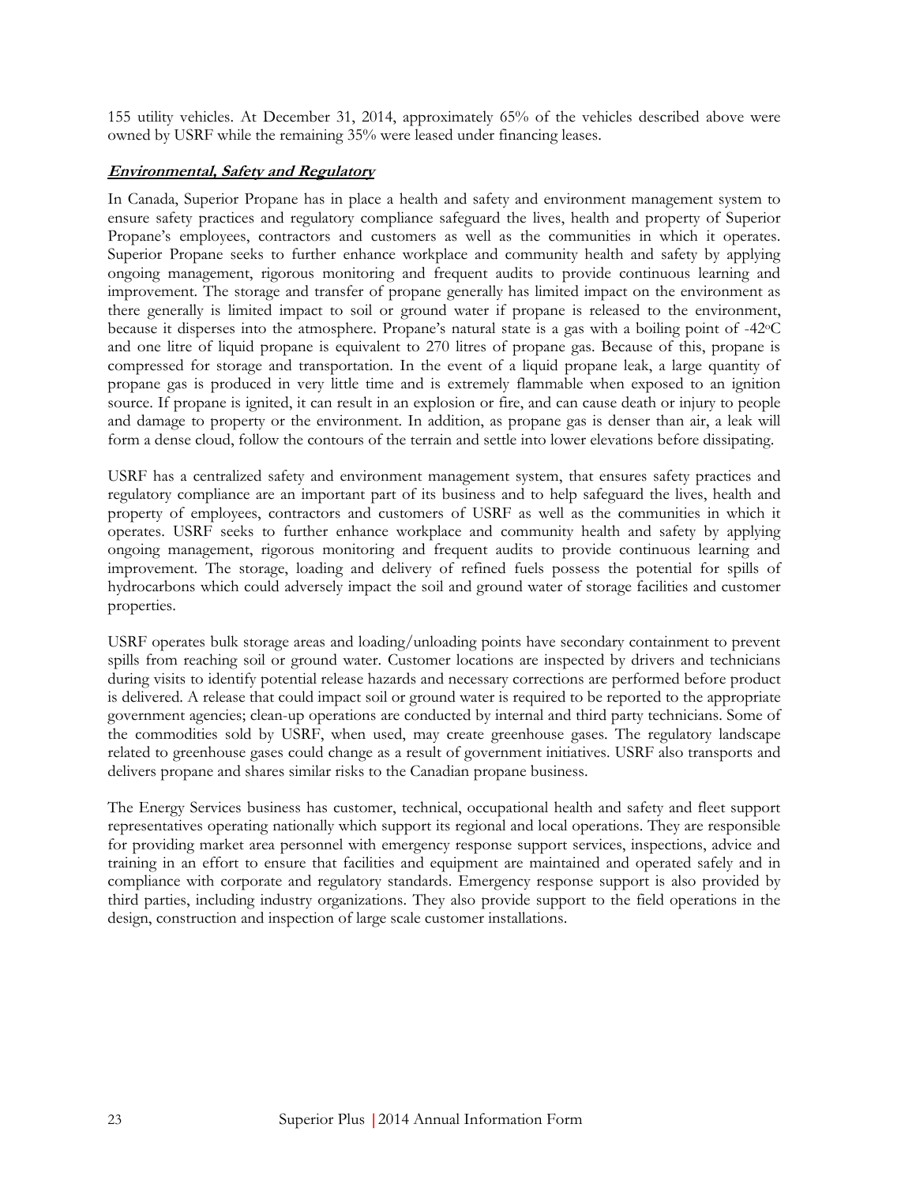155 utility vehicles. At December 31, 2014, approximately 65% of the vehicles described above were owned by USRF while the remaining 35% were leased under financing leases.

***Environmental, Safety and Regulatory***

In Canada, Superior Propane has in place a health and safety and environment management system to ensure safety practices and regulatory compliance safeguard the lives, health and property of Superior Propane's employees, contractors and customers as well as the communities in which it operates. Superior Propane seeks to further enhance workplace and community health and safety by applying ongoing management, rigorous monitoring and frequent audits to provide continuous learning and improvement. The storage and transfer of propane generally has limited impact on the environment as there generally is limited impact to soil or ground water if propane is released to the environment, because it disperses into the atmosphere. Propane's natural state is a gas with a boiling point of -42°C and one litre of liquid propane is equivalent to 270 litres of propane gas. Because of this, propane is compressed for storage and transportation. In the event of a liquid propane leak, a large quantity of propane gas is produced in very little time and is extremely flammable when exposed to an ignition source. If propane is ignited, it can result in an explosion or fire, and can cause death or injury to people and damage to property or the environment. In addition, as propane gas is denser than air, a leak will form a dense cloud, follow the contours of the terrain and settle into lower elevations before dissipating.

USRF has a centralized safety and environment management system, that ensures safety practices and regulatory compliance are an important part of its business and to help safeguard the lives, health and property of employees, contractors and customers of USRF as well as the communities in which it operates. USRF seeks to further enhance workplace and community health and safety by applying ongoing management, rigorous monitoring and frequent audits to provide continuous learning and improvement. The storage, loading and delivery of refined fuels possess the potential for spills of hydrocarbons which could adversely impact the soil and ground water of storage facilities and customer properties.

USRF operates bulk storage areas and loading/unloading points have secondary containment to prevent spills from reaching soil or ground water. Customer locations are inspected by drivers and technicians during visits to identify potential release hazards and necessary corrections are performed before product is delivered. A release that could impact soil or ground water is required to be reported to the appropriate government agencies; clean-up operations are conducted by internal and third party technicians. Some of the commodities sold by USRF, when used, may create greenhouse gases. The regulatory landscape related to greenhouse gases could change as a result of government initiatives. USRF also transports and delivers propane and shares similar risks to the Canadian propane business.

The Energy Services business has customer, technical, occupational health and safety and fleet support representatives operating nationally which support its regional and local operations. They are responsible for providing market area personnel with emergency response support services, inspections, advice and training in an effort to ensure that facilities and equipment are maintained and operated safely and in compliance with corporate and regulatory standards. Emergency response support is also provided by third parties, including industry organizations. They also provide support to the field operations in the design, construction and inspection of large scale customer installations.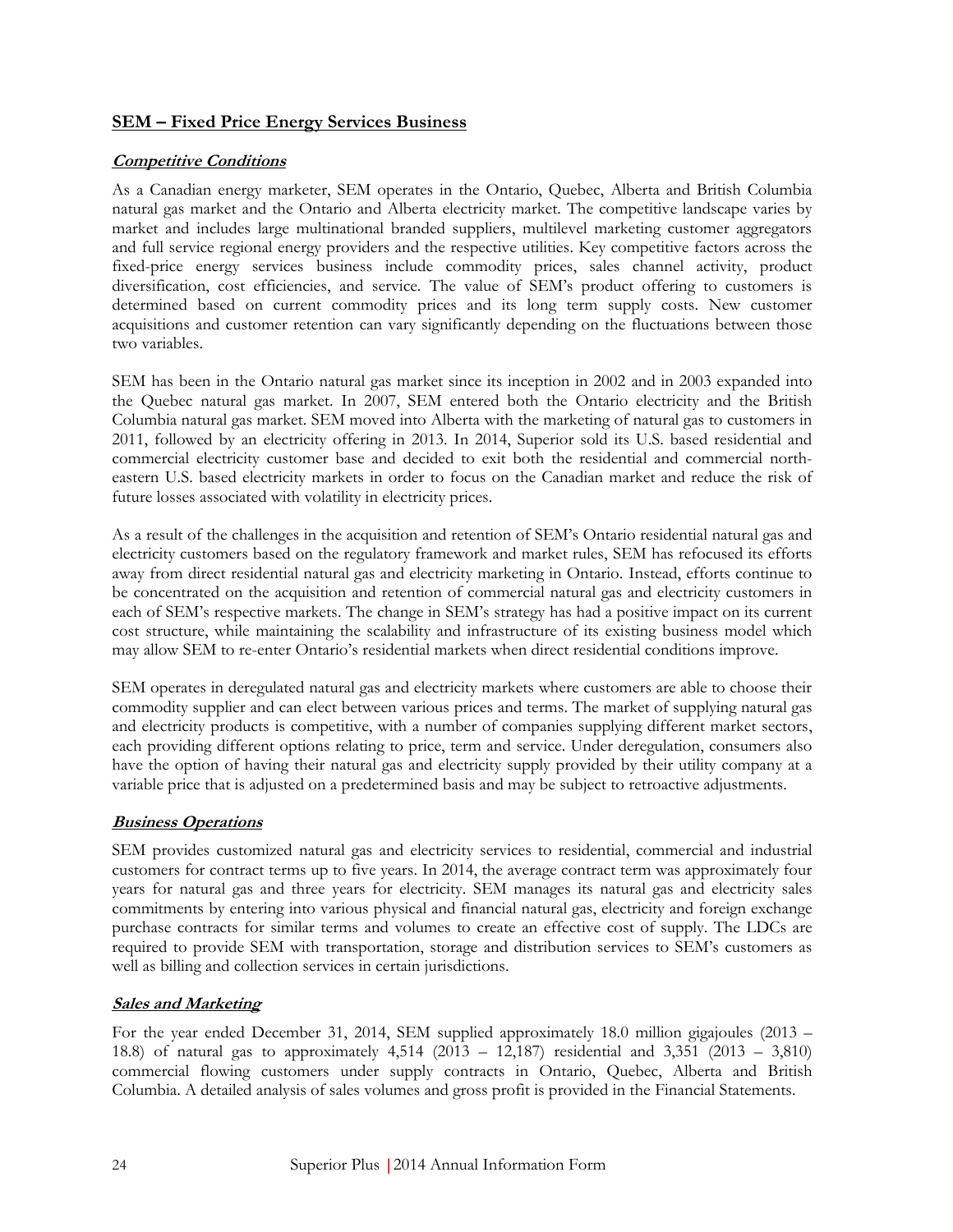## SEM – Fixed Price Energy Services Business

### *Competitive Conditions*

As a Canadian energy marketer, SEM operates in the Ontario, Quebec, Alberta and British Columbia natural gas market and the Ontario and Alberta electricity market. The competitive landscape varies by market and includes large multinational branded suppliers, multilevel marketing customer aggregators and full service regional energy providers and the respective utilities. Key competitive factors across the fixed-price energy services business include commodity prices, sales channel activity, product diversification, cost efficiencies, and service. The value of SEM's product offering to customers is determined based on current commodity prices and its long term supply costs. New customer acquisitions and customer retention can vary significantly depending on the fluctuations between those two variables.

SEM has been in the Ontario natural gas market since its inception in 2002 and in 2003 expanded into the Quebec natural gas market. In 2007, SEM entered both the Ontario electricity and the British Columbia natural gas market. SEM moved into Alberta with the marketing of natural gas to customers in 2011, followed by an electricity offering in 2013. In 2014, Superior sold its U.S. based residential and commercial electricity customer base and decided to exit both the residential and commercial north-eastern U.S. based electricity markets in order to focus on the Canadian market and reduce the risk of future losses associated with volatility in electricity prices.

As a result of the challenges in the acquisition and retention of SEM's Ontario residential natural gas and electricity customers based on the regulatory framework and market rules, SEM has refocused its efforts away from direct residential natural gas and electricity marketing in Ontario. Instead, efforts continue to be concentrated on the acquisition and retention of commercial natural gas and electricity customers in each of SEM's respective markets. The change in SEM's strategy has had a positive impact on its current cost structure, while maintaining the scalability and infrastructure of its existing business model which may allow SEM to re-enter Ontario's residential markets when direct residential conditions improve.

SEM operates in deregulated natural gas and electricity markets where customers are able to choose their commodity supplier and can elect between various prices and terms. The market of supplying natural gas and electricity products is competitive, with a number of companies supplying different market sectors, each providing different options relating to price, term and service. Under deregulation, consumers also have the option of having their natural gas and electricity supply provided by their utility company at a variable price that is adjusted on a predetermined basis and may be subject to retroactive adjustments.

### *Business Operations*

SEM provides customized natural gas and electricity services to residential, commercial and industrial customers for contract terms up to five years. In 2014, the average contract term was approximately four years for natural gas and three years for electricity. SEM manages its natural gas and electricity sales commitments by entering into various physical and financial natural gas, electricity and foreign exchange purchase contracts for similar terms and volumes to create an effective cost of supply. The LDCs are required to provide SEM with transportation, storage and distribution services to SEM's customers as well as billing and collection services in certain jurisdictions.

### *Sales and Marketing*

For the year ended December 31, 2014, SEM supplied approximately 18.0 million gigajoules (2013 – 18.8) of natural gas to approximately 4,514 (2013 – 12,187) residential and 3,351 (2013 – 3,810) commercial flowing customers under supply contracts in Ontario, Quebec, Alberta and British Columbia. A detailed analysis of sales volumes and gross profit is provided in the Financial Statements.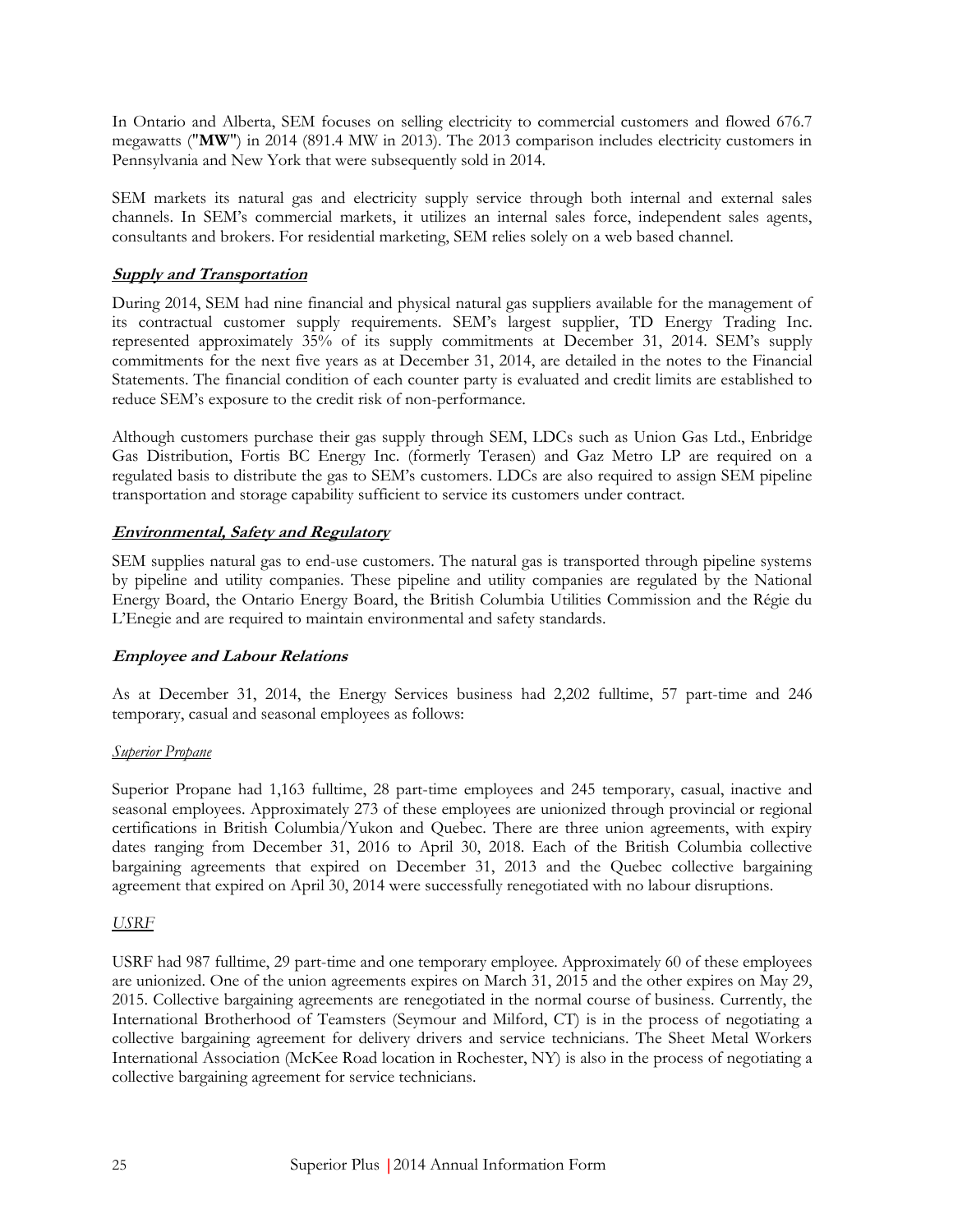In Ontario and Alberta, SEM focuses on selling electricity to commercial customers and flowed 676.7 megawatts ("**MW**") in 2014 (891.4 MW in 2013). The 2013 comparison includes electricity customers in Pennsylvania and New York that were subsequently sold in 2014.

SEM markets its natural gas and electricity supply service through both internal and external sales channels. In SEM's commercial markets, it utilizes an internal sales force, independent sales agents, consultants and brokers. For residential marketing, SEM relies solely on a web based channel.

### ***Supply and Transportation***

During 2014, SEM had nine financial and physical natural gas suppliers available for the management of its contractual customer supply requirements. SEM's largest supplier, TD Energy Trading Inc. represented approximately 35% of its supply commitments at December 31, 2014. SEM's supply commitments for the next five years as at December 31, 2014, are detailed in the notes to the Financial Statements. The financial condition of each counter party is evaluated and credit limits are established to reduce SEM's exposure to the credit risk of non-performance.

Although customers purchase their gas supply through SEM, LDCs such as Union Gas Ltd., Enbridge Gas Distribution, Fortis BC Energy Inc. (formerly Terasen) and Gaz Metro LP are required on a regulated basis to distribute the gas to SEM's customers. LDCs are also required to assign SEM pipeline transportation and storage capability sufficient to service its customers under contract.

### ***Environmental, Safety and Regulatory***

SEM supplies natural gas to end-use customers. The natural gas is transported through pipeline systems by pipeline and utility companies. These pipeline and utility companies are regulated by the National Energy Board, the Ontario Energy Board, the British Columbia Utilities Commission and the Régie du L'Enegie and are required to maintain environmental and safety standards.

### ***Employee and Labour Relations***

As at December 31, 2014, the Energy Services business had 2,202 fulltime, 57 part-time and 246 temporary, casual and seasonal employees as follows:

*Superior Propane*

Superior Propane had 1,163 fulltime, 28 part-time employees and 245 temporary, casual, inactive and seasonal employees. Approximately 273 of these employees are unionized through provincial or regional certifications in British Columbia/Yukon and Quebec. There are three union agreements, with expiry dates ranging from December 31, 2016 to April 30, 2018. Each of the British Columbia collective bargaining agreements that expired on December 31, 2013 and the Quebec collective bargaining agreement that expired on April 30, 2014 were successfully renegotiated with no labour disruptions.

*USRF*

USRF had 987 fulltime, 29 part-time and one temporary employee. Approximately 60 of these employees are unionized. One of the union agreements expires on March 31, 2015 and the other expires on May 29, 2015. Collective bargaining agreements are renegotiated in the normal course of business. Currently, the International Brotherhood of Teamsters (Seymour and Milford, CT) is in the process of negotiating a collective bargaining agreement for delivery drivers and service technicians. The Sheet Metal Workers International Association (McKee Road location in Rochester, NY) is also in the process of negotiating a collective bargaining agreement for service technicians.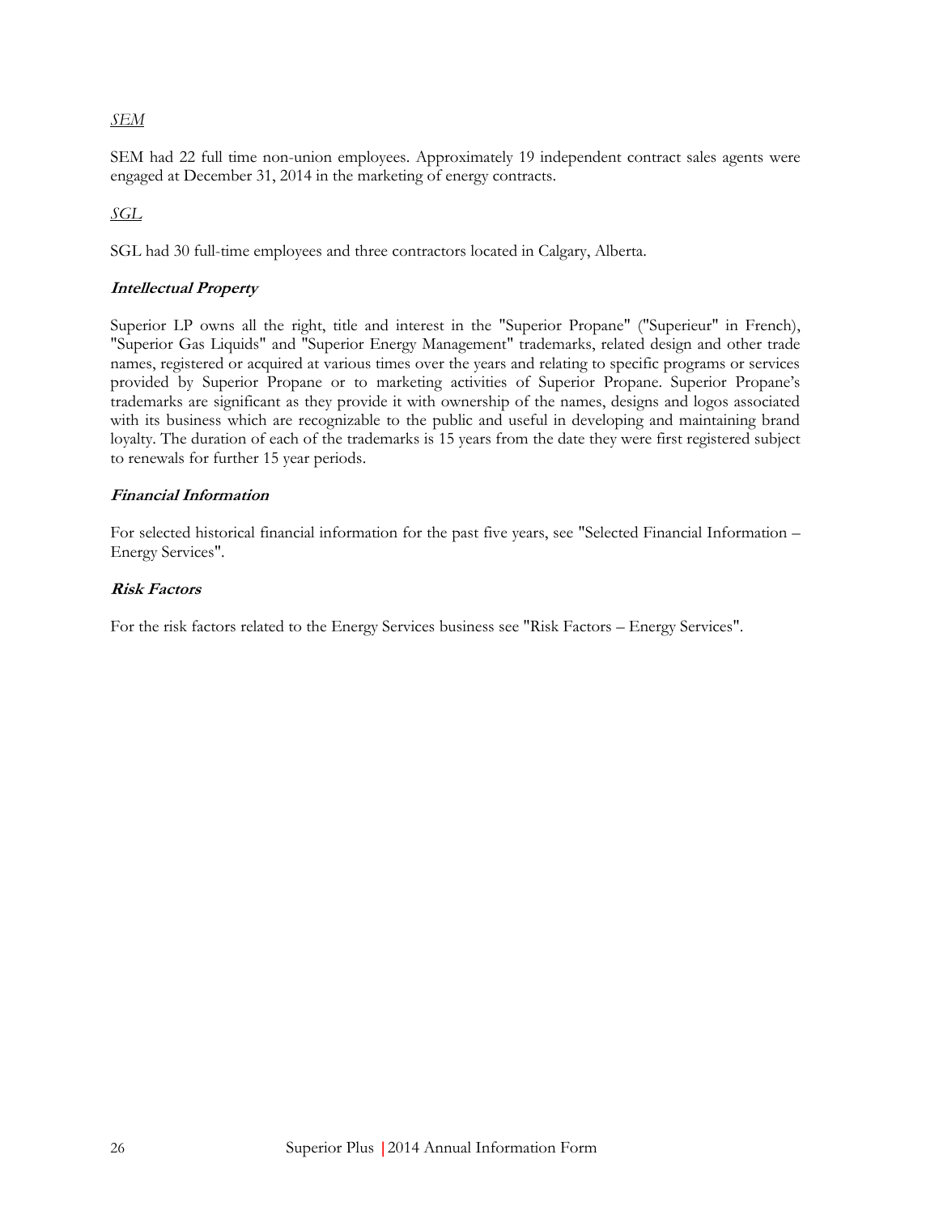*SEM*

SEM had 22 full time non-union employees. Approximately 19 independent contract sales agents were engaged at December 31, 2014 in the marketing of energy contracts.

*SGL*

SGL had 30 full-time employees and three contractors located in Calgary, Alberta.

### *Intellectual Property*

Superior LP owns all the right, title and interest in the "Superior Propane" ("Superieur" in French), "Superior Gas Liquids" and "Superior Energy Management" trademarks, related design and other trade names, registered or acquired at various times over the years and relating to specific programs or services provided by Superior Propane or to marketing activities of Superior Propane. Superior Propane's trademarks are significant as they provide it with ownership of the names, designs and logos associated with its business which are recognizable to the public and useful in developing and maintaining brand loyalty. The duration of each of the trademarks is 15 years from the date they were first registered subject to renewals for further 15 year periods.

### *Financial Information*

For selected historical financial information for the past five years, see "Selected Financial Information – Energy Services".

### *Risk Factors*

For the risk factors related to the Energy Services business see "Risk Factors – Energy Services".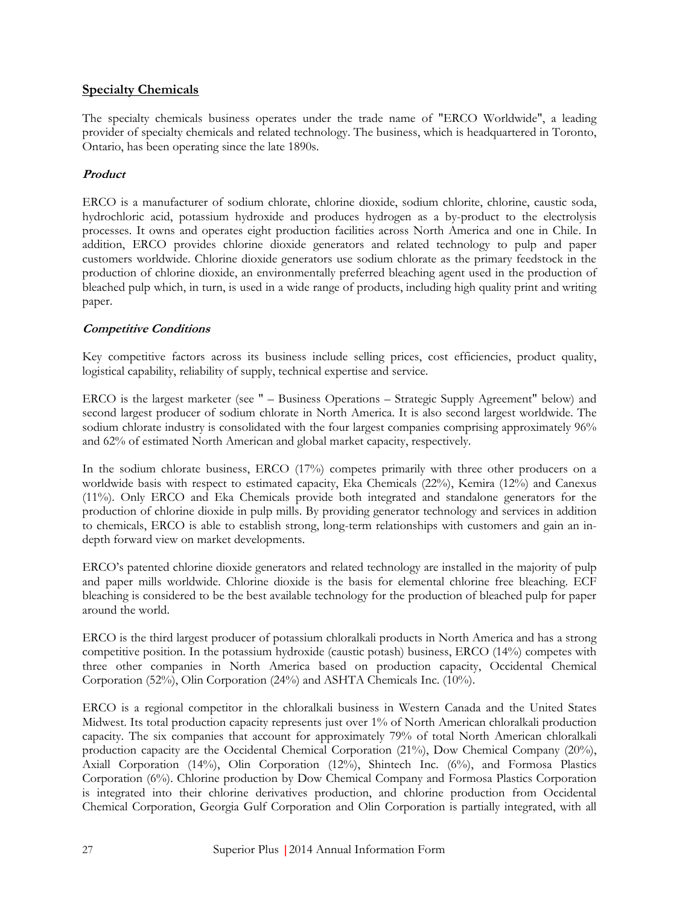## Specialty Chemicals

The specialty chemicals business operates under the trade name of "ERCO Worldwide", a leading provider of specialty chemicals and related technology. The business, which is headquartered in Toronto, Ontario, has been operating since the late 1890s.

### *Product*

ERCO is a manufacturer of sodium chlorate, chlorine dioxide, sodium chlorite, chlorine, caustic soda, hydrochloric acid, potassium hydroxide and produces hydrogen as a by-product to the electrolysis processes. It owns and operates eight production facilities across North America and one in Chile. In addition, ERCO provides chlorine dioxide generators and related technology to pulp and paper customers worldwide. Chlorine dioxide generators use sodium chlorate as the primary feedstock in the production of chlorine dioxide, an environmentally preferred bleaching agent used in the production of bleached pulp which, in turn, is used in a wide range of products, including high quality print and writing paper.

### *Competitive Conditions*

Key competitive factors across its business include selling prices, cost efficiencies, product quality, logistical capability, reliability of supply, technical expertise and service.

ERCO is the largest marketer (see " – Business Operations – Strategic Supply Agreement" below) and second largest producer of sodium chlorate in North America. It is also second largest worldwide. The sodium chlorate industry is consolidated with the four largest companies comprising approximately 96% and 62% of estimated North American and global market capacity, respectively.

In the sodium chlorate business, ERCO (17%) competes primarily with three other producers on a worldwide basis with respect to estimated capacity, Eka Chemicals (22%), Kemira (12%) and Canexus (11%). Only ERCO and Eka Chemicals provide both integrated and standalone generators for the production of chlorine dioxide in pulp mills. By providing generator technology and services in addition to chemicals, ERCO is able to establish strong, long-term relationships with customers and gain an in-depth forward view on market developments.

ERCO's patented chlorine dioxide generators and related technology are installed in the majority of pulp and paper mills worldwide. Chlorine dioxide is the basis for elemental chlorine free bleaching. ECF bleaching is considered to be the best available technology for the production of bleached pulp for paper around the world.

ERCO is the third largest producer of potassium chloralkali products in North America and has a strong competitive position. In the potassium hydroxide (caustic potash) business, ERCO (14%) competes with three other companies in North America based on production capacity, Occidental Chemical Corporation (52%), Olin Corporation (24%) and ASHTA Chemicals Inc. (10%).

ERCO is a regional competitor in the chloralkali business in Western Canada and the United States Midwest. Its total production capacity represents just over 1% of North American chloralkali production capacity. The six companies that account for approximately 79% of total North American chloralkali production capacity are the Occidental Chemical Corporation (21%), Dow Chemical Company (20%), Axiall Corporation (14%), Olin Corporation (12%), Shintech Inc. (6%), and Formosa Plastics Corporation (6%). Chlorine production by Dow Chemical Company and Formosa Plastics Corporation is integrated into their chlorine derivatives production, and chlorine production from Occidental Chemical Corporation, Georgia Gulf Corporation and Olin Corporation is partially integrated, with all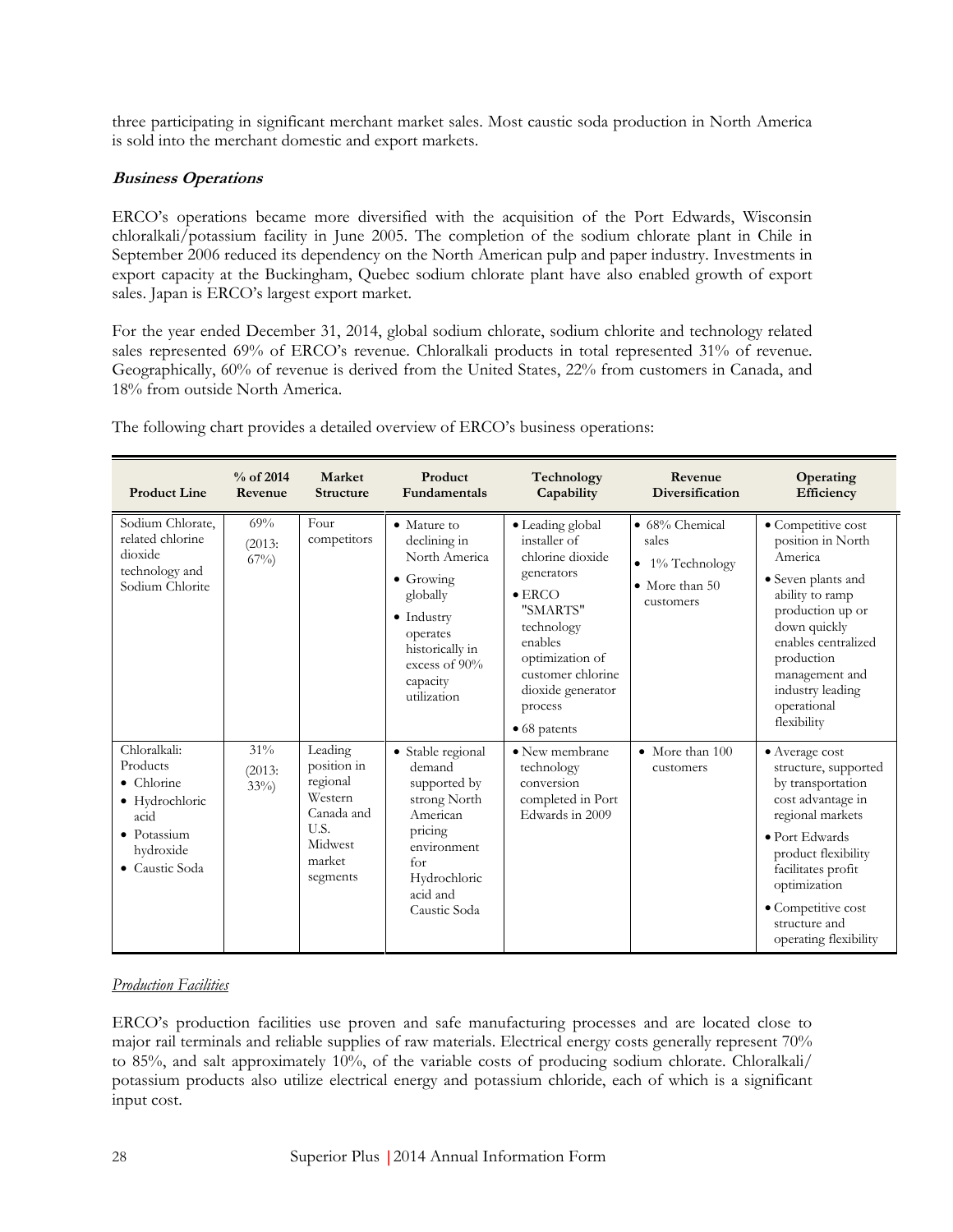three participating in significant merchant market sales. Most caustic soda production in North America is sold into the merchant domestic and export markets.

***Business Operations***

ERCO's operations became more diversified with the acquisition of the Port Edwards, Wisconsin chloralkali/potassium facility in June 2005. The completion of the sodium chlorate plant in Chile in September 2006 reduced its dependency on the North American pulp and paper industry. Investments in export capacity at the Buckingham, Quebec sodium chlorate plant have also enabled growth of export sales. Japan is ERCO's largest export market.

For the year ended December 31, 2014, global sodium chlorate, sodium chlorite and technology related sales represented 69% of ERCO's revenue. Chloralkali products in total represented 31% of revenue. Geographically, 60% of revenue is derived from the United States, 22% from customers in Canada, and 18% from outside North America.

The following chart provides a detailed overview of ERCO's business operations:

| Product Line | % of 2014 Revenue | Market Structure | Product Fundamentals | Technology Capability | Revenue Diversification | Operating Efficiency |
|---|---|---|---|---|---|---|
| Sodium Chlorate, related chlorine dioxide technology and Sodium Chlorite | 69% (2013: 67%) | Four competitors | • Mature to declining in North America<br>• Growing globally<br>• Industry operates historically in excess of 90% capacity utilization | • Leading global installer of chlorine dioxide generators<br>• ERCO "SMARTS" technology enables optimization of customer chlorine dioxide generator process<br>• 68 patents | • 68% Chemical sales<br>• 1% Technology<br>• More than 50 customers | • Competitive cost position in North America<br>• Seven plants and ability to ramp production up or down quickly enables centralized production management and industry leading operational flexibility |
| Chloralkali: Products<br>• Chlorine<br>• Hydrochloric acid<br>• Potassium hydroxide<br>• Caustic Soda | 31% (2013: 33%) | Leading position in regional Western Canada and U.S. Midwest market segments | • Stable regional demand supported by strong North American pricing environment for Hydrochloric acid and Caustic Soda | • New membrane technology conversion completed in Port Edwards in 2009 | • More than 100 customers | • Average cost structure, supported by transportation cost advantage in regional markets<br>• Port Edwards product flexibility facilitates profit optimization<br>• Competitive cost structure and operating flexibility |

*Production Facilities*

ERCO's production facilities use proven and safe manufacturing processes and are located close to major rail terminals and reliable supplies of raw materials. Electrical energy costs generally represent 70% to 85%, and salt approximately 10%, of the variable costs of producing sodium chlorate. Chloralkali/ potassium products also utilize electrical energy and potassium chloride, each of which is a significant input cost.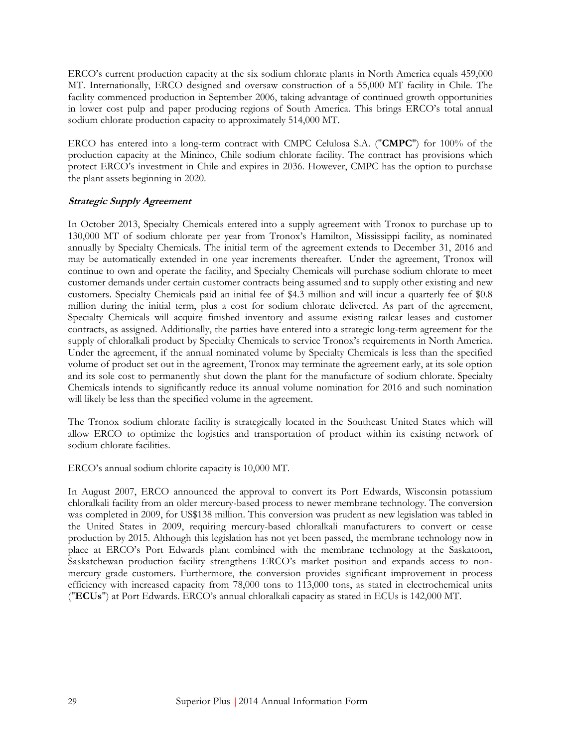ERCO's current production capacity at the six sodium chlorate plants in North America equals 459,000 MT. Internationally, ERCO designed and oversaw construction of a 55,000 MT facility in Chile. The facility commenced production in September 2006, taking advantage of continued growth opportunities in lower cost pulp and paper producing regions of South America. This brings ERCO's total annual sodium chlorate production capacity to approximately 514,000 MT.

ERCO has entered into a long-term contract with CMPC Celulosa S.A. ("**CMPC**") for 100% of the production capacity at the Mininco, Chile sodium chlorate facility. The contract has provisions which protect ERCO's investment in Chile and expires in 2036. However, CMPC has the option to purchase the plant assets beginning in 2020.

***Strategic Supply Agreement***

In October 2013, Specialty Chemicals entered into a supply agreement with Tronox to purchase up to 130,000 MT of sodium chlorate per year from Tronox's Hamilton, Mississippi facility, as nominated annually by Specialty Chemicals. The initial term of the agreement extends to December 31, 2016 and may be automatically extended in one year increments thereafter. Under the agreement, Tronox will continue to own and operate the facility, and Specialty Chemicals will purchase sodium chlorate to meet customer demands under certain customer contracts being assumed and to supply other existing and new customers. Specialty Chemicals paid an initial fee of $4.3 million and will incur a quarterly fee of $0.8 million during the initial term, plus a cost for sodium chlorate delivered. As part of the agreement, Specialty Chemicals will acquire finished inventory and assume existing railcar leases and customer contracts, as assigned. Additionally, the parties have entered into a strategic long-term agreement for the supply of chloralkali product by Specialty Chemicals to service Tronox's requirements in North America. Under the agreement, if the annual nominated volume by Specialty Chemicals is less than the specified volume of product set out in the agreement, Tronox may terminate the agreement early, at its sole option and its sole cost to permanently shut down the plant for the manufacture of sodium chlorate. Specialty Chemicals intends to significantly reduce its annual volume nomination for 2016 and such nomination will likely be less than the specified volume in the agreement.

The Tronox sodium chlorate facility is strategically located in the Southeast United States which will allow ERCO to optimize the logistics and transportation of product within its existing network of sodium chlorate facilities.

ERCO's annual sodium chlorite capacity is 10,000 MT.

In August 2007, ERCO announced the approval to convert its Port Edwards, Wisconsin potassium chloralkali facility from an older mercury-based process to newer membrane technology. The conversion was completed in 2009, for US$138 million. This conversion was prudent as new legislation was tabled in the United States in 2009, requiring mercury-based chloralkali manufacturers to convert or cease production by 2015. Although this legislation has not yet been passed, the membrane technology now in place at ERCO's Port Edwards plant combined with the membrane technology at the Saskatoon, Saskatchewan production facility strengthens ERCO's market position and expands access to non-mercury grade customers. Furthermore, the conversion provides significant improvement in process efficiency with increased capacity from 78,000 tons to 113,000 tons, as stated in electrochemical units ("**ECUs**") at Port Edwards. ERCO's annual chloralkali capacity as stated in ECUs is 142,000 MT.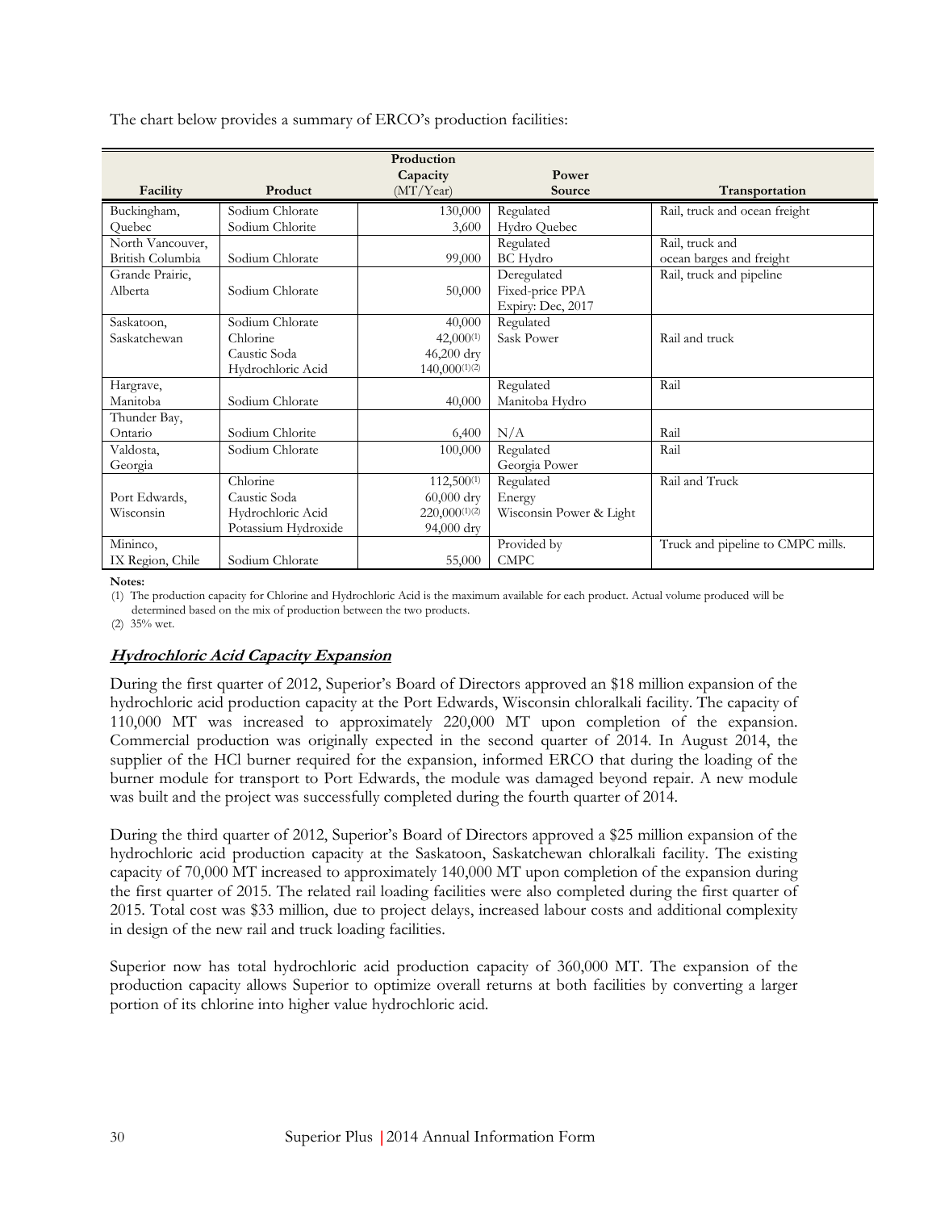The chart below provides a summary of ERCO's production facilities:

| Facility | Product | Production Capacity (MT/Year) | Power Source | Transportation |
|---|---|---|---|---|
| Buckingham, Quebec | Sodium Chlorate<br>Sodium Chlorite | 130,000<br>3,600 | Regulated<br>Hydro Quebec | Rail, truck and ocean freight |
| North Vancouver, British Columbia | Sodium Chlorate | 99,000 | Regulated<br>BC Hydro | Rail, truck and ocean barges and freight |
| Grande Prairie, Alberta | Sodium Chlorate | 50,000 | Deregulated<br>Fixed-price PPA<br>Expiry: Dec, 2017 | Rail, truck and pipeline |
| Saskatoon, Saskatchewan | Sodium Chlorate<br>Chlorine<br>Caustic Soda<br>Hydrochloric Acid | 40,000<br>42,000[(1)]<br>46,200 dry<br>140,000[(1)(2)] | Regulated<br>Sask Power | Rail and truck |
| Hargrave, Manitoba | Sodium Chlorate | 40,000 | Regulated<br>Manitoba Hydro | Rail |
| Thunder Bay, Ontario | Sodium Chlorite | 6,400 | N/A | Rail |
| Valdosta, Georgia | Sodium Chlorate | 100,000 | Regulated<br>Georgia Power | Rail |
| Port Edwards, Wisconsin | Chlorine<br>Caustic Soda<br>Hydrochloric Acid<br>Potassium Hydroxide | 112,500[(1)]<br>60,000 dry<br>220,000[(1)(2)]<br>94,000 dry | Regulated<br>Energy<br>Wisconsin Power & Light | Rail and Truck |
| Mininco, IX Region, Chile | Sodium Chlorate | 55,000 | Provided by CMPC | Truck and pipeline to CMPC mills. |

**Notes:**

(1) The production capacity for Chlorine and Hydrochloric Acid is the maximum available for each product. Actual volume produced will be determined based on the mix of production between the two products.

(2) 35% wet.

## ***Hydrochloric Acid Capacity Expansion***

During the first quarter of 2012, Superior's Board of Directors approved an $18 million expansion of the hydrochloric acid production capacity at the Port Edwards, Wisconsin chloralkali facility. The capacity of 110,000 MT was increased to approximately 220,000 MT upon completion of the expansion. Commercial production was originally expected in the second quarter of 2014. In August 2014, the supplier of the HCl burner required for the expansion, informed ERCO that during the loading of the burner module for transport to Port Edwards, the module was damaged beyond repair. A new module was built and the project was successfully completed during the fourth quarter of 2014.

During the third quarter of 2012, Superior's Board of Directors approved a $25 million expansion of the hydrochloric acid production capacity at the Saskatoon, Saskatchewan chloralkali facility. The existing capacity of 70,000 MT increased to approximately 140,000 MT upon completion of the expansion during the first quarter of 2015. The related rail loading facilities were also completed during the first quarter of 2015. Total cost was $33 million, due to project delays, increased labour costs and additional complexity in design of the new rail and truck loading facilities.

Superior now has total hydrochloric acid production capacity of 360,000 MT. The expansion of the production capacity allows Superior to optimize overall returns at both facilities by converting a larger portion of its chlorine into higher value hydrochloric acid.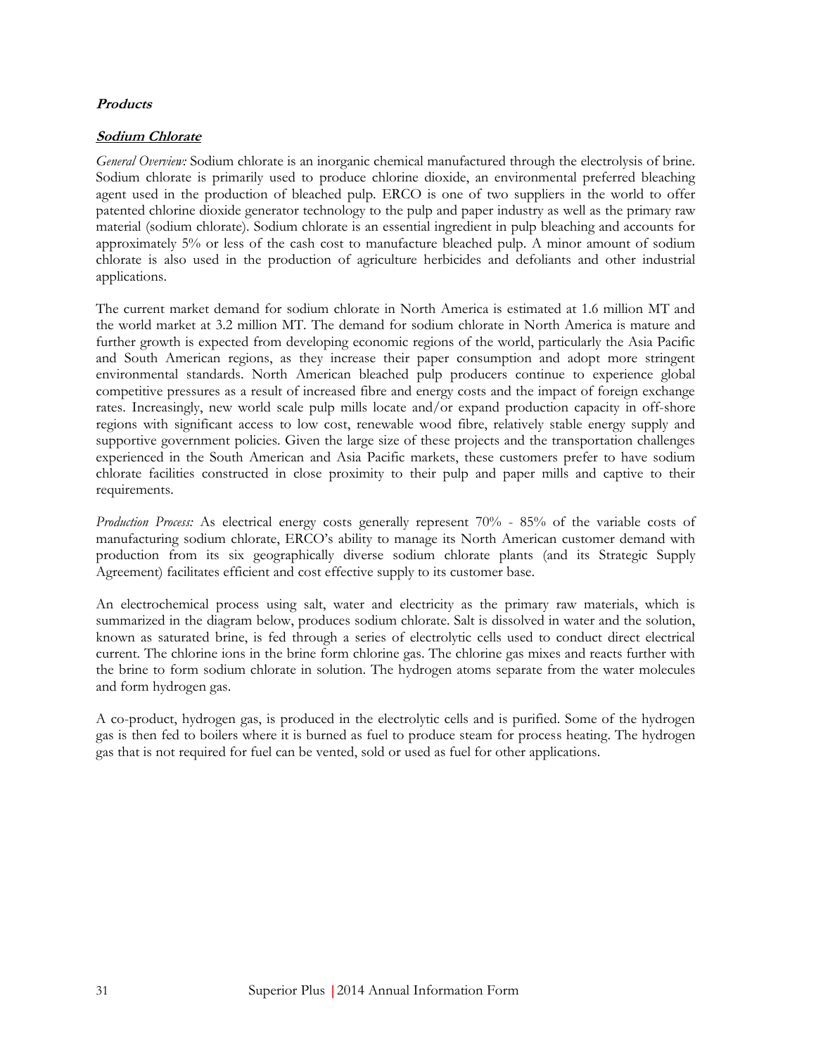### ***Products***

#### ***Sodium Chlorate***

*General Overview:* Sodium chlorate is an inorganic chemical manufactured through the electrolysis of brine. Sodium chlorate is primarily used to produce chlorine dioxide, an environmental preferred bleaching agent used in the production of bleached pulp. ERCO is one of two suppliers in the world to offer patented chlorine dioxide generator technology to the pulp and paper industry as well as the primary raw material (sodium chlorate). Sodium chlorate is an essential ingredient in pulp bleaching and accounts for approximately 5% or less of the cash cost to manufacture bleached pulp. A minor amount of sodium chlorate is also used in the production of agriculture herbicides and defoliants and other industrial applications.

The current market demand for sodium chlorate in North America is estimated at 1.6 million MT and the world market at 3.2 million MT. The demand for sodium chlorate in North America is mature and further growth is expected from developing economic regions of the world, particularly the Asia Pacific and South American regions, as they increase their paper consumption and adopt more stringent environmental standards. North American bleached pulp producers continue to experience global competitive pressures as a result of increased fibre and energy costs and the impact of foreign exchange rates. Increasingly, new world scale pulp mills locate and/or expand production capacity in off-shore regions with significant access to low cost, renewable wood fibre, relatively stable energy supply and supportive government policies. Given the large size of these projects and the transportation challenges experienced in the South American and Asia Pacific markets, these customers prefer to have sodium chlorate facilities constructed in close proximity to their pulp and paper mills and captive to their requirements.

*Production Process:* As electrical energy costs generally represent 70% - 85% of the variable costs of manufacturing sodium chlorate, ERCO's ability to manage its North American customer demand with production from its six geographically diverse sodium chlorate plants (and its Strategic Supply Agreement) facilitates efficient and cost effective supply to its customer base.

An electrochemical process using salt, water and electricity as the primary raw materials, which is summarized in the diagram below, produces sodium chlorate. Salt is dissolved in water and the solution, known as saturated brine, is fed through a series of electrolytic cells used to conduct direct electrical current. The chlorine ions in the brine form chlorine gas. The chlorine gas mixes and reacts further with the brine to form sodium chlorate in solution. The hydrogen atoms separate from the water molecules and form hydrogen gas.

A co-product, hydrogen gas, is produced in the electrolytic cells and is purified. Some of the hydrogen gas is then fed to boilers where it is burned as fuel to produce steam for process heating. The hydrogen gas that is not required for fuel can be vented, sold or used as fuel for other applications.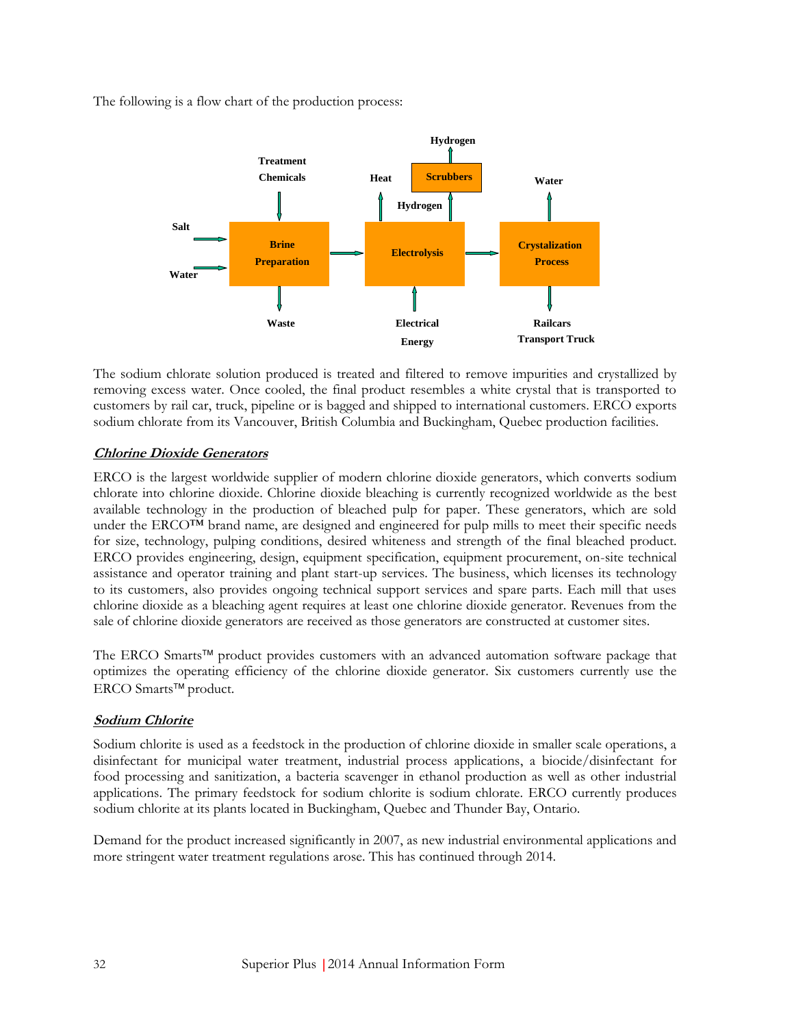The following is a flow chart of the production process:

The sodium chlorate solution produced is treated and filtered to remove impurities and crystallized by removing excess water. Once cooled, the final product resembles a white crystal that is transported to customers by rail car, truck, pipeline or is bagged and shipped to international customers. ERCO exports sodium chlorate from its Vancouver, British Columbia and Buckingham, Quebec production facilities.

### ***Chlorine Dioxide Generators***

ERCO is the largest worldwide supplier of modern chlorine dioxide generators, which converts sodium chlorate into chlorine dioxide. Chlorine dioxide bleaching is currently recognized worldwide as the best available technology in the production of bleached pulp for paper. These generators, which are sold under the ERCO™ brand name, are designed and engineered for pulp mills to meet their specific needs for size, technology, pulping conditions, desired whiteness and strength of the final bleached product. ERCO provides engineering, design, equipment specification, equipment procurement, on-site technical assistance and operator training and plant start-up services. The business, which licenses its technology to its customers, also provides ongoing technical support services and spare parts. Each mill that uses chlorine dioxide as a bleaching agent requires at least one chlorine dioxide generator. Revenues from the sale of chlorine dioxide generators are received as those generators are constructed at customer sites.

The ERCO Smarts™ product provides customers with an advanced automation software package that optimizes the operating efficiency of the chlorine dioxide generator. Six customers currently use the ERCO Smarts™ product.

### ***Sodium Chlorite***

Sodium chlorite is used as a feedstock in the production of chlorine dioxide in smaller scale operations, a disinfectant for municipal water treatment, industrial process applications, a biocide/disinfectant for food processing and sanitization, a bacteria scavenger in ethanol production as well as other industrial applications. The primary feedstock for sodium chlorite is sodium chlorate. ERCO currently produces sodium chlorite at its plants located in Buckingham, Quebec and Thunder Bay, Ontario.

Demand for the product increased significantly in 2007, as new industrial environmental applications and more stringent water treatment regulations arose. This has continued through 2014.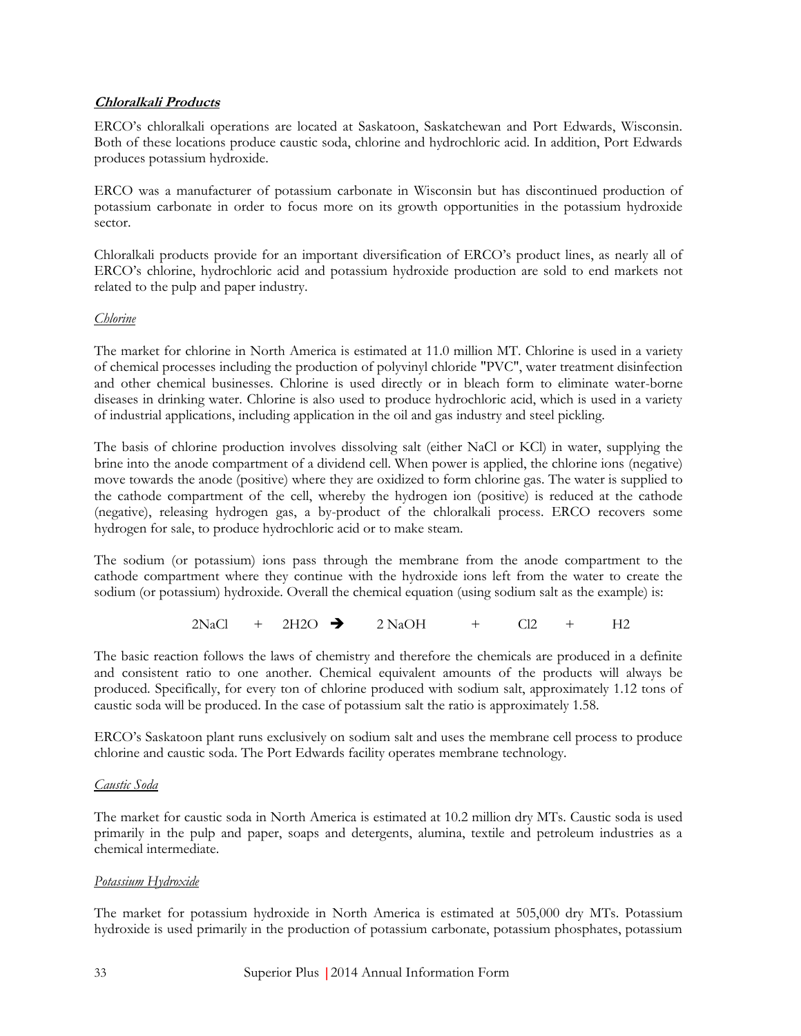***Chloralkali Products***

ERCO's chloralkali operations are located at Saskatoon, Saskatchewan and Port Edwards, Wisconsin. Both of these locations produce caustic soda, chlorine and hydrochloric acid. In addition, Port Edwards produces potassium hydroxide.

ERCO was a manufacturer of potassium carbonate in Wisconsin but has discontinued production of potassium carbonate in order to focus more on its growth opportunities in the potassium hydroxide sector.

Chloralkali products provide for an important diversification of ERCO's product lines, as nearly all of ERCO's chlorine, hydrochloric acid and potassium hydroxide production are sold to end markets not related to the pulp and paper industry.

*Chlorine*

The market for chlorine in North America is estimated at 11.0 million MT. Chlorine is used in a variety of chemical processes including the production of polyvinyl chloride "PVC", water treatment disinfection and other chemical businesses. Chlorine is used directly or in bleach form to eliminate water-borne diseases in drinking water. Chlorine is also used to produce hydrochloric acid, which is used in a variety of industrial applications, including application in the oil and gas industry and steel pickling.

The basis of chlorine production involves dissolving salt (either NaCl or KCl) in water, supplying the brine into the anode compartment of a dividend cell. When power is applied, the chlorine ions (negative) move towards the anode (positive) where they are oxidized to form chlorine gas. The water is supplied to the cathode compartment of the cell, whereby the hydrogen ion (positive) is reduced at the cathode (negative), releasing hydrogen gas, a by-product of the chloralkali process. ERCO recovers some hydrogen for sale, to produce hydrochloric acid or to make steam.

The sodium (or potassium) ions pass through the membrane from the anode compartment to the cathode compartment where they continue with the hydroxide ions left from the water to create the sodium (or potassium) hydroxide. Overall the chemical equation (using sodium salt as the example) is:

$$2NaCl + 2H_2O \rightarrow 2NaOH + Cl_2 + H_2$$

The basic reaction follows the laws of chemistry and therefore the chemicals are produced in a definite and consistent ratio to one another. Chemical equivalent amounts of the products will always be produced. Specifically, for every ton of chlorine produced with sodium salt, approximately 1.12 tons of caustic soda will be produced. In the case of potassium salt the ratio is approximately 1.58.

ERCO's Saskatoon plant runs exclusively on sodium salt and uses the membrane cell process to produce chlorine and caustic soda. The Port Edwards facility operates membrane technology.

*Caustic Soda*

The market for caustic soda in North America is estimated at 10.2 million dry MTs. Caustic soda is used primarily in the pulp and paper, soaps and detergents, alumina, textile and petroleum industries as a chemical intermediate.

*Potassium Hydroxide*

The market for potassium hydroxide in North America is estimated at 505,000 dry MTs. Potassium hydroxide is used primarily in the production of potassium carbonate, potassium phosphates, potassium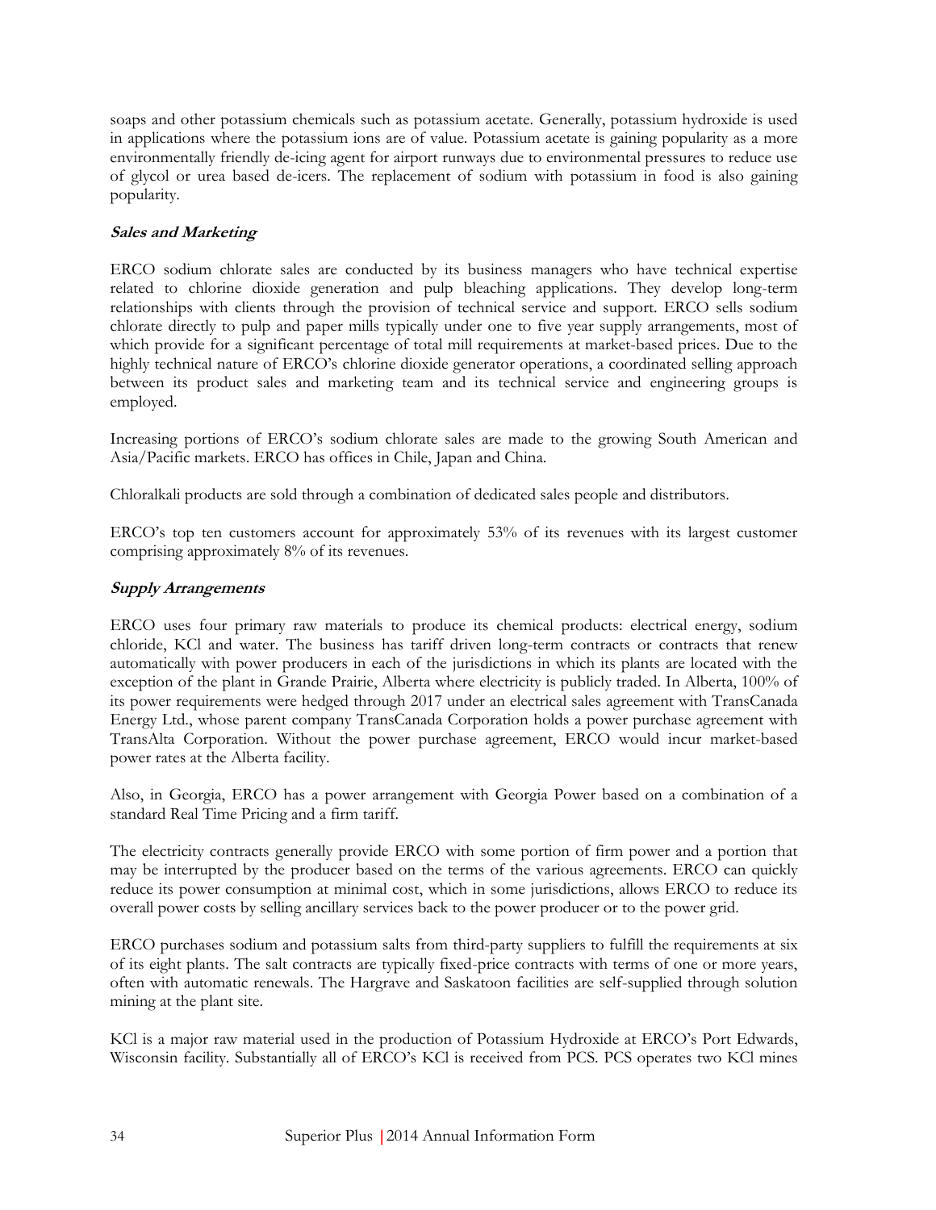soaps and other potassium chemicals such as potassium acetate. Generally, potassium hydroxide is used in applications where the potassium ions are of value. Potassium acetate is gaining popularity as a more environmentally friendly de-icing agent for airport runways due to environmental pressures to reduce use of glycol or urea based de-icers. The replacement of sodium with potassium in food is also gaining popularity.

### *Sales and Marketing*

ERCO sodium chlorate sales are conducted by its business managers who have technical expertise related to chlorine dioxide generation and pulp bleaching applications. They develop long-term relationships with clients through the provision of technical service and support. ERCO sells sodium chlorate directly to pulp and paper mills typically under one to five year supply arrangements, most of which provide for a significant percentage of total mill requirements at market-based prices. Due to the highly technical nature of ERCO's chlorine dioxide generator operations, a coordinated selling approach between its product sales and marketing team and its technical service and engineering groups is employed.

Increasing portions of ERCO's sodium chlorate sales are made to the growing South American and Asia/Pacific markets. ERCO has offices in Chile, Japan and China.

Chloralkali products are sold through a combination of dedicated sales people and distributors.

ERCO's top ten customers account for approximately 53% of its revenues with its largest customer comprising approximately 8% of its revenues.

### *Supply Arrangements*

ERCO uses four primary raw materials to produce its chemical products: electrical energy, sodium chloride, KCl and water. The business has tariff driven long-term contracts or contracts that renew automatically with power producers in each of the jurisdictions in which its plants are located with the exception of the plant in Grande Prairie, Alberta where electricity is publicly traded. In Alberta, 100% of its power requirements were hedged through 2017 under an electrical sales agreement with TransCanada Energy Ltd., whose parent company TransCanada Corporation holds a power purchase agreement with TransAlta Corporation. Without the power purchase agreement, ERCO would incur market-based power rates at the Alberta facility.

Also, in Georgia, ERCO has a power arrangement with Georgia Power based on a combination of a standard Real Time Pricing and a firm tariff.

The electricity contracts generally provide ERCO with some portion of firm power and a portion that may be interrupted by the producer based on the terms of the various agreements. ERCO can quickly reduce its power consumption at minimal cost, which in some jurisdictions, allows ERCO to reduce its overall power costs by selling ancillary services back to the power producer or to the power grid.

ERCO purchases sodium and potassium salts from third-party suppliers to fulfill the requirements at six of its eight plants. The salt contracts are typically fixed-price contracts with terms of one or more years, often with automatic renewals. The Hargrave and Saskatoon facilities are self-supplied through solution mining at the plant site.

KCl is a major raw material used in the production of Potassium Hydroxide at ERCO's Port Edwards, Wisconsin facility. Substantially all of ERCO's KCl is received from PCS. PCS operates two KCl mines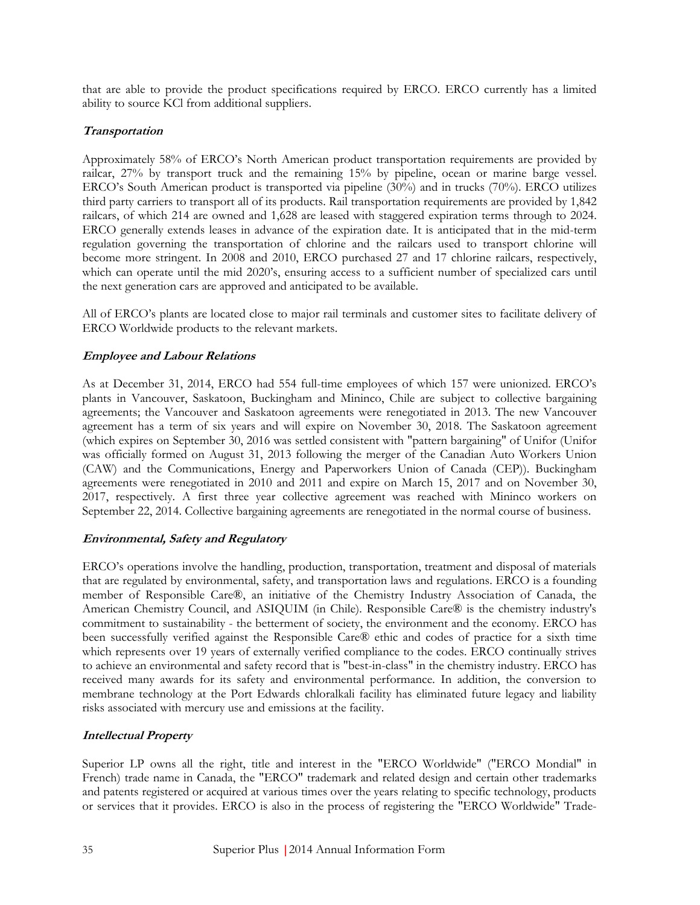that are able to provide the product specifications required by ERCO. ERCO currently has a limited ability to source KCl from additional suppliers.

### *Transportation*

Approximately 58% of ERCO's North American product transportation requirements are provided by railcar, 27% by transport truck and the remaining 15% by pipeline, ocean or marine barge vessel. ERCO's South American product is transported via pipeline (30%) and in trucks (70%). ERCO utilizes third party carriers to transport all of its products. Rail transportation requirements are provided by 1,842 railcars, of which 214 are owned and 1,628 are leased with staggered expiration terms through to 2024. ERCO generally extends leases in advance of the expiration date. It is anticipated that in the mid-term regulation governing the transportation of chlorine and the railcars used to transport chlorine will become more stringent. In 2008 and 2010, ERCO purchased 27 and 17 chlorine railcars, respectively, which can operate until the mid 2020's, ensuring access to a sufficient number of specialized cars until the next generation cars are approved and anticipated to be available.

All of ERCO's plants are located close to major rail terminals and customer sites to facilitate delivery of ERCO Worldwide products to the relevant markets.

### *Employee and Labour Relations*

As at December 31, 2014, ERCO had 554 full-time employees of which 157 were unionized. ERCO's plants in Vancouver, Saskatoon, Buckingham and Mininco, Chile are subject to collective bargaining agreements; the Vancouver and Saskatoon agreements were renegotiated in 2013. The new Vancouver agreement has a term of six years and will expire on November 30, 2018. The Saskatoon agreement (which expires on September 30, 2016 was settled consistent with "pattern bargaining" of Unifor (Unifor was officially formed on August 31, 2013 following the merger of the Canadian Auto Workers Union (CAW) and the Communications, Energy and Paperworkers Union of Canada (CEP)). Buckingham agreements were renegotiated in 2010 and 2011 and expire on March 15, 2017 and on November 30, 2017, respectively. A first three year collective agreement was reached with Mininco workers on September 22, 2014. Collective bargaining agreements are renegotiated in the normal course of business.

### *Environmental, Safety and Regulatory*

ERCO's operations involve the handling, production, transportation, treatment and disposal of materials that are regulated by environmental, safety, and transportation laws and regulations. ERCO is a founding member of Responsible Care®, an initiative of the Chemistry Industry Association of Canada, the American Chemistry Council, and ASIQUIM (in Chile). Responsible Care® is the chemistry industry's commitment to sustainability - the betterment of society, the environment and the economy. ERCO has been successfully verified against the Responsible Care® ethic and codes of practice for a sixth time which represents over 19 years of externally verified compliance to the codes. ERCO continually strives to achieve an environmental and safety record that is "best-in-class" in the chemistry industry. ERCO has received many awards for its safety and environmental performance. In addition, the conversion to membrane technology at the Port Edwards chloralkali facility has eliminated future legacy and liability risks associated with mercury use and emissions at the facility.

### *Intellectual Property*

Superior LP owns all the right, title and interest in the "ERCO Worldwide" ("ERCO Mondial" in French) trade name in Canada, the "ERCO" trademark and related design and certain other trademarks and patents registered or acquired at various times over the years relating to specific technology, products or services that it provides. ERCO is also in the process of registering the "ERCO Worldwide" Trade-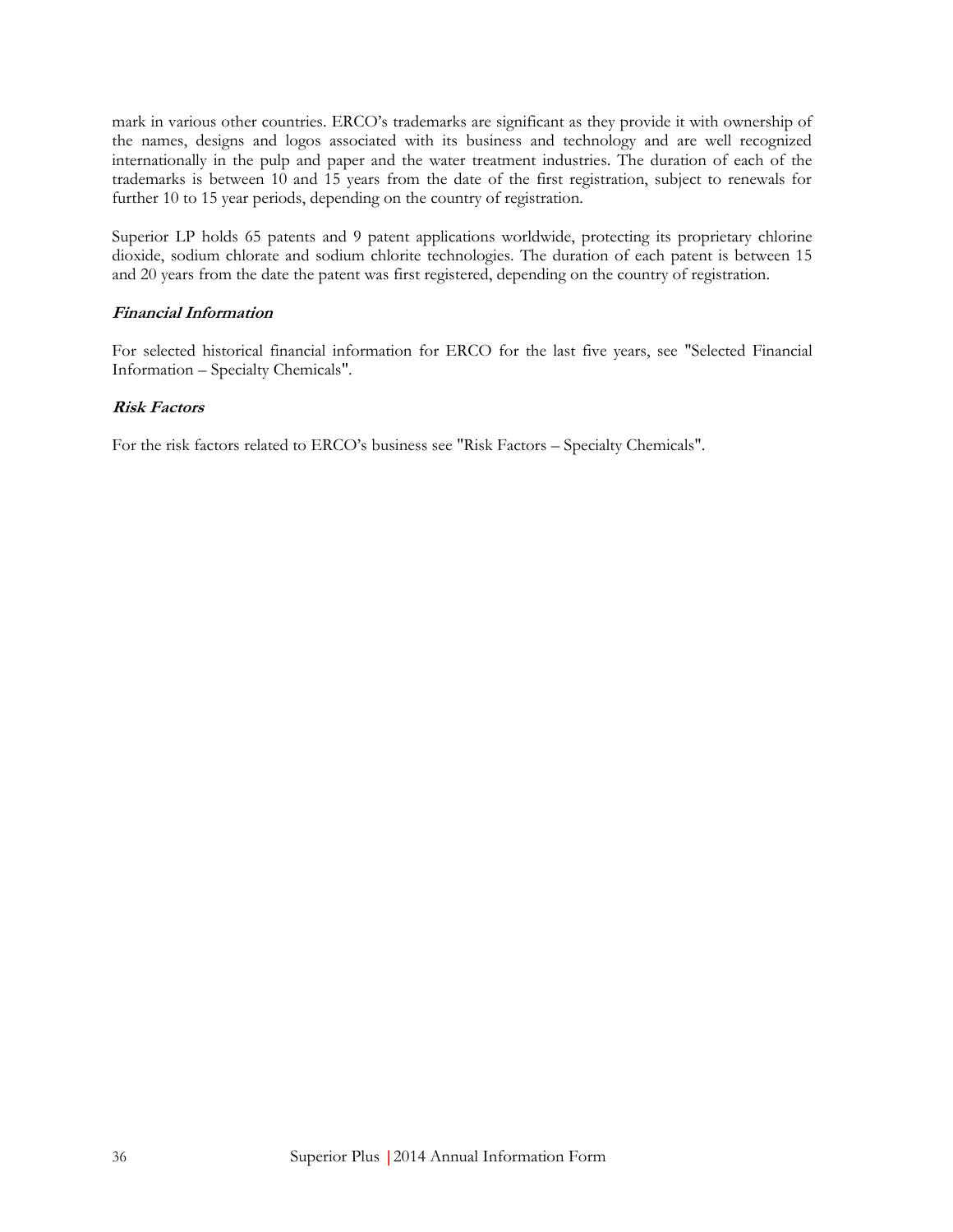mark in various other countries. ERCO's trademarks are significant as they provide it with ownership of the names, designs and logos associated with its business and technology and are well recognized internationally in the pulp and paper and the water treatment industries. The duration of each of the trademarks is between 10 and 15 years from the date of the first registration, subject to renewals for further 10 to 15 year periods, depending on the country of registration.

Superior LP holds 65 patents and 9 patent applications worldwide, protecting its proprietary chlorine dioxide, sodium chlorate and sodium chlorite technologies. The duration of each patent is between 15 and 20 years from the date the patent was first registered, depending on the country of registration.

***Financial Information***

For selected historical financial information for ERCO for the last five years, see "Selected Financial Information – Specialty Chemicals".

***Risk Factors***

For the risk factors related to ERCO's business see "Risk Factors – Specialty Chemicals".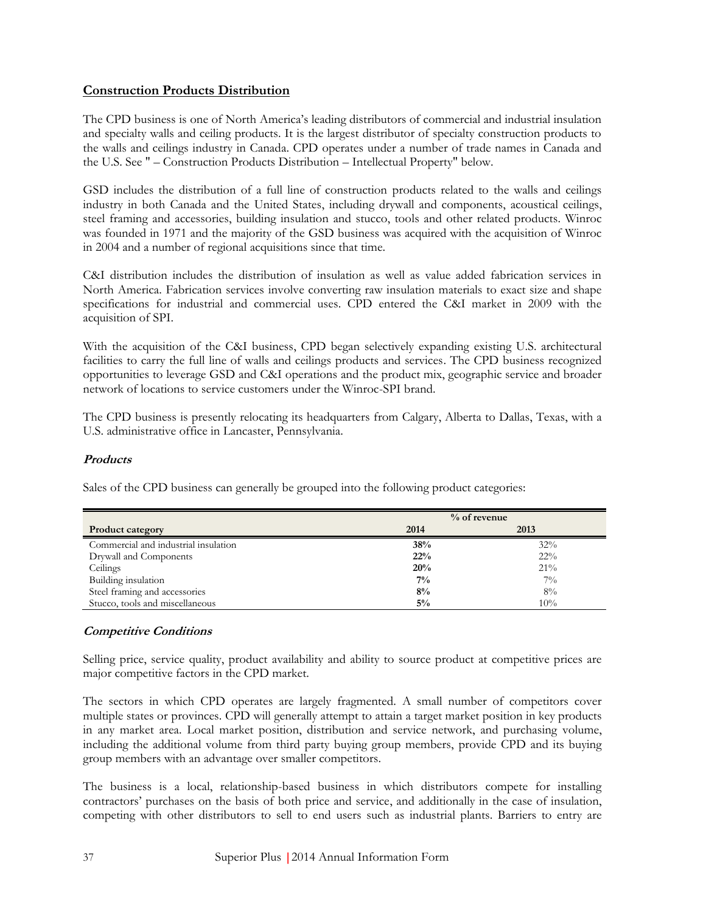## Construction Products Distribution

The CPD business is one of North America's leading distributors of commercial and industrial insulation and specialty walls and ceiling products. It is the largest distributor of specialty construction products to the walls and ceilings industry in Canada. CPD operates under a number of trade names in Canada and the U.S. See " – Construction Products Distribution – Intellectual Property" below.

GSD includes the distribution of a full line of construction products related to the walls and ceilings industry in both Canada and the United States, including drywall and components, acoustical ceilings, steel framing and accessories, building insulation and stucco, tools and other related products. Winroc was founded in 1971 and the majority of the GSD business was acquired with the acquisition of Winroc in 2004 and a number of regional acquisitions since that time.

C&I distribution includes the distribution of insulation as well as value added fabrication services in North America. Fabrication services involve converting raw insulation materials to exact size and shape specifications for industrial and commercial uses. CPD entered the C&I market in 2009 with the acquisition of SPI.

With the acquisition of the C&I business, CPD began selectively expanding existing U.S. architectural facilities to carry the full line of walls and ceilings products and services. The CPD business recognized opportunities to leverage GSD and C&I operations and the product mix, geographic service and broader network of locations to service customers under the Winroc-SPI brand.

The CPD business is presently relocating its headquarters from Calgary, Alberta to Dallas, Texas, with a U.S. administrative office in Lancaster, Pennsylvania.

### *Products*

Sales of the CPD business can generally be grouped into the following product categories:

| | % of revenue | |
|---|---|---|
| **Product category** | **2014** | **2013** |
| Commercial and industrial insulation | **38%** | 32% |
| Drywall and Components | **22%** | 22% |
| Ceilings | **20%** | 21% |
| Building insulation | **7%** | 7% |
| Steel framing and accessories | **8%** | 8% |
| Stucco, tools and miscellaneous | **5%** | 10% |

### *Competitive Conditions*

Selling price, service quality, product availability and ability to source product at competitive prices are major competitive factors in the CPD market.

The sectors in which CPD operates are largely fragmented. A small number of competitors cover multiple states or provinces. CPD will generally attempt to attain a target market position in key products in any market area. Local market position, distribution and service network, and purchasing volume, including the additional volume from third party buying group members, provide CPD and its buying group members with an advantage over smaller competitors.

The business is a local, relationship-based business in which distributors compete for installing contractors' purchases on the basis of both price and service, and additionally in the case of insulation, competing with other distributors to sell to end users such as industrial plants. Barriers to entry are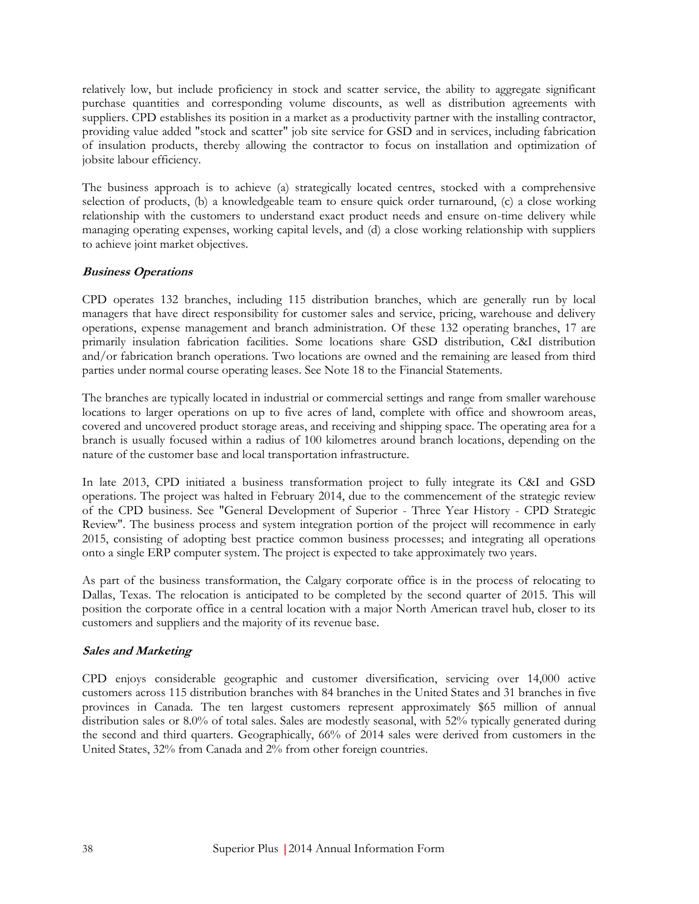relatively low, but include proficiency in stock and scatter service, the ability to aggregate significant purchase quantities and corresponding volume discounts, as well as distribution agreements with suppliers. CPD establishes its position in a market as a productivity partner with the installing contractor, providing value added "stock and scatter" job site service for GSD and in services, including fabrication of insulation products, thereby allowing the contractor to focus on installation and optimization of jobsite labour efficiency.

The business approach is to achieve (a) strategically located centres, stocked with a comprehensive selection of products, (b) a knowledgeable team to ensure quick order turnaround, (c) a close working relationship with the customers to understand exact product needs and ensure on-time delivery while managing operating expenses, working capital levels, and (d) a close working relationship with suppliers to achieve joint market objectives.

***Business Operations***

CPD operates 132 branches, including 115 distribution branches, which are generally run by local managers that have direct responsibility for customer sales and service, pricing, warehouse and delivery operations, expense management and branch administration. Of these 132 operating branches, 17 are primarily insulation fabrication facilities. Some locations share GSD distribution, C&I distribution and/or fabrication branch operations. Two locations are owned and the remaining are leased from third parties under normal course operating leases. See Note 18 to the Financial Statements.

The branches are typically located in industrial or commercial settings and range from smaller warehouse locations to larger operations on up to five acres of land, complete with office and showroom areas, covered and uncovered product storage areas, and receiving and shipping space. The operating area for a branch is usually focused within a radius of 100 kilometres around branch locations, depending on the nature of the customer base and local transportation infrastructure.

In late 2013, CPD initiated a business transformation project to fully integrate its C&I and GSD operations. The project was halted in February 2014, due to the commencement of the strategic review of the CPD business. See "General Development of Superior - Three Year History - CPD Strategic Review". The business process and system integration portion of the project will recommence in early 2015, consisting of adopting best practice common business processes; and integrating all operations onto a single ERP computer system. The project is expected to take approximately two years.

As part of the business transformation, the Calgary corporate office is in the process of relocating to Dallas, Texas. The relocation is anticipated to be completed by the second quarter of 2015. This will position the corporate office in a central location with a major North American travel hub, closer to its customers and suppliers and the majority of its revenue base.

***Sales and Marketing***

CPD enjoys considerable geographic and customer diversification, servicing over 14,000 active customers across 115 distribution branches with 84 branches in the United States and 31 branches in five provinces in Canada. The ten largest customers represent approximately $65 million of annual distribution sales or 8.0% of total sales. Sales are modestly seasonal, with 52% typically generated during the second and third quarters. Geographically, 66% of 2014 sales were derived from customers in the United States, 32% from Canada and 2% from other foreign countries.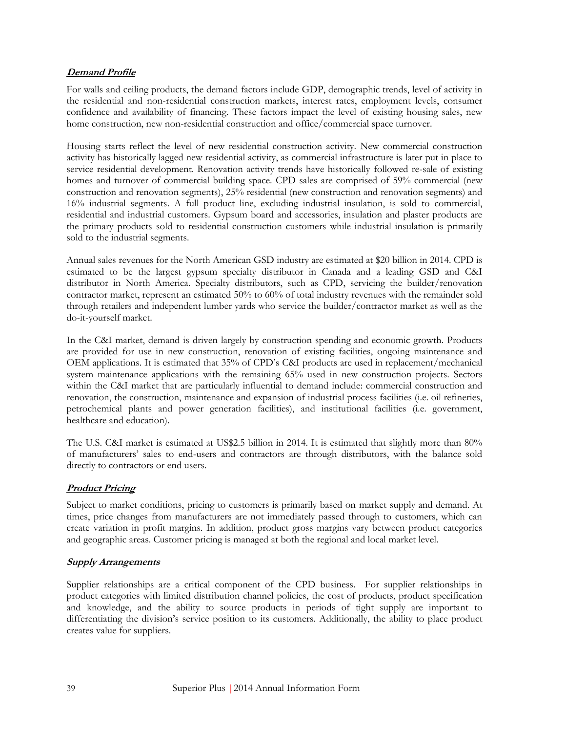***Demand Profile***

For walls and ceiling products, the demand factors include GDP, demographic trends, level of activity in the residential and non-residential construction markets, interest rates, employment levels, consumer confidence and availability of financing. These factors impact the level of existing housing sales, new home construction, new non-residential construction and office/commercial space turnover.

Housing starts reflect the level of new residential construction activity. New commercial construction activity has historically lagged new residential activity, as commercial infrastructure is later put in place to service residential development. Renovation activity trends have historically followed re-sale of existing homes and turnover of commercial building space. CPD sales are comprised of 59% commercial (new construction and renovation segments), 25% residential (new construction and renovation segments) and 16% industrial segments. A full product line, excluding industrial insulation, is sold to commercial, residential and industrial customers. Gypsum board and accessories, insulation and plaster products are the primary products sold to residential construction customers while industrial insulation is primarily sold to the industrial segments.

Annual sales revenues for the North American GSD industry are estimated at $20 billion in 2014. CPD is estimated to be the largest gypsum specialty distributor in Canada and a leading GSD and C&I distributor in North America. Specialty distributors, such as CPD, servicing the builder/renovation contractor market, represent an estimated 50% to 60% of total industry revenues with the remainder sold through retailers and independent lumber yards who service the builder/contractor market as well as the do-it-yourself market.

In the C&I market, demand is driven largely by construction spending and economic growth. Products are provided for use in new construction, renovation of existing facilities, ongoing maintenance and OEM applications. It is estimated that 35% of CPD's C&I products are used in replacement/mechanical system maintenance applications with the remaining 65% used in new construction projects. Sectors within the C&I market that are particularly influential to demand include: commercial construction and renovation, the construction, maintenance and expansion of industrial process facilities (i.e. oil refineries, petrochemical plants and power generation facilities), and institutional facilities (i.e. government, healthcare and education).

The U.S. C&I market is estimated at US$2.5 billion in 2014. It is estimated that slightly more than 80% of manufacturers' sales to end-users and contractors are through distributors, with the balance sold directly to contractors or end users.

***Product Pricing***

Subject to market conditions, pricing to customers is primarily based on market supply and demand. At times, price changes from manufacturers are not immediately passed through to customers, which can create variation in profit margins. In addition, product gross margins vary between product categories and geographic areas. Customer pricing is managed at both the regional and local market level.

***Supply Arrangements***

Supplier relationships are a critical component of the CPD business. For supplier relationships in product categories with limited distribution channel policies, the cost of products, product specification and knowledge, and the ability to source products in periods of tight supply are important to differentiating the division's service position to its customers. Additionally, the ability to place product creates value for suppliers.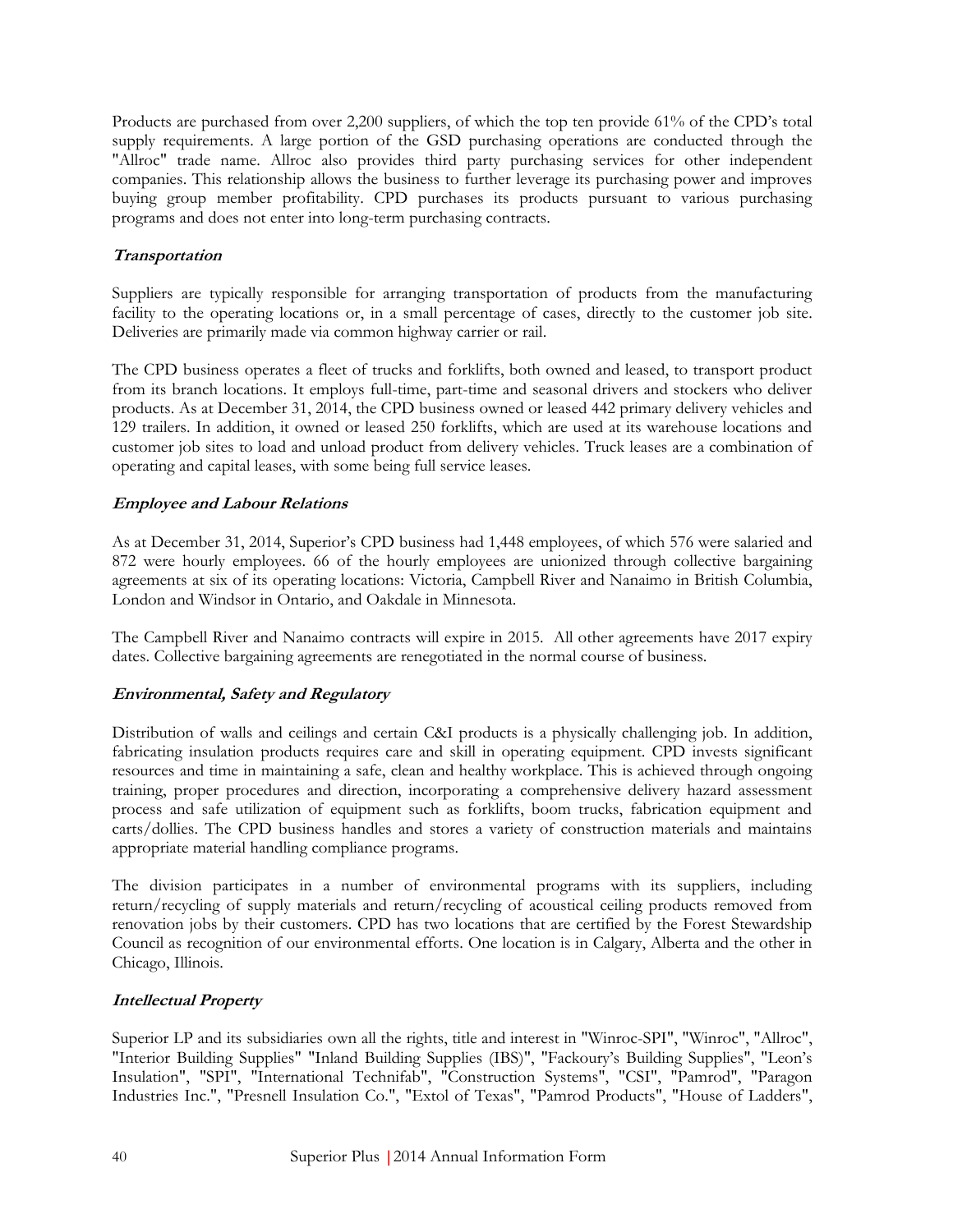Products are purchased from over 2,200 suppliers, of which the top ten provide 61% of the CPD's total supply requirements. A large portion of the GSD purchasing operations are conducted through the "Allroc" trade name. Allroc also provides third party purchasing services for other independent companies. This relationship allows the business to further leverage its purchasing power and improves buying group member profitability. CPD purchases its products pursuant to various purchasing programs and does not enter into long-term purchasing contracts.

### *Transportation*

Suppliers are typically responsible for arranging transportation of products from the manufacturing facility to the operating locations or, in a small percentage of cases, directly to the customer job site. Deliveries are primarily made via common highway carrier or rail.

The CPD business operates a fleet of trucks and forklifts, both owned and leased, to transport product from its branch locations. It employs full-time, part-time and seasonal drivers and stockers who deliver products. As at December 31, 2014, the CPD business owned or leased 442 primary delivery vehicles and 129 trailers. In addition, it owned or leased 250 forklifts, which are used at its warehouse locations and customer job sites to load and unload product from delivery vehicles. Truck leases are a combination of operating and capital leases, with some being full service leases.

### *Employee and Labour Relations*

As at December 31, 2014, Superior's CPD business had 1,448 employees, of which 576 were salaried and 872 were hourly employees. 66 of the hourly employees are unionized through collective bargaining agreements at six of its operating locations: Victoria, Campbell River and Nanaimo in British Columbia, London and Windsor in Ontario, and Oakdale in Minnesota.

The Campbell River and Nanaimo contracts will expire in 2015. All other agreements have 2017 expiry dates. Collective bargaining agreements are renegotiated in the normal course of business.

### *Environmental, Safety and Regulatory*

Distribution of walls and ceilings and certain C&I products is a physically challenging job. In addition, fabricating insulation products requires care and skill in operating equipment. CPD invests significant resources and time in maintaining a safe, clean and healthy workplace. This is achieved through ongoing training, proper procedures and direction, incorporating a comprehensive delivery hazard assessment process and safe utilization of equipment such as forklifts, boom trucks, fabrication equipment and carts/dollies. The CPD business handles and stores a variety of construction materials and maintains appropriate material handling compliance programs.

The division participates in a number of environmental programs with its suppliers, including return/recycling of supply materials and return/recycling of acoustical ceiling products removed from renovation jobs by their customers. CPD has two locations that are certified by the Forest Stewardship Council as recognition of our environmental efforts. One location is in Calgary, Alberta and the other in Chicago, Illinois.

### *Intellectual Property*

Superior LP and its subsidiaries own all the rights, title and interest in "Winroc-SPI", "Winroc", "Allroc", "Interior Building Supplies" "Inland Building Supplies (IBS)", "Fackoury's Building Supplies", "Leon's Insulation", "SPI", "International Technifab", "Construction Systems", "CSI", "Pamrod", "Paragon Industries Inc.", "Presnell Insulation Co.", "Extol of Texas", "Pamrod Products", "House of Ladders",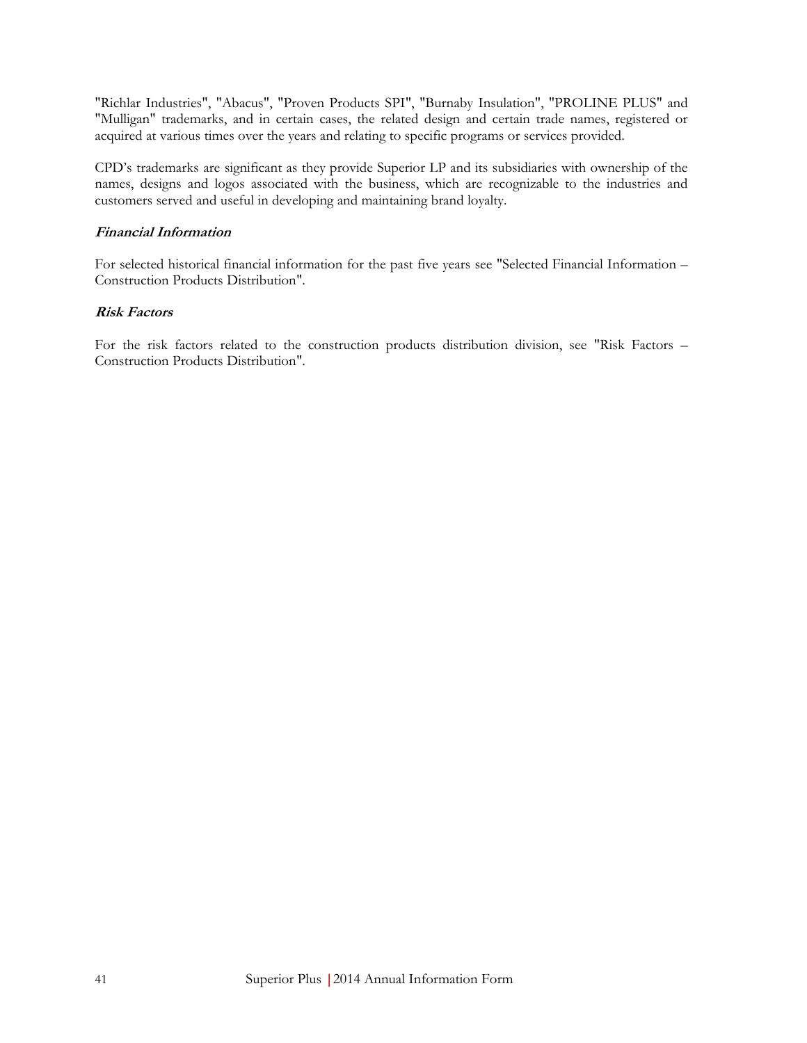"Richlar Industries", "Abacus", "Proven Products SPI", "Burnaby Insulation", "PROLINE PLUS" and "Mulligan" trademarks, and in certain cases, the related design and certain trade names, registered or acquired at various times over the years and relating to specific programs or services provided.

CPD's trademarks are significant as they provide Superior LP and its subsidiaries with ownership of the names, designs and logos associated with the business, which are recognizable to the industries and customers served and useful in developing and maintaining brand loyalty.

***Financial Information***

For selected historical financial information for the past five years see "Selected Financial Information – Construction Products Distribution".

***Risk Factors***

For the risk factors related to the construction products distribution division, see "Risk Factors – Construction Products Distribution".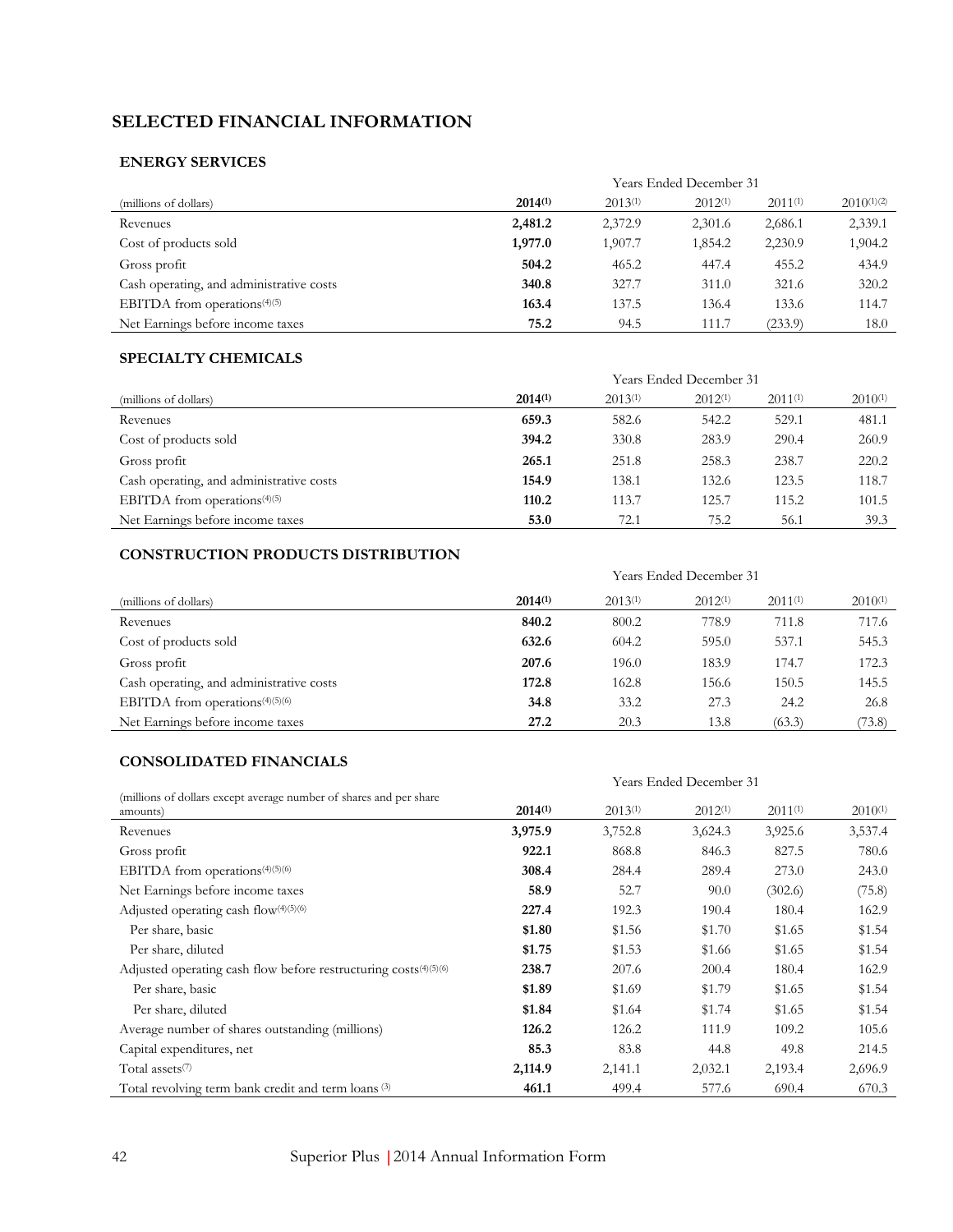# SELECTED FINANCIAL INFORMATION

## ENERGY SERVICES

| (millions of dollars) | Years Ended December 31 | | | | |
|---|---|---|---|---|---|
| | **2014[(1)]** | 2013[(1)] | 2012[(1)] | 2011[(1)] | 2010[(1)(2)] |
| Revenues | **2,481.2** | 2,372.9 | 2,301.6 | 2,686.1 | 2,339.1 |
| Cost of products sold | **1,977.0** | 1,907.7 | 1,854.2 | 2,230.9 | 1,904.2 |
| Gross profit | **504.2** | 465.2 | 447.4 | 455.2 | 434.9 |
| Cash operating, and administrative costs | **340.8** | 327.7 | 311.0 | 321.6 | 320.2 |
| EBITDA from operations[(4)(5)] | **163.4** | 137.5 | 136.4 | 133.6 | 114.7 |
| Net Earnings before income taxes | **75.2** | 94.5 | 111.7 | (233.9) | 18.0 |

## SPECIALTY CHEMICALS

| (millions of dollars) | Years Ended December 31 | | | | |
|---|---|---|---|---|---|
| | **2014[(1)]** | 2013[(1)] | 2012[(1)] | 2011[(1)] | 2010[(1)] |
| Revenues | **659.3** | 582.6 | 542.2 | 529.1 | 481.1 |
| Cost of products sold | **394.2** | 330.8 | 283.9 | 290.4 | 260.9 |
| Gross profit | **265.1** | 251.8 | 258.3 | 238.7 | 220.2 |
| Cash operating, and administrative costs | **154.9** | 138.1 | 132.6 | 123.5 | 118.7 |
| EBITDA from operations[(4)(5)] | **110.2** | 113.7 | 125.7 | 115.2 | 101.5 |
| Net Earnings before income taxes | **53.0** | 72.1 | 75.2 | 56.1 | 39.3 |

## CONSTRUCTION PRODUCTS DISTRIBUTION

| (millions of dollars) | Years Ended December 31 | | | | |
|---|---|---|---|---|---|
| | **2014[(1)]** | 2013[(1)] | 2012[(1)] | 2011[(1)] | 2010[(1)] |
| Revenues | **840.2** | 800.2 | 778.9 | 711.8 | 717.6 |
| Cost of products sold | **632.6** | 604.2 | 595.0 | 537.1 | 545.3 |
| Gross profit | **207.6** | 196.0 | 183.9 | 174.7 | 172.3 |
| Cash operating, and administrative costs | **172.8** | 162.8 | 156.6 | 150.5 | 145.5 |
| EBITDA from operations[(4)(5)(6)] | **34.8** | 33.2 | 27.3 | 24.2 | 26.8 |
| Net Earnings before income taxes | **27.2** | 20.3 | 13.8 | (63.3) | (73.8) |

## CONSOLIDATED FINANCIALS

| (millions of dollars except average number of shares and per share amounts) | Years Ended December 31 | | | | |
|---|---|---|---|---|---|
| | **2014[(1)]** | 2013[(1)] | 2012[(1)] | 2011[(1)] | 2010[(1)] |
| Revenues | **3,975.9** | 3,752.8 | 3,624.3 | 3,925.6 | 3,537.4 |
| Gross profit | **922.1** | 868.8 | 846.3 | 827.5 | 780.6 |
| EBITDA from operations[(4)(5)(6)] | **308.4** | 284.4 | 289.4 | 273.0 | 243.0 |
| Net Earnings before income taxes | **58.9** | 52.7 | 90.0 | (302.6) | (75.8) |
| Adjusted operating cash flow[(4)(5)(6)] | **227.4** | 192.3 | 190.4 | 180.4 | 162.9 |
| Per share, basic | **$1.80** | $1.56 | $1.70 | $1.65 | $1.54 |
| Per share, diluted | **$1.75** | $1.53 | $1.66 | $1.65 | $1.54 |
| Adjusted operating cash flow before restructuring costs[(4)(5)(6)] | **238.7** | 207.6 | 200.4 | 180.4 | 162.9 |
| Per share, basic | **$1.89** | $1.69 | $1.79 | $1.65 | $1.54 |
| Per share, diluted | **$1.84** | $1.64 | $1.74 | $1.65 | $1.54 |
| Average number of shares outstanding (millions) | **126.2** | 126.2 | 111.9 | 109.2 | 105.6 |
| Capital expenditures, net | **85.3** | 83.8 | 44.8 | 49.8 | 214.5 |
| Total assets[(7)] | **2,114.9** | 2,141.1 | 2,032.1 | 2,193.4 | 2,696.9 |
| Total revolving term bank credit and term loans [(3)] | **461.1** | 499.4 | 577.6 | 690.4 | 670.3 |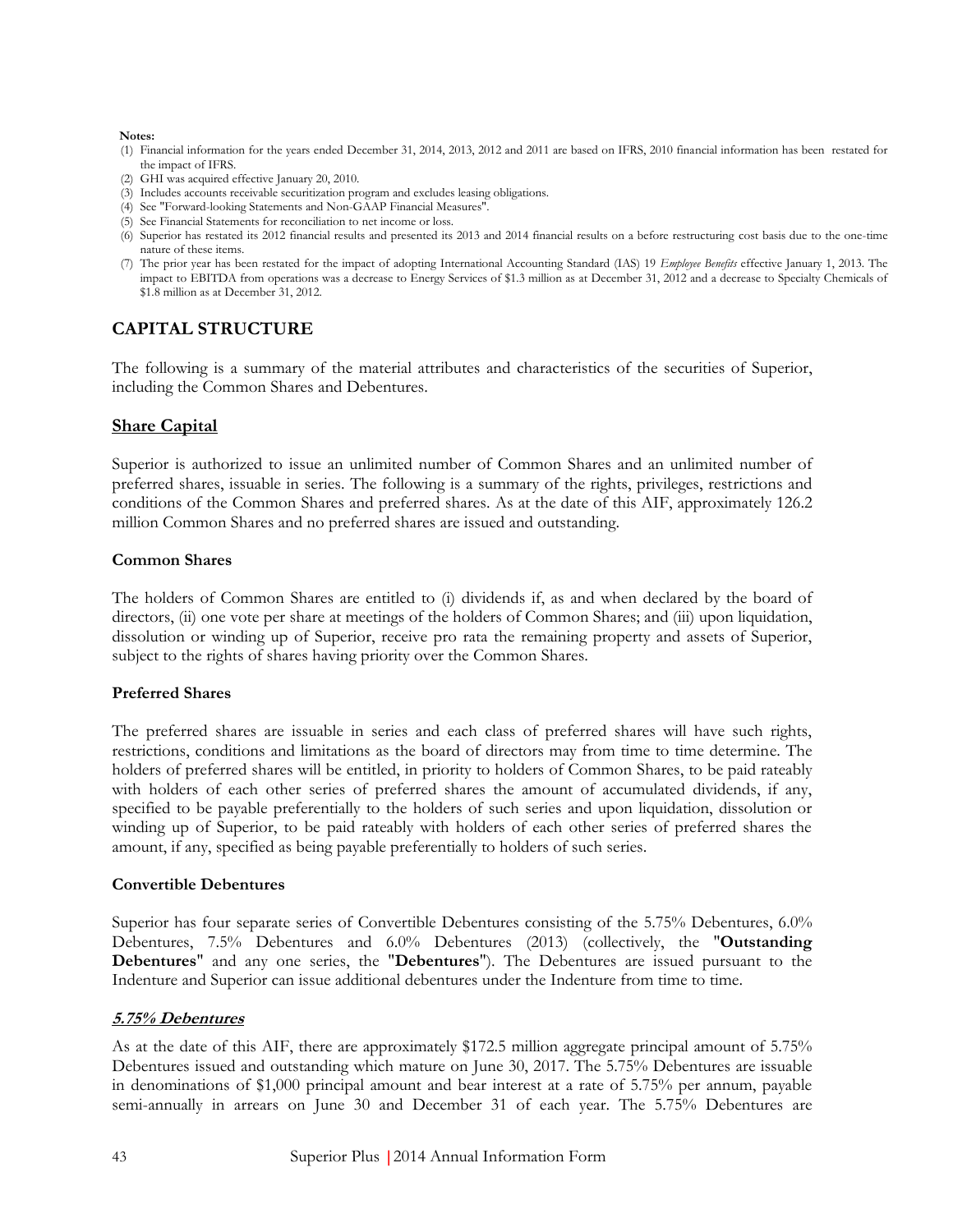**Notes:**

(1) Financial information for the years ended December 31, 2014, 2013, 2012 and 2011 are based on IFRS, 2010 financial information has been restated for the impact of IFRS.

(2) GHI was acquired effective January 20, 2010.

(3) Includes accounts receivable securitization program and excludes leasing obligations.

(4) See "Forward-looking Statements and Non-GAAP Financial Measures".

(5) See Financial Statements for reconciliation to net income or loss.

(6) Superior has restated its 2012 financial results and presented its 2013 and 2014 financial results on a before restructuring cost basis due to the one-time nature of these items.

(7) The prior year has been restated for the impact of adopting International Accounting Standard (IAS) 19 *Employee Benefits* effective January 1, 2013. The impact to EBITDA from operations was a decrease to Energy Services of $1.3 million as at December 31, 2012 and a decrease to Specialty Chemicals of $1.8 million as at December 31, 2012.

## CAPITAL STRUCTURE

The following is a summary of the material attributes and characteristics of the securities of Superior, including the Common Shares and Debentures.

### Share Capital

Superior is authorized to issue an unlimited number of Common Shares and an unlimited number of preferred shares, issuable in series. The following is a summary of the rights, privileges, restrictions and conditions of the Common Shares and preferred shares. As at the date of this AIF, approximately 126.2 million Common Shares and no preferred shares are issued and outstanding.

#### Common Shares

The holders of Common Shares are entitled to (i) dividends if, as and when declared by the board of directors, (ii) one vote per share at meetings of the holders of Common Shares; and (iii) upon liquidation, dissolution or winding up of Superior, receive pro rata the remaining property and assets of Superior, subject to the rights of shares having priority over the Common Shares.

#### Preferred Shares

The preferred shares are issuable in series and each class of preferred shares will have such rights, restrictions, conditions and limitations as the board of directors may from time to time determine. The holders of preferred shares will be entitled, in priority to holders of Common Shares, to be paid rateably with holders of each other series of preferred shares the amount of accumulated dividends, if any, specified to be payable preferentially to the holders of such series and upon liquidation, dissolution or winding up of Superior, to be paid rateably with holders of each other series of preferred shares the amount, if any, specified as being payable preferentially to holders of such series.

#### Convertible Debentures

Superior has four separate series of Convertible Debentures consisting of the 5.75% Debentures, 6.0% Debentures, 7.5% Debentures and 6.0% Debentures (2013) (collectively, the "**Outstanding Debentures**" and any one series, the "**Debentures**"). The Debentures are issued pursuant to the Indenture and Superior can issue additional debentures under the Indenture from time to time.

#### ***5.75% Debentures***

As at the date of this AIF, there are approximately $172.5 million aggregate principal amount of 5.75% Debentures issued and outstanding which mature on June 30, 2017. The 5.75% Debentures are issuable in denominations of $1,000 principal amount and bear interest at a rate of 5.75% per annum, payable semi-annually in arrears on June 30 and December 31 of each year. The 5.75% Debentures are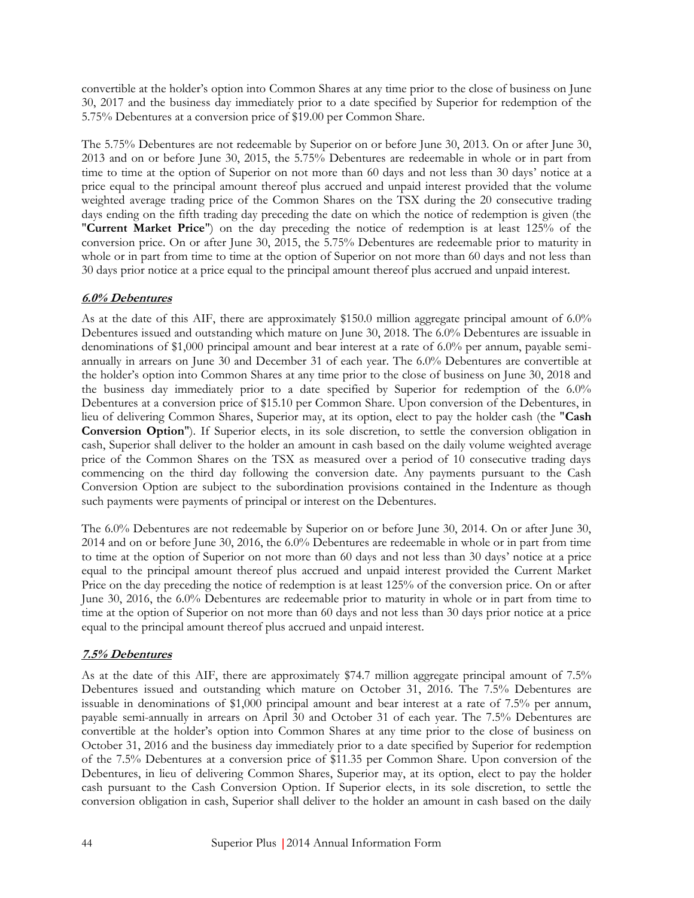convertible at the holder's option into Common Shares at any time prior to the close of business on June 30, 2017 and the business day immediately prior to a date specified by Superior for redemption of the 5.75% Debentures at a conversion price of $19.00 per Common Share.

The 5.75% Debentures are not redeemable by Superior on or before June 30, 2013. On or after June 30, 2013 and on or before June 30, 2015, the 5.75% Debentures are redeemable in whole or in part from time to time at the option of Superior on not more than 60 days and not less than 30 days' notice at a price equal to the principal amount thereof plus accrued and unpaid interest provided that the volume weighted average trading price of the Common Shares on the TSX during the 20 consecutive trading days ending on the fifth trading day preceding the date on which the notice of redemption is given (the "**Current Market Price**") on the day preceding the notice of redemption is at least 125% of the conversion price. On or after June 30, 2015, the 5.75% Debentures are redeemable prior to maturity in whole or in part from time to time at the option of Superior on not more than 60 days and not less than 30 days prior notice at a price equal to the principal amount thereof plus accrued and unpaid interest.

***6.0% Debentures***

As at the date of this AIF, there are approximately $150.0 million aggregate principal amount of 6.0% Debentures issued and outstanding which mature on June 30, 2018. The 6.0% Debentures are issuable in denominations of $1,000 principal amount and bear interest at a rate of 6.0% per annum, payable semi-annually in arrears on June 30 and December 31 of each year. The 6.0% Debentures are convertible at the holder's option into Common Shares at any time prior to the close of business on June 30, 2018 and the business day immediately prior to a date specified by Superior for redemption of the 6.0% Debentures at a conversion price of $15.10 per Common Share. Upon conversion of the Debentures, in lieu of delivering Common Shares, Superior may, at its option, elect to pay the holder cash (the "**Cash Conversion Option**"). If Superior elects, in its sole discretion, to settle the conversion obligation in cash, Superior shall deliver to the holder an amount in cash based on the daily volume weighted average price of the Common Shares on the TSX as measured over a period of 10 consecutive trading days commencing on the third day following the conversion date. Any payments pursuant to the Cash Conversion Option are subject to the subordination provisions contained in the Indenture as though such payments were payments of principal or interest on the Debentures.

The 6.0% Debentures are not redeemable by Superior on or before June 30, 2014. On or after June 30, 2014 and on or before June 30, 2016, the 6.0% Debentures are redeemable in whole or in part from time to time at the option of Superior on not more than 60 days and not less than 30 days' notice at a price equal to the principal amount thereof plus accrued and unpaid interest provided the Current Market Price on the day preceding the notice of redemption is at least 125% of the conversion price. On or after June 30, 2016, the 6.0% Debentures are redeemable prior to maturity in whole or in part from time to time at the option of Superior on not more than 60 days and not less than 30 days prior notice at a price equal to the principal amount thereof plus accrued and unpaid interest.

***7.5% Debentures***

As at the date of this AIF, there are approximately $74.7 million aggregate principal amount of 7.5% Debentures issued and outstanding which mature on October 31, 2016. The 7.5% Debentures are issuable in denominations of $1,000 principal amount and bear interest at a rate of 7.5% per annum, payable semi-annually in arrears on April 30 and October 31 of each year. The 7.5% Debentures are convertible at the holder's option into Common Shares at any time prior to the close of business on October 31, 2016 and the business day immediately prior to a date specified by Superior for redemption of the 7.5% Debentures at a conversion price of $11.35 per Common Share. Upon conversion of the Debentures, in lieu of delivering Common Shares, Superior may, at its option, elect to pay the holder cash pursuant to the Cash Conversion Option. If Superior elects, in its sole discretion, to settle the conversion obligation in cash, Superior shall deliver to the holder an amount in cash based on the daily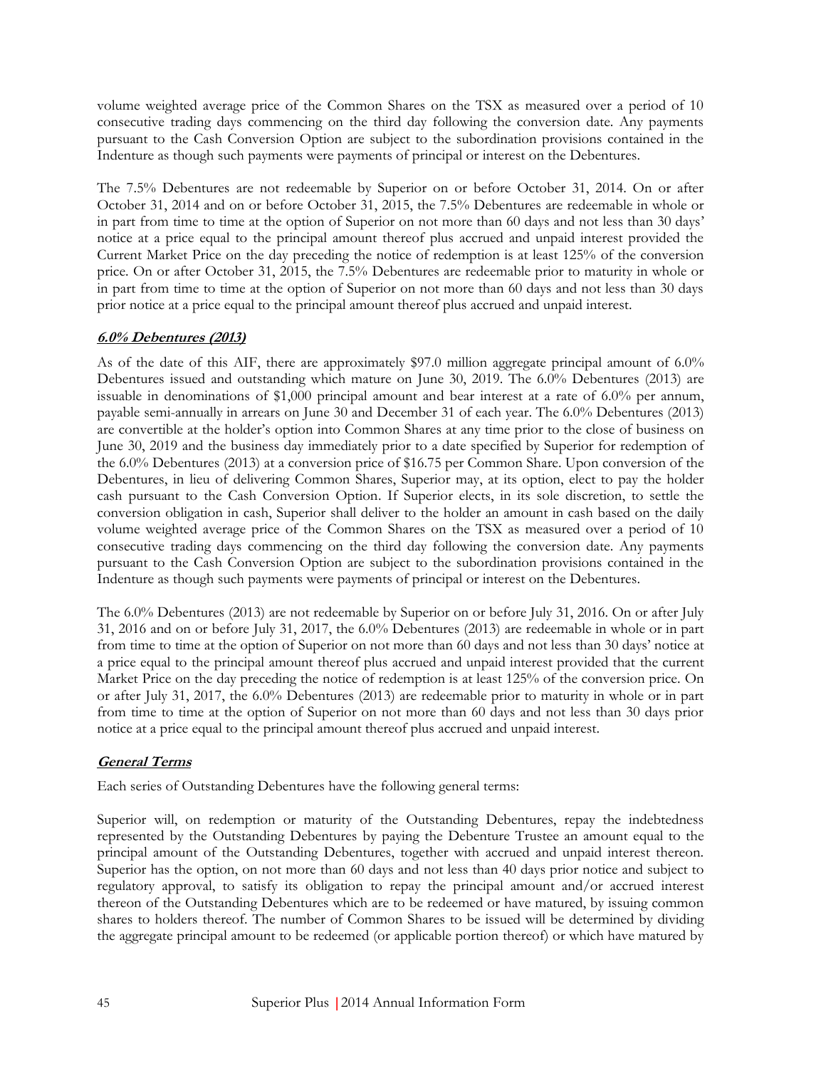volume weighted average price of the Common Shares on the TSX as measured over a period of 10 consecutive trading days commencing on the third day following the conversion date. Any payments pursuant to the Cash Conversion Option are subject to the subordination provisions contained in the Indenture as though such payments were payments of principal or interest on the Debentures.

The 7.5% Debentures are not redeemable by Superior on or before October 31, 2014. On or after October 31, 2014 and on or before October 31, 2015, the 7.5% Debentures are redeemable in whole or in part from time to time at the option of Superior on not more than 60 days and not less than 30 days' notice at a price equal to the principal amount thereof plus accrued and unpaid interest provided the Current Market Price on the day preceding the notice of redemption is at least 125% of the conversion price. On or after October 31, 2015, the 7.5% Debentures are redeemable prior to maturity in whole or in part from time to time at the option of Superior on not more than 60 days and not less than 30 days prior notice at a price equal to the principal amount thereof plus accrued and unpaid interest.

***6.0% Debentures (2013)***

As of the date of this AIF, there are approximately $97.0 million aggregate principal amount of 6.0% Debentures issued and outstanding which mature on June 30, 2019. The 6.0% Debentures (2013) are issuable in denominations of $1,000 principal amount and bear interest at a rate of 6.0% per annum, payable semi-annually in arrears on June 30 and December 31 of each year. The 6.0% Debentures (2013) are convertible at the holder's option into Common Shares at any time prior to the close of business on June 30, 2019 and the business day immediately prior to a date specified by Superior for redemption of the 6.0% Debentures (2013) at a conversion price of $16.75 per Common Share. Upon conversion of the Debentures, in lieu of delivering Common Shares, Superior may, at its option, elect to pay the holder cash pursuant to the Cash Conversion Option. If Superior elects, in its sole discretion, to settle the conversion obligation in cash, Superior shall deliver to the holder an amount in cash based on the daily volume weighted average price of the Common Shares on the TSX as measured over a period of 10 consecutive trading days commencing on the third day following the conversion date. Any payments pursuant to the Cash Conversion Option are subject to the subordination provisions contained in the Indenture as though such payments were payments of principal or interest on the Debentures.

The 6.0% Debentures (2013) are not redeemable by Superior on or before July 31, 2016. On or after July 31, 2016 and on or before July 31, 2017, the 6.0% Debentures (2013) are redeemable in whole or in part from time to time at the option of Superior on not more than 60 days and not less than 30 days' notice at a price equal to the principal amount thereof plus accrued and unpaid interest provided that the current Market Price on the day preceding the notice of redemption is at least 125% of the conversion price. On or after July 31, 2017, the 6.0% Debentures (2013) are redeemable prior to maturity in whole or in part from time to time at the option of Superior on not more than 60 days and not less than 30 days prior notice at a price equal to the principal amount thereof plus accrued and unpaid interest.

***General Terms***

Each series of Outstanding Debentures have the following general terms:

Superior will, on redemption or maturity of the Outstanding Debentures, repay the indebtedness represented by the Outstanding Debentures by paying the Debenture Trustee an amount equal to the principal amount of the Outstanding Debentures, together with accrued and unpaid interest thereon. Superior has the option, on not more than 60 days and not less than 40 days prior notice and subject to regulatory approval, to satisfy its obligation to repay the principal amount and/or accrued interest thereon of the Outstanding Debentures which are to be redeemed or have matured, by issuing common shares to holders thereof. The number of Common Shares to be issued will be determined by dividing the aggregate principal amount to be redeemed (or applicable portion thereof) or which have matured by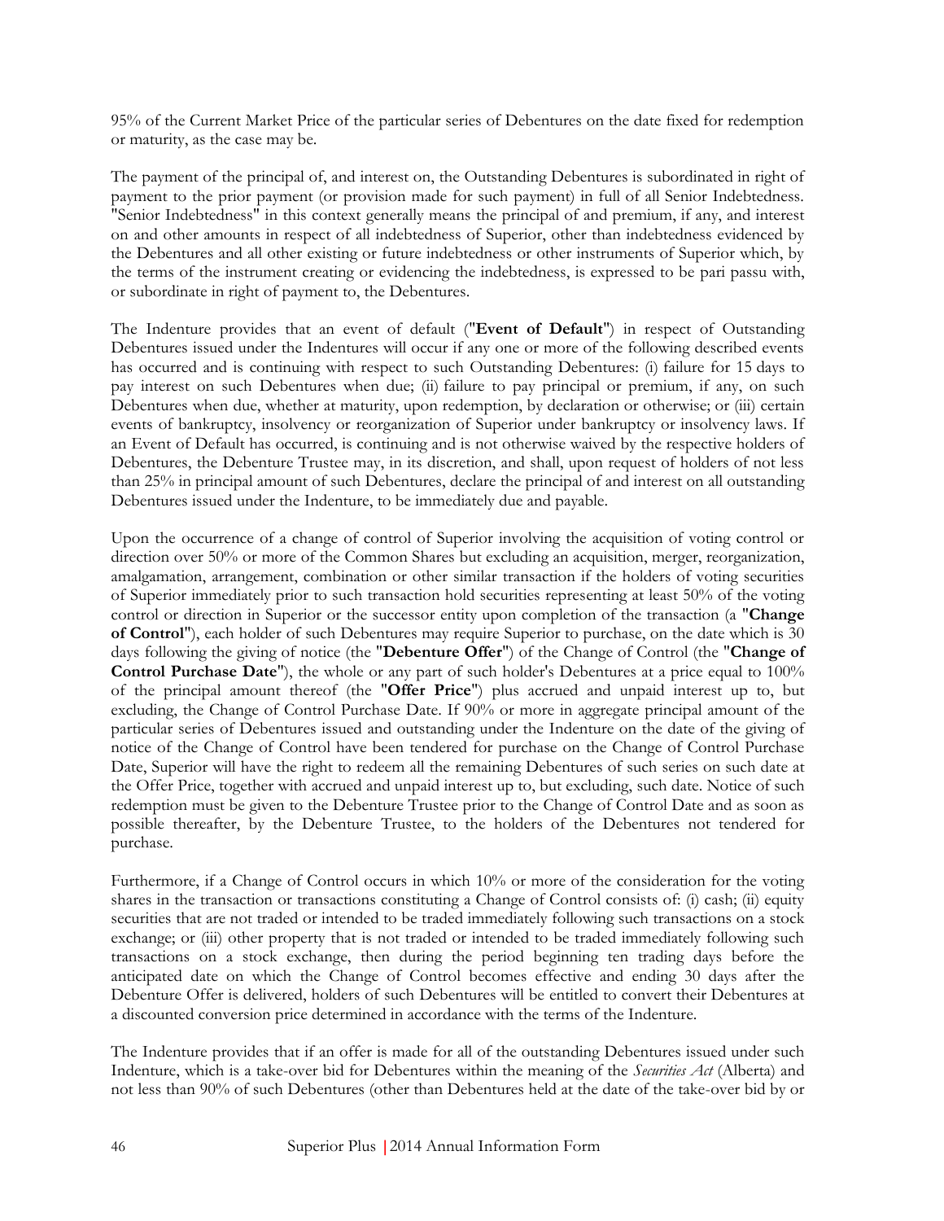95% of the Current Market Price of the particular series of Debentures on the date fixed for redemption or maturity, as the case may be.

The payment of the principal of, and interest on, the Outstanding Debentures is subordinated in right of payment to the prior payment (or provision made for such payment) in full of all Senior Indebtedness. "Senior Indebtedness" in this context generally means the principal of and premium, if any, and interest on and other amounts in respect of all indebtedness of Superior, other than indebtedness evidenced by the Debentures and all other existing or future indebtedness or other instruments of Superior which, by the terms of the instrument creating or evidencing the indebtedness, is expressed to be pari passu with, or subordinate in right of payment to, the Debentures.

The Indenture provides that an event of default ("**Event of Default**") in respect of Outstanding Debentures issued under the Indentures will occur if any one or more of the following described events has occurred and is continuing with respect to such Outstanding Debentures: (i) failure for 15 days to pay interest on such Debentures when due; (ii) failure to pay principal or premium, if any, on such Debentures when due, whether at maturity, upon redemption, by declaration or otherwise; or (iii) certain events of bankruptcy, insolvency or reorganization of Superior under bankruptcy or insolvency laws. If an Event of Default has occurred, is continuing and is not otherwise waived by the respective holders of Debentures, the Debenture Trustee may, in its discretion, and shall, upon request of holders of not less than 25% in principal amount of such Debentures, declare the principal of and interest on all outstanding Debentures issued under the Indenture, to be immediately due and payable.

Upon the occurrence of a change of control of Superior involving the acquisition of voting control or direction over 50% or more of the Common Shares but excluding an acquisition, merger, reorganization, amalgamation, arrangement, combination or other similar transaction if the holders of voting securities of Superior immediately prior to such transaction hold securities representing at least 50% of the voting control or direction in Superior or the successor entity upon completion of the transaction (a "**Change of Control**"), each holder of such Debentures may require Superior to purchase, on the date which is 30 days following the giving of notice (the "**Debenture Offer**") of the Change of Control (the "**Change of Control Purchase Date**"), the whole or any part of such holder's Debentures at a price equal to 100% of the principal amount thereof (the "**Offer Price**") plus accrued and unpaid interest up to, but excluding, the Change of Control Purchase Date. If 90% or more in aggregate principal amount of the particular series of Debentures issued and outstanding under the Indenture on the date of the giving of notice of the Change of Control have been tendered for purchase on the Change of Control Purchase Date, Superior will have the right to redeem all the remaining Debentures of such series on such date at the Offer Price, together with accrued and unpaid interest up to, but excluding, such date. Notice of such redemption must be given to the Debenture Trustee prior to the Change of Control Date and as soon as possible thereafter, by the Debenture Trustee, to the holders of the Debentures not tendered for purchase.

Furthermore, if a Change of Control occurs in which 10% or more of the consideration for the voting shares in the transaction or transactions constituting a Change of Control consists of: (i) cash; (ii) equity securities that are not traded or intended to be traded immediately following such transactions on a stock exchange; or (iii) other property that is not traded or intended to be traded immediately following such transactions on a stock exchange, then during the period beginning ten trading days before the anticipated date on which the Change of Control becomes effective and ending 30 days after the Debenture Offer is delivered, holders of such Debentures will be entitled to convert their Debentures at a discounted conversion price determined in accordance with the terms of the Indenture.

The Indenture provides that if an offer is made for all of the outstanding Debentures issued under such Indenture, which is a take-over bid for Debentures within the meaning of the *Securities Act* (Alberta) and not less than 90% of such Debentures (other than Debentures held at the date of the take-over bid by or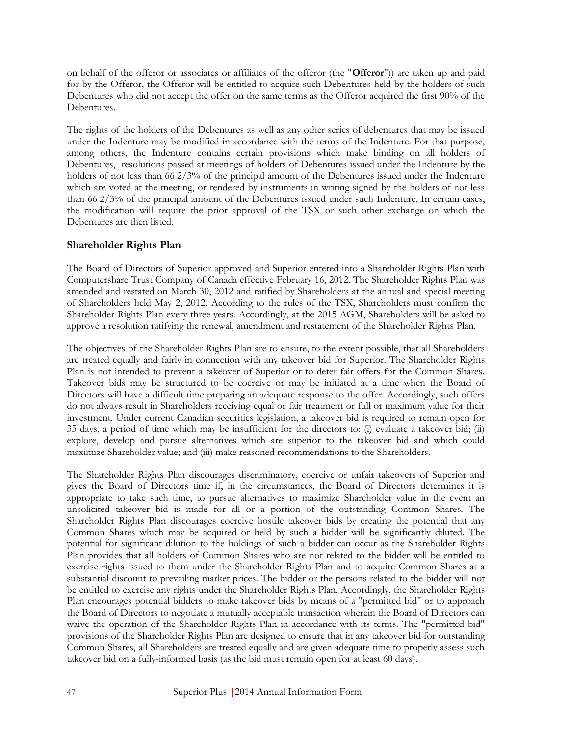on behalf of the offeror or associates or affiliates of the offeror (the "**Offeror**")) are taken up and paid for by the Offeror, the Offeror will be entitled to acquire such Debentures held by the holders of such Debentures who did not accept the offer on the same terms as the Offeror acquired the first 90% of the Debentures.

The rights of the holders of the Debentures as well as any other series of debentures that may be issued under the Indenture may be modified in accordance with the terms of the Indenture. For that purpose, among others, the Indenture contains certain provisions which make binding on all holders of Debentures, resolutions passed at meetings of holders of Debentures issued under the Indenture by the holders of not less than 66 2/3% of the principal amount of the Debentures issued under the Indenture which are voted at the meeting, or rendered by instruments in writing signed by the holders of not less than 66 2/3% of the principal amount of the Debentures issued under such Indenture. In certain cases, the modification will require the prior approval of the TSX or such other exchange on which the Debentures are then listed.

## Shareholder Rights Plan

The Board of Directors of Superior approved and Superior entered into a Shareholder Rights Plan with Computershare Trust Company of Canada effective February 16, 2012. The Shareholder Rights Plan was amended and restated on March 30, 2012 and ratified by Shareholders at the annual and special meeting of Shareholders held May 2, 2012. According to the rules of the TSX, Shareholders must confirm the Shareholder Rights Plan every three years. Accordingly, at the 2015 AGM, Shareholders will be asked to approve a resolution ratifying the renewal, amendment and restatement of the Shareholder Rights Plan.

The objectives of the Shareholder Rights Plan are to ensure, to the extent possible, that all Shareholders are treated equally and fairly in connection with any takeover bid for Superior. The Shareholder Rights Plan is not intended to prevent a takeover of Superior or to deter fair offers for the Common Shares. Takeover bids may be structured to be coercive or may be initiated at a time when the Board of Directors will have a difficult time preparing an adequate response to the offer. Accordingly, such offers do not always result in Shareholders receiving equal or fair treatment or full or maximum value for their investment. Under current Canadian securities legislation, a takeover bid is required to remain open for 35 days, a period of time which may be insufficient for the directors to: (i) evaluate a takeover bid; (ii) explore, develop and pursue alternatives which are superior to the takeover bid and which could maximize Shareholder value; and (iii) make reasoned recommendations to the Shareholders.

The Shareholder Rights Plan discourages discriminatory, coercive or unfair takeovers of Superior and gives the Board of Directors time if, in the circumstances, the Board of Directors determines it is appropriate to take such time, to pursue alternatives to maximize Shareholder value in the event an unsolicited takeover bid is made for all or a portion of the outstanding Common Shares. The Shareholder Rights Plan discourages coercive hostile takeover bids by creating the potential that any Common Shares which may be acquired or held by such a bidder will be significantly diluted. The potential for significant dilution to the holdings of such a bidder can occur as the Shareholder Rights Plan provides that all holders of Common Shares who are not related to the bidder will be entitled to exercise rights issued to them under the Shareholder Rights Plan and to acquire Common Shares at a substantial discount to prevailing market prices. The bidder or the persons related to the bidder will not be entitled to exercise any rights under the Shareholder Rights Plan. Accordingly, the Shareholder Rights Plan encourages potential bidders to make takeover bids by means of a "permitted bid" or to approach the Board of Directors to negotiate a mutually acceptable transaction wherein the Board of Directors can waive the operation of the Shareholder Rights Plan in accordance with its terms. The "permitted bid" provisions of the Shareholder Rights Plan are designed to ensure that in any takeover bid for outstanding Common Shares, all Shareholders are treated equally and are given adequate time to properly assess such takeover bid on a fully-informed basis (as the bid must remain open for at least 60 days).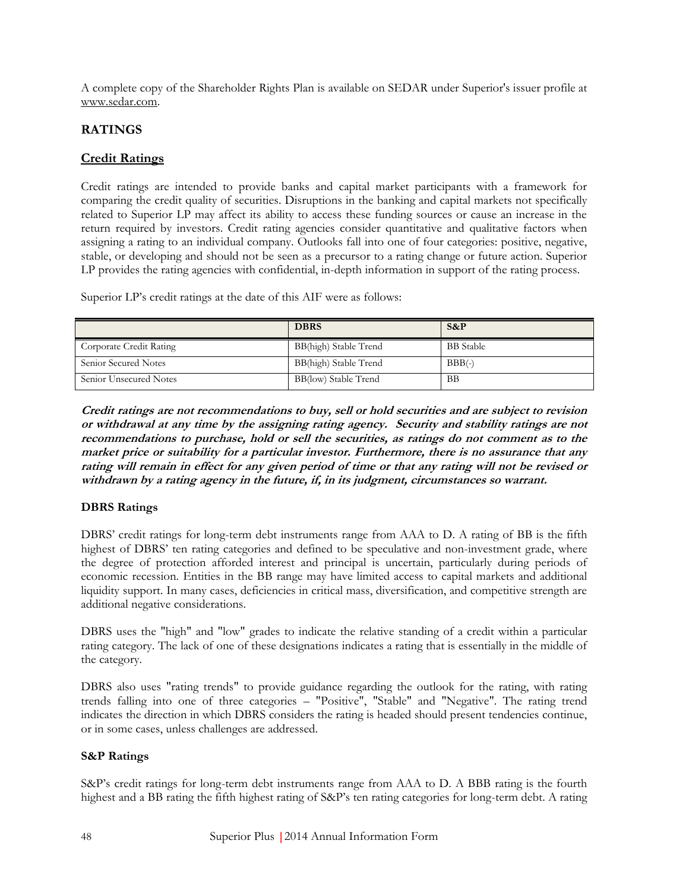A complete copy of the Shareholder Rights Plan is available on SEDAR under Superior's issuer profile at www.sedar.com.

## RATINGS

### Credit Ratings

Credit ratings are intended to provide banks and capital market participants with a framework for comparing the credit quality of securities. Disruptions in the banking and capital markets not specifically related to Superior LP may affect its ability to access these funding sources or cause an increase in the return required by investors. Credit rating agencies consider quantitative and qualitative factors when assigning a rating to an individual company. Outlooks fall into one of four categories: positive, negative, stable, or developing and should not be seen as a precursor to a rating change or future action. Superior LP provides the rating agencies with confidential, in-depth information in support of the rating process.

Superior LP's credit ratings at the date of this AIF were as follows:

| | DBRS | S&P |
|---|---|---|
| Corporate Credit Rating | BB(high) Stable Trend | BB Stable |
| Senior Secured Notes | BB(high) Stable Trend | BBB(-) |
| Senior Unsecured Notes | BB(low) Stable Trend | BB |

***Credit ratings are not recommendations to buy, sell or hold securities and are subject to revision or withdrawal at any time by the assigning rating agency. Security and stability ratings are not recommendations to purchase, hold or sell the securities, as ratings do not comment as to the market price or suitability for a particular investor. Furthermore, there is no assurance that any rating will remain in effect for any given period of time or that any rating will not be revised or withdrawn by a rating agency in the future, if, in its judgment, circumstances so warrant.***

#### DBRS Ratings

DBRS' credit ratings for long-term debt instruments range from AAA to D. A rating of BB is the fifth highest of DBRS' ten rating categories and defined to be speculative and non-investment grade, where the degree of protection afforded interest and principal is uncertain, particularly during periods of economic recession. Entities in the BB range may have limited access to capital markets and additional liquidity support. In many cases, deficiencies in critical mass, diversification, and competitive strength are additional negative considerations.

DBRS uses the "high" and "low" grades to indicate the relative standing of a credit within a particular rating category. The lack of one of these designations indicates a rating that is essentially in the middle of the category.

DBRS also uses "rating trends" to provide guidance regarding the outlook for the rating, with rating trends falling into one of three categories – "Positive", "Stable" and "Negative". The rating trend indicates the direction in which DBRS considers the rating is headed should present tendencies continue, or in some cases, unless challenges are addressed.

#### S&P Ratings

S&P's credit ratings for long-term debt instruments range from AAA to D. A BBB rating is the fourth highest and a BB rating the fifth highest rating of S&P's ten rating categories for long-term debt. A rating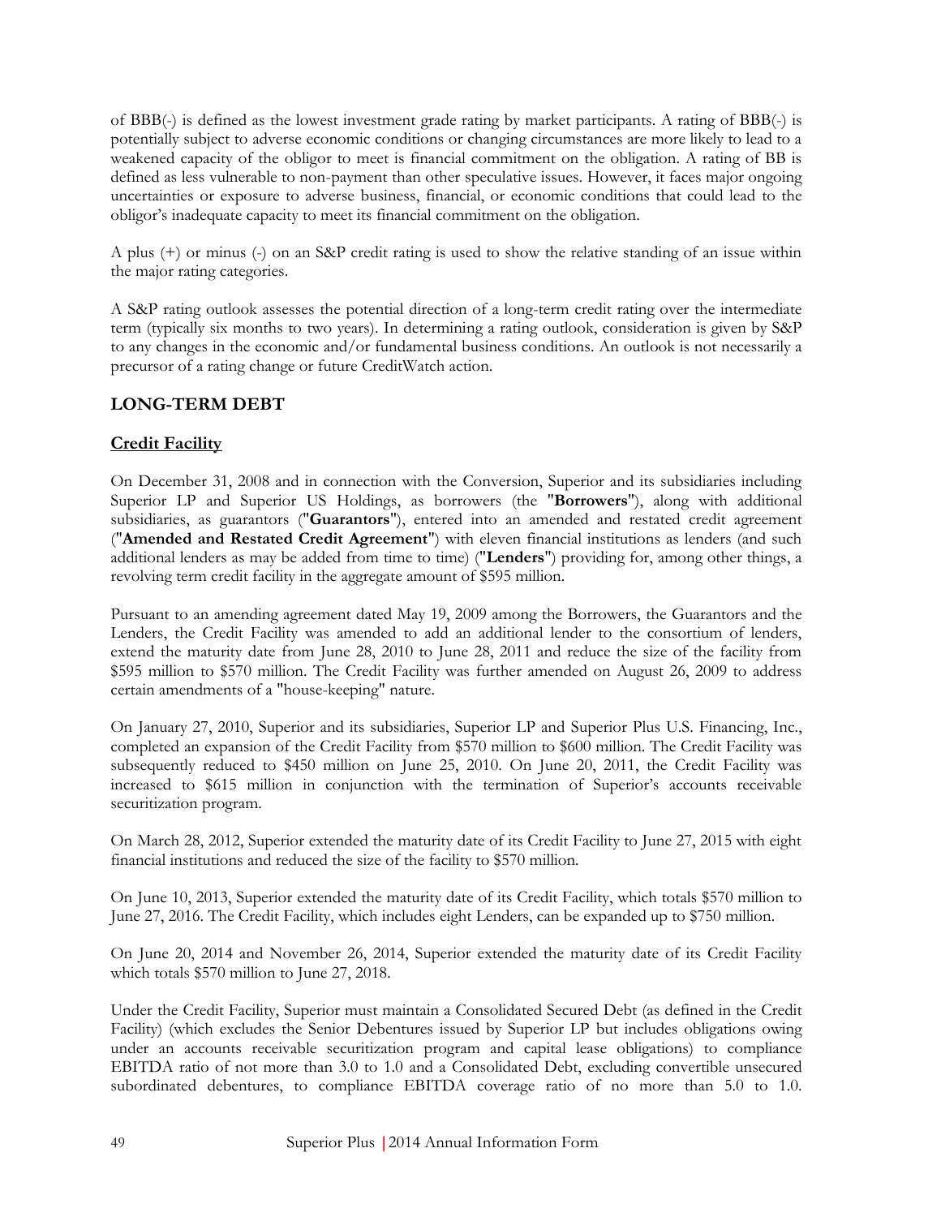of BBB(-) is defined as the lowest investment grade rating by market participants. A rating of BBB(-) is potentially subject to adverse economic conditions or changing circumstances are more likely to lead to a weakened capacity of the obligor to meet is financial commitment on the obligation. A rating of BB is defined as less vulnerable to non-payment than other speculative issues. However, it faces major ongoing uncertainties or exposure to adverse business, financial, or economic conditions that could lead to the obligor's inadequate capacity to meet its financial commitment on the obligation.

A plus (+) or minus (-) on an S&P credit rating is used to show the relative standing of an issue within the major rating categories.

A S&P rating outlook assesses the potential direction of a long-term credit rating over the intermediate term (typically six months to two years). In determining a rating outlook, consideration is given by S&P to any changes in the economic and/or fundamental business conditions. An outlook is not necessarily a precursor of a rating change or future CreditWatch action.

## LONG-TERM DEBT

### Credit Facility

On December 31, 2008 and in connection with the Conversion, Superior and its subsidiaries including Superior LP and Superior US Holdings, as borrowers (the "**Borrowers**"), along with additional subsidiaries, as guarantors ("**Guarantors**"), entered into an amended and restated credit agreement ("**Amended and Restated Credit Agreement**") with eleven financial institutions as lenders (and such additional lenders as may be added from time to time) ("**Lenders**") providing for, among other things, a revolving term credit facility in the aggregate amount of $595 million.

Pursuant to an amending agreement dated May 19, 2009 among the Borrowers, the Guarantors and the Lenders, the Credit Facility was amended to add an additional lender to the consortium of lenders, extend the maturity date from June 28, 2010 to June 28, 2011 and reduce the size of the facility from $595 million to $570 million. The Credit Facility was further amended on August 26, 2009 to address certain amendments of a "house-keeping" nature.

On January 27, 2010, Superior and its subsidiaries, Superior LP and Superior Plus U.S. Financing, Inc., completed an expansion of the Credit Facility from $570 million to $600 million. The Credit Facility was subsequently reduced to $450 million on June 25, 2010. On June 20, 2011, the Credit Facility was increased to $615 million in conjunction with the termination of Superior's accounts receivable securitization program.

On March 28, 2012, Superior extended the maturity date of its Credit Facility to June 27, 2015 with eight financial institutions and reduced the size of the facility to $570 million.

On June 10, 2013, Superior extended the maturity date of its Credit Facility, which totals $570 million to June 27, 2016. The Credit Facility, which includes eight Lenders, can be expanded up to $750 million.

On June 20, 2014 and November 26, 2014, Superior extended the maturity date of its Credit Facility which totals $570 million to June 27, 2018.

Under the Credit Facility, Superior must maintain a Consolidated Secured Debt (as defined in the Credit Facility) (which excludes the Senior Debentures issued by Superior LP but includes obligations owing under an accounts receivable securitization program and capital lease obligations) to compliance EBITDA ratio of not more than 3.0 to 1.0 and a Consolidated Debt, excluding convertible unsecured subordinated debentures, to compliance EBITDA coverage ratio of no more than 5.0 to 1.0.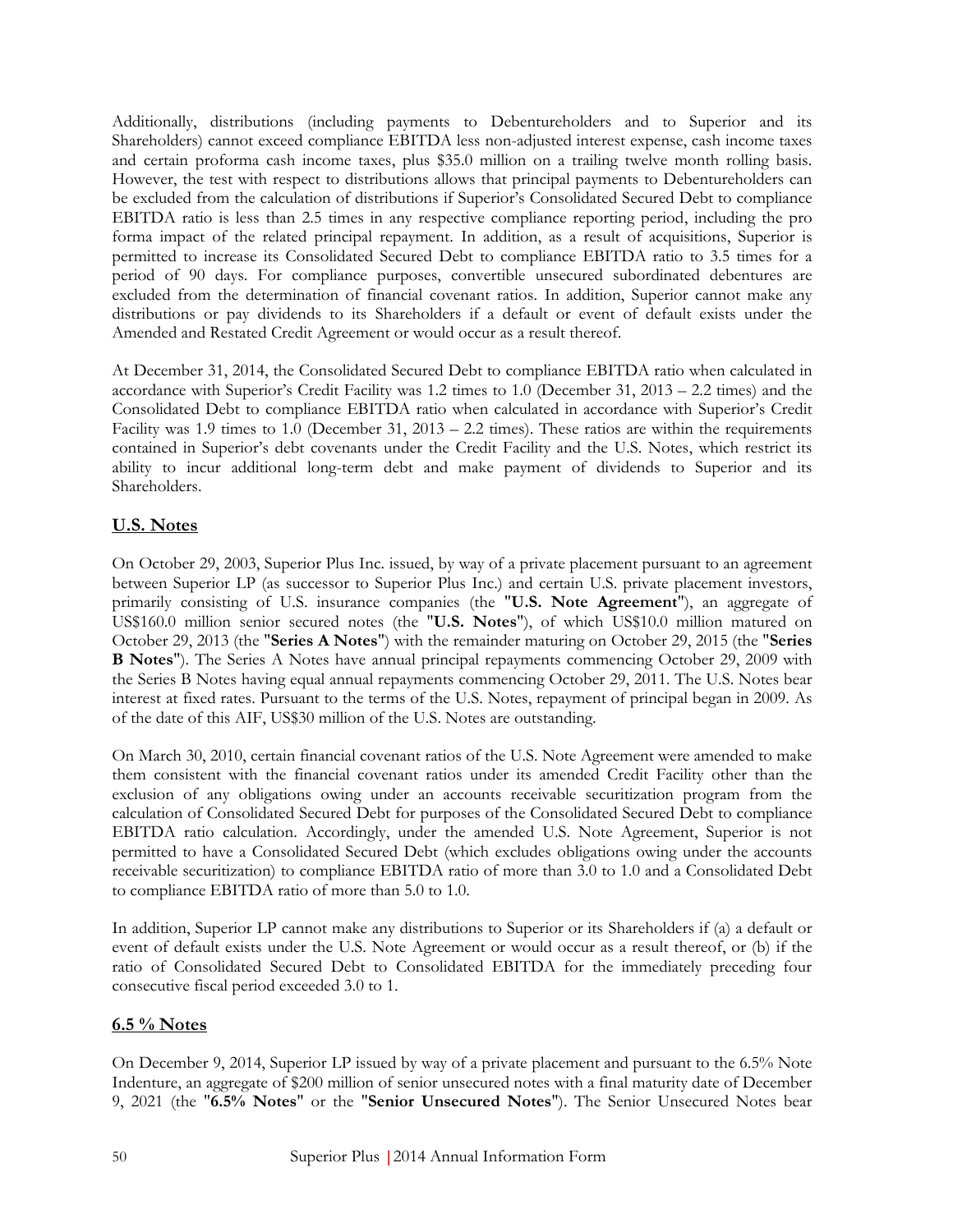Additionally, distributions (including payments to Debentureholders and to Superior and its Shareholders) cannot exceed compliance EBITDA less non-adjusted interest expense, cash income taxes and certain proforma cash income taxes, plus $35.0 million on a trailing twelve month rolling basis. However, the test with respect to distributions allows that principal payments to Debentureholders can be excluded from the calculation of distributions if Superior's Consolidated Secured Debt to compliance EBITDA ratio is less than 2.5 times in any respective compliance reporting period, including the pro forma impact of the related principal repayment. In addition, as a result of acquisitions, Superior is permitted to increase its Consolidated Secured Debt to compliance EBITDA ratio to 3.5 times for a period of 90 days. For compliance purposes, convertible unsecured subordinated debentures are excluded from the determination of financial covenant ratios. In addition, Superior cannot make any distributions or pay dividends to its Shareholders if a default or event of default exists under the Amended and Restated Credit Agreement or would occur as a result thereof.

At December 31, 2014, the Consolidated Secured Debt to compliance EBITDA ratio when calculated in accordance with Superior's Credit Facility was 1.2 times to 1.0 (December 31, 2013 – 2.2 times) and the Consolidated Debt to compliance EBITDA ratio when calculated in accordance with Superior's Credit Facility was 1.9 times to 1.0 (December 31, 2013 – 2.2 times). These ratios are within the requirements contained in Superior's debt covenants under the Credit Facility and the U.S. Notes, which restrict its ability to incur additional long-term debt and make payment of dividends to Superior and its Shareholders.

## U.S. Notes

On October 29, 2003, Superior Plus Inc. issued, by way of a private placement pursuant to an agreement between Superior LP (as successor to Superior Plus Inc.) and certain U.S. private placement investors, primarily consisting of U.S. insurance companies (the "**U.S. Note Agreement**"), an aggregate of US$160.0 million senior secured notes (the "**U.S. Notes**"), of which US$10.0 million matured on October 29, 2013 (the "**Series A Notes**") with the remainder maturing on October 29, 2015 (the "**Series B Notes**"). The Series A Notes have annual principal repayments commencing October 29, 2009 with the Series B Notes having equal annual repayments commencing October 29, 2011. The U.S. Notes bear interest at fixed rates. Pursuant to the terms of the U.S. Notes, repayment of principal began in 2009. As of the date of this AIF, US$30 million of the U.S. Notes are outstanding.

On March 30, 2010, certain financial covenant ratios of the U.S. Note Agreement were amended to make them consistent with the financial covenant ratios under its amended Credit Facility other than the exclusion of any obligations owing under an accounts receivable securitization program from the calculation of Consolidated Secured Debt for purposes of the Consolidated Secured Debt to compliance EBITDA ratio calculation. Accordingly, under the amended U.S. Note Agreement, Superior is not permitted to have a Consolidated Secured Debt (which excludes obligations owing under the accounts receivable securitization) to compliance EBITDA ratio of more than 3.0 to 1.0 and a Consolidated Debt to compliance EBITDA ratio of more than 5.0 to 1.0.

In addition, Superior LP cannot make any distributions to Superior or its Shareholders if (a) a default or event of default exists under the U.S. Note Agreement or would occur as a result thereof, or (b) if the ratio of Consolidated Secured Debt to Consolidated EBITDA for the immediately preceding four consecutive fiscal period exceeded 3.0 to 1.

## 6.5 % Notes

On December 9, 2014, Superior LP issued by way of a private placement and pursuant to the 6.5% Note Indenture, an aggregate of $200 million of senior unsecured notes with a final maturity date of December 9, 2021 (the "**6.5% Notes**" or the "**Senior Unsecured Notes**"). The Senior Unsecured Notes bear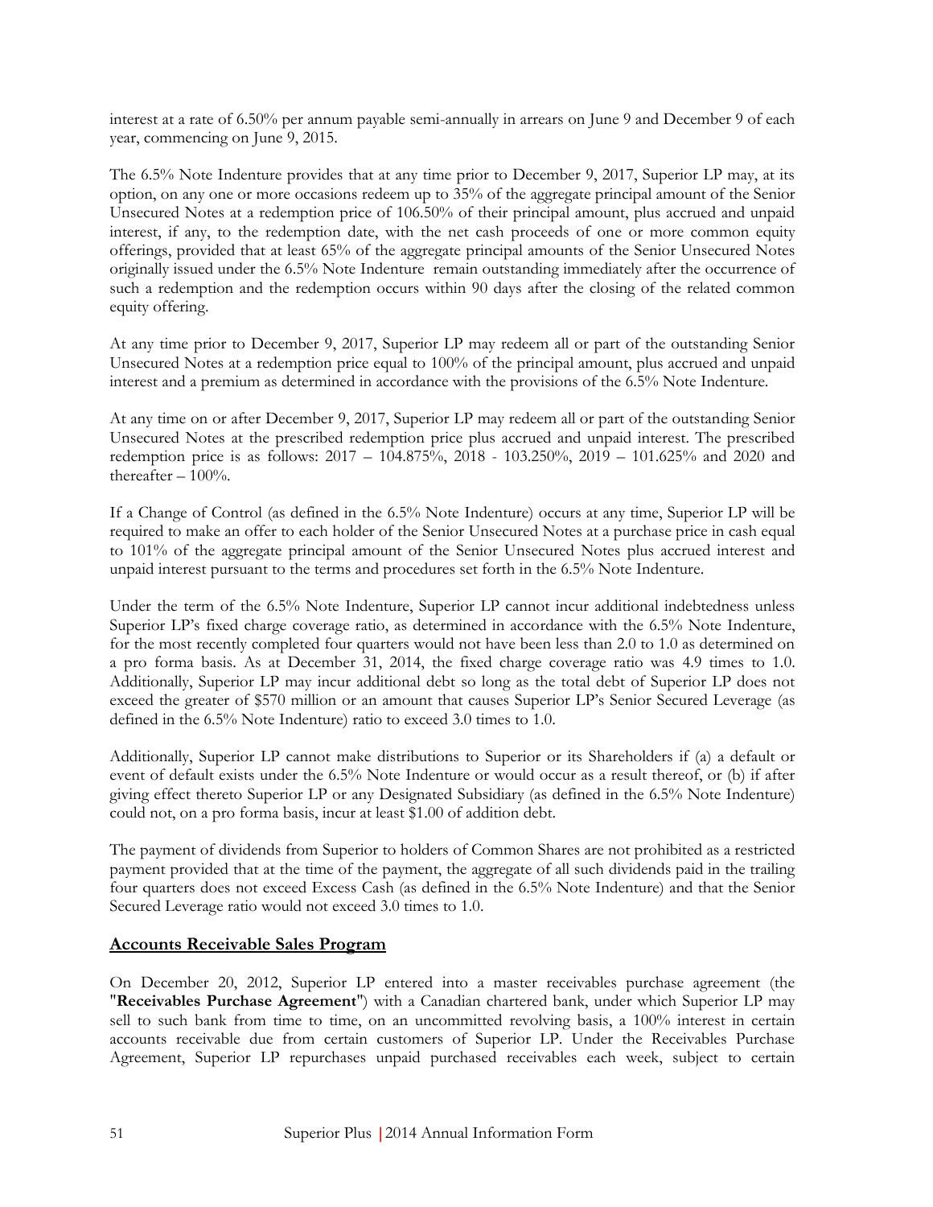interest at a rate of 6.50% per annum payable semi-annually in arrears on June 9 and December 9 of each year, commencing on June 9, 2015.

The 6.5% Note Indenture provides that at any time prior to December 9, 2017, Superior LP may, at its option, on any one or more occasions redeem up to 35% of the aggregate principal amount of the Senior Unsecured Notes at a redemption price of 106.50% of their principal amount, plus accrued and unpaid interest, if any, to the redemption date, with the net cash proceeds of one or more common equity offerings, provided that at least 65% of the aggregate principal amounts of the Senior Unsecured Notes originally issued under the 6.5% Note Indenture remain outstanding immediately after the occurrence of such a redemption and the redemption occurs within 90 days after the closing of the related common equity offering.

At any time prior to December 9, 2017, Superior LP may redeem all or part of the outstanding Senior Unsecured Notes at a redemption price equal to 100% of the principal amount, plus accrued and unpaid interest and a premium as determined in accordance with the provisions of the 6.5% Note Indenture.

At any time on or after December 9, 2017, Superior LP may redeem all or part of the outstanding Senior Unsecured Notes at the prescribed redemption price plus accrued and unpaid interest. The prescribed redemption price is as follows: 2017 – 104.875%, 2018 - 103.250%, 2019 – 101.625% and 2020 and thereafter – 100%.

If a Change of Control (as defined in the 6.5% Note Indenture) occurs at any time, Superior LP will be required to make an offer to each holder of the Senior Unsecured Notes at a purchase price in cash equal to 101% of the aggregate principal amount of the Senior Unsecured Notes plus accrued interest and unpaid interest pursuant to the terms and procedures set forth in the 6.5% Note Indenture.

Under the term of the 6.5% Note Indenture, Superior LP cannot incur additional indebtedness unless Superior LP's fixed charge coverage ratio, as determined in accordance with the 6.5% Note Indenture, for the most recently completed four quarters would not have been less than 2.0 to 1.0 as determined on a pro forma basis. As at December 31, 2014, the fixed charge coverage ratio was 4.9 times to 1.0. Additionally, Superior LP may incur additional debt so long as the total debt of Superior LP does not exceed the greater of $570 million or an amount that causes Superior LP's Senior Secured Leverage (as defined in the 6.5% Note Indenture) ratio to exceed 3.0 times to 1.0.

Additionally, Superior LP cannot make distributions to Superior or its Shareholders if (a) a default or event of default exists under the 6.5% Note Indenture or would occur as a result thereof, or (b) if after giving effect thereto Superior LP or any Designated Subsidiary (as defined in the 6.5% Note Indenture) could not, on a pro forma basis, incur at least $1.00 of addition debt.

The payment of dividends from Superior to holders of Common Shares are not prohibited as a restricted payment provided that at the time of the payment, the aggregate of all such dividends paid in the trailing four quarters does not exceed Excess Cash (as defined in the 6.5% Note Indenture) and that the Senior Secured Leverage ratio would not exceed 3.0 times to 1.0.

## Accounts Receivable Sales Program

On December 20, 2012, Superior LP entered into a master receivables purchase agreement (the "**Receivables Purchase Agreement**") with a Canadian chartered bank, under which Superior LP may sell to such bank from time to time, on an uncommitted revolving basis, a 100% interest in certain accounts receivable due from certain customers of Superior LP. Under the Receivables Purchase Agreement, Superior LP repurchases unpaid purchased receivables each week, subject to certain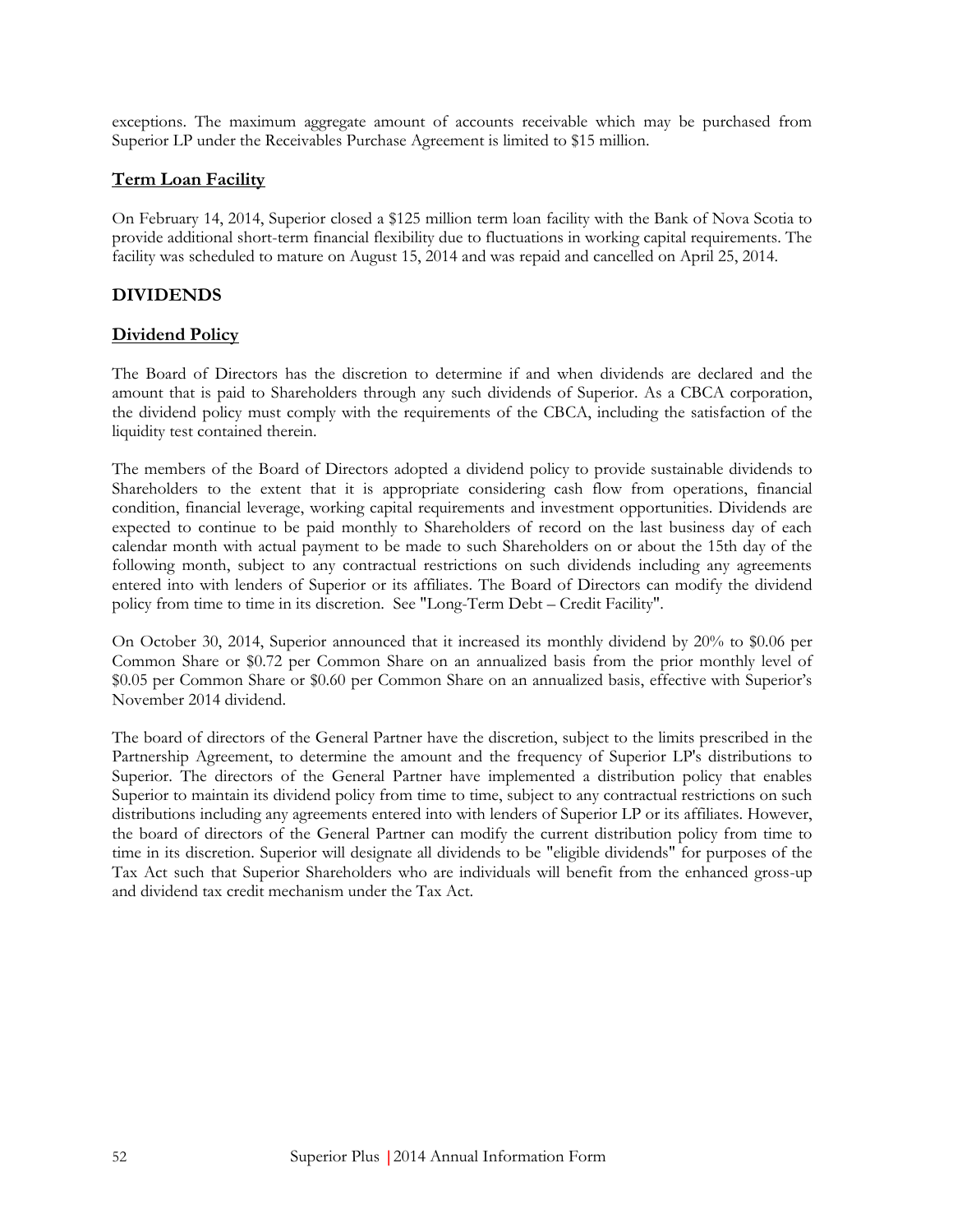exceptions. The maximum aggregate amount of accounts receivable which may be purchased from Superior LP under the Receivables Purchase Agreement is limited to $15 million.

### Term Loan Facility

On February 14, 2014, Superior closed a $125 million term loan facility with the Bank of Nova Scotia to provide additional short-term financial flexibility due to fluctuations in working capital requirements. The facility was scheduled to mature on August 15, 2014 and was repaid and cancelled on April 25, 2014.

## DIVIDENDS

### Dividend Policy

The Board of Directors has the discretion to determine if and when dividends are declared and the amount that is paid to Shareholders through any such dividends of Superior. As a CBCA corporation, the dividend policy must comply with the requirements of the CBCA, including the satisfaction of the liquidity test contained therein.

The members of the Board of Directors adopted a dividend policy to provide sustainable dividends to Shareholders to the extent that it is appropriate considering cash flow from operations, financial condition, financial leverage, working capital requirements and investment opportunities. Dividends are expected to continue to be paid monthly to Shareholders of record on the last business day of each calendar month with actual payment to be made to such Shareholders on or about the 15th day of the following month, subject to any contractual restrictions on such dividends including any agreements entered into with lenders of Superior or its affiliates. The Board of Directors can modify the dividend policy from time to time in its discretion. See "Long-Term Debt – Credit Facility".

On October 30, 2014, Superior announced that it increased its monthly dividend by 20% to $0.06 per Common Share or $0.72 per Common Share on an annualized basis from the prior monthly level of $0.05 per Common Share or $0.60 per Common Share on an annualized basis, effective with Superior's November 2014 dividend.

The board of directors of the General Partner have the discretion, subject to the limits prescribed in the Partnership Agreement, to determine the amount and the frequency of Superior LP's distributions to Superior. The directors of the General Partner have implemented a distribution policy that enables Superior to maintain its dividend policy from time to time, subject to any contractual restrictions on such distributions including any agreements entered into with lenders of Superior LP or its affiliates. However, the board of directors of the General Partner can modify the current distribution policy from time to time in its discretion. Superior will designate all dividends to be "eligible dividends" for purposes of the Tax Act such that Superior Shareholders who are individuals will benefit from the enhanced gross-up and dividend tax credit mechanism under the Tax Act.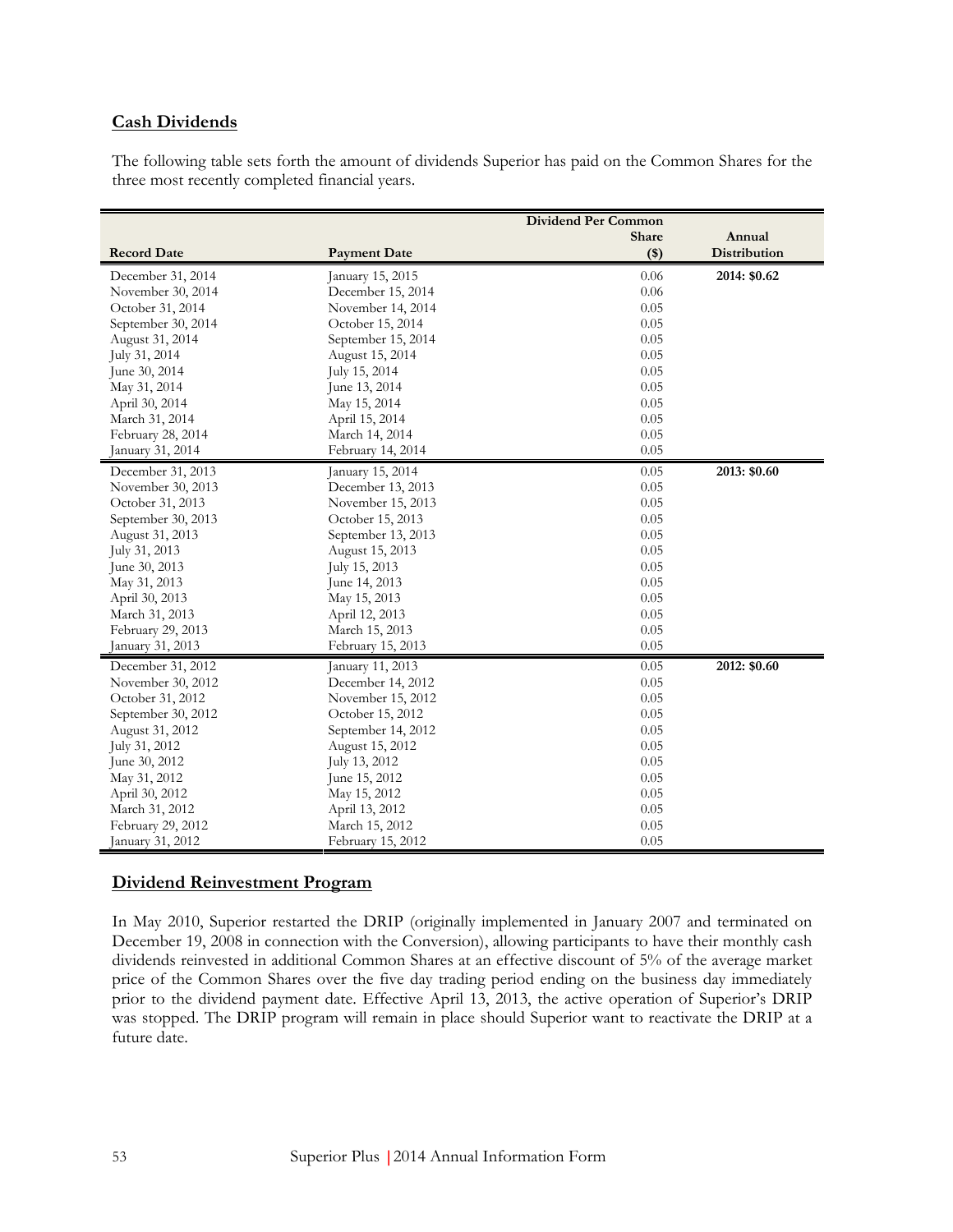## Cash Dividends

The following table sets forth the amount of dividends Superior has paid on the Common Shares for the three most recently completed financial years.

| Record Date | Payment Date | Dividend Per Common Share ($) | Annual Distribution |
|---|---|---|---|
| December 31, 2014 | January 15, 2015 | 0.06 | 2014: $0.62 |
| November 30, 2014 | December 15, 2014 | 0.06 | |
| October 31, 2014 | November 14, 2014 | 0.05 | |
| September 30, 2014 | October 15, 2014 | 0.05 | |
| August 31, 2014 | September 15, 2014 | 0.05 | |
| July 31, 2014 | August 15, 2014 | 0.05 | |
| June 30, 2014 | July 15, 2014 | 0.05 | |
| May 31, 2014 | June 13, 2014 | 0.05 | |
| April 30, 2014 | May 15, 2014 | 0.05 | |
| March 31, 2014 | April 15, 2014 | 0.05 | |
| February 28, 2014 | March 14, 2014 | 0.05 | |
| January 31, 2014 | February 14, 2014 | 0.05 | |
| December 31, 2013 | January 15, 2014 | 0.05 | 2013: $0.60 |
| November 30, 2013 | December 13, 2013 | 0.05 | |
| October 31, 2013 | November 15, 2013 | 0.05 | |
| September 30, 2013 | October 15, 2013 | 0.05 | |
| August 31, 2013 | September 13, 2013 | 0.05 | |
| July 31, 2013 | August 15, 2013 | 0.05 | |
| June 30, 2013 | July 15, 2013 | 0.05 | |
| May 31, 2013 | June 14, 2013 | 0.05 | |
| April 30, 2013 | May 15, 2013 | 0.05 | |
| March 31, 2013 | April 12, 2013 | 0.05 | |
| February 29, 2013 | March 15, 2013 | 0.05 | |
| January 31, 2013 | February 15, 2013 | 0.05 | |
| December 31, 2012 | January 11, 2013 | 0.05 | 2012: $0.60 |
| November 30, 2012 | December 14, 2012 | 0.05 | |
| October 31, 2012 | November 15, 2012 | 0.05 | |
| September 30, 2012 | October 15, 2012 | 0.05 | |
| August 31, 2012 | September 14, 2012 | 0.05 | |
| July 31, 2012 | August 15, 2012 | 0.05 | |
| June 30, 2012 | July 13, 2012 | 0.05 | |
| May 31, 2012 | June 15, 2012 | 0.05 | |
| April 30, 2012 | May 15, 2012 | 0.05 | |
| March 31, 2012 | April 13, 2012 | 0.05 | |
| February 29, 2012 | March 15, 2012 | 0.05 | |
| January 31, 2012 | February 15, 2012 | 0.05 | |

## Dividend Reinvestment Program

In May 2010, Superior restarted the DRIP (originally implemented in January 2007 and terminated on December 19, 2008 in connection with the Conversion), allowing participants to have their monthly cash dividends reinvested in additional Common Shares at an effective discount of 5% of the average market price of the Common Shares over the five day trading period ending on the business day immediately prior to the dividend payment date. Effective April 13, 2013, the active operation of Superior's DRIP was stopped. The DRIP program will remain in place should Superior want to reactivate the DRIP at a future date.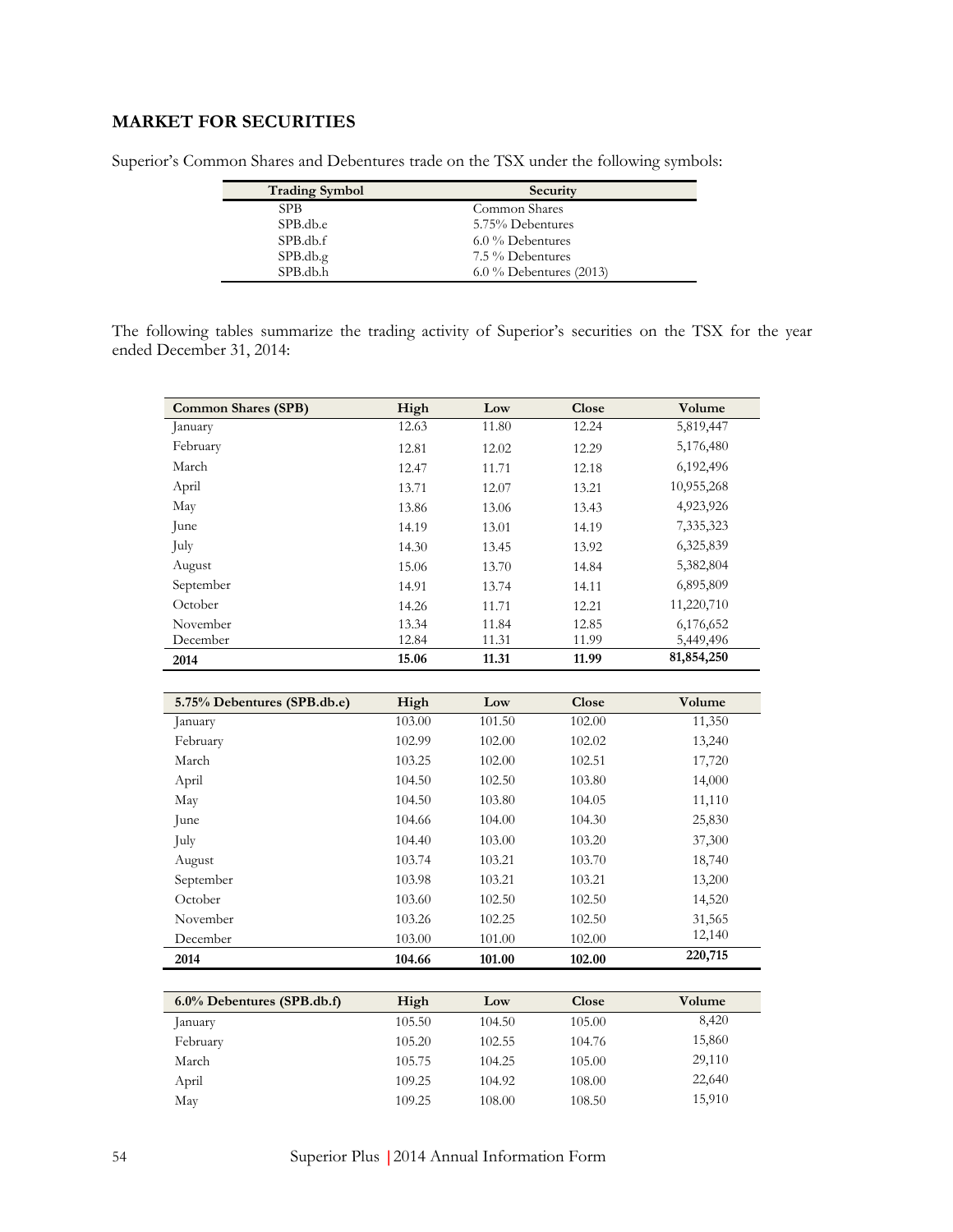## MARKET FOR SECURITIES

Superior's Common Shares and Debentures trade on the TSX under the following symbols:

| Trading Symbol | Security |
|---|---|
| SPB | Common Shares |
| SPB.db.e | 5.75% Debentures |
| SPB.db.f | 6.0 % Debentures |
| SPB.db.g | 7.5 % Debentures |
| SPB.db.h | 6.0 % Debentures (2013) |

The following tables summarize the trading activity of Superior's securities on the TSX for the year ended December 31, 2014:

| Common Shares (SPB) | High | Low | Close | Volume |
|---|---|---|---|---|
| January | 12.63 | 11.80 | 12.24 | 5,819,447 |
| February | 12.81 | 12.02 | 12.29 | 5,176,480 |
| March | 12.47 | 11.71 | 12.18 | 6,192,496 |
| April | 13.71 | 12.07 | 13.21 | 10,955,268 |
| May | 13.86 | 13.06 | 13.43 | 4,923,926 |
| June | 14.19 | 13.01 | 14.19 | 7,335,323 |
| July | 14.30 | 13.45 | 13.92 | 6,325,839 |
| August | 15.06 | 13.70 | 14.84 | 5,382,804 |
| September | 14.91 | 13.74 | 14.11 | 6,895,809 |
| October | 14.26 | 11.71 | 12.21 | 11,220,710 |
| November | 13.34 | 11.84 | 12.85 | 6,176,652 |
| December | 12.84 | 11.31 | 11.99 | 5,449,496 |
| **2014** | **15.06** | **11.31** | **11.99** | **81,854,250** |

| 5.75% Debentures (SPB.db.e) | High | Low | Close | Volume |
|---|---|---|---|---|
| January | 103.00 | 101.50 | 102.00 | 11,350 |
| February | 102.99 | 102.00 | 102.02 | 13,240 |
| March | 103.25 | 102.00 | 102.51 | 17,720 |
| April | 104.50 | 102.50 | 103.80 | 14,000 |
| May | 104.50 | 103.80 | 104.05 | 11,110 |
| June | 104.66 | 104.00 | 104.30 | 25,830 |
| July | 104.40 | 103.00 | 103.20 | 37,300 |
| August | 103.74 | 103.21 | 103.70 | 18,740 |
| September | 103.98 | 103.21 | 103.21 | 13,200 |
| October | 103.60 | 102.50 | 102.50 | 14,520 |
| November | 103.26 | 102.25 | 102.50 | 31,565 |
| December | 103.00 | 101.00 | 102.00 | 12,140 |
| **2014** | **104.66** | **101.00** | **102.00** | **220,715** |

| 6.0% Debentures (SPB.db.f) | High | Low | Close | Volume |
|---|---|---|---|---|
| January | 105.50 | 104.50 | 105.00 | 8,420 |
| February | 105.20 | 102.55 | 104.76 | 15,860 |
| March | 105.75 | 104.25 | 105.00 | 29,110 |
| April | 109.25 | 104.92 | 108.00 | 22,640 |
| May | 109.25 | 108.00 | 108.50 | 15,910 |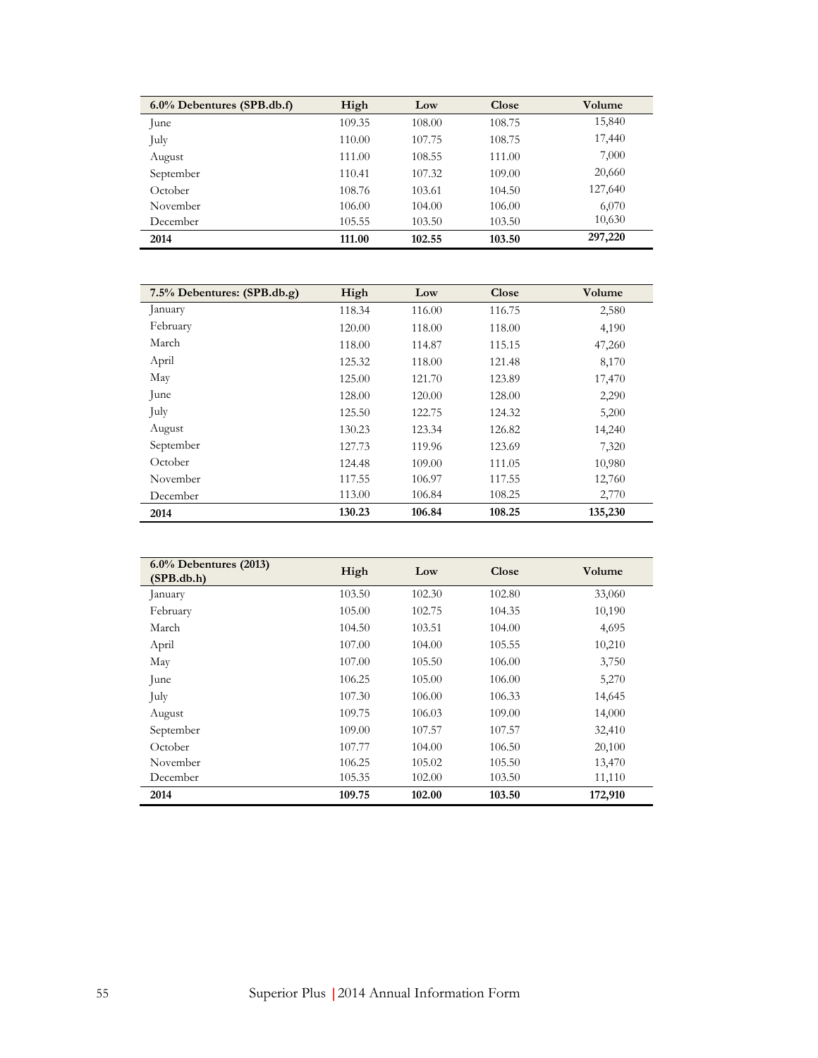| 6.0% Debentures (SPB.db.f) | High | Low | Close | Volume |
| --- | --- | --- | --- | --- |
| June | 109.35 | 108.00 | 108.75 | 15,840 |
| July | 110.00 | 107.75 | 108.75 | 17,440 |
| August | 111.00 | 108.55 | 111.00 | 7,000 |
| September | 110.41 | 107.32 | 109.00 | 20,660 |
| October | 108.76 | 103.61 | 104.50 | 127,640 |
| November | 106.00 | 104.00 | 106.00 | 6,070 |
| December | 105.55 | 103.50 | 103.50 | 10,630 |
| **2014** | **111.00** | **102.55** | **103.50** | **297,220** |

| 7.5% Debentures: (SPB.db.g) | High | Low | Close | Volume |
| --- | --- | --- | --- | --- |
| January | 118.34 | 116.00 | 116.75 | 2,580 |
| February | 120.00 | 118.00 | 118.00 | 4,190 |
| March | 118.00 | 114.87 | 115.15 | 47,260 |
| April | 125.32 | 118.00 | 121.48 | 8,170 |
| May | 125.00 | 121.70 | 123.89 | 17,470 |
| June | 128.00 | 120.00 | 128.00 | 2,290 |
| July | 125.50 | 122.75 | 124.32 | 5,200 |
| August | 130.23 | 123.34 | 126.82 | 14,240 |
| September | 127.73 | 119.96 | 123.69 | 7,320 |
| October | 124.48 | 109.00 | 111.05 | 10,980 |
| November | 117.55 | 106.97 | 117.55 | 12,760 |
| December | 113.00 | 106.84 | 108.25 | 2,770 |
| **2014** | **130.23** | **106.84** | **108.25** | **135,230** |

| 6.0% Debentures (2013) (SPB.db.h) | High | Low | Close | Volume |
| --- | --- | --- | --- | --- |
| January | 103.50 | 102.30 | 102.80 | 33,060 |
| February | 105.00 | 102.75 | 104.35 | 10,190 |
| March | 104.50 | 103.51 | 104.00 | 4,695 |
| April | 107.00 | 104.00 | 105.55 | 10,210 |
| May | 107.00 | 105.50 | 106.00 | 3,750 |
| June | 106.25 | 105.00 | 106.00 | 5,270 |
| July | 107.30 | 106.00 | 106.33 | 14,645 |
| August | 109.75 | 106.03 | 109.00 | 14,000 |
| September | 109.00 | 107.57 | 107.57 | 32,410 |
| October | 107.77 | 104.00 | 106.50 | 20,100 |
| November | 106.25 | 105.02 | 105.50 | 13,470 |
| December | 105.35 | 102.00 | 103.50 | 11,110 |
| **2014** | **109.75** | **102.00** | **103.50** | **172,910** |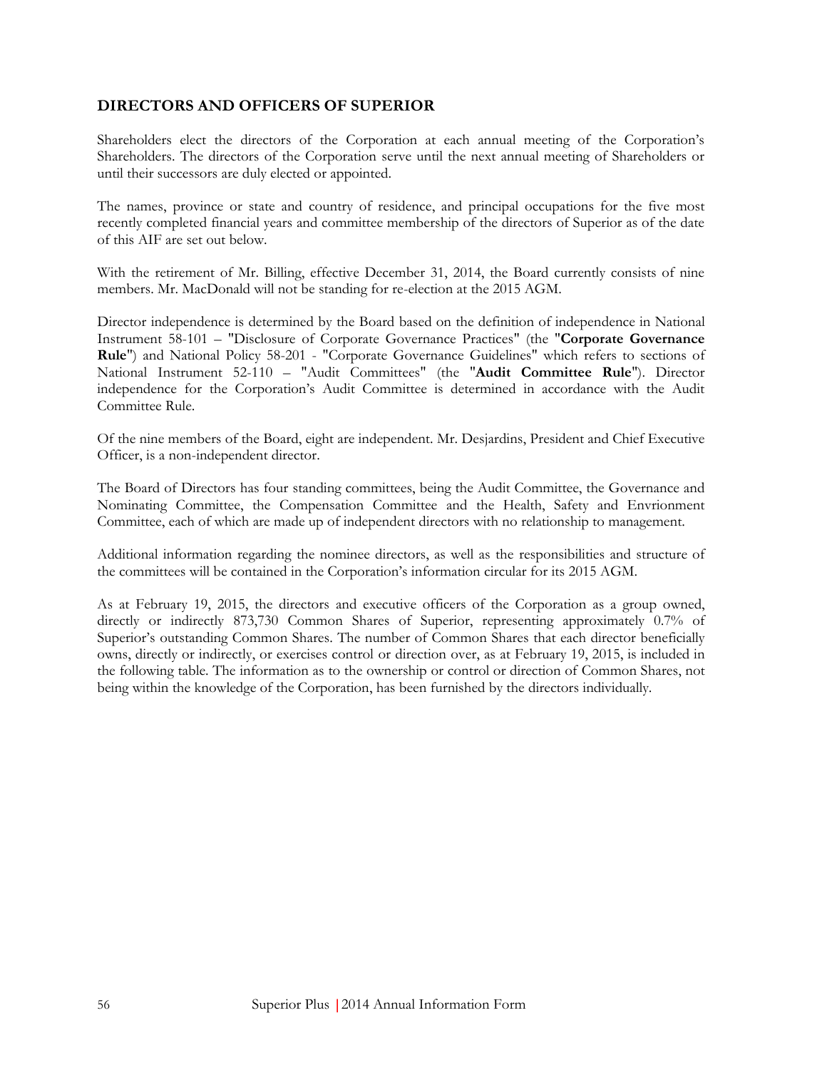## DIRECTORS AND OFFICERS OF SUPERIOR

Shareholders elect the directors of the Corporation at each annual meeting of the Corporation's Shareholders. The directors of the Corporation serve until the next annual meeting of Shareholders or until their successors are duly elected or appointed.

The names, province or state and country of residence, and principal occupations for the five most recently completed financial years and committee membership of the directors of Superior as of the date of this AIF are set out below.

With the retirement of Mr. Billing, effective December 31, 2014, the Board currently consists of nine members. Mr. MacDonald will not be standing for re-election at the 2015 AGM.

Director independence is determined by the Board based on the definition of independence in National Instrument 58-101 – "Disclosure of Corporate Governance Practices" (the "**Corporate Governance Rule**") and National Policy 58-201 - "Corporate Governance Guidelines" which refers to sections of National Instrument 52-110 – "Audit Committees" (the "**Audit Committee Rule**"). Director independence for the Corporation's Audit Committee is determined in accordance with the Audit Committee Rule.

Of the nine members of the Board, eight are independent. Mr. Desjardins, President and Chief Executive Officer, is a non-independent director.

The Board of Directors has four standing committees, being the Audit Committee, the Governance and Nominating Committee, the Compensation Committee and the Health, Safety and Envrionment Committee, each of which are made up of independent directors with no relationship to management.

Additional information regarding the nominee directors, as well as the responsibilities and structure of the committees will be contained in the Corporation's information circular for its 2015 AGM.

As at February 19, 2015, the directors and executive officers of the Corporation as a group owned, directly or indirectly 873,730 Common Shares of Superior, representing approximately 0.7% of Superior's outstanding Common Shares. The number of Common Shares that each director beneficially owns, directly or indirectly, or exercises control or direction over, as at February 19, 2015, is included in the following table. The information as to the ownership or control or direction of Common Shares, not being within the knowledge of the Corporation, has been furnished by the directors individually.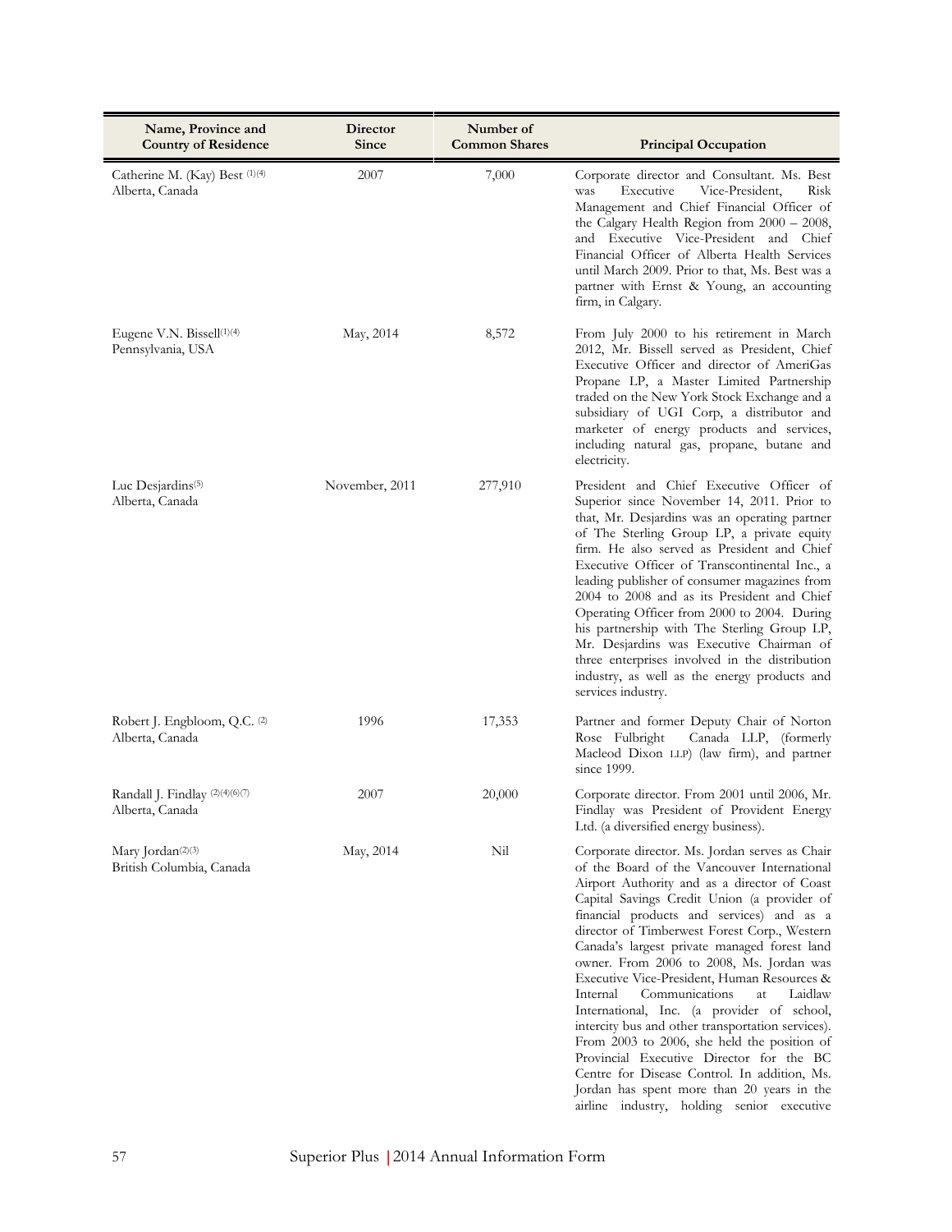| Name, Province and Country of Residence | Director Since | Number of Common Shares | Principal Occupation |
|---|---|---|---|
| Catherine M. (Kay) Best [(1)(4)]<br>Alberta, Canada | 2007 | 7,000 | Corporate director and Consultant. Ms. Best was Executive Vice-President, Risk Management and Chief Financial Officer of the Calgary Health Region from 2000 – 2008, and Executive Vice-President and Chief Financial Officer of Alberta Health Services until March 2009. Prior to that, Ms. Best was a partner with Ernst & Young, an accounting firm, in Calgary. |
| Eugene V.N. Bissell[(1)(4)]<br>Pennsylvania, USA | May, 2014 | 8,572 | From July 2000 to his retirement in March 2012, Mr. Bissell served as President, Chief Executive Officer and director of AmeriGas Propane LP, a Master Limited Partnership traded on the New York Stock Exchange and a subsidiary of UGI Corp, a distributor and marketer of energy products and services, including natural gas, propane, butane and electricity. |
| Luc Desjardins[(5)]<br>Alberta, Canada | November, 2011 | 277,910 | President and Chief Executive Officer of Superior since November 14, 2011. Prior to that, Mr. Desjardins was an operating partner of The Sterling Group LP, a private equity firm. He also served as President and Chief Executive Officer of Transcontinental Inc., a leading publisher of consumer magazines from 2004 to 2008 and as its President and Chief Operating Officer from 2000 to 2004. During his partnership with The Sterling Group LP, Mr. Desjardins was Executive Chairman of three enterprises involved in the distribution industry, as well as the energy products and services industry. |
| Robert J. Engbloom, Q.C. [(2)]<br>Alberta, Canada | 1996 | 17,353 | Partner and former Deputy Chair of Norton Rose Fulbright Canada LLP, (formerly Macleod Dixon LLP) (law firm), and partner since 1999. |
| Randall J. Findlay [(2)(4)(6)(7)]<br>Alberta, Canada | 2007 | 20,000 | Corporate director. From 2001 until 2006, Mr. Findlay was President of Provident Energy Ltd. (a diversified energy business). |
| Mary Jordan[(2)(3)]<br>British Columbia, Canada | May, 2014 | Nil | Corporate director. Ms. Jordan serves as Chair of the Board of the Vancouver International Airport Authority and as a director of Coast Capital Savings Credit Union (a provider of financial products and services) and as a director of Timberwest Forest Corp., Western Canada's largest private managed forest land owner. From 2006 to 2008, Ms. Jordan was Executive Vice-President, Human Resources & Internal Communications at Laidlaw International, Inc. (a provider of school, intercity bus and other transportation services). From 2003 to 2006, she held the position of Provincial Executive Director for the BC Centre for Disease Control. In addition, Ms. Jordan has spent more than 20 years in the airline industry, holding senior executive |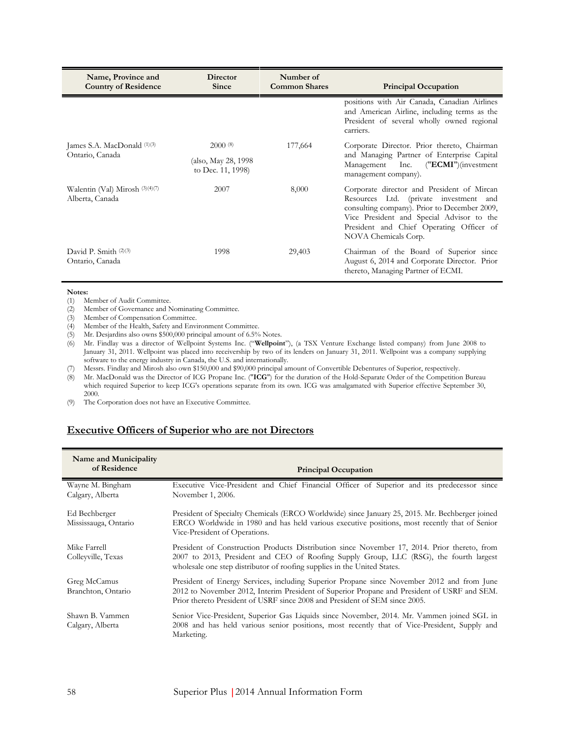| Name, Province and Country of Residence | Director Since | Number of Common Shares | Principal Occupation |
|---|---|---|---|
| | | | positions with Air Canada, Canadian Airlines and American Airline, including terms as the President of several wholly owned regional carriers. |
| James S.A. MacDonald [(1)(3)] Ontario, Canada | 2000 [(8)] (also, May 28, 1998 to Dec. 11, 1998) | 177,664 | Corporate Director. Prior thereto, Chairman and Managing Partner of Enterprise Capital Management Inc. ("**ECMI**")(investment management company). |
| Walentin (Val) Mirosh [(3)(4)(7)] Alberta, Canada | 2007 | 8,000 | Corporate director and President of Mircan Resources Ltd. (private investment and consulting company). Prior to December 2009, Vice President and Special Advisor to the President and Chief Operating Officer of NOVA Chemicals Corp. |
| David P. Smith [(2)(3)] Ontario, Canada | 1998 | 29,403 | Chairman of the Board of Superior since August 6, 2014 and Corporate Director. Prior thereto, Managing Partner of ECMI. |

**Notes:**

(1) Member of Audit Committee.
(2) Member of Governance and Nominating Committee.
(3) Member of Compensation Committee.
(4) Member of the Health, Safety and Environment Committee.
(5) Mr. Desjardins also owns $500,000 principal amount of 6.5% Notes.
(6) Mr. Findlay was a director of Wellpoint Systems Inc. ("**Wellpoint**"), (a TSX Venture Exchange listed company) from June 2008 to January 31, 2011. Wellpoint was placed into receivership by two of its lenders on January 31, 2011. Wellpoint was a company supplying software to the energy industry in Canada, the U.S. and internationally.
(7) Messrs. Findlay and Mirosh also own $150,000 and $90,000 principal amount of Convertible Debentures of Superior, respectively.
(8) Mr. MacDonald was the Director of ICG Propane Inc. ("**ICG**") for the duration of the Hold-Separate Order of the Competition Bureau which required Superior to keep ICG's operations separate from its own. ICG was amalgamated with Superior effective September 30, 2000.
(9) The Corporation does not have an Executive Committee.

## Executive Officers of Superior who are not Directors

| Name and Municipality of Residence | Principal Occupation |
|---|---|
| Wayne M. Bingham Calgary, Alberta | Executive Vice-President and Chief Financial Officer of Superior and its predecessor since November 1, 2006. |
| Ed Bechberger Mississauga, Ontario | President of Specialty Chemicals (ERCO Worldwide) since January 25, 2015. Mr. Bechberger joined ERCO Worldwide in 1980 and has held various executive positions, most recently that of Senior Vice-President of Operations. |
| Mike Farrell Colleyville, Texas | President of Construction Products Distribution since November 17, 2014. Prior thereto, from 2007 to 2013, President and CEO of Roofing Supply Group, LLC (RSG), the fourth largest wholesale one step distributor of roofing supplies in the United States. |
| Greg McCamus Branchton, Ontario | President of Energy Services, including Superior Propane since November 2012 and from June 2012 to November 2012, Interim President of Superior Propane and President of USRF and SEM. Prior thereto President of USRF since 2008 and President of SEM since 2005. |
| Shawn B. Vammen Calgary, Alberta | Senior Vice-President, Superior Gas Liquids since November, 2014. Mr. Vammen joined SGL in 2008 and has held various senior positions, most recently that of Vice-President, Supply and Marketing. |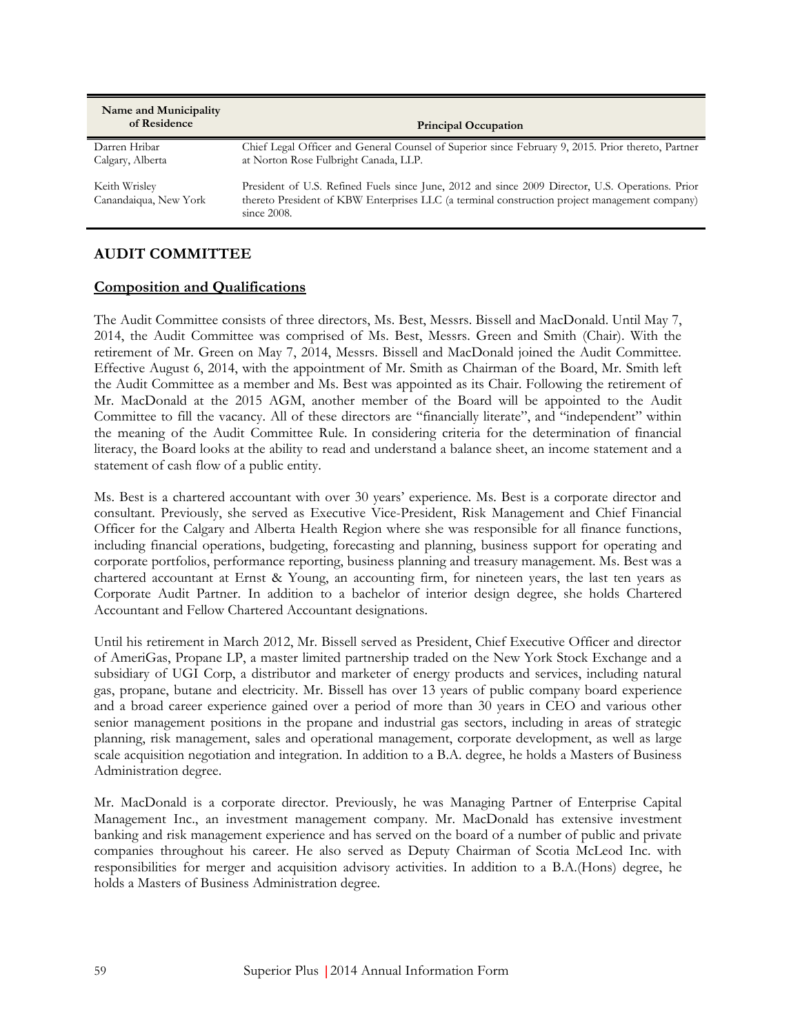| Name and Municipality of Residence | Principal Occupation |
|---|---|
| Darren Hribar<br>Calgary, Alberta | Chief Legal Officer and General Counsel of Superior since February 9, 2015. Prior thereto, Partner at Norton Rose Fulbright Canada, LLP. |
| Keith Wrisley<br>Canandaiqua, New York | President of U.S. Refined Fuels since June, 2012 and since 2009 Director, U.S. Operations. Prior thereto President of KBW Enterprises LLC (a terminal construction project management company) since 2008. |

## AUDIT COMMITTEE

### Composition and Qualifications

The Audit Committee consists of three directors, Ms. Best, Messrs. Bissell and MacDonald. Until May 7, 2014, the Audit Committee was comprised of Ms. Best, Messrs. Green and Smith (Chair). With the retirement of Mr. Green on May 7, 2014, Messrs. Bissell and MacDonald joined the Audit Committee. Effective August 6, 2014, with the appointment of Mr. Smith as Chairman of the Board, Mr. Smith left the Audit Committee as a member and Ms. Best was appointed as its Chair. Following the retirement of Mr. MacDonald at the 2015 AGM, another member of the Board will be appointed to the Audit Committee to fill the vacancy. All of these directors are "financially literate", and "independent" within the meaning of the Audit Committee Rule. In considering criteria for the determination of financial literacy, the Board looks at the ability to read and understand a balance sheet, an income statement and a statement of cash flow of a public entity.

Ms. Best is a chartered accountant with over 30 years' experience. Ms. Best is a corporate director and consultant. Previously, she served as Executive Vice-President, Risk Management and Chief Financial Officer for the Calgary and Alberta Health Region where she was responsible for all finance functions, including financial operations, budgeting, forecasting and planning, business support for operating and corporate portfolios, performance reporting, business planning and treasury management. Ms. Best was a chartered accountant at Ernst & Young, an accounting firm, for nineteen years, the last ten years as Corporate Audit Partner. In addition to a bachelor of interior design degree, she holds Chartered Accountant and Fellow Chartered Accountant designations.

Until his retirement in March 2012, Mr. Bissell served as President, Chief Executive Officer and director of AmeriGas, Propane LP, a master limited partnership traded on the New York Stock Exchange and a subsidiary of UGI Corp, a distributor and marketer of energy products and services, including natural gas, propane, butane and electricity. Mr. Bissell has over 13 years of public company board experience and a broad career experience gained over a period of more than 30 years in CEO and various other senior management positions in the propane and industrial gas sectors, including in areas of strategic planning, risk management, sales and operational management, corporate development, as well as large scale acquisition negotiation and integration. In addition to a B.A. degree, he holds a Masters of Business Administration degree.

Mr. MacDonald is a corporate director. Previously, he was Managing Partner of Enterprise Capital Management Inc., an investment management company. Mr. MacDonald has extensive investment banking and risk management experience and has served on the board of a number of public and private companies throughout his career. He also served as Deputy Chairman of Scotia McLeod Inc. with responsibilities for merger and acquisition advisory activities. In addition to a B.A.(Hons) degree, he holds a Masters of Business Administration degree.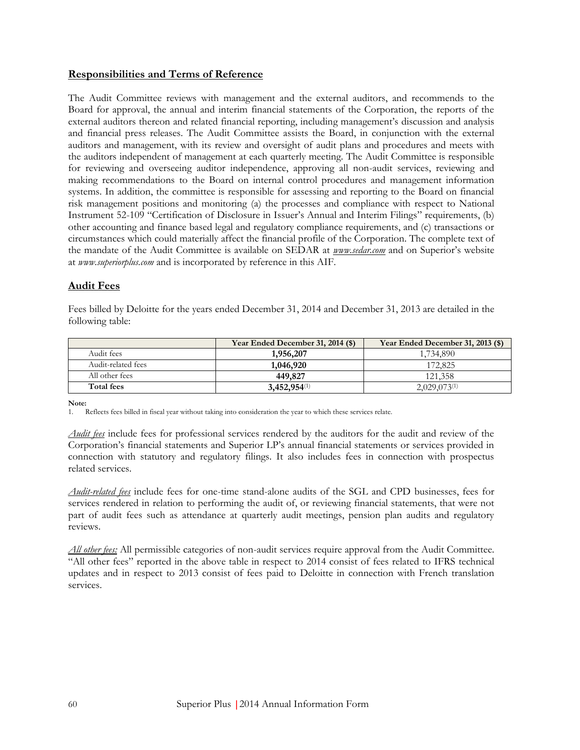## Responsibilities and Terms of Reference

The Audit Committee reviews with management and the external auditors, and recommends to the Board for approval, the annual and interim financial statements of the Corporation, the reports of the external auditors thereon and related financial reporting, including management's discussion and analysis and financial press releases. The Audit Committee assists the Board, in conjunction with the external auditors and management, with its review and oversight of audit plans and procedures and meets with the auditors independent of management at each quarterly meeting. The Audit Committee is responsible for reviewing and overseeing auditor independence, approving all non-audit services, reviewing and making recommendations to the Board on internal control procedures and management information systems. In addition, the committee is responsible for assessing and reporting to the Board on financial risk management positions and monitoring (a) the processes and compliance with respect to National Instrument 52-109 "Certification of Disclosure in Issuer's Annual and Interim Filings" requirements, (b) other accounting and finance based legal and regulatory compliance requirements, and (c) transactions or circumstances which could materially affect the financial profile of the Corporation. The complete text of the mandate of the Audit Committee is available on SEDAR at *www.sedar.com* and on Superior's website at *www.superiorplus.com* and is incorporated by reference in this AIF.

## Audit Fees

Fees billed by Deloitte for the years ended December 31, 2014 and December 31, 2013 are detailed in the following table:

| | Year Ended December 31, 2014 ($) | Year Ended December 31, 2013 ($) |
|---|---|---|
| Audit fees | **1,956,207** | 1,734,890 |
| Audit-related fees | **1,046,920** | 172,825 |
| All other fees | **449,827** | 121,358 |
| **Total fees** | **3,452,954**[(1)] | 2,029,073[(1)] |

**Note:**
1. Reflects fees billed in fiscal year without taking into consideration the year to which these services relate.

*Audit fees* include fees for professional services rendered by the auditors for the audit and review of the Corporation's financial statements and Superior LP's annual financial statements or services provided in connection with statutory and regulatory filings. It also includes fees in connection with prospectus related services.

*Audit-related fees* include fees for one-time stand-alone audits of the SGL and CPD businesses, fees for services rendered in relation to performing the audit of, or reviewing financial statements, that were not part of audit fees such as attendance at quarterly audit meetings, pension plan audits and regulatory reviews.

*All other fees:* All permissible categories of non-audit services require approval from the Audit Committee. "All other fees" reported in the above table in respect to 2014 consist of fees related to IFRS technical updates and in respect to 2013 consist of fees paid to Deloitte in connection with French translation services.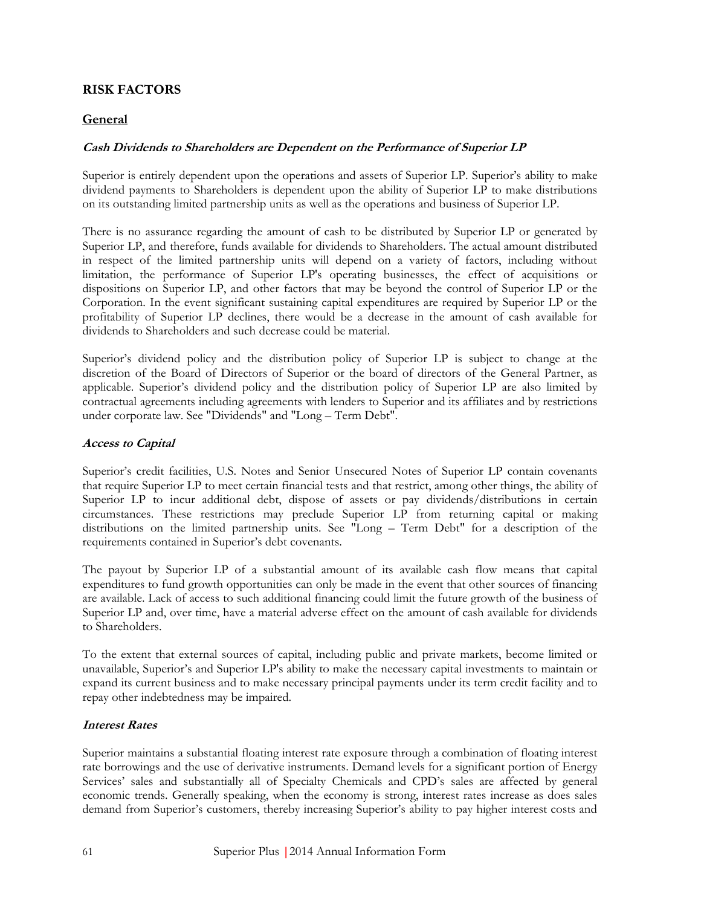## RISK FACTORS

### General

#### *Cash Dividends to Shareholders are Dependent on the Performance of Superior LP*

Superior is entirely dependent upon the operations and assets of Superior LP. Superior's ability to make dividend payments to Shareholders is dependent upon the ability of Superior LP to make distributions on its outstanding limited partnership units as well as the operations and business of Superior LP.

There is no assurance regarding the amount of cash to be distributed by Superior LP or generated by Superior LP, and therefore, funds available for dividends to Shareholders. The actual amount distributed in respect of the limited partnership units will depend on a variety of factors, including without limitation, the performance of Superior LP's operating businesses, the effect of acquisitions or dispositions on Superior LP, and other factors that may be beyond the control of Superior LP or the Corporation. In the event significant sustaining capital expenditures are required by Superior LP or the profitability of Superior LP declines, there would be a decrease in the amount of cash available for dividends to Shareholders and such decrease could be material.

Superior's dividend policy and the distribution policy of Superior LP is subject to change at the discretion of the Board of Directors of Superior or the board of directors of the General Partner, as applicable. Superior's dividend policy and the distribution policy of Superior LP are also limited by contractual agreements including agreements with lenders to Superior and its affiliates and by restrictions under corporate law. See "Dividends" and "Long – Term Debt".

#### *Access to Capital*

Superior's credit facilities, U.S. Notes and Senior Unsecured Notes of Superior LP contain covenants that require Superior LP to meet certain financial tests and that restrict, among other things, the ability of Superior LP to incur additional debt, dispose of assets or pay dividends/distributions in certain circumstances. These restrictions may preclude Superior LP from returning capital or making distributions on the limited partnership units. See "Long – Term Debt" for a description of the requirements contained in Superior's debt covenants.

The payout by Superior LP of a substantial amount of its available cash flow means that capital expenditures to fund growth opportunities can only be made in the event that other sources of financing are available. Lack of access to such additional financing could limit the future growth of the business of Superior LP and, over time, have a material adverse effect on the amount of cash available for dividends to Shareholders.

To the extent that external sources of capital, including public and private markets, become limited or unavailable, Superior's and Superior LP's ability to make the necessary capital investments to maintain or expand its current business and to make necessary principal payments under its term credit facility and to repay other indebtedness may be impaired.

#### *Interest Rates*

Superior maintains a substantial floating interest rate exposure through a combination of floating interest rate borrowings and the use of derivative instruments. Demand levels for a significant portion of Energy Services' sales and substantially all of Specialty Chemicals and CPD's sales are affected by general economic trends. Generally speaking, when the economy is strong, interest rates increase as does sales demand from Superior's customers, thereby increasing Superior's ability to pay higher interest costs and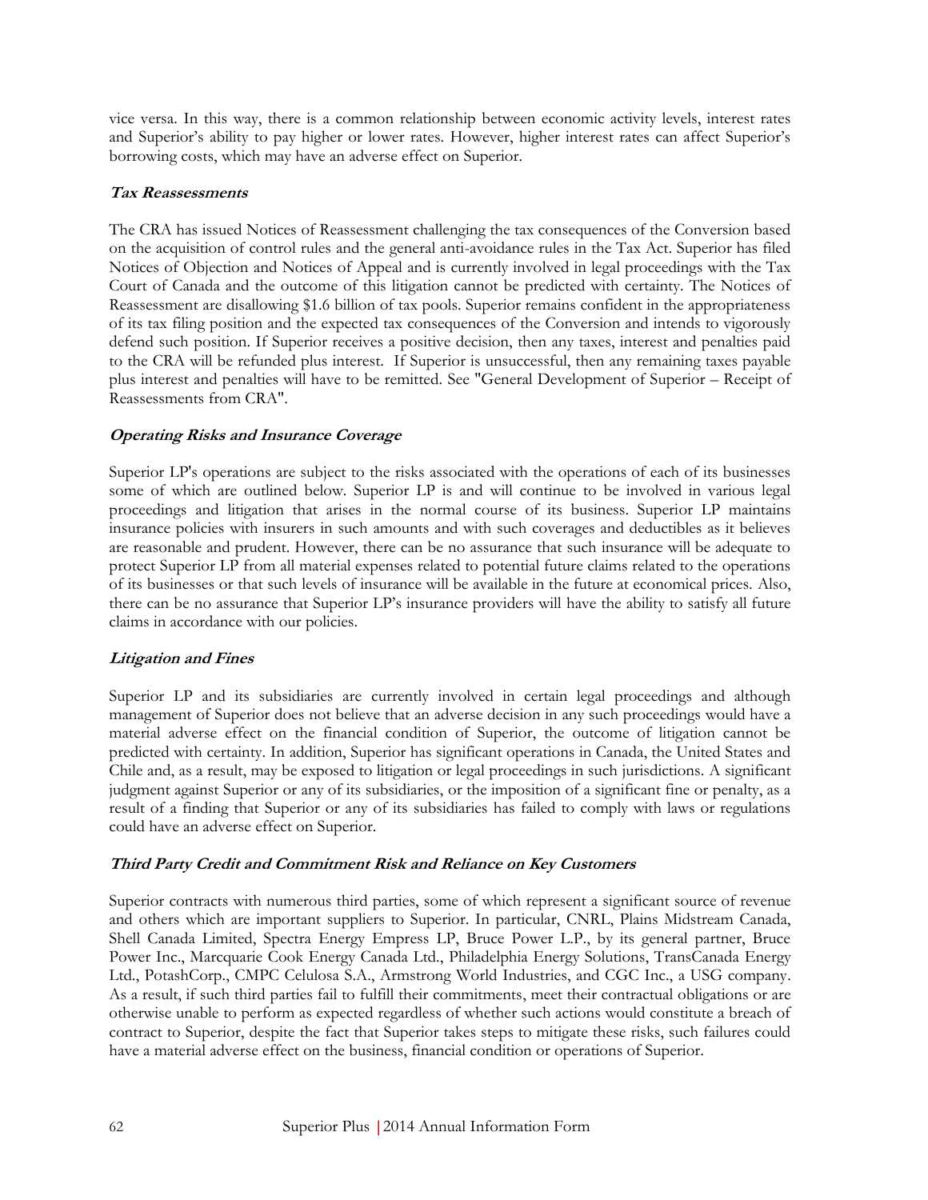vice versa. In this way, there is a common relationship between economic activity levels, interest rates and Superior's ability to pay higher or lower rates. However, higher interest rates can affect Superior's borrowing costs, which may have an adverse effect on Superior.

### *Tax Reassessments*

The CRA has issued Notices of Reassessment challenging the tax consequences of the Conversion based on the acquisition of control rules and the general anti-avoidance rules in the Tax Act. Superior has filed Notices of Objection and Notices of Appeal and is currently involved in legal proceedings with the Tax Court of Canada and the outcome of this litigation cannot be predicted with certainty. The Notices of Reassessment are disallowing $1.6 billion of tax pools. Superior remains confident in the appropriateness of its tax filing position and the expected tax consequences of the Conversion and intends to vigorously defend such position. If Superior receives a positive decision, then any taxes, interest and penalties paid to the CRA will be refunded plus interest. If Superior is unsuccessful, then any remaining taxes payable plus interest and penalties will have to be remitted. See "General Development of Superior – Receipt of Reassessments from CRA".

### *Operating Risks and Insurance Coverage*

Superior LP's operations are subject to the risks associated with the operations of each of its businesses some of which are outlined below. Superior LP is and will continue to be involved in various legal proceedings and litigation that arises in the normal course of its business. Superior LP maintains insurance policies with insurers in such amounts and with such coverages and deductibles as it believes are reasonable and prudent. However, there can be no assurance that such insurance will be adequate to protect Superior LP from all material expenses related to potential future claims related to the operations of its businesses or that such levels of insurance will be available in the future at economical prices. Also, there can be no assurance that Superior LP's insurance providers will have the ability to satisfy all future claims in accordance with our policies.

### *Litigation and Fines*

Superior LP and its subsidiaries are currently involved in certain legal proceedings and although management of Superior does not believe that an adverse decision in any such proceedings would have a material adverse effect on the financial condition of Superior, the outcome of litigation cannot be predicted with certainty. In addition, Superior has significant operations in Canada, the United States and Chile and, as a result, may be exposed to litigation or legal proceedings in such jurisdictions. A significant judgment against Superior or any of its subsidiaries, or the imposition of a significant fine or penalty, as a result of a finding that Superior or any of its subsidiaries has failed to comply with laws or regulations could have an adverse effect on Superior.

### *Third Party Credit and Commitment Risk and Reliance on Key Customers*

Superior contracts with numerous third parties, some of which represent a significant source of revenue and others which are important suppliers to Superior. In particular, CNRL, Plains Midstream Canada, Shell Canada Limited, Spectra Energy Empress LP, Bruce Power L.P., by its general partner, Bruce Power Inc., Marcquarie Cook Energy Canada Ltd., Philadelphia Energy Solutions, TransCanada Energy Ltd., PotashCorp., CMPC Celulosa S.A., Armstrong World Industries, and CGC Inc., a USG company. As a result, if such third parties fail to fulfill their commitments, meet their contractual obligations or are otherwise unable to perform as expected regardless of whether such actions would constitute a breach of contract to Superior, despite the fact that Superior takes steps to mitigate these risks, such failures could have a material adverse effect on the business, financial condition or operations of Superior.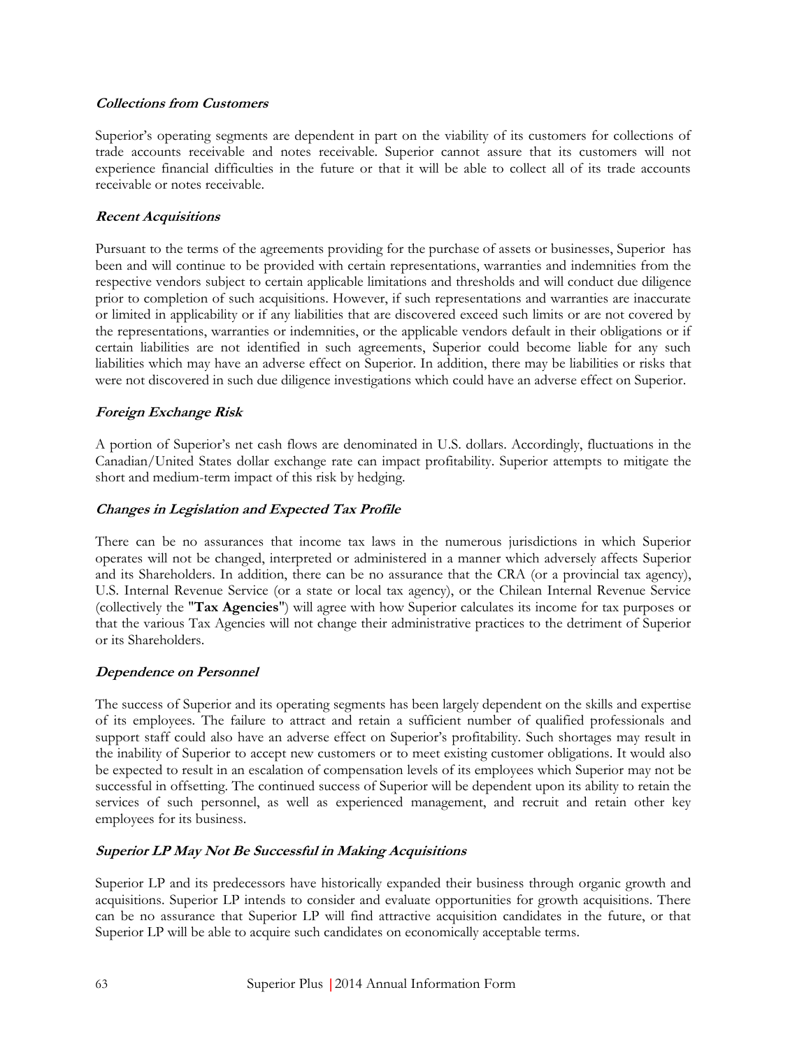***Collections from Customers***

Superior's operating segments are dependent in part on the viability of its customers for collections of trade accounts receivable and notes receivable. Superior cannot assure that its customers will not experience financial difficulties in the future or that it will be able to collect all of its trade accounts receivable or notes receivable.

***Recent Acquisitions***

Pursuant to the terms of the agreements providing for the purchase of assets or businesses, Superior has been and will continue to be provided with certain representations, warranties and indemnities from the respective vendors subject to certain applicable limitations and thresholds and will conduct due diligence prior to completion of such acquisitions. However, if such representations and warranties are inaccurate or limited in applicability or if any liabilities that are discovered exceed such limits or are not covered by the representations, warranties or indemnities, or the applicable vendors default in their obligations or if certain liabilities are not identified in such agreements, Superior could become liable for any such liabilities which may have an adverse effect on Superior. In addition, there may be liabilities or risks that were not discovered in such due diligence investigations which could have an adverse effect on Superior.

***Foreign Exchange Risk***

A portion of Superior's net cash flows are denominated in U.S. dollars. Accordingly, fluctuations in the Canadian/United States dollar exchange rate can impact profitability. Superior attempts to mitigate the short and medium-term impact of this risk by hedging.

***Changes in Legislation and Expected Tax Profile***

There can be no assurances that income tax laws in the numerous jurisdictions in which Superior operates will not be changed, interpreted or administered in a manner which adversely affects Superior and its Shareholders. In addition, there can be no assurance that the CRA (or a provincial tax agency), U.S. Internal Revenue Service (or a state or local tax agency), or the Chilean Internal Revenue Service (collectively the "**Tax Agencies**") will agree with how Superior calculates its income for tax purposes or that the various Tax Agencies will not change their administrative practices to the detriment of Superior or its Shareholders.

***Dependence on Personnel***

The success of Superior and its operating segments has been largely dependent on the skills and expertise of its employees. The failure to attract and retain a sufficient number of qualified professionals and support staff could also have an adverse effect on Superior's profitability. Such shortages may result in the inability of Superior to accept new customers or to meet existing customer obligations. It would also be expected to result in an escalation of compensation levels of its employees which Superior may not be successful in offsetting. The continued success of Superior will be dependent upon its ability to retain the services of such personnel, as well as experienced management, and recruit and retain other key employees for its business.

***Superior LP May Not Be Successful in Making Acquisitions***

Superior LP and its predecessors have historically expanded their business through organic growth and acquisitions. Superior LP intends to consider and evaluate opportunities for growth acquisitions. There can be no assurance that Superior LP will find attractive acquisition candidates in the future, or that Superior LP will be able to acquire such candidates on economically acceptable terms.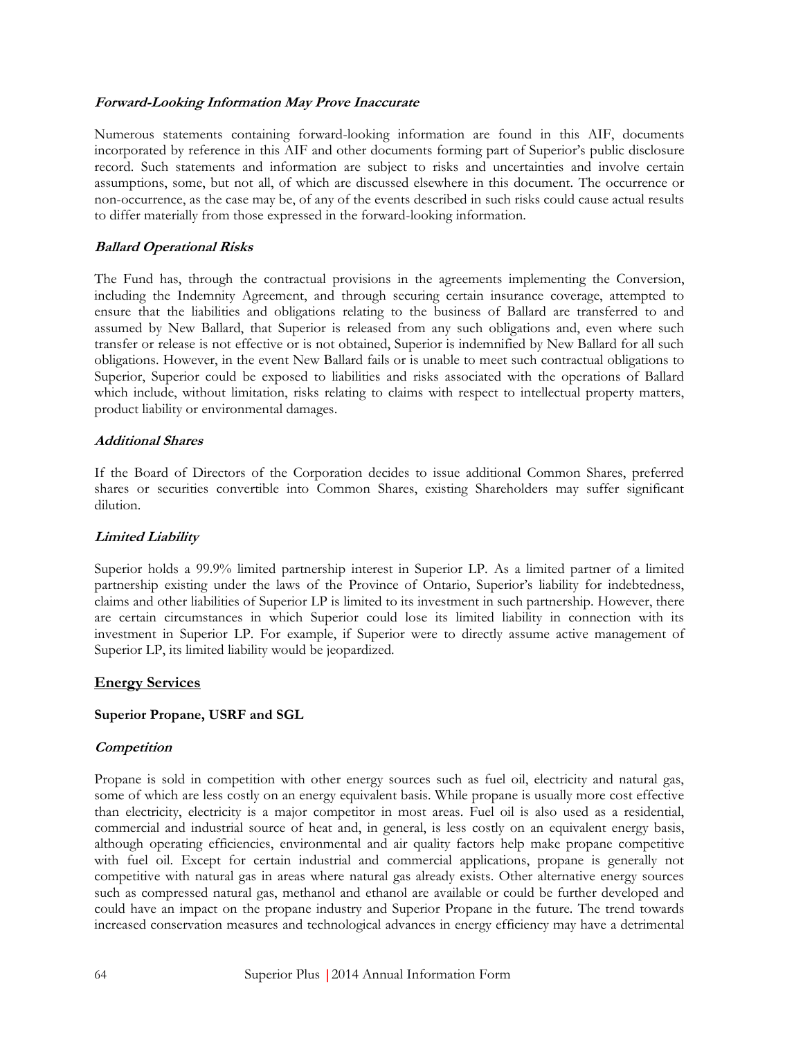***Forward-Looking Information May Prove Inaccurate***

Numerous statements containing forward-looking information are found in this AIF, documents incorporated by reference in this AIF and other documents forming part of Superior's public disclosure record. Such statements and information are subject to risks and uncertainties and involve certain assumptions, some, but not all, of which are discussed elsewhere in this document. The occurrence or non-occurrence, as the case may be, of any of the events described in such risks could cause actual results to differ materially from those expressed in the forward-looking information.

***Ballard Operational Risks***

The Fund has, through the contractual provisions in the agreements implementing the Conversion, including the Indemnity Agreement, and through securing certain insurance coverage, attempted to ensure that the liabilities and obligations relating to the business of Ballard are transferred to and assumed by New Ballard, that Superior is released from any such obligations and, even where such transfer or release is not effective or is not obtained, Superior is indemnified by New Ballard for all such obligations. However, in the event New Ballard fails or is unable to meet such contractual obligations to Superior, Superior could be exposed to liabilities and risks associated with the operations of Ballard which include, without limitation, risks relating to claims with respect to intellectual property matters, product liability or environmental damages.

***Additional Shares***

If the Board of Directors of the Corporation decides to issue additional Common Shares, preferred shares or securities convertible into Common Shares, existing Shareholders may suffer significant dilution.

***Limited Liability***

Superior holds a 99.9% limited partnership interest in Superior LP. As a limited partner of a limited partnership existing under the laws of the Province of Ontario, Superior's liability for indebtedness, claims and other liabilities of Superior LP is limited to its investment in such partnership. However, there are certain circumstances in which Superior could lose its limited liability in connection with its investment in Superior LP. For example, if Superior were to directly assume active management of Superior LP, its limited liability would be jeopardized.

## Energy Services

### Superior Propane, USRF and SGL

***Competition***

Propane is sold in competition with other energy sources such as fuel oil, electricity and natural gas, some of which are less costly on an energy equivalent basis. While propane is usually more cost effective than electricity, electricity is a major competitor in most areas. Fuel oil is also used as a residential, commercial and industrial source of heat and, in general, is less costly on an equivalent energy basis, although operating efficiencies, environmental and air quality factors help make propane competitive with fuel oil. Except for certain industrial and commercial applications, propane is generally not competitive with natural gas in areas where natural gas already exists. Other alternative energy sources such as compressed natural gas, methanol and ethanol are available or could be further developed and could have an impact on the propane industry and Superior Propane in the future. The trend towards increased conservation measures and technological advances in energy efficiency may have a detrimental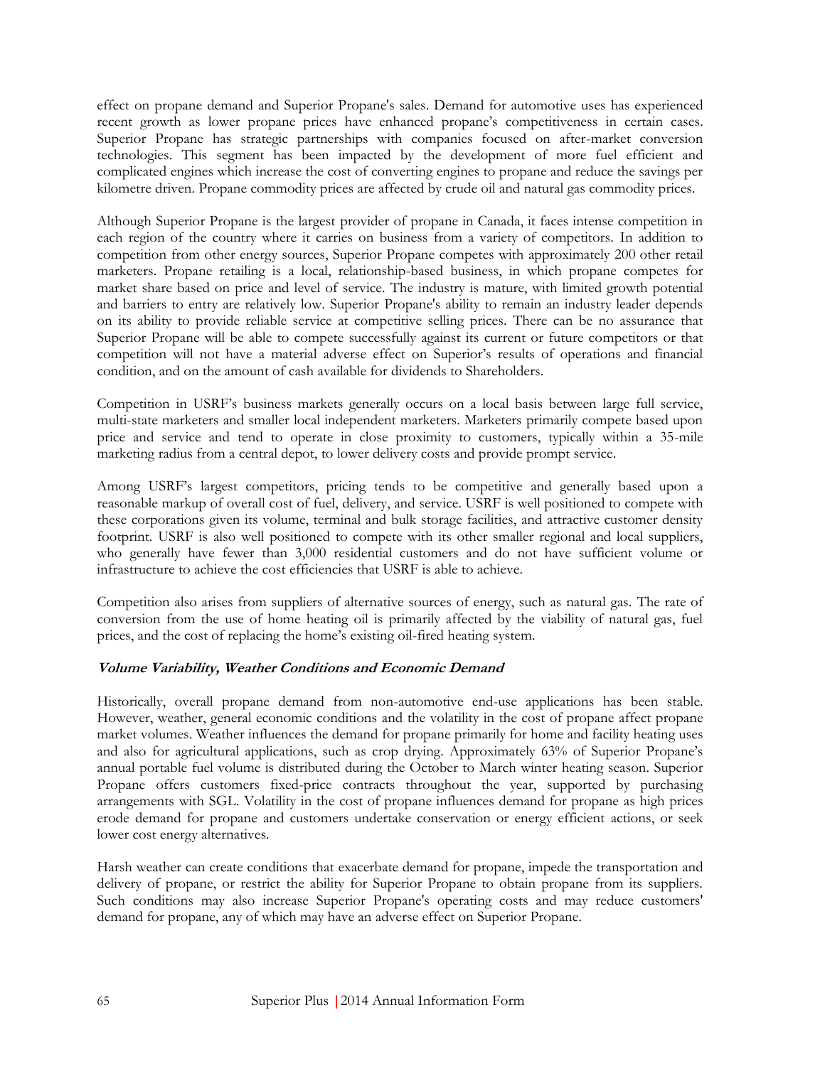effect on propane demand and Superior Propane's sales. Demand for automotive uses has experienced recent growth as lower propane prices have enhanced propane's competitiveness in certain cases. Superior Propane has strategic partnerships with companies focused on after-market conversion technologies. This segment has been impacted by the development of more fuel efficient and complicated engines which increase the cost of converting engines to propane and reduce the savings per kilometre driven. Propane commodity prices are affected by crude oil and natural gas commodity prices.

Although Superior Propane is the largest provider of propane in Canada, it faces intense competition in each region of the country where it carries on business from a variety of competitors. In addition to competition from other energy sources, Superior Propane competes with approximately 200 other retail marketers. Propane retailing is a local, relationship-based business, in which propane competes for market share based on price and level of service. The industry is mature, with limited growth potential and barriers to entry are relatively low. Superior Propane's ability to remain an industry leader depends on its ability to provide reliable service at competitive selling prices. There can be no assurance that Superior Propane will be able to compete successfully against its current or future competitors or that competition will not have a material adverse effect on Superior's results of operations and financial condition, and on the amount of cash available for dividends to Shareholders.

Competition in USRF's business markets generally occurs on a local basis between large full service, multi-state marketers and smaller local independent marketers. Marketers primarily compete based upon price and service and tend to operate in close proximity to customers, typically within a 35-mile marketing radius from a central depot, to lower delivery costs and provide prompt service.

Among USRF's largest competitors, pricing tends to be competitive and generally based upon a reasonable markup of overall cost of fuel, delivery, and service. USRF is well positioned to compete with these corporations given its volume, terminal and bulk storage facilities, and attractive customer density footprint. USRF is also well positioned to compete with its other smaller regional and local suppliers, who generally have fewer than 3,000 residential customers and do not have sufficient volume or infrastructure to achieve the cost efficiencies that USRF is able to achieve.

Competition also arises from suppliers of alternative sources of energy, such as natural gas. The rate of conversion from the use of home heating oil is primarily affected by the viability of natural gas, fuel prices, and the cost of replacing the home's existing oil-fired heating system.

***Volume Variability, Weather Conditions and Economic Demand***

Historically, overall propane demand from non-automotive end-use applications has been stable. However, weather, general economic conditions and the volatility in the cost of propane affect propane market volumes. Weather influences the demand for propane primarily for home and facility heating uses and also for agricultural applications, such as crop drying. Approximately 63% of Superior Propane's annual portable fuel volume is distributed during the October to March winter heating season. Superior Propane offers customers fixed-price contracts throughout the year, supported by purchasing arrangements with SGL. Volatility in the cost of propane influences demand for propane as high prices erode demand for propane and customers undertake conservation or energy efficient actions, or seek lower cost energy alternatives.

Harsh weather can create conditions that exacerbate demand for propane, impede the transportation and delivery of propane, or restrict the ability for Superior Propane to obtain propane from its suppliers. Such conditions may also increase Superior Propane's operating costs and may reduce customers' demand for propane, any of which may have an adverse effect on Superior Propane.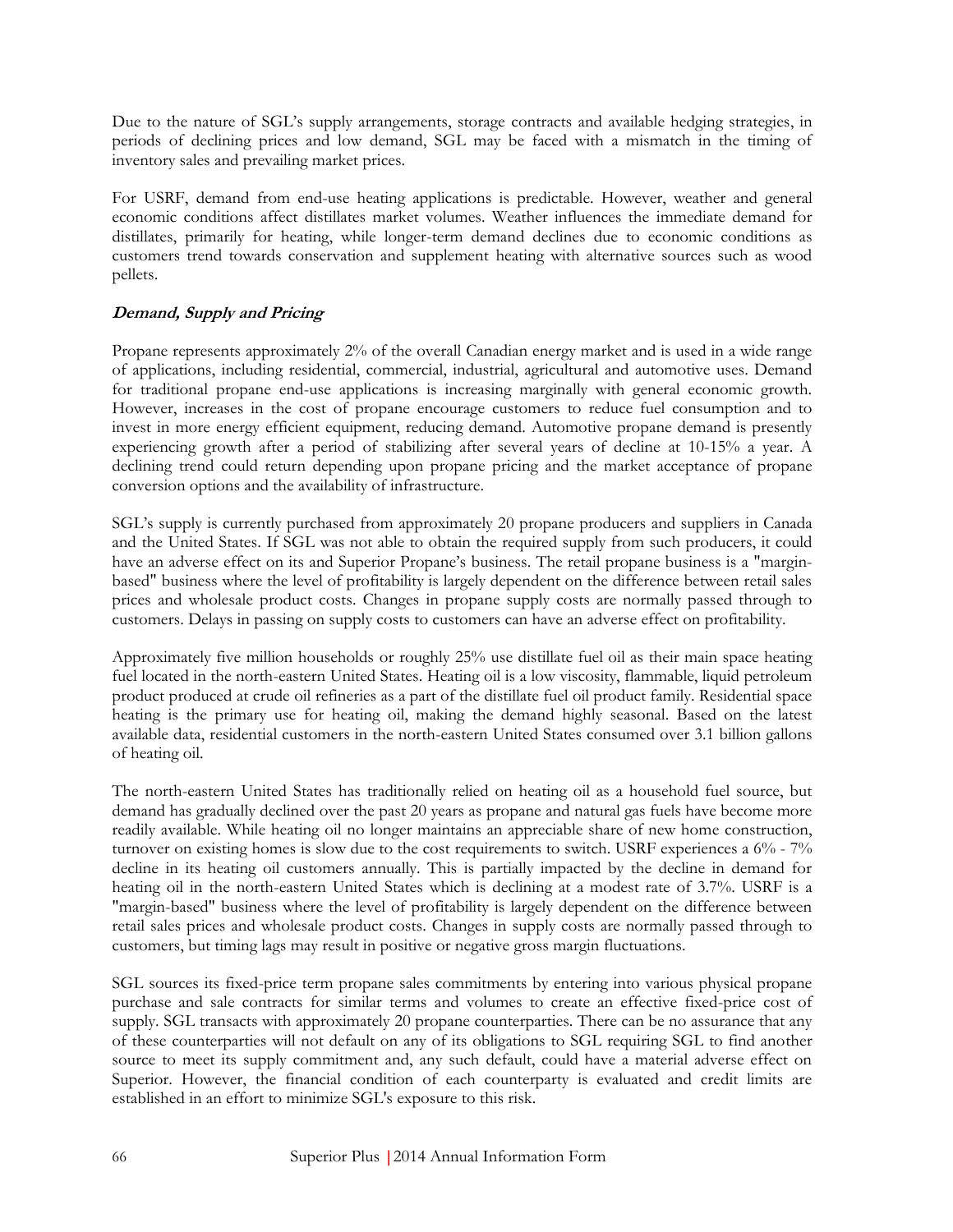Due to the nature of SGL's supply arrangements, storage contracts and available hedging strategies, in periods of declining prices and low demand, SGL may be faced with a mismatch in the timing of inventory sales and prevailing market prices.

For USRF, demand from end-use heating applications is predictable. However, weather and general economic conditions affect distillates market volumes. Weather influences the immediate demand for distillates, primarily for heating, while longer-term demand declines due to economic conditions as customers trend towards conservation and supplement heating with alternative sources such as wood pellets.

***Demand, Supply and Pricing***

Propane represents approximately 2% of the overall Canadian energy market and is used in a wide range of applications, including residential, commercial, industrial, agricultural and automotive uses. Demand for traditional propane end-use applications is increasing marginally with general economic growth. However, increases in the cost of propane encourage customers to reduce fuel consumption and to invest in more energy efficient equipment, reducing demand. Automotive propane demand is presently experiencing growth after a period of stabilizing after several years of decline at 10-15% a year. A declining trend could return depending upon propane pricing and the market acceptance of propane conversion options and the availability of infrastructure.

SGL's supply is currently purchased from approximately 20 propane producers and suppliers in Canada and the United States. If SGL was not able to obtain the required supply from such producers, it could have an adverse effect on its and Superior Propane's business. The retail propane business is a "margin-based" business where the level of profitability is largely dependent on the difference between retail sales prices and wholesale product costs. Changes in propane supply costs are normally passed through to customers. Delays in passing on supply costs to customers can have an adverse effect on profitability.

Approximately five million households or roughly 25% use distillate fuel oil as their main space heating fuel located in the north-eastern United States. Heating oil is a low viscosity, flammable, liquid petroleum product produced at crude oil refineries as a part of the distillate fuel oil product family. Residential space heating is the primary use for heating oil, making the demand highly seasonal. Based on the latest available data, residential customers in the north-eastern United States consumed over 3.1 billion gallons of heating oil.

The north-eastern United States has traditionally relied on heating oil as a household fuel source, but demand has gradually declined over the past 20 years as propane and natural gas fuels have become more readily available. While heating oil no longer maintains an appreciable share of new home construction, turnover on existing homes is slow due to the cost requirements to switch. USRF experiences a 6% - 7% decline in its heating oil customers annually. This is partially impacted by the decline in demand for heating oil in the north-eastern United States which is declining at a modest rate of 3.7%. USRF is a "margin-based" business where the level of profitability is largely dependent on the difference between retail sales prices and wholesale product costs. Changes in supply costs are normally passed through to customers, but timing lags may result in positive or negative gross margin fluctuations.

SGL sources its fixed-price term propane sales commitments by entering into various physical propane purchase and sale contracts for similar terms and volumes to create an effective fixed-price cost of supply. SGL transacts with approximately 20 propane counterparties. There can be no assurance that any of these counterparties will not default on any of its obligations to SGL requiring SGL to find another source to meet its supply commitment and, any such default, could have a material adverse effect on Superior. However, the financial condition of each counterparty is evaluated and credit limits are established in an effort to minimize SGL's exposure to this risk.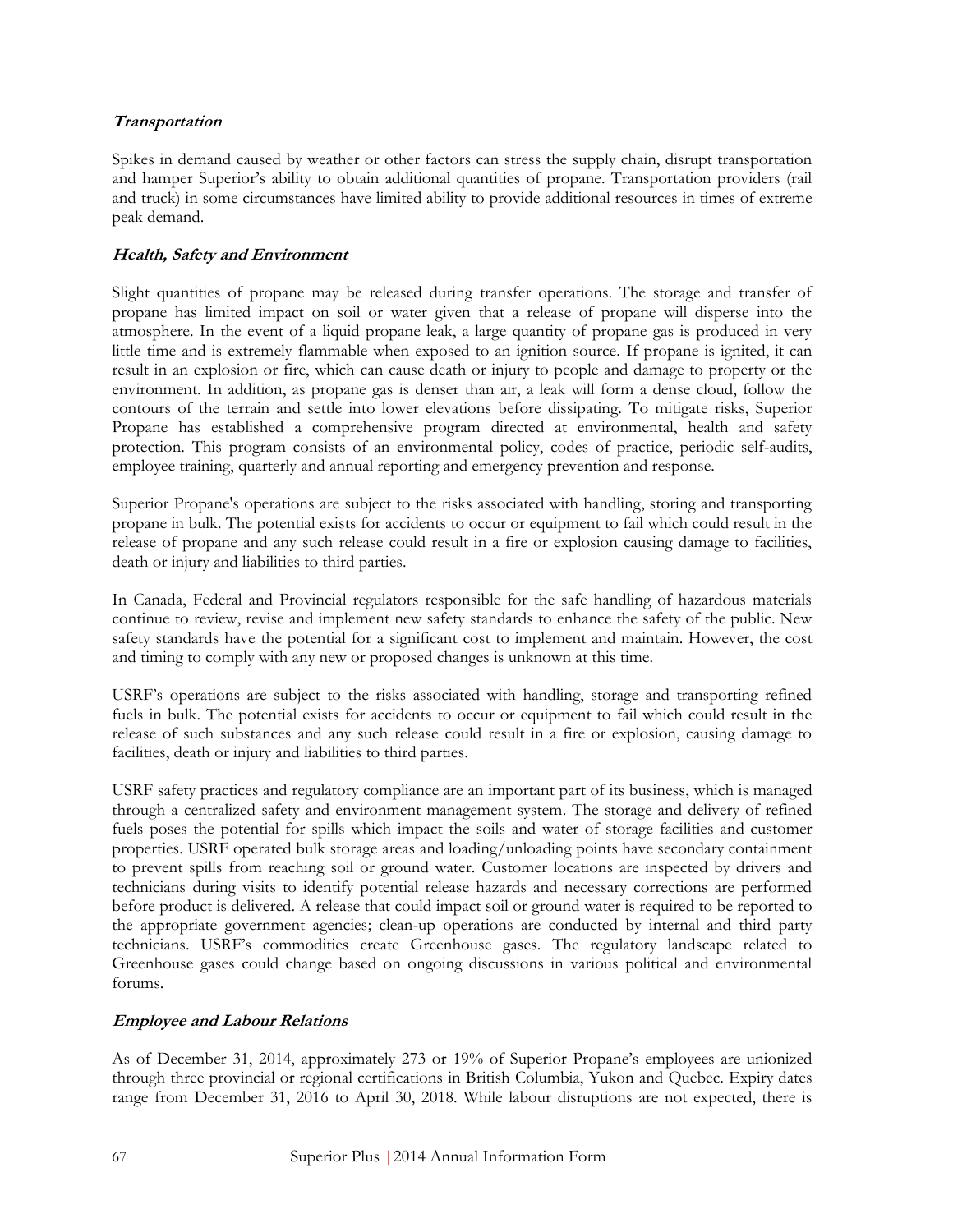***Transportation***

Spikes in demand caused by weather or other factors can stress the supply chain, disrupt transportation and hamper Superior's ability to obtain additional quantities of propane. Transportation providers (rail and truck) in some circumstances have limited ability to provide additional resources in times of extreme peak demand.

***Health, Safety and Environment***

Slight quantities of propane may be released during transfer operations. The storage and transfer of propane has limited impact on soil or water given that a release of propane will disperse into the atmosphere. In the event of a liquid propane leak, a large quantity of propane gas is produced in very little time and is extremely flammable when exposed to an ignition source. If propane is ignited, it can result in an explosion or fire, which can cause death or injury to people and damage to property or the environment. In addition, as propane gas is denser than air, a leak will form a dense cloud, follow the contours of the terrain and settle into lower elevations before dissipating. To mitigate risks, Superior Propane has established a comprehensive program directed at environmental, health and safety protection. This program consists of an environmental policy, codes of practice, periodic self-audits, employee training, quarterly and annual reporting and emergency prevention and response.

Superior Propane's operations are subject to the risks associated with handling, storing and transporting propane in bulk. The potential exists for accidents to occur or equipment to fail which could result in the release of propane and any such release could result in a fire or explosion causing damage to facilities, death or injury and liabilities to third parties.

In Canada, Federal and Provincial regulators responsible for the safe handling of hazardous materials continue to review, revise and implement new safety standards to enhance the safety of the public. New safety standards have the potential for a significant cost to implement and maintain. However, the cost and timing to comply with any new or proposed changes is unknown at this time.

USRF's operations are subject to the risks associated with handling, storage and transporting refined fuels in bulk. The potential exists for accidents to occur or equipment to fail which could result in the release of such substances and any such release could result in a fire or explosion, causing damage to facilities, death or injury and liabilities to third parties.

USRF safety practices and regulatory compliance are an important part of its business, which is managed through a centralized safety and environment management system. The storage and delivery of refined fuels poses the potential for spills which impact the soils and water of storage facilities and customer properties. USRF operated bulk storage areas and loading/unloading points have secondary containment to prevent spills from reaching soil or ground water. Customer locations are inspected by drivers and technicians during visits to identify potential release hazards and necessary corrections are performed before product is delivered. A release that could impact soil or ground water is required to be reported to the appropriate government agencies; clean-up operations are conducted by internal and third party technicians. USRF's commodities create Greenhouse gases. The regulatory landscape related to Greenhouse gases could change based on ongoing discussions in various political and environmental forums.

***Employee and Labour Relations***

As of December 31, 2014, approximately 273 or 19% of Superior Propane's employees are unionized through three provincial or regional certifications in British Columbia, Yukon and Quebec. Expiry dates range from December 31, 2016 to April 30, 2018. While labour disruptions are not expected, there is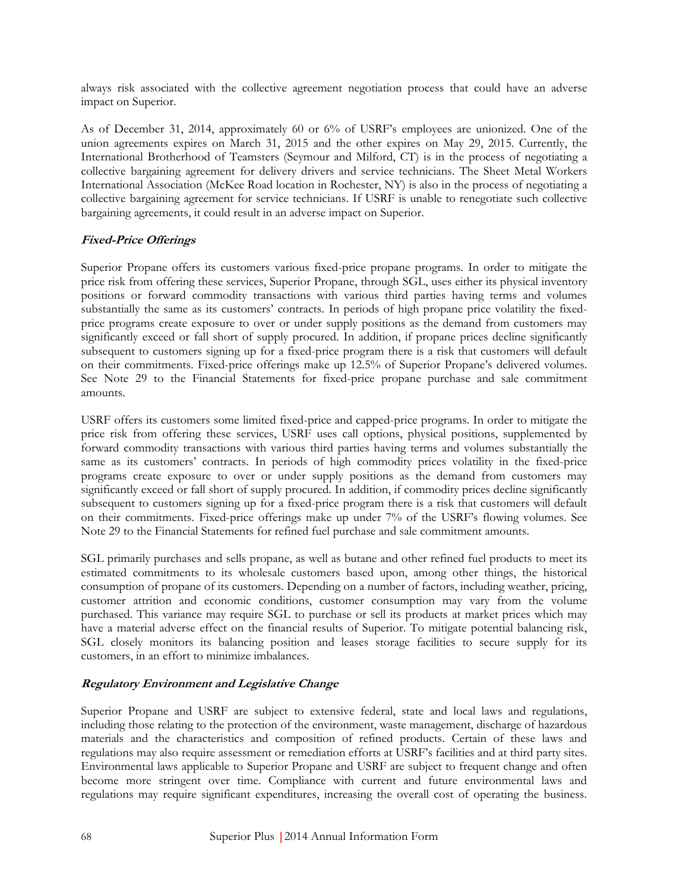always risk associated with the collective agreement negotiation process that could have an adverse impact on Superior.

As of December 31, 2014, approximately 60 or 6% of USRF's employees are unionized. One of the union agreements expires on March 31, 2015 and the other expires on May 29, 2015. Currently, the International Brotherhood of Teamsters (Seymour and Milford, CT) is in the process of negotiating a collective bargaining agreement for delivery drivers and service technicians. The Sheet Metal Workers International Association (McKee Road location in Rochester, NY) is also in the process of negotiating a collective bargaining agreement for service technicians. If USRF is unable to renegotiate such collective bargaining agreements, it could result in an adverse impact on Superior.

### ***Fixed-Price Offerings***

Superior Propane offers its customers various fixed-price propane programs. In order to mitigate the price risk from offering these services, Superior Propane, through SGL, uses either its physical inventory positions or forward commodity transactions with various third parties having terms and volumes substantially the same as its customers' contracts. In periods of high propane price volatility the fixed-price programs create exposure to over or under supply positions as the demand from customers may significantly exceed or fall short of supply procured. In addition, if propane prices decline significantly subsequent to customers signing up for a fixed-price program there is a risk that customers will default on their commitments. Fixed-price offerings make up 12.5% of Superior Propane's delivered volumes. See Note 29 to the Financial Statements for fixed-price propane purchase and sale commitment amounts.

USRF offers its customers some limited fixed-price and capped-price programs. In order to mitigate the price risk from offering these services, USRF uses call options, physical positions, supplemented by forward commodity transactions with various third parties having terms and volumes substantially the same as its customers' contracts. In periods of high commodity prices volatility in the fixed-price programs create exposure to over or under supply positions as the demand from customers may significantly exceed or fall short of supply procured. In addition, if commodity prices decline significantly subsequent to customers signing up for a fixed-price program there is a risk that customers will default on their commitments. Fixed-price offerings make up under 7% of the USRF's flowing volumes. See Note 29 to the Financial Statements for refined fuel purchase and sale commitment amounts.

SGL primarily purchases and sells propane, as well as butane and other refined fuel products to meet its estimated commitments to its wholesale customers based upon, among other things, the historical consumption of propane of its customers. Depending on a number of factors, including weather, pricing, customer attrition and economic conditions, customer consumption may vary from the volume purchased. This variance may require SGL to purchase or sell its products at market prices which may have a material adverse effect on the financial results of Superior. To mitigate potential balancing risk, SGL closely monitors its balancing position and leases storage facilities to secure supply for its customers, in an effort to minimize imbalances.

### ***Regulatory Environment and Legislative Change***

Superior Propane and USRF are subject to extensive federal, state and local laws and regulations, including those relating to the protection of the environment, waste management, discharge of hazardous materials and the characteristics and composition of refined products. Certain of these laws and regulations may also require assessment or remediation efforts at USRF's facilities and at third party sites. Environmental laws applicable to Superior Propane and USRF are subject to frequent change and often become more stringent over time. Compliance with current and future environmental laws and regulations may require significant expenditures, increasing the overall cost of operating the business.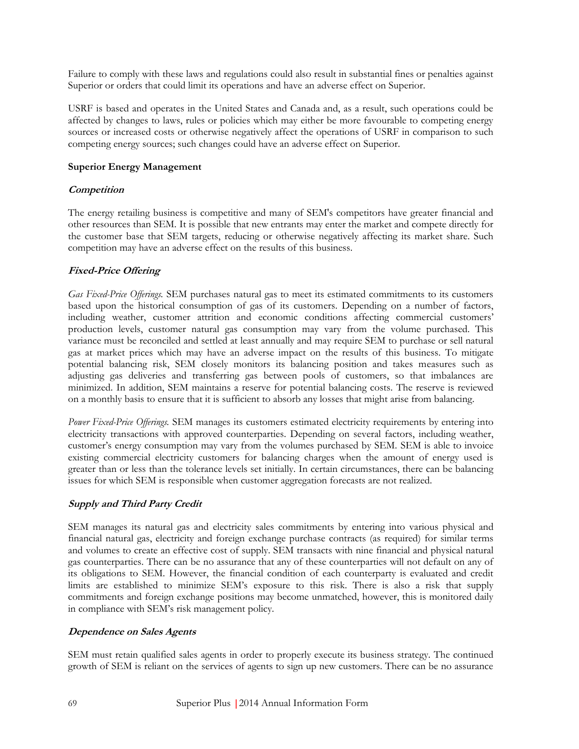Failure to comply with these laws and regulations could also result in substantial fines or penalties against Superior or orders that could limit its operations and have an adverse effect on Superior.

USRF is based and operates in the United States and Canada and, as a result, such operations could be affected by changes to laws, rules or policies which may either be more favourable to competing energy sources or increased costs or otherwise negatively affect the operations of USRF in comparison to such competing energy sources; such changes could have an adverse effect on Superior.

**Superior Energy Management**

***Competition***

The energy retailing business is competitive and many of SEM's competitors have greater financial and other resources than SEM. It is possible that new entrants may enter the market and compete directly for the customer base that SEM targets, reducing or otherwise negatively affecting its market share. Such competition may have an adverse effect on the results of this business.

***Fixed-Price Offering***

*Gas Fixed-Price Offerings.* SEM purchases natural gas to meet its estimated commitments to its customers based upon the historical consumption of gas of its customers. Depending on a number of factors, including weather, customer attrition and economic conditions affecting commercial customers' production levels, customer natural gas consumption may vary from the volume purchased. This variance must be reconciled and settled at least annually and may require SEM to purchase or sell natural gas at market prices which may have an adverse impact on the results of this business. To mitigate potential balancing risk, SEM closely monitors its balancing position and takes measures such as adjusting gas deliveries and transferring gas between pools of customers, so that imbalances are minimized. In addition, SEM maintains a reserve for potential balancing costs. The reserve is reviewed on a monthly basis to ensure that it is sufficient to absorb any losses that might arise from balancing.

*Power Fixed-Price Offerings.* SEM manages its customers estimated electricity requirements by entering into electricity transactions with approved counterparties. Depending on several factors, including weather, customer's energy consumption may vary from the volumes purchased by SEM. SEM is able to invoice existing commercial electricity customers for balancing charges when the amount of energy used is greater than or less than the tolerance levels set initially. In certain circumstances, there can be balancing issues for which SEM is responsible when customer aggregation forecasts are not realized.

***Supply and Third Party Credit***

SEM manages its natural gas and electricity sales commitments by entering into various physical and financial natural gas, electricity and foreign exchange purchase contracts (as required) for similar terms and volumes to create an effective cost of supply. SEM transacts with nine financial and physical natural gas counterparties. There can be no assurance that any of these counterparties will not default on any of its obligations to SEM. However, the financial condition of each counterparty is evaluated and credit limits are established to minimize SEM's exposure to this risk. There is also a risk that supply commitments and foreign exchange positions may become unmatched, however, this is monitored daily in compliance with SEM's risk management policy.

***Dependence on Sales Agents***

SEM must retain qualified sales agents in order to properly execute its business strategy. The continued growth of SEM is reliant on the services of agents to sign up new customers. There can be no assurance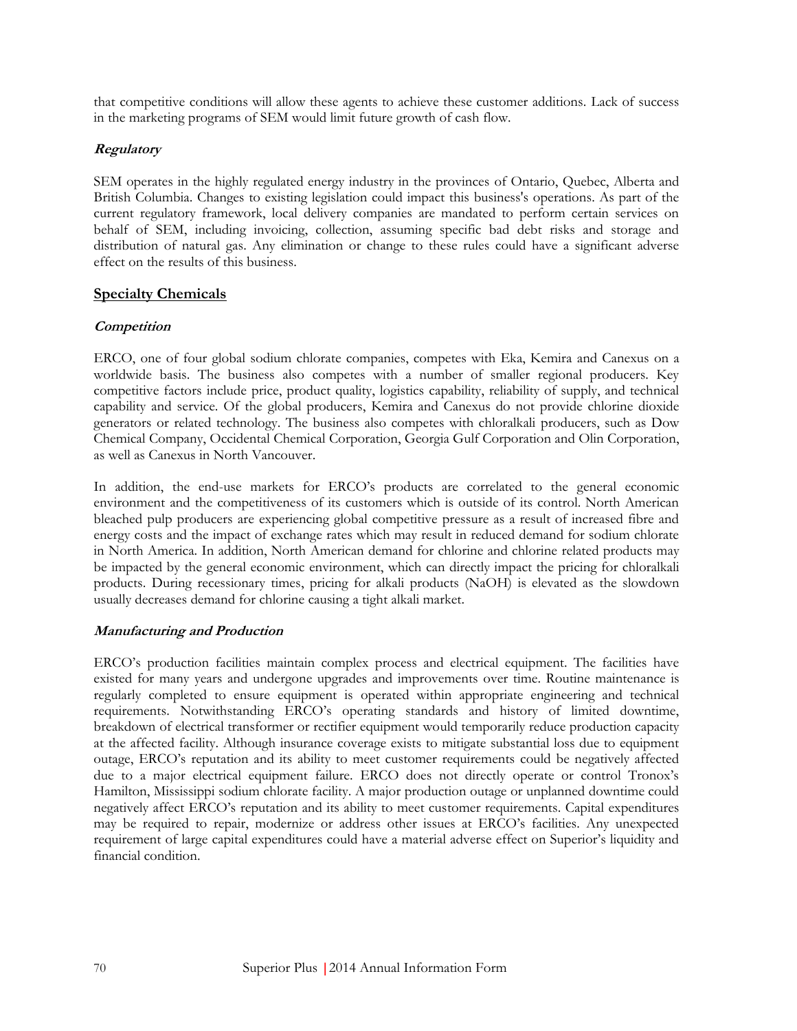that competitive conditions will allow these agents to achieve these customer additions. Lack of success in the marketing programs of SEM would limit future growth of cash flow.

### *Regulatory*

SEM operates in the highly regulated energy industry in the provinces of Ontario, Quebec, Alberta and British Columbia. Changes to existing legislation could impact this business's operations. As part of the current regulatory framework, local delivery companies are mandated to perform certain services on behalf of SEM, including invoicing, collection, assuming specific bad debt risks and storage and distribution of natural gas. Any elimination or change to these rules could have a significant adverse effect on the results of this business.

## Specialty Chemicals

### *Competition*

ERCO, one of four global sodium chlorate companies, competes with Eka, Kemira and Canexus on a worldwide basis. The business also competes with a number of smaller regional producers. Key competitive factors include price, product quality, logistics capability, reliability of supply, and technical capability and service. Of the global producers, Kemira and Canexus do not provide chlorine dioxide generators or related technology. The business also competes with chloralkali producers, such as Dow Chemical Company, Occidental Chemical Corporation, Georgia Gulf Corporation and Olin Corporation, as well as Canexus in North Vancouver.

In addition, the end-use markets for ERCO's products are correlated to the general economic environment and the competitiveness of its customers which is outside of its control. North American bleached pulp producers are experiencing global competitive pressure as a result of increased fibre and energy costs and the impact of exchange rates which may result in reduced demand for sodium chlorate in North America. In addition, North American demand for chlorine and chlorine related products may be impacted by the general economic environment, which can directly impact the pricing for chloralkali products. During recessionary times, pricing for alkali products ($NaOH$) is elevated as the slowdown usually decreases demand for chlorine causing a tight alkali market.

### *Manufacturing and Production*

ERCO's production facilities maintain complex process and electrical equipment. The facilities have existed for many years and undergone upgrades and improvements over time. Routine maintenance is regularly completed to ensure equipment is operated within appropriate engineering and technical requirements. Notwithstanding ERCO's operating standards and history of limited downtime, breakdown of electrical transformer or rectifier equipment would temporarily reduce production capacity at the affected facility. Although insurance coverage exists to mitigate substantial loss due to equipment outage, ERCO's reputation and its ability to meet customer requirements could be negatively affected due to a major electrical equipment failure. ERCO does not directly operate or control Tronox's Hamilton, Mississippi sodium chlorate facility. A major production outage or unplanned downtime could negatively affect ERCO's reputation and its ability to meet customer requirements. Capital expenditures may be required to repair, modernize or address other issues at ERCO's facilities. Any unexpected requirement of large capital expenditures could have a material adverse effect on Superior's liquidity and financial condition.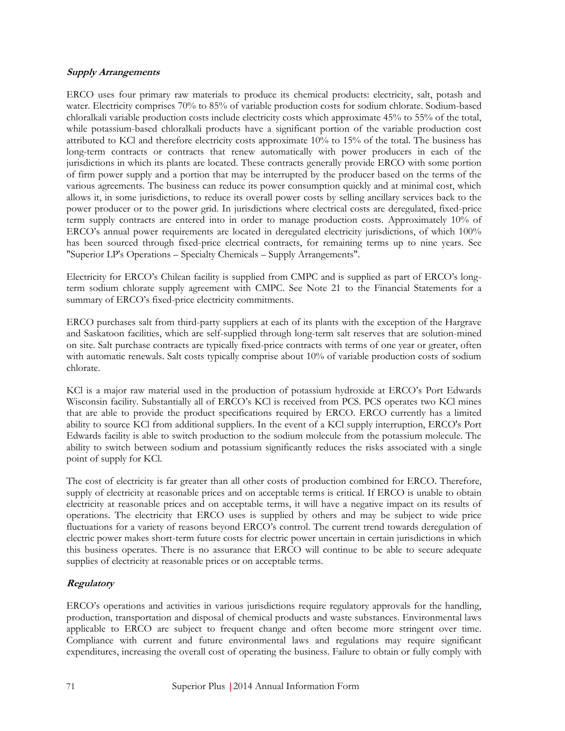### ***Supply Arrangements***

ERCO uses four primary raw materials to produce its chemical products: electricity, salt, potash and water. Electricity comprises 70% to 85% of variable production costs for sodium chlorate. Sodium-based chloralkali variable production costs include electricity costs which approximate 45% to 55% of the total, while potassium-based chloralkali products have a significant portion of the variable production cost attributed to KCl and therefore electricity costs approximate 10% to 15% of the total. The business has long-term contracts or contracts that renew automatically with power producers in each of the jurisdictions in which its plants are located. These contracts generally provide ERCO with some portion of firm power supply and a portion that may be interrupted by the producer based on the terms of the various agreements. The business can reduce its power consumption quickly and at minimal cost, which allows it, in some jurisdictions, to reduce its overall power costs by selling ancillary services back to the power producer or to the power grid. In jurisdictions where electrical costs are deregulated, fixed-price term supply contracts are entered into in order to manage production costs. Approximately 10% of ERCO's annual power requirements are located in deregulated electricity jurisdictions, of which 100% has been sourced through fixed-price electrical contracts, for remaining terms up to nine years. See "Superior LP's Operations – Specialty Chemicals – Supply Arrangements".

Electricity for ERCO's Chilean facility is supplied from CMPC and is supplied as part of ERCO's long-term sodium chlorate supply agreement with CMPC. See Note 21 to the Financial Statements for a summary of ERCO's fixed-price electricity commitments.

ERCO purchases salt from third-party suppliers at each of its plants with the exception of the Hargrave and Saskatoon facilities, which are self-supplied through long-term salt reserves that are solution-mined on site. Salt purchase contracts are typically fixed-price contracts with terms of one year or greater, often with automatic renewals. Salt costs typically comprise about 10% of variable production costs of sodium chlorate.

KCl is a major raw material used in the production of potassium hydroxide at ERCO's Port Edwards Wisconsin facility. Substantially all of ERCO's KCl is received from PCS. PCS operates two KCl mines that are able to provide the product specifications required by ERCO. ERCO currently has a limited ability to source KCl from additional suppliers. In the event of a KCl supply interruption, ERCO's Port Edwards facility is able to switch production to the sodium molecule from the potassium molecule. The ability to switch between sodium and potassium significantly reduces the risks associated with a single point of supply for KCl.

The cost of electricity is far greater than all other costs of production combined for ERCO. Therefore, supply of electricity at reasonable prices and on acceptable terms is critical. If ERCO is unable to obtain electricity at reasonable prices and on acceptable terms, it will have a negative impact on its results of operations. The electricity that ERCO uses is supplied by others and may be subject to wide price fluctuations for a variety of reasons beyond ERCO's control. The current trend towards deregulation of electric power makes short-term future costs for electric power uncertain in certain jurisdictions in which this business operates. There is no assurance that ERCO will continue to be able to secure adequate supplies of electricity at reasonable prices or on acceptable terms.

### ***Regulatory***

ERCO's operations and activities in various jurisdictions require regulatory approvals for the handling, production, transportation and disposal of chemical products and waste substances. Environmental laws applicable to ERCO are subject to frequent change and often become more stringent over time. Compliance with current and future environmental laws and regulations may require significant expenditures, increasing the overall cost of operating the business. Failure to obtain or fully comply with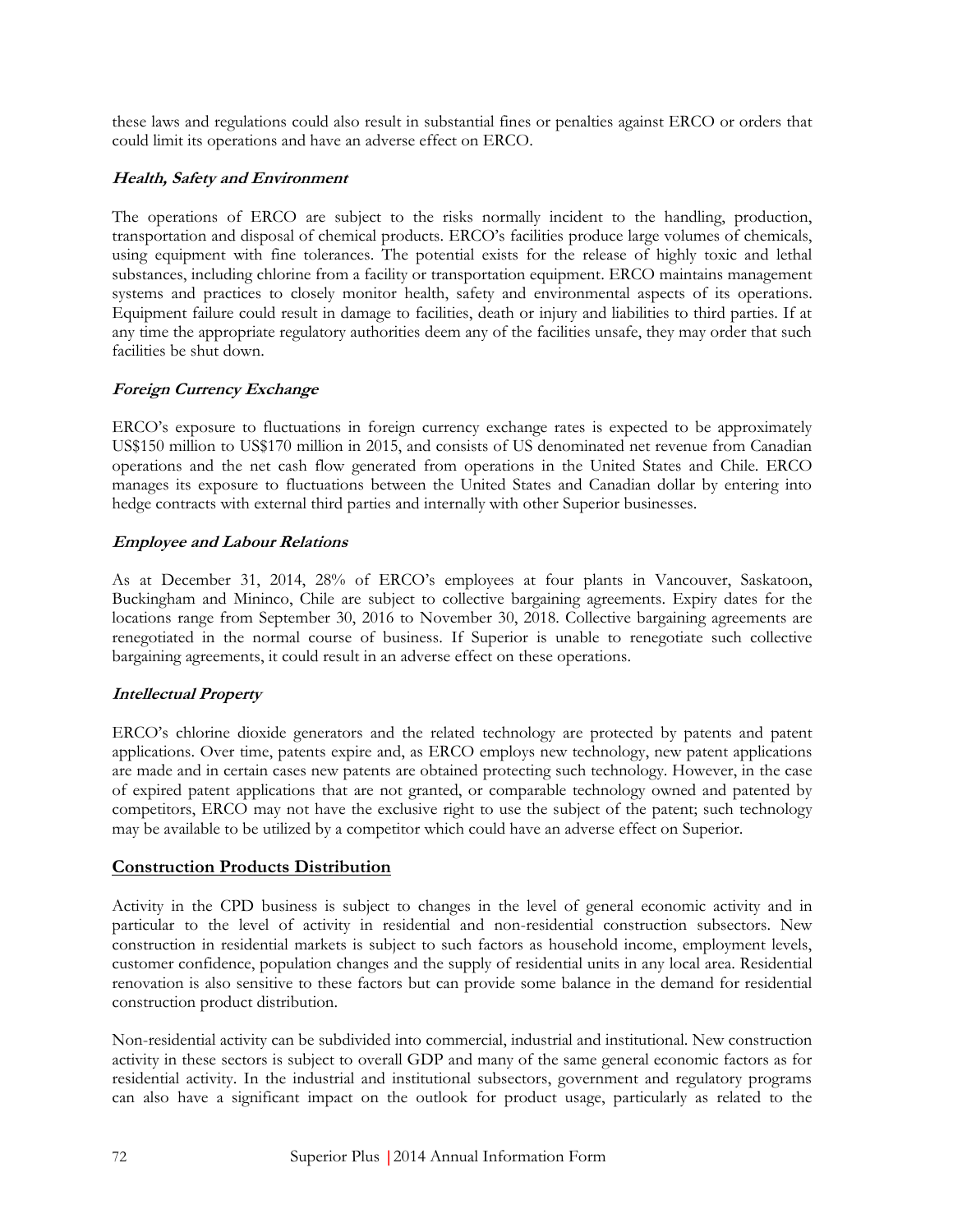these laws and regulations could also result in substantial fines or penalties against ERCO or orders that could limit its operations and have an adverse effect on ERCO.

### *Health, Safety and Environment*

The operations of ERCO are subject to the risks normally incident to the handling, production, transportation and disposal of chemical products. ERCO's facilities produce large volumes of chemicals, using equipment with fine tolerances. The potential exists for the release of highly toxic and lethal substances, including chlorine from a facility or transportation equipment. ERCO maintains management systems and practices to closely monitor health, safety and environmental aspects of its operations. Equipment failure could result in damage to facilities, death or injury and liabilities to third parties. If at any time the appropriate regulatory authorities deem any of the facilities unsafe, they may order that such facilities be shut down.

### *Foreign Currency Exchange*

ERCO's exposure to fluctuations in foreign currency exchange rates is expected to be approximately US$150 million to US$170 million in 2015, and consists of US denominated net revenue from Canadian operations and the net cash flow generated from operations in the United States and Chile. ERCO manages its exposure to fluctuations between the United States and Canadian dollar by entering into hedge contracts with external third parties and internally with other Superior businesses.

### *Employee and Labour Relations*

As at December 31, 2014, 28% of ERCO's employees at four plants in Vancouver, Saskatoon, Buckingham and Mininco, Chile are subject to collective bargaining agreements. Expiry dates for the locations range from September 30, 2016 to November 30, 2018. Collective bargaining agreements are renegotiated in the normal course of business. If Superior is unable to renegotiate such collective bargaining agreements, it could result in an adverse effect on these operations.

### *Intellectual Property*

ERCO's chlorine dioxide generators and the related technology are protected by patents and patent applications. Over time, patents expire and, as ERCO employs new technology, new patent applications are made and in certain cases new patents are obtained protecting such technology. However, in the case of expired patent applications that are not granted, or comparable technology owned and patented by competitors, ERCO may not have the exclusive right to use the subject of the patent; such technology may be available to be utilized by a competitor which could have an adverse effect on Superior.

## Construction Products Distribution

Activity in the CPD business is subject to changes in the level of general economic activity and in particular to the level of activity in residential and non-residential construction subsectors. New construction in residential markets is subject to such factors as household income, employment levels, customer confidence, population changes and the supply of residential units in any local area. Residential renovation is also sensitive to these factors but can provide some balance in the demand for residential construction product distribution.

Non-residential activity can be subdivided into commercial, industrial and institutional. New construction activity in these sectors is subject to overall GDP and many of the same general economic factors as for residential activity. In the industrial and institutional subsectors, government and regulatory programs can also have a significant impact on the outlook for product usage, particularly as related to the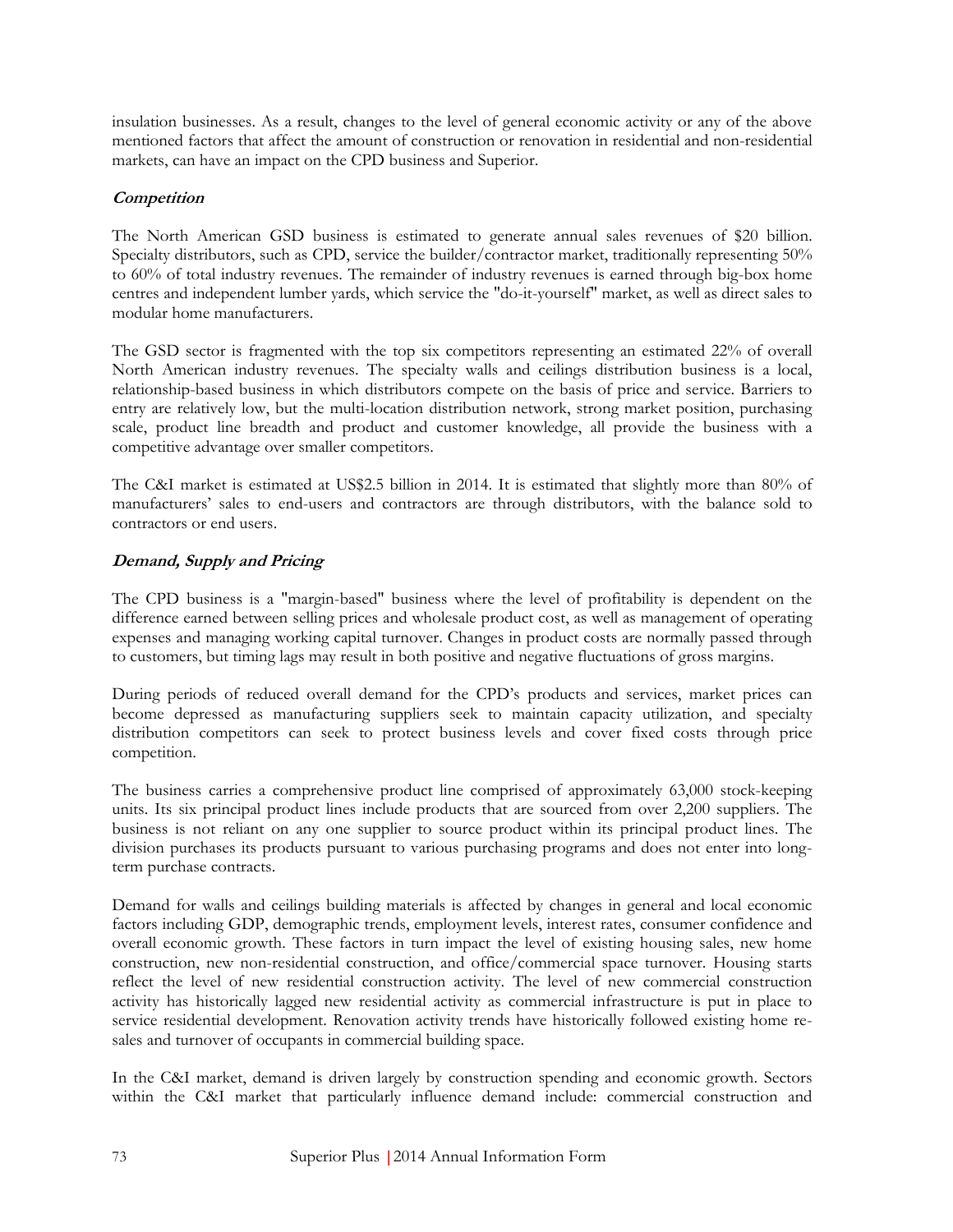insulation businesses. As a result, changes to the level of general economic activity or any of the above mentioned factors that affect the amount of construction or renovation in residential and non-residential markets, can have an impact on the CPD business and Superior.

### *Competition*

The North American GSD business is estimated to generate annual sales revenues of $20 billion. Specialty distributors, such as CPD, service the builder/contractor market, traditionally representing 50% to 60% of total industry revenues. The remainder of industry revenues is earned through big-box home centres and independent lumber yards, which service the "do-it-yourself" market, as well as direct sales to modular home manufacturers.

The GSD sector is fragmented with the top six competitors representing an estimated 22% of overall North American industry revenues. The specialty walls and ceilings distribution business is a local, relationship-based business in which distributors compete on the basis of price and service. Barriers to entry are relatively low, but the multi-location distribution network, strong market position, purchasing scale, product line breadth and product and customer knowledge, all provide the business with a competitive advantage over smaller competitors.

The C&I market is estimated at US$2.5 billion in 2014. It is estimated that slightly more than 80% of manufacturers' sales to end-users and contractors are through distributors, with the balance sold to contractors or end users.

### *Demand, Supply and Pricing*

The CPD business is a "margin-based" business where the level of profitability is dependent on the difference earned between selling prices and wholesale product cost, as well as management of operating expenses and managing working capital turnover. Changes in product costs are normally passed through to customers, but timing lags may result in both positive and negative fluctuations of gross margins.

During periods of reduced overall demand for the CPD's products and services, market prices can become depressed as manufacturing suppliers seek to maintain capacity utilization, and specialty distribution competitors can seek to protect business levels and cover fixed costs through price competition.

The business carries a comprehensive product line comprised of approximately 63,000 stock-keeping units. Its six principal product lines include products that are sourced from over 2,200 suppliers. The business is not reliant on any one supplier to source product within its principal product lines. The division purchases its products pursuant to various purchasing programs and does not enter into long-term purchase contracts.

Demand for walls and ceilings building materials is affected by changes in general and local economic factors including GDP, demographic trends, employment levels, interest rates, consumer confidence and overall economic growth. These factors in turn impact the level of existing housing sales, new home construction, new non-residential construction, and office/commercial space turnover. Housing starts reflect the level of new residential construction activity. The level of new commercial construction activity has historically lagged new residential activity as commercial infrastructure is put in place to service residential development. Renovation activity trends have historically followed existing home re-sales and turnover of occupants in commercial building space.

In the C&I market, demand is driven largely by construction spending and economic growth. Sectors within the C&I market that particularly influence demand include: commercial construction and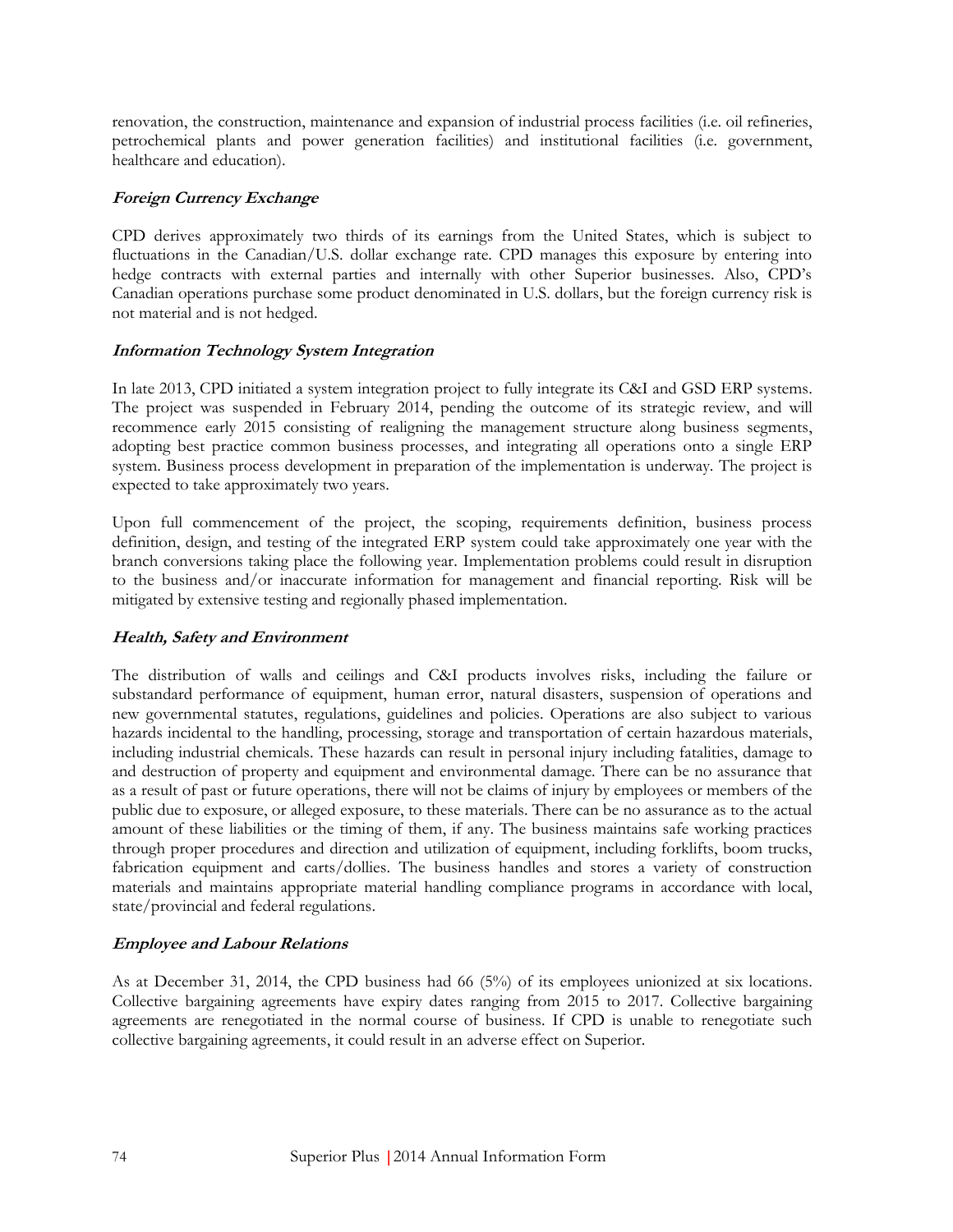renovation, the construction, maintenance and expansion of industrial process facilities (i.e. oil refineries, petrochemical plants and power generation facilities) and institutional facilities (i.e. government, healthcare and education).

### *Foreign Currency Exchange*

CPD derives approximately two thirds of its earnings from the United States, which is subject to fluctuations in the Canadian/U.S. dollar exchange rate. CPD manages this exposure by entering into hedge contracts with external parties and internally with other Superior businesses. Also, CPD's Canadian operations purchase some product denominated in U.S. dollars, but the foreign currency risk is not material and is not hedged.

### *Information Technology System Integration*

In late 2013, CPD initiated a system integration project to fully integrate its C&I and GSD ERP systems. The project was suspended in February 2014, pending the outcome of its strategic review, and will recommence early 2015 consisting of realigning the management structure along business segments, adopting best practice common business processes, and integrating all operations onto a single ERP system. Business process development in preparation of the implementation is underway. The project is expected to take approximately two years.

Upon full commencement of the project, the scoping, requirements definition, business process definition, design, and testing of the integrated ERP system could take approximately one year with the branch conversions taking place the following year. Implementation problems could result in disruption to the business and/or inaccurate information for management and financial reporting. Risk will be mitigated by extensive testing and regionally phased implementation.

### *Health, Safety and Environment*

The distribution of walls and ceilings and C&I products involves risks, including the failure or substandard performance of equipment, human error, natural disasters, suspension of operations and new governmental statutes, regulations, guidelines and policies. Operations are also subject to various hazards incidental to the handling, processing, storage and transportation of certain hazardous materials, including industrial chemicals. These hazards can result in personal injury including fatalities, damage to and destruction of property and equipment and environmental damage. There can be no assurance that as a result of past or future operations, there will not be claims of injury by employees or members of the public due to exposure, or alleged exposure, to these materials. There can be no assurance as to the actual amount of these liabilities or the timing of them, if any. The business maintains safe working practices through proper procedures and direction and utilization of equipment, including forklifts, boom trucks, fabrication equipment and carts/dollies. The business handles and stores a variety of construction materials and maintains appropriate material handling compliance programs in accordance with local, state/provincial and federal regulations.

### *Employee and Labour Relations*

As at December 31, 2014, the CPD business had 66 (5%) of its employees unionized at six locations. Collective bargaining agreements have expiry dates ranging from 2015 to 2017. Collective bargaining agreements are renegotiated in the normal course of business. If CPD is unable to renegotiate such collective bargaining agreements, it could result in an adverse effect on Superior.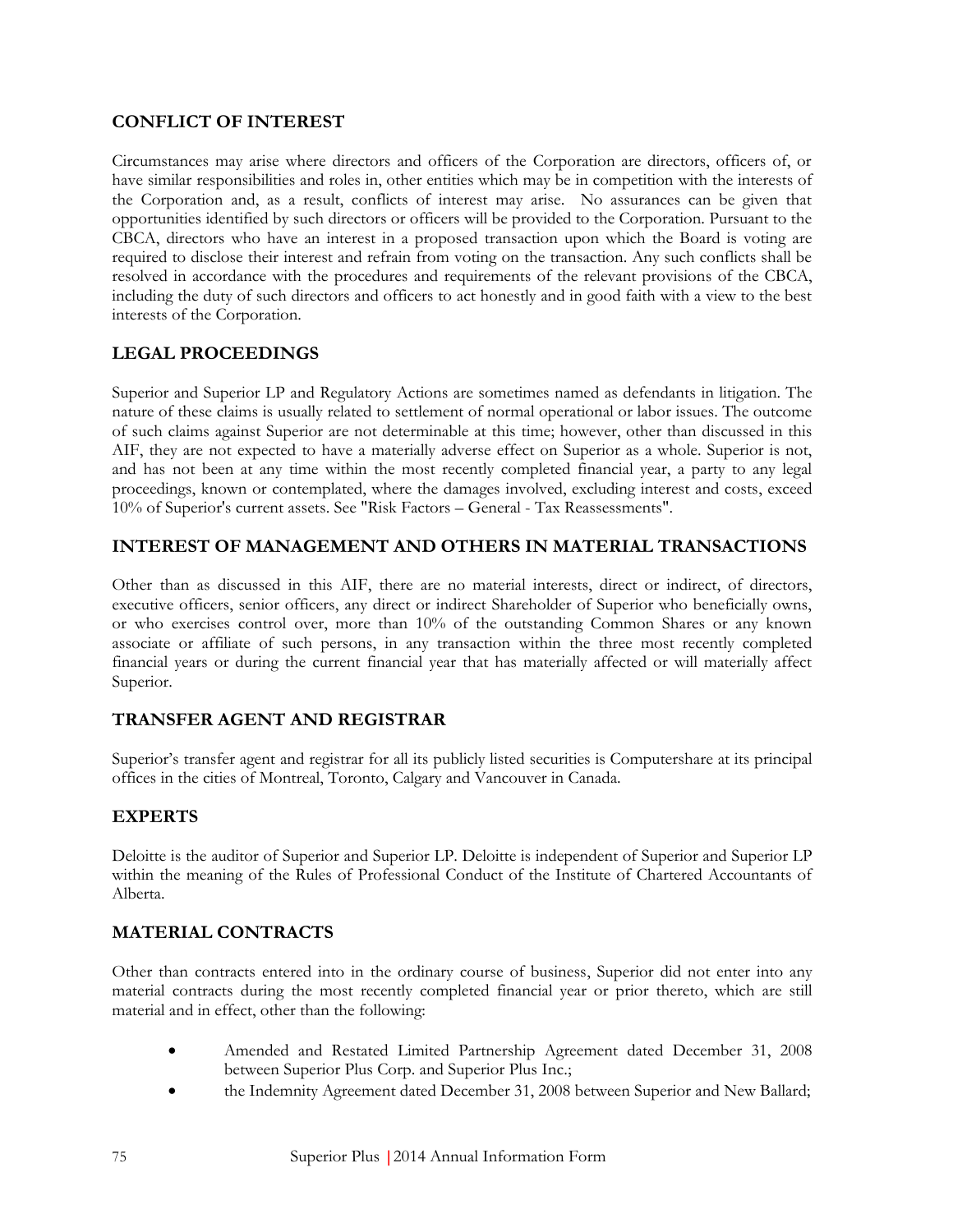## CONFLICT OF INTEREST

Circumstances may arise where directors and officers of the Corporation are directors, officers of, or have similar responsibilities and roles in, other entities which may be in competition with the interests of the Corporation and, as a result, conflicts of interest may arise. No assurances can be given that opportunities identified by such directors or officers will be provided to the Corporation. Pursuant to the CBCA, directors who have an interest in a proposed transaction upon which the Board is voting are required to disclose their interest and refrain from voting on the transaction. Any such conflicts shall be resolved in accordance with the procedures and requirements of the relevant provisions of the CBCA, including the duty of such directors and officers to act honestly and in good faith with a view to the best interests of the Corporation.

## LEGAL PROCEEDINGS

Superior and Superior LP and Regulatory Actions are sometimes named as defendants in litigation. The nature of these claims is usually related to settlement of normal operational or labor issues. The outcome of such claims against Superior are not determinable at this time; however, other than discussed in this AIF, they are not expected to have a materially adverse effect on Superior as a whole. Superior is not, and has not been at any time within the most recently completed financial year, a party to any legal proceedings, known or contemplated, where the damages involved, excluding interest and costs, exceed 10% of Superior's current assets. See "Risk Factors – General - Tax Reassessments".

## INTEREST OF MANAGEMENT AND OTHERS IN MATERIAL TRANSACTIONS

Other than as discussed in this AIF, there are no material interests, direct or indirect, of directors, executive officers, senior officers, any direct or indirect Shareholder of Superior who beneficially owns, or who exercises control over, more than 10% of the outstanding Common Shares or any known associate or affiliate of such persons, in any transaction within the three most recently completed financial years or during the current financial year that has materially affected or will materially affect Superior.

## TRANSFER AGENT AND REGISTRAR

Superior's transfer agent and registrar for all its publicly listed securities is Computershare at its principal offices in the cities of Montreal, Toronto, Calgary and Vancouver in Canada.

## EXPERTS

Deloitte is the auditor of Superior and Superior LP. Deloitte is independent of Superior and Superior LP within the meaning of the Rules of Professional Conduct of the Institute of Chartered Accountants of Alberta.

## MATERIAL CONTRACTS

Other than contracts entered into in the ordinary course of business, Superior did not enter into any material contracts during the most recently completed financial year or prior thereto, which are still material and in effect, other than the following:

- Amended and Restated Limited Partnership Agreement dated December 31, 2008 between Superior Plus Corp. and Superior Plus Inc.;
- the Indemnity Agreement dated December 31, 2008 between Superior and New Ballard;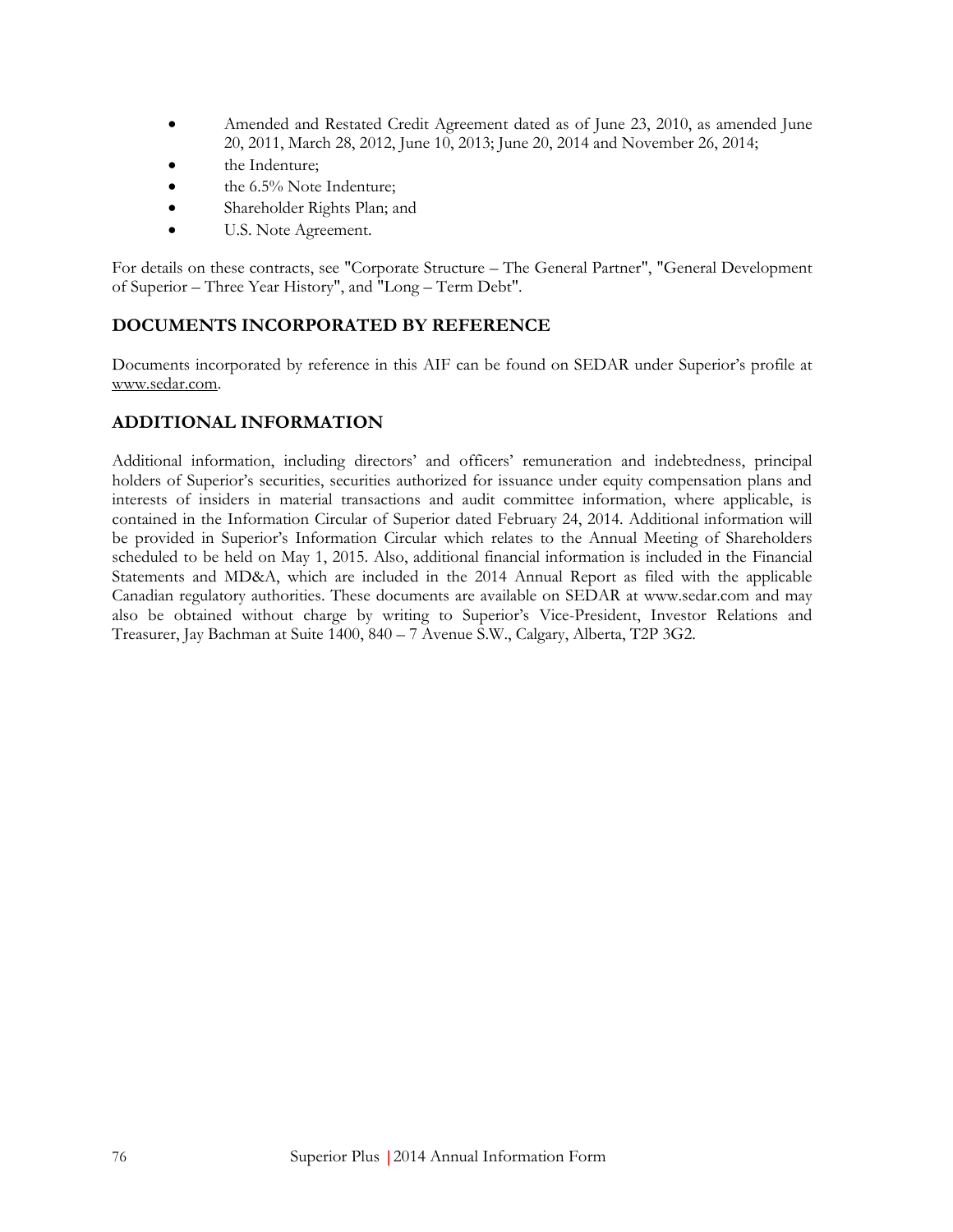- Amended and Restated Credit Agreement dated as of June 23, 2010, as amended June 20, 2011, March 28, 2012, June 10, 2013; June 20, 2014 and November 26, 2014;
- the Indenture;
- the 6.5% Note Indenture;
- Shareholder Rights Plan; and
- U.S. Note Agreement.

For details on these contracts, see "Corporate Structure – The General Partner", "General Development of Superior – Three Year History", and "Long – Term Debt".

## DOCUMENTS INCORPORATED BY REFERENCE

Documents incorporated by reference in this AIF can be found on SEDAR under Superior's profile at www.sedar.com.

## ADDITIONAL INFORMATION

Additional information, including directors' and officers' remuneration and indebtedness, principal holders of Superior's securities, securities authorized for issuance under equity compensation plans and interests of insiders in material transactions and audit committee information, where applicable, is contained in the Information Circular of Superior dated February 24, 2014. Additional information will be provided in Superior's Information Circular which relates to the Annual Meeting of Shareholders scheduled to be held on May 1, 2015. Also, additional financial information is included in the Financial Statements and MD&A, which are included in the 2014 Annual Report as filed with the applicable Canadian regulatory authorities. These documents are available on SEDAR at www.sedar.com and may also be obtained without charge by writing to Superior's Vice-President, Investor Relations and Treasurer, Jay Bachman at Suite 1400, 840 – 7 Avenue S.W., Calgary, Alberta, T2P 3G2.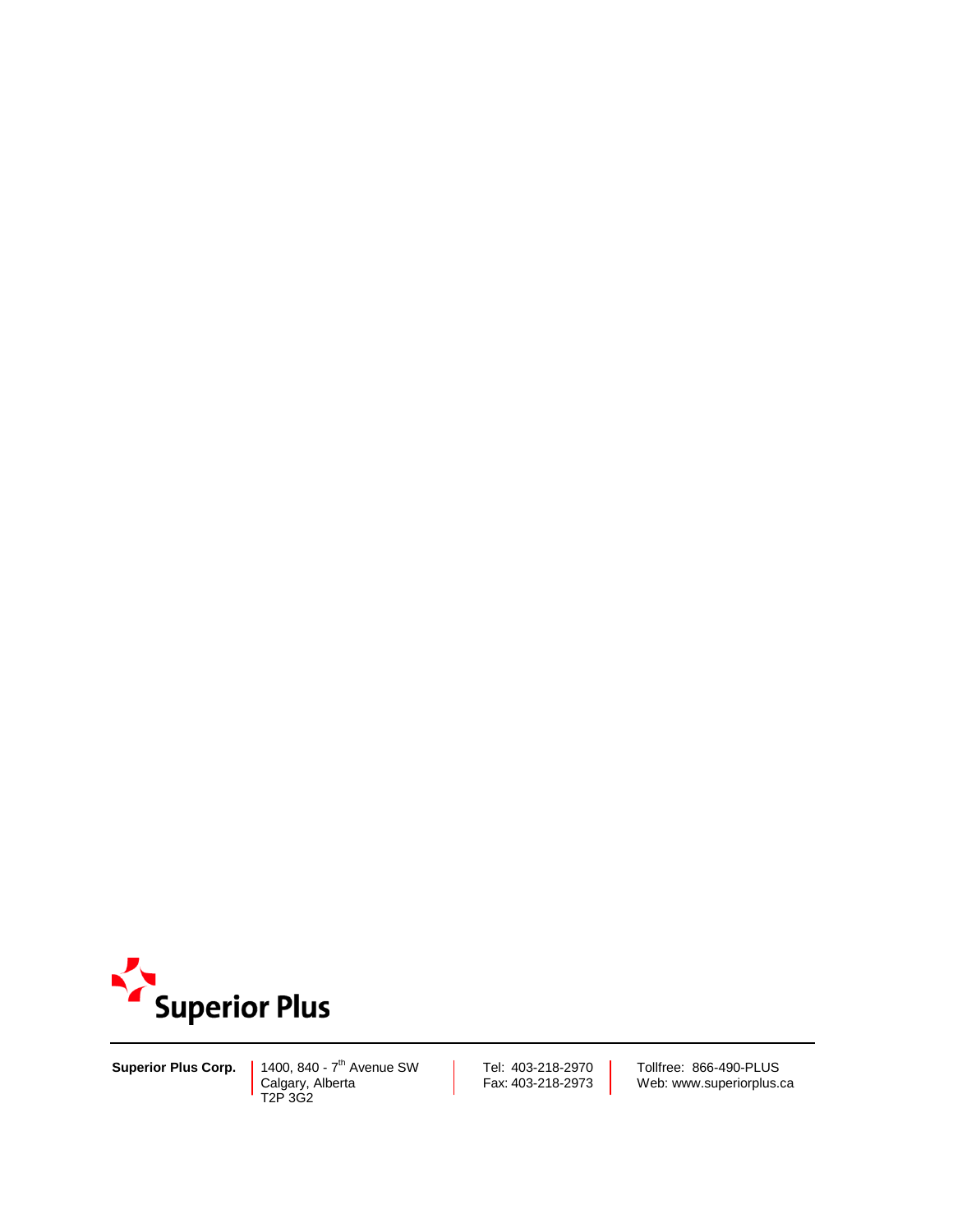Superior Plus

**Superior Plus Corp.**

1400, 840 - 7th Avenue SW
Calgary, Alberta
T2P 3G2

Tel: 403-218-2970
Fax: 403-218-2973

Tollfree: 866-490-PLUS
Web: www.superiorplus.ca